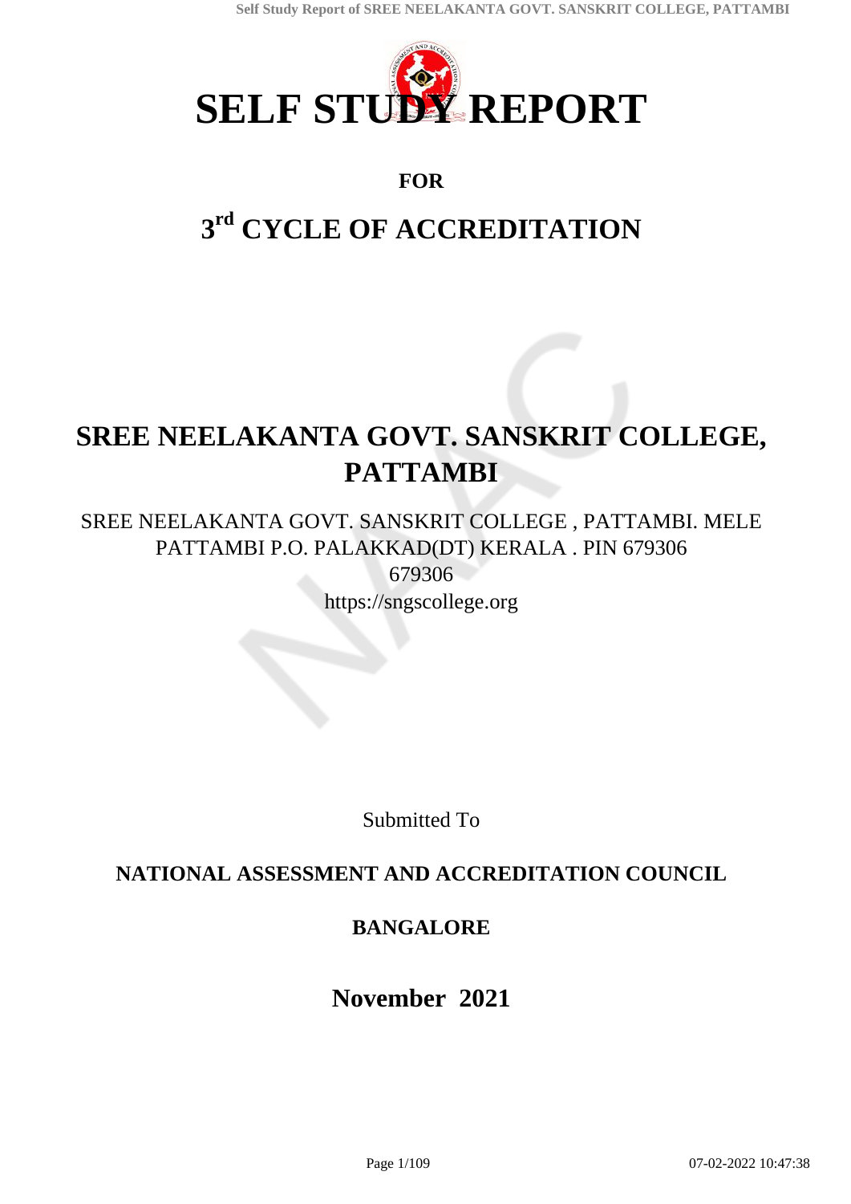# SELF STUDY REPORT

## FOR

## 3rd CYCLE OF ACCREDITATION

# SREE NEELAKANTA GOVT. SANSKRIT COLLEGE, PATTAMBI

SREE NEELAKANTA GOVT. SANSKRIT COLLEGE , PATTAMBI. MELE PATTAMBI P.O. PALAKKAD(DT) KERALA . PIN 679306
679306
https://sngscollege.org

Submitted To

**NATIONAL ASSESSMENT AND ACCREDITATION COUNCIL**

**BANGALORE**

**November 2021**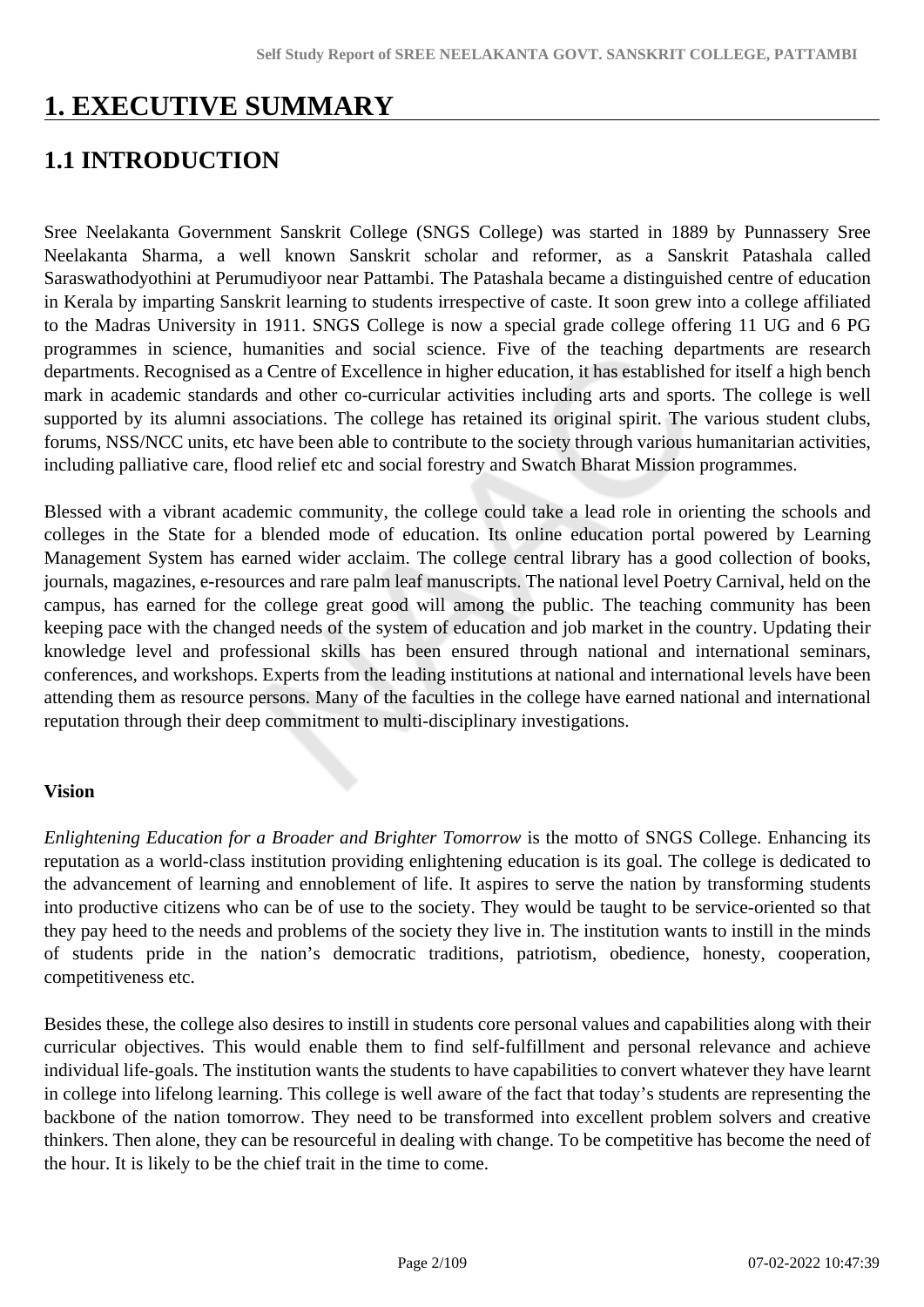# 1. EXECUTIVE SUMMARY

## 1.1 INTRODUCTION

Sree Neelakanta Government Sanskrit College (SNGS College) was started in 1889 by Punnassery Sree Neelakanta Sharma, a well known Sanskrit scholar and reformer, as a Sanskrit Patashala called Saraswathodyothini at Perumudiyoor near Pattambi. The Patashala became a distinguished centre of education in Kerala by imparting Sanskrit learning to students irrespective of caste. It soon grew into a college affiliated to the Madras University in 1911. SNGS College is now a special grade college offering 11 UG and 6 PG programmes in science, humanities and social science. Five of the teaching departments are research departments. Recognised as a Centre of Excellence in higher education, it has established for itself a high bench mark in academic standards and other co-curricular activities including arts and sports. The college is well supported by its alumni associations. The college has retained its original spirit. The various student clubs, forums, NSS/NCC units, etc have been able to contribute to the society through various humanitarian activities, including palliative care, flood relief etc and social forestry and Swatch Bharat Mission programmes.

Blessed with a vibrant academic community, the college could take a lead role in orienting the schools and colleges in the State for a blended mode of education. Its online education portal powered by Learning Management System has earned wider acclaim. The college central library has a good collection of books, journals, magazines, e-resources and rare palm leaf manuscripts. The national level Poetry Carnival, held on the campus, has earned for the college great good will among the public. The teaching community has been keeping pace with the changed needs of the system of education and job market in the country. Updating their knowledge level and professional skills has been ensured through national and international seminars, conferences, and workshops. Experts from the leading institutions at national and international levels have been attending them as resource persons. Many of the faculties in the college have earned national and international reputation through their deep commitment to multi-disciplinary investigations.

**Vision**

*Enlightening Education for a Broader and Brighter Tomorrow* is the motto of SNGS College. Enhancing its reputation as a world-class institution providing enlightening education is its goal. The college is dedicated to the advancement of learning and ennoblement of life. It aspires to serve the nation by transforming students into productive citizens who can be of use to the society. They would be taught to be service-oriented so that they pay heed to the needs and problems of the society they live in. The institution wants to instill in the minds of students pride in the nation's democratic traditions, patriotism, obedience, honesty, cooperation, competitiveness etc.

Besides these, the college also desires to instill in students core personal values and capabilities along with their curricular objectives. This would enable them to find self-fulfillment and personal relevance and achieve individual life-goals. The institution wants the students to have capabilities to convert whatever they have learnt in college into lifelong learning. This college is well aware of the fact that today's students are representing the backbone of the nation tomorrow. They need to be transformed into excellent problem solvers and creative thinkers. Then alone, they can be resourceful in dealing with change. To be competitive has become the need of the hour. It is likely to be the chief trait in the time to come.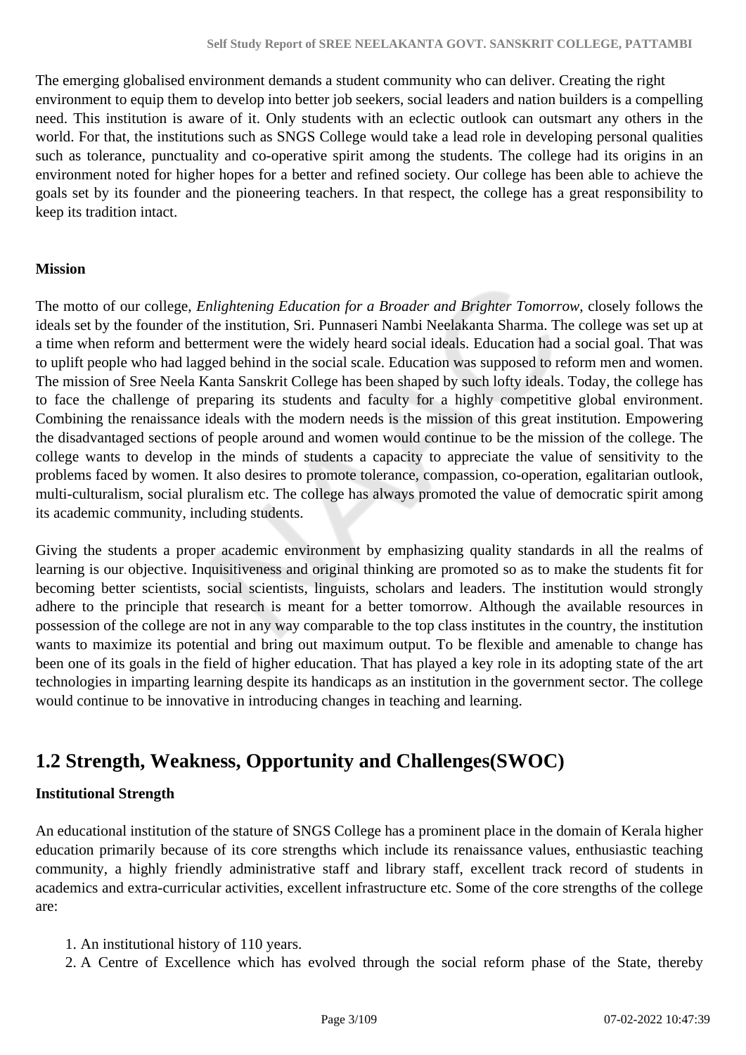The emerging globalised environment demands a student community who can deliver. Creating the right environment to equip them to develop into better job seekers, social leaders and nation builders is a compelling need. This institution is aware of it. Only students with an eclectic outlook can outsmart any others in the world. For that, the institutions such as SNGS College would take a lead role in developing personal qualities such as tolerance, punctuality and co-operative spirit among the students. The college had its origins in an environment noted for higher hopes for a better and refined society. Our college has been able to achieve the goals set by its founder and the pioneering teachers. In that respect, the college has a great responsibility to keep its tradition intact.

**Mission**

The motto of our college, *Enlightening Education for a Broader and Brighter Tomorrow*, closely follows the ideals set by the founder of the institution, Sri. Punnaseri Nambi Neelakanta Sharma. The college was set up at a time when reform and betterment were the widely heard social ideals. Education had a social goal. That was to uplift people who had lagged behind in the social scale. Education was supposed to reform men and women. The mission of Sree Neela Kanta Sanskrit College has been shaped by such lofty ideals. Today, the college has to face the challenge of preparing its students and faculty for a highly competitive global environment. Combining the renaissance ideals with the modern needs is the mission of this great institution. Empowering the disadvantaged sections of people around and women would continue to be the mission of the college. The college wants to develop in the minds of students a capacity to appreciate the value of sensitivity to the problems faced by women. It also desires to promote tolerance, compassion, co-operation, egalitarian outlook, multi-culturalism, social pluralism etc. The college has always promoted the value of democratic spirit among its academic community, including students.

Giving the students a proper academic environment by emphasizing quality standards in all the realms of learning is our objective. Inquisitiveness and original thinking are promoted so as to make the students fit for becoming better scientists, social scientists, linguists, scholars and leaders. The institution would strongly adhere to the principle that research is meant for a better tomorrow. Although the available resources in possession of the college are not in any way comparable to the top class institutes in the country, the institution wants to maximize its potential and bring out maximum output. To be flexible and amenable to change has been one of its goals in the field of higher education. That has played a key role in its adopting state of the art technologies in imparting learning despite its handicaps as an institution in the government sector. The college would continue to be innovative in introducing changes in teaching and learning.

## 1.2 Strength, Weakness, Opportunity and Challenges(SWOC)

**Institutional Strength**

An educational institution of the stature of SNGS College has a prominent place in the domain of Kerala higher education primarily because of its core strengths which include its renaissance values, enthusiastic teaching community, a highly friendly administrative staff and library staff, excellent track record of students in academics and extra-curricular activities, excellent infrastructure etc. Some of the core strengths of the college are:

1. An institutional history of 110 years.
2. A Centre of Excellence which has evolved through the social reform phase of the State, thereby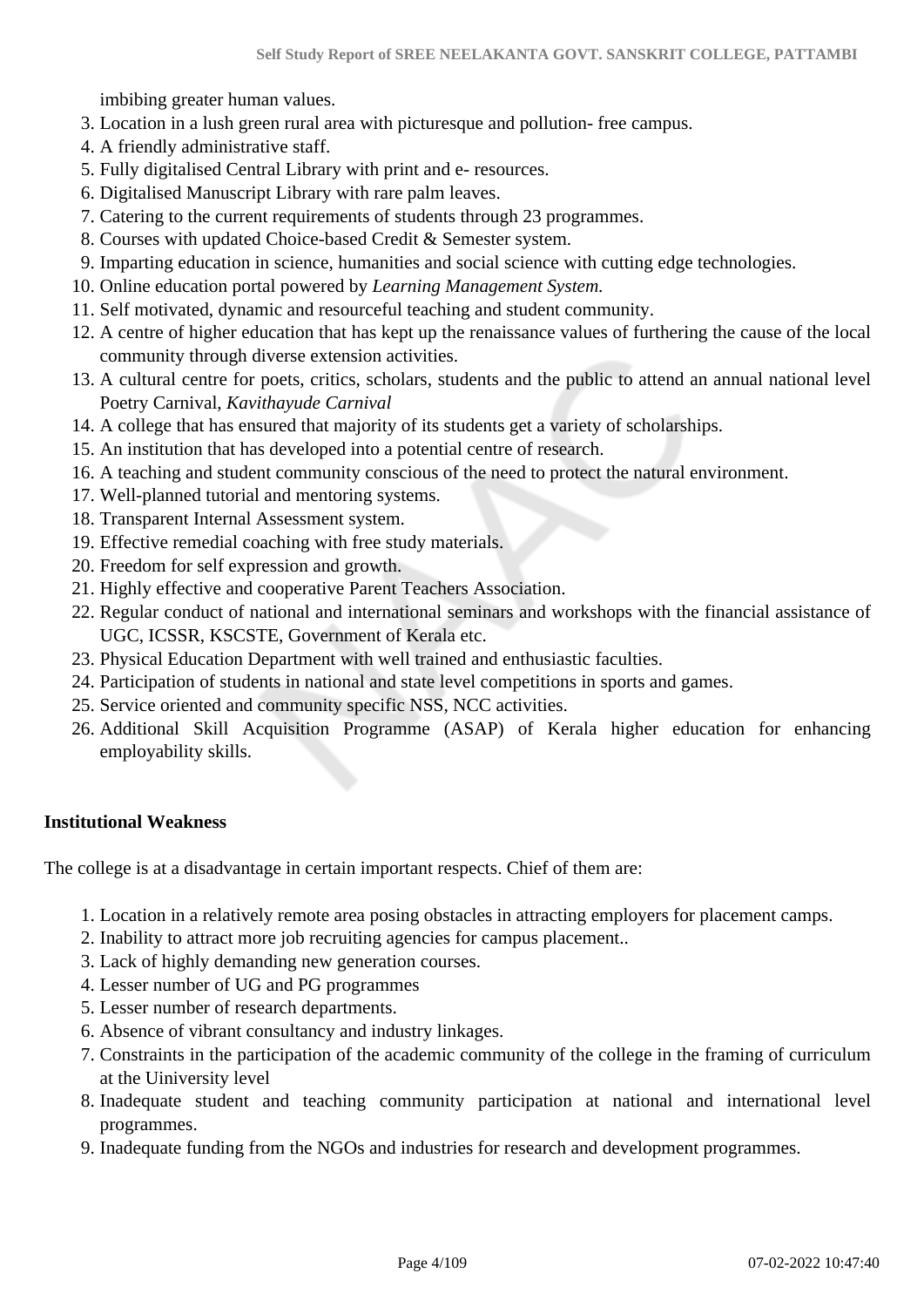imbibing greater human values.

3. Location in a lush green rural area with picturesque and pollution- free campus.
4. A friendly administrative staff.
5. Fully digitalised Central Library with print and e- resources.
6. Digitalised Manuscript Library with rare palm leaves.
7. Catering to the current requirements of students through 23 programmes.
8. Courses with updated Choice-based Credit & Semester system.
9. Imparting education in science, humanities and social science with cutting edge technologies.
10. Online education portal powered by *Learning Management System.*
11. Self motivated, dynamic and resourceful teaching and student community.
12. A centre of higher education that has kept up the renaissance values of furthering the cause of the local community through diverse extension activities.
13. A cultural centre for poets, critics, scholars, students and the public to attend an annual national level Poetry Carnival, *Kavithayude Carnival*
14. A college that has ensured that majority of its students get a variety of scholarships.
15. An institution that has developed into a potential centre of research.
16. A teaching and student community conscious of the need to protect the natural environment.
17. Well-planned tutorial and mentoring systems.
18. Transparent Internal Assessment system.
19. Effective remedial coaching with free study materials.
20. Freedom for self expression and growth.
21. Highly effective and cooperative Parent Teachers Association.
22. Regular conduct of national and international seminars and workshops with the financial assistance of UGC, ICSSR, KSCSTE, Government of Kerala etc.
23. Physical Education Department with well trained and enthusiastic faculties.
24. Participation of students in national and state level competitions in sports and games.
25. Service oriented and community specific NSS, NCC activities.
26. Additional Skill Acquisition Programme (ASAP) of Kerala higher education for enhancing employability skills.

**Institutional Weakness**

The college is at a disadvantage in certain important respects. Chief of them are:

1. Location in a relatively remote area posing obstacles in attracting employers for placement camps.
2. Inability to attract more job recruiting agencies for campus placement..
3. Lack of highly demanding new generation courses.
4. Lesser number of UG and PG programmes
5. Lesser number of research departments.
6. Absence of vibrant consultancy and industry linkages.
7. Constraints in the participation of the academic community of the college in the framing of curriculum at the Uiniversity level
8. Inadequate student and teaching community participation at national and international level programmes.
9. Inadequate funding from the NGOs and industries for research and development programmes.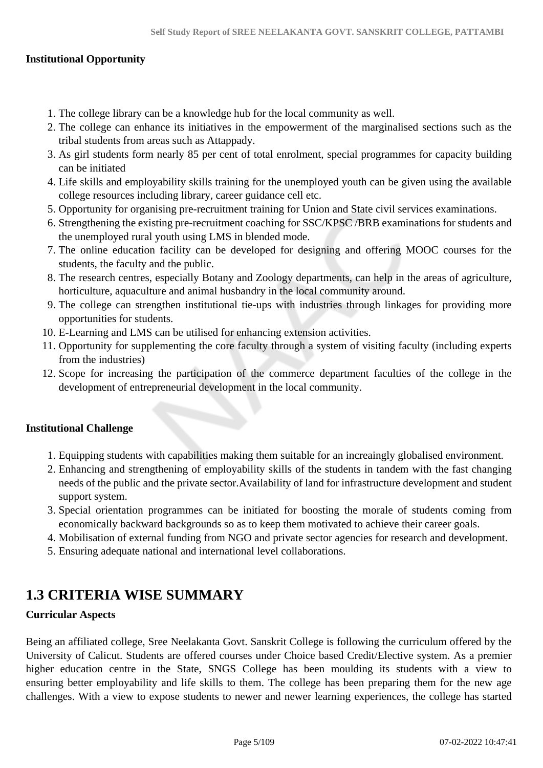**Institutional Opportunity**

1. The college library can be a knowledge hub for the local community as well.
2. The college can enhance its initiatives in the empowerment of the marginalised sections such as the tribal students from areas such as Attappady.
3. As girl students form nearly 85 per cent of total enrolment, special programmes for capacity building can be initiated
4. Life skills and employability skills training for the unemployed youth can be given using the available college resources including library, career guidance cell etc.
5. Opportunity for organising pre-recruitment training for Union and State civil services examinations.
6. Strengthening the existing pre-recruitment coaching for SSC/KPSC /BRB examinations for students and the unemployed rural youth using LMS in blended mode.
7. The online education facility can be developed for designing and offering MOOC courses for the students, the faculty and the public.
8. The research centres, especially Botany and Zoology departments, can help in the areas of agriculture, horticulture, aquaculture and animal husbandry in the local community around.
9. The college can strengthen institutional tie-ups with industries through linkages for providing more opportunities for students.
10. E-Learning and LMS can be utilised for enhancing extension activities.
11. Opportunity for supplementing the core faculty through a system of visiting faculty (including experts from the industries)
12. Scope for increasing the participation of the commerce department faculties of the college in the development of entrepreneurial development in the local community.

**Institutional Challenge**

1. Equipping students with capabilities making them suitable for an increaingly globalised environment.
2. Enhancing and strengthening of employability skills of the students in tandem with the fast changing needs of the public and the private sector.Availability of land for infrastructure development and student support system.
3. Special orientation programmes can be initiated for boosting the morale of students coming from economically backward backgrounds so as to keep them motivated to achieve their career goals.
4. Mobilisation of external funding from NGO and private sector agencies for research and development.
5. Ensuring adequate national and international level collaborations.

## 1.3 CRITERIA WISE SUMMARY

**Curricular Aspects**

Being an affiliated college, Sree Neelakanta Govt. Sanskrit College is following the curriculum offered by the University of Calicut. Students are offered courses under Choice based Credit/Elective system. As a premier higher education centre in the State, SNGS College has been moulding its students with a view to ensuring better employability and life skills to them. The college has been preparing them for the new age challenges. With a view to expose students to newer and newer learning experiences, the college has started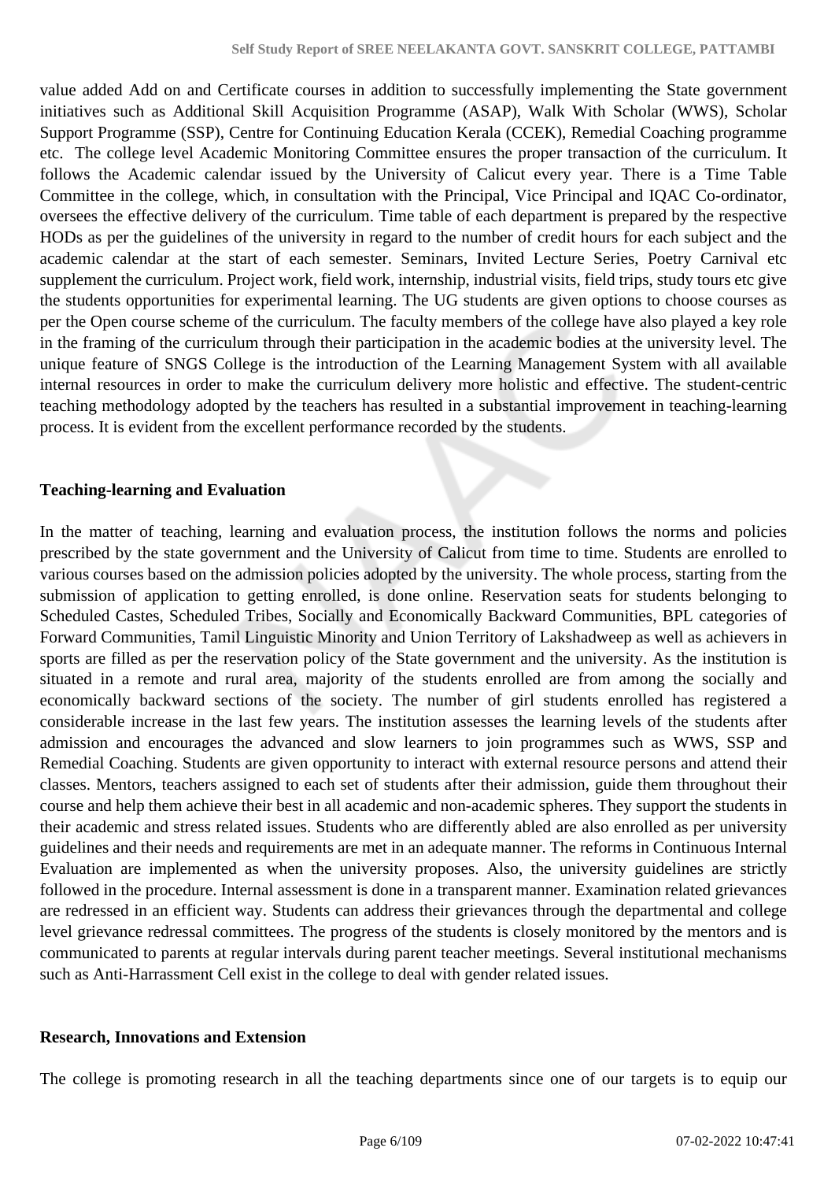value added Add on and Certificate courses in addition to successfully implementing the State government initiatives such as Additional Skill Acquisition Programme (ASAP), Walk With Scholar (WWS), Scholar Support Programme (SSP), Centre for Continuing Education Kerala (CCEK), Remedial Coaching programme etc. The college level Academic Monitoring Committee ensures the proper transaction of the curriculum. It follows the Academic calendar issued by the University of Calicut every year. There is a Time Table Committee in the college, which, in consultation with the Principal, Vice Principal and IQAC Co-ordinator, oversees the effective delivery of the curriculum. Time table of each department is prepared by the respective HODs as per the guidelines of the university in regard to the number of credit hours for each subject and the academic calendar at the start of each semester. Seminars, Invited Lecture Series, Poetry Carnival etc supplement the curriculum. Project work, field work, internship, industrial visits, field trips, study tours etc give the students opportunities for experimental learning. The UG students are given options to choose courses as per the Open course scheme of the curriculum. The faculty members of the college have also played a key role in the framing of the curriculum through their participation in the academic bodies at the university level. The unique feature of SNGS College is the introduction of the Learning Management System with all available internal resources in order to make the curriculum delivery more holistic and effective. The student-centric teaching methodology adopted by the teachers has resulted in a substantial improvement in teaching-learning process. It is evident from the excellent performance recorded by the students.

**Teaching-learning and Evaluation**

In the matter of teaching, learning and evaluation process, the institution follows the norms and policies prescribed by the state government and the University of Calicut from time to time. Students are enrolled to various courses based on the admission policies adopted by the university. The whole process, starting from the submission of application to getting enrolled, is done online. Reservation seats for students belonging to Scheduled Castes, Scheduled Tribes, Socially and Economically Backward Communities, BPL categories of Forward Communities, Tamil Linguistic Minority and Union Territory of Lakshadweep as well as achievers in sports are filled as per the reservation policy of the State government and the university. As the institution is situated in a remote and rural area, majority of the students enrolled are from among the socially and economically backward sections of the society. The number of girl students enrolled has registered a considerable increase in the last few years. The institution assesses the learning levels of the students after admission and encourages the advanced and slow learners to join programmes such as WWS, SSP and Remedial Coaching. Students are given opportunity to interact with external resource persons and attend their classes. Mentors, teachers assigned to each set of students after their admission, guide them throughout their course and help them achieve their best in all academic and non-academic spheres. They support the students in their academic and stress related issues. Students who are differently abled are also enrolled as per university guidelines and their needs and requirements are met in an adequate manner. The reforms in Continuous Internal Evaluation are implemented as when the university proposes. Also, the university guidelines are strictly followed in the procedure. Internal assessment is done in a transparent manner. Examination related grievances are redressed in an efficient way. Students can address their grievances through the departmental and college level grievance redressal committees. The progress of the students is closely monitored by the mentors and is communicated to parents at regular intervals during parent teacher meetings. Several institutional mechanisms such as Anti-Harrassment Cell exist in the college to deal with gender related issues.

**Research, Innovations and Extension**

The college is promoting research in all the teaching departments since one of our targets is to equip our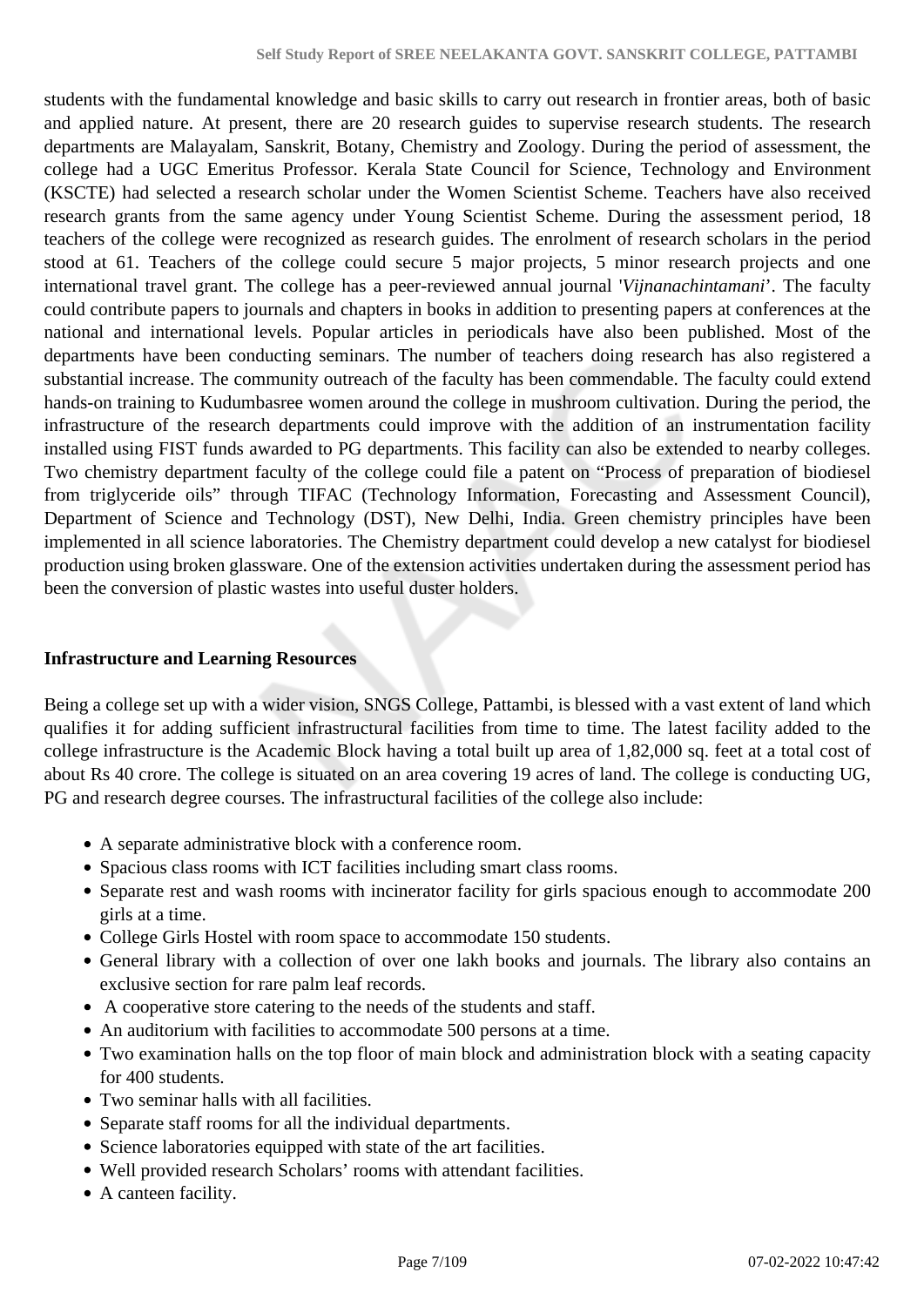students with the fundamental knowledge and basic skills to carry out research in frontier areas, both of basic and applied nature. At present, there are 20 research guides to supervise research students. The research departments are Malayalam, Sanskrit, Botany, Chemistry and Zoology. During the period of assessment, the college had a UGC Emeritus Professor. Kerala State Council for Science, Technology and Environment (KSCTE) had selected a research scholar under the Women Scientist Scheme. Teachers have also received research grants from the same agency under Young Scientist Scheme. During the assessment period, 18 teachers of the college were recognized as research guides. The enrolment of research scholars in the period stood at 61. Teachers of the college could secure 5 major projects, 5 minor research projects and one international travel grant. The college has a peer-reviewed annual journal '*Vijnanachintamani*'. The faculty could contribute papers to journals and chapters in books in addition to presenting papers at conferences at the national and international levels. Popular articles in periodicals have also been published. Most of the departments have been conducting seminars. The number of teachers doing research has also registered a substantial increase. The community outreach of the faculty has been commendable. The faculty could extend hands-on training to Kudumbasree women around the college in mushroom cultivation. During the period, the infrastructure of the research departments could improve with the addition of an instrumentation facility installed using FIST funds awarded to PG departments. This facility can also be extended to nearby colleges. Two chemistry department faculty of the college could file a patent on "Process of preparation of biodiesel from triglyceride oils" through TIFAC (Technology Information, Forecasting and Assessment Council), Department of Science and Technology (DST), New Delhi, India. Green chemistry principles have been implemented in all science laboratories. The Chemistry department could develop a new catalyst for biodiesel production using broken glassware. One of the extension activities undertaken during the assessment period has been the conversion of plastic wastes into useful duster holders.

**Infrastructure and Learning Resources**

Being a college set up with a wider vision, SNGS College, Pattambi, is blessed with a vast extent of land which qualifies it for adding sufficient infrastructural facilities from time to time. The latest facility added to the college infrastructure is the Academic Block having a total built up area of 1,82,000 sq. feet at a total cost of about Rs 40 crore. The college is situated on an area covering 19 acres of land. The college is conducting UG, PG and research degree courses. The infrastructural facilities of the college also include:

- A separate administrative block with a conference room.
- Spacious class rooms with ICT facilities including smart class rooms.
- Separate rest and wash rooms with incinerator facility for girls spacious enough to accommodate 200 girls at a time.
- College Girls Hostel with room space to accommodate 150 students.
- General library with a collection of over one lakh books and journals. The library also contains an exclusive section for rare palm leaf records.
- A cooperative store catering to the needs of the students and staff.
- An auditorium with facilities to accommodate 500 persons at a time.
- Two examination halls on the top floor of main block and administration block with a seating capacity for 400 students.
- Two seminar halls with all facilities.
- Separate staff rooms for all the individual departments.
- Science laboratories equipped with state of the art facilities.
- Well provided research Scholars' rooms with attendant facilities.
- A canteen facility.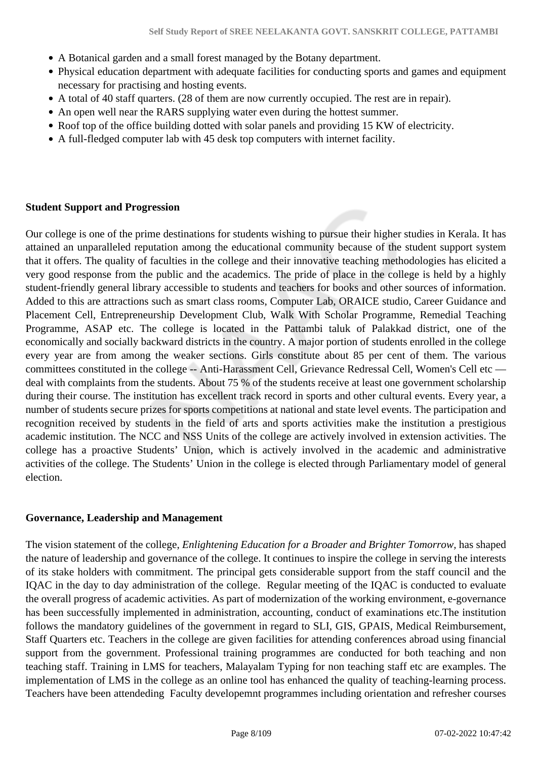- A Botanical garden and a small forest managed by the Botany department.
- Physical education department with adequate facilities for conducting sports and games and equipment necessary for practising and hosting events.
- A total of 40 staff quarters. (28 of them are now currently occupied. The rest are in repair).
- An open well near the RARS supplying water even during the hottest summer.
- Roof top of the office building dotted with solar panels and providing 15 KW of electricity.
- A full-fledged computer lab with 45 desk top computers with internet facility.

**Student Support and Progression**

Our college is one of the prime destinations for students wishing to pursue their higher studies in Kerala. It has attained an unparalleled reputation among the educational community because of the student support system that it offers. The quality of faculties in the college and their innovative teaching methodologies has elicited a very good response from the public and the academics. The pride of place in the college is held by a highly student-friendly general library accessible to students and teachers for books and other sources of information. Added to this are attractions such as smart class rooms, Computer Lab, ORAICE studio, Career Guidance and Placement Cell, Entrepreneurship Development Club, Walk With Scholar Programme, Remedial Teaching Programme, ASAP etc. The college is located in the Pattambi taluk of Palakkad district, one of the economically and socially backward districts in the country. A major portion of students enrolled in the college every year are from among the weaker sections. Girls constitute about 85 per cent of them. The various committees constituted in the college -- Anti-Harassment Cell, Grievance Redressal Cell, Women's Cell etc — deal with complaints from the students. About 75 % of the students receive at least one government scholarship during their course. The institution has excellent track record in sports and other cultural events. Every year, a number of students secure prizes for sports competitions at national and state level events. The participation and recognition received by students in the field of arts and sports activities make the institution a prestigious academic institution. The NCC and NSS Units of the college are actively involved in extension activities. The college has a proactive Students' Union, which is actively involved in the academic and administrative activities of the college. The Students' Union in the college is elected through Parliamentary model of general election.

**Governance, Leadership and Management**

The vision statement of the college, *Enlightening Education for a Broader and Brighter Tomorrow*, has shaped the nature of leadership and governance of the college. It continues to inspire the college in serving the interests of its stake holders with commitment. The principal gets considerable support from the staff council and the IQAC in the day to day administration of the college. Regular meeting of the IQAC is conducted to evaluate the overall progress of academic activities. As part of modernization of the working environment, e-governance has been successfully implemented in administration, accounting, conduct of examinations etc.The institution follows the mandatory guidelines of the government in regard to SLI, GIS, GPAIS, Medical Reimbursement, Staff Quarters etc. Teachers in the college are given facilities for attending conferences abroad using financial support from the government. Professional training programmes are conducted for both teaching and non teaching staff. Training in LMS for teachers, Malayalam Typing for non teaching staff etc are examples. The implementation of LMS in the college as an online tool has enhanced the quality of teaching-learning process. Teachers have been attendeding Faculty developemnt programmes including orientation and refresher courses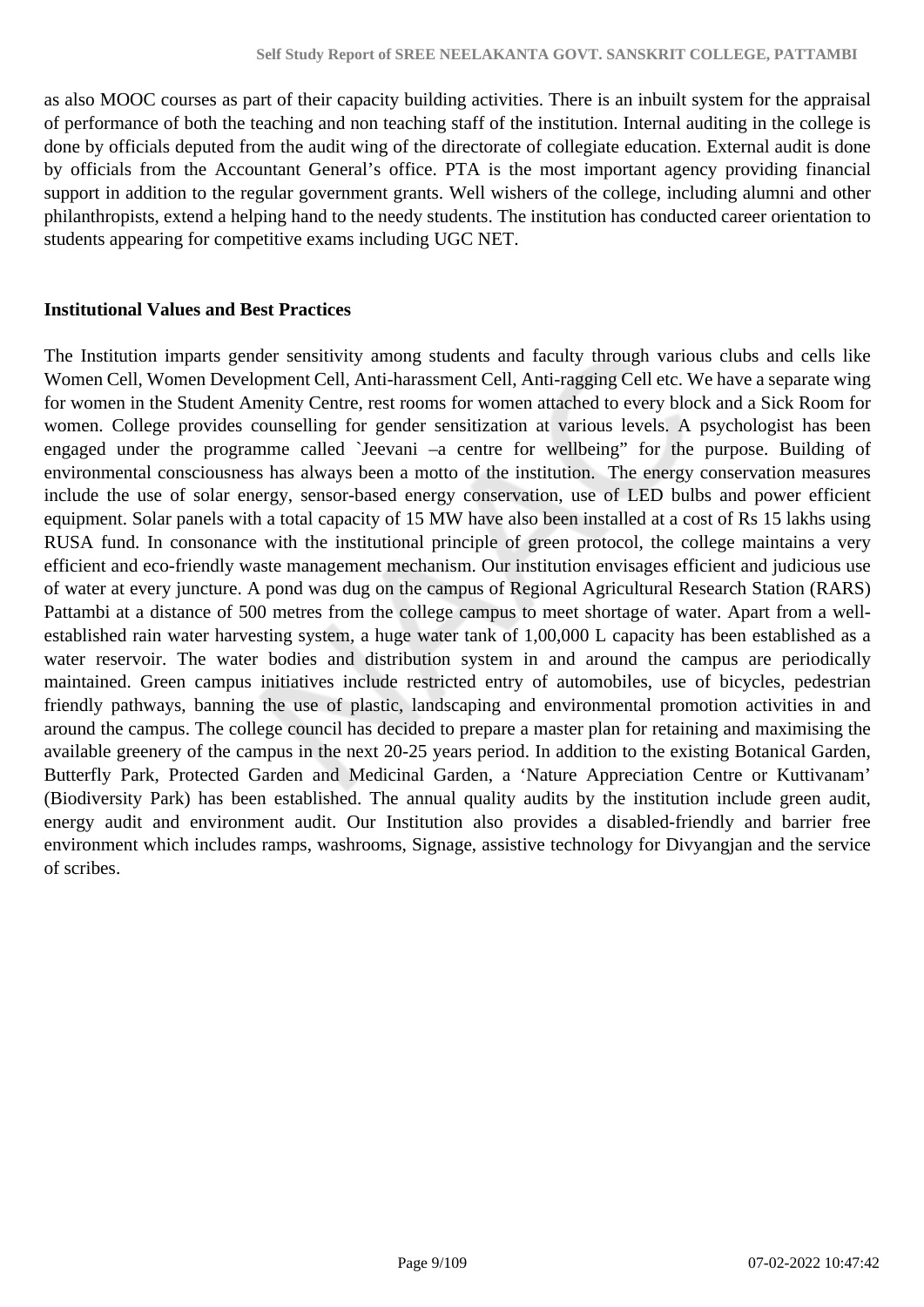as also MOOC courses as part of their capacity building activities. There is an inbuilt system for the appraisal of performance of both the teaching and non teaching staff of the institution. Internal auditing in the college is done by officials deputed from the audit wing of the directorate of collegiate education. External audit is done by officials from the Accountant General's office. PTA is the most important agency providing financial support in addition to the regular government grants. Well wishers of the college, including alumni and other philanthropists, extend a helping hand to the needy students. The institution has conducted career orientation to students appearing for competitive exams including UGC NET.

**Institutional Values and Best Practices**

The Institution imparts gender sensitivity among students and faculty through various clubs and cells like Women Cell, Women Development Cell, Anti-harassment Cell, Anti-ragging Cell etc. We have a separate wing for women in the Student Amenity Centre, rest rooms for women attached to every block and a Sick Room for women. College provides counselling for gender sensitization at various levels. A psychologist has been engaged under the programme called `Jeevani –a centre for wellbeing" for the purpose. Building of environmental consciousness has always been a motto of the institution. The energy conservation measures include the use of solar energy, sensor-based energy conservation, use of LED bulbs and power efficient equipment. Solar panels with a total capacity of 15 MW have also been installed at a cost of Rs 15 lakhs using RUSA fund. In consonance with the institutional principle of green protocol, the college maintains a very efficient and eco-friendly waste management mechanism. Our institution envisages efficient and judicious use of water at every juncture. A pond was dug on the campus of Regional Agricultural Research Station (RARS) Pattambi at a distance of 500 metres from the college campus to meet shortage of water. Apart from a well-established rain water harvesting system, a huge water tank of 1,00,000 L capacity has been established as a water reservoir. The water bodies and distribution system in and around the campus are periodically maintained. Green campus initiatives include restricted entry of automobiles, use of bicycles, pedestrian friendly pathways, banning the use of plastic, landscaping and environmental promotion activities in and around the campus. The college council has decided to prepare a master plan for retaining and maximising the available greenery of the campus in the next 20-25 years period. In addition to the existing Botanical Garden, Butterfly Park, Protected Garden and Medicinal Garden, a 'Nature Appreciation Centre or Kuttivanam' (Biodiversity Park) has been established. The annual quality audits by the institution include green audit, energy audit and environment audit. Our Institution also provides a disabled-friendly and barrier free environment which includes ramps, washrooms, Signage, assistive technology for Divyangjan and the service of scribes.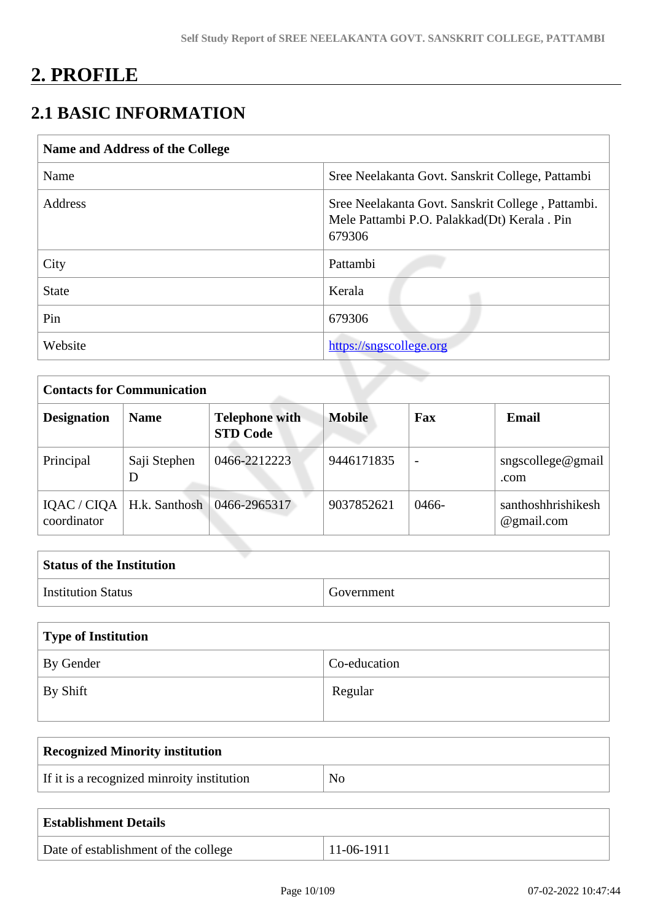# 2. PROFILE

## 2.1 BASIC INFORMATION

| Name and Address of the College | |
|---|---|
| Name | Sree Neelakanta Govt. Sanskrit College, Pattambi |
| Address | Sree Neelakanta Govt. Sanskrit College , Pattambi. Mele Pattambi P.O. Palakkad(Dt) Kerala . Pin 679306 |
| City | Pattambi |
| State | Kerala |
| Pin | 679306 |
| Website | https://sngscollege.org |

| Contacts for Communication | | | | | |
|---|---|---|---|---|---|
| **Designation** | **Name** | **Telephone with STD Code** | **Mobile** | **Fax** | **Email** |
| Principal | Saji Stephen D | 0466-2212223 | 9446171835 | - | sngscollege@gmail.com |
| IQAC / CIQA coordinator | H.k. Santhosh | 0466-2965317 | 9037852621 | 0466- | santhoshhrishikesh@gmail.com |

| Status of the Institution | |
|---|---|
| Institution Status | Government |

| Type of Institution | |
|---|---|
| By Gender | Co-education |
| By Shift | Regular |

| Recognized Minority institution | |
|---|---|
| If it is a recognized minroity institution | No |

| Establishment Details | |
|---|---|
| Date of establishment of the college | 11-06-1911 |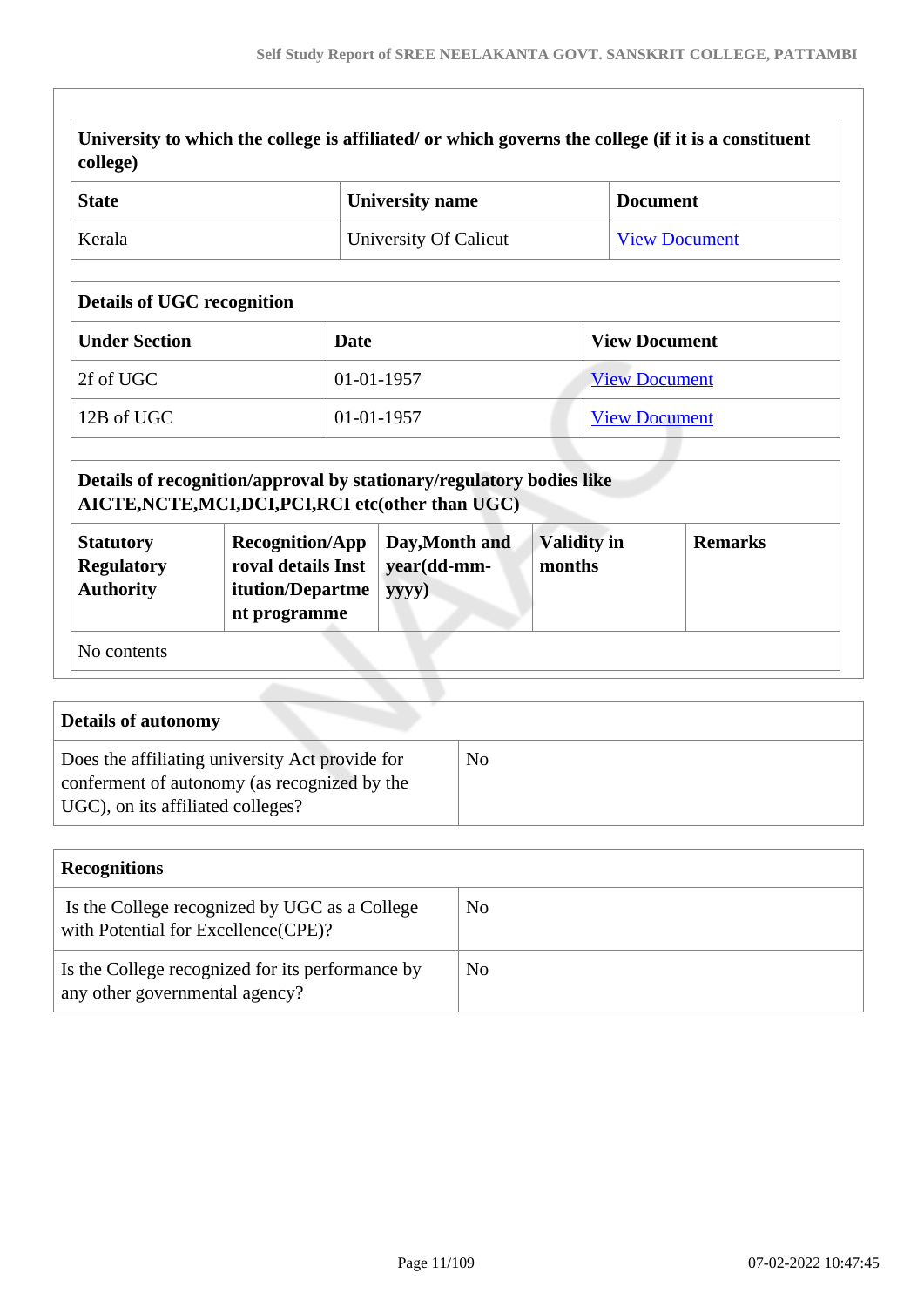| University to which the college is affiliated/ or which governs the college (if it is a constituent college) | | |
|---|---|---|
| **State** | **University name** | **Document** |
| Kerala | University Of Calicut | View Document |

| Details of UGC recognition | | |
|---|---|---|
| **Under Section** | **Date** | **View Document** |
| 2f of UGC | 01-01-1957 | View Document |
| 12B of UGC | 01-01-1957 | View Document |

| Details of recognition/approval by stationary/regulatory bodies like AICTE,NCTE,MCI,DCI,PCI,RCI etc(other than UGC) | | | | |
|---|---|---|---|---|
| **Statutory Regulatory Authority** | **Recognition/Approval details Institution/Department programme** | **Day,Month and year(dd-mm-yyyy)** | **Validity in months** | **Remarks** |
| No contents | | | | |

| Details of autonomy | |
|---|---|
| Does the affiliating university Act provide for conferment of autonomy (as recognized by the UGC), on its affiliated colleges? | No |

| Recognitions | |
|---|---|
| Is the College recognized by UGC as a College with Potential for Excellence(CPE)? | No |
| Is the College recognized for its performance by any other governmental agency? | No |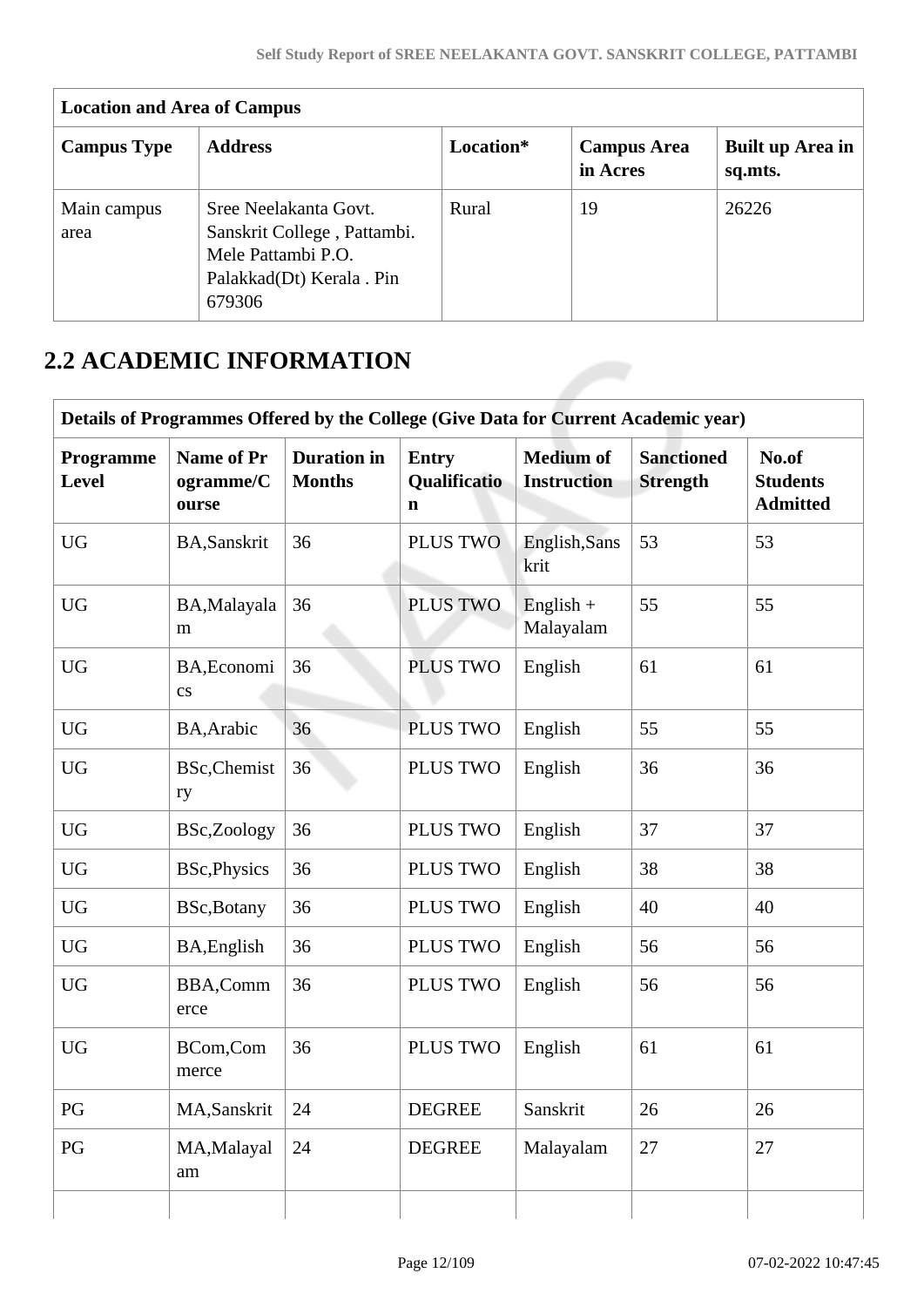| Location and Area of Campus | | | | |
|---|---|---|---|---|
| **Campus Type** | **Address** | **Location*** | **Campus Area in Acres** | **Built up Area in sq.mts.** |
| Main campus area | Sree Neelakanta Govt. Sanskrit College , Pattambi. Mele Pattambi P.O. Palakkad(Dt) Kerala . Pin 679306 | Rural | 19 | 26226 |

## 2.2 ACADEMIC INFORMATION

| Details of Programmes Offered by the College (Give Data for Current Academic year) | | | | | | |
|---|---|---|---|---|---|---|
| **Programme Level** | **Name of Programme/Course** | **Duration in Months** | **Entry Qualification** | **Medium of Instruction** | **Sanctioned Strength** | **No.of Students Admitted** |
| UG | BA,Sanskrit | 36 | PLUS TWO | English,Sanskrit | 53 | 53 |
| UG | BA,Malayalam | 36 | PLUS TWO | English + Malayalam | 55 | 55 |
| UG | BA,Economics | 36 | PLUS TWO | English | 61 | 61 |
| UG | BA,Arabic | 36 | PLUS TWO | English | 55 | 55 |
| UG | BSc,Chemistry | 36 | PLUS TWO | English | 36 | 36 |
| UG | BSc,Zoology | 36 | PLUS TWO | English | 37 | 37 |
| UG | BSc,Physics | 36 | PLUS TWO | English | 38 | 38 |
| UG | BSc,Botany | 36 | PLUS TWO | English | 40 | 40 |
| UG | BA,English | 36 | PLUS TWO | English | 56 | 56 |
| UG | BBA,Commerce | 36 | PLUS TWO | English | 56 | 56 |
| UG | BCom,Commerce | 36 | PLUS TWO | English | 61 | 61 |
| PG | MA,Sanskrit | 24 | DEGREE | Sanskrit | 26 | 26 |
| PG | MA,Malayalam | 24 | DEGREE | Malayalam | 27 | 27 |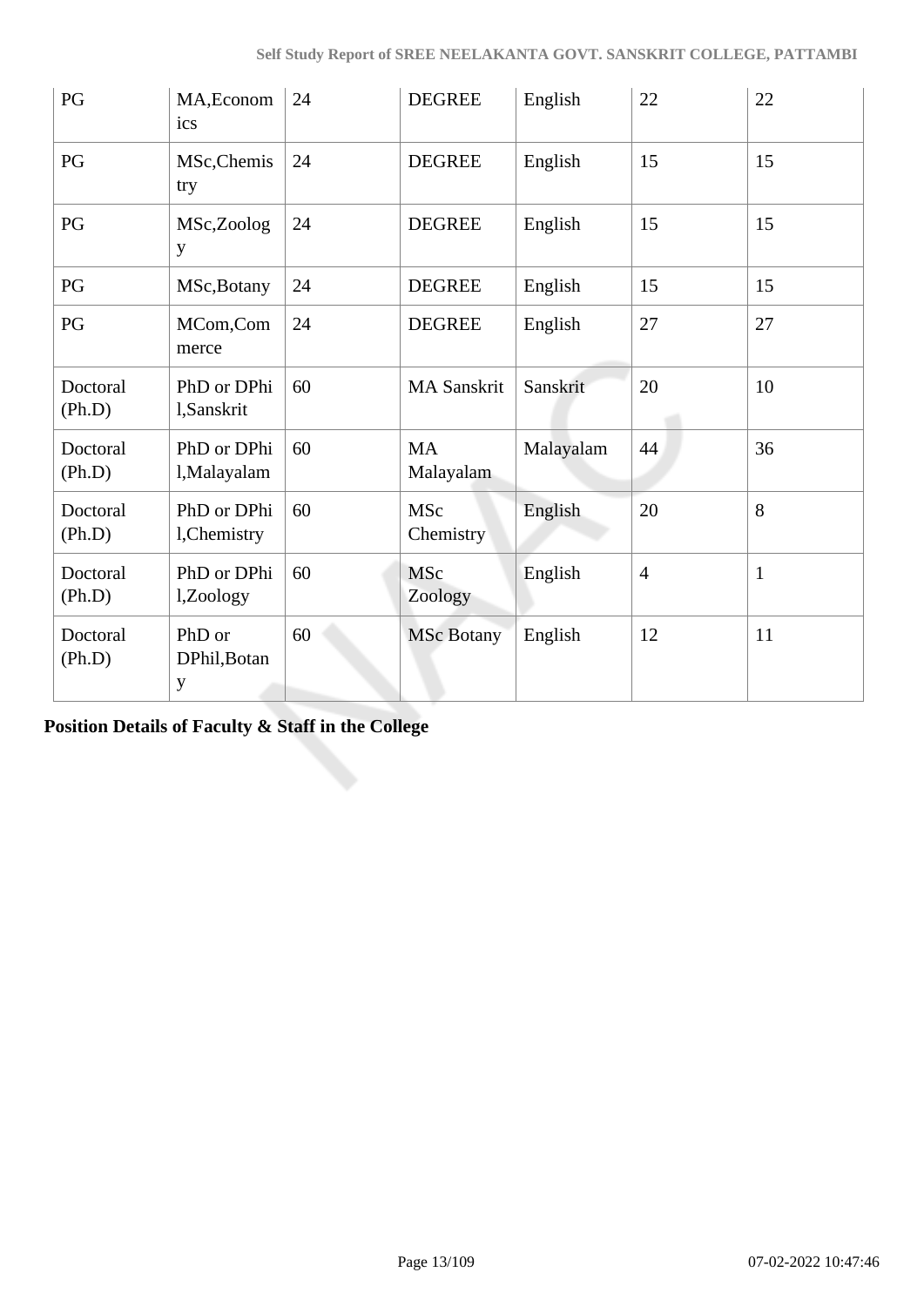| PG | MA,Economics | 24 | DEGREE | English | 22 | 22 |
|---|---|---|---|---|---|---|
| PG | MSc,Chemistry | 24 | DEGREE | English | 15 | 15 |
| PG | MSc,Zoology | 24 | DEGREE | English | 15 | 15 |
| PG | MSc,Botany | 24 | DEGREE | English | 15 | 15 |
| PG | MCom,Commerce | 24 | DEGREE | English | 27 | 27 |
| Doctoral (Ph.D) | PhD or DPhil,Sanskrit | 60 | MA Sanskrit | Sanskrit | 20 | 10 |
| Doctoral (Ph.D) | PhD or DPhil,Malayalam | 60 | MA Malayalam | Malayalam | 44 | 36 |
| Doctoral (Ph.D) | PhD or DPhil,Chemistry | 60 | MSc Chemistry | English | 20 | 8 |
| Doctoral (Ph.D) | PhD or DPhil,Zoology | 60 | MSc Zoology | English | 4 | 1 |
| Doctoral (Ph.D) | PhD or DPhil,Botany | 60 | MSc Botany | English | 12 | 11 |

**Position Details of Faculty & Staff in the College**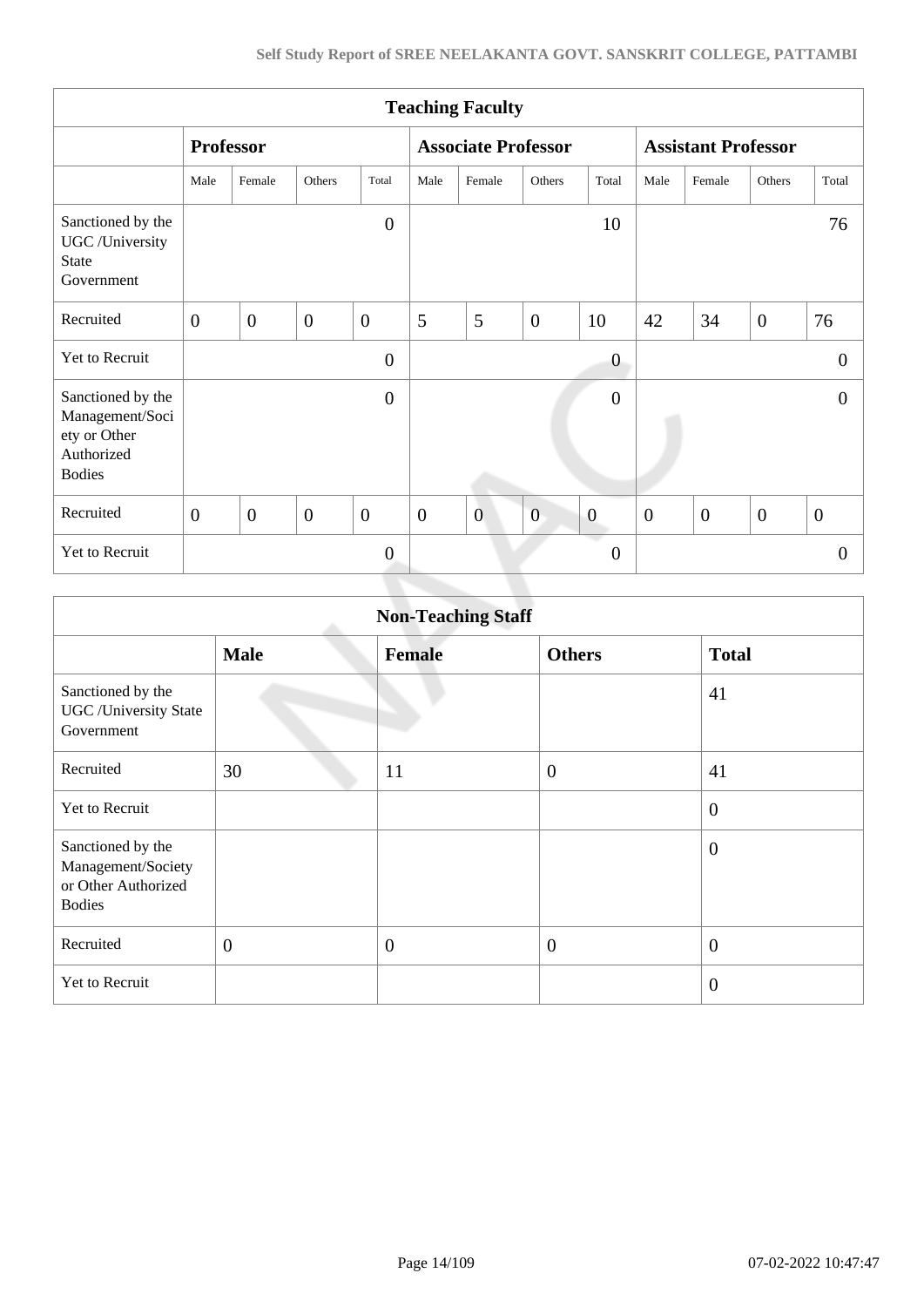| Teaching Faculty | | | | | | | | | | | | |
|---|---|---|---|---|---|---|---|---|---|---|---|---|
| | Professor | | | | Associate Professor | | | | Assistant Professor | | | |
| | Male | Female | Others | Total | Male | Female | Others | Total | Male | Female | Others | Total |
| Sanctioned by the UGC /University State Government | | | | 0 | | | | 10 | | | | 76 |
| Recruited | 0 | 0 | 0 | 0 | 5 | 5 | 0 | 10 | 42 | 34 | 0 | 76 |
| Yet to Recruit | | | | 0 | | | | 0 | | | | 0 |
| Sanctioned by the Management/Society or Other Authorized Bodies | | | | 0 | | | | 0 | | | | 0 |
| Recruited | 0 | 0 | 0 | 0 | 0 | 0 | 0 | 0 | 0 | 0 | 0 | 0 |
| Yet to Recruit | | | | 0 | | | | 0 | | | | 0 |

| Non-Teaching Staff | | | | |
|---|---|---|---|---|
| | Male | Female | Others | Total |
| Sanctioned by the UGC /University State Government | | | | 41 |
| Recruited | 30 | 11 | 0 | 41 |
| Yet to Recruit | | | | 0 |
| Sanctioned by the Management/Society or Other Authorized Bodies | | | | 0 |
| Recruited | 0 | 0 | 0 | 0 |
| Yet to Recruit | | | | 0 |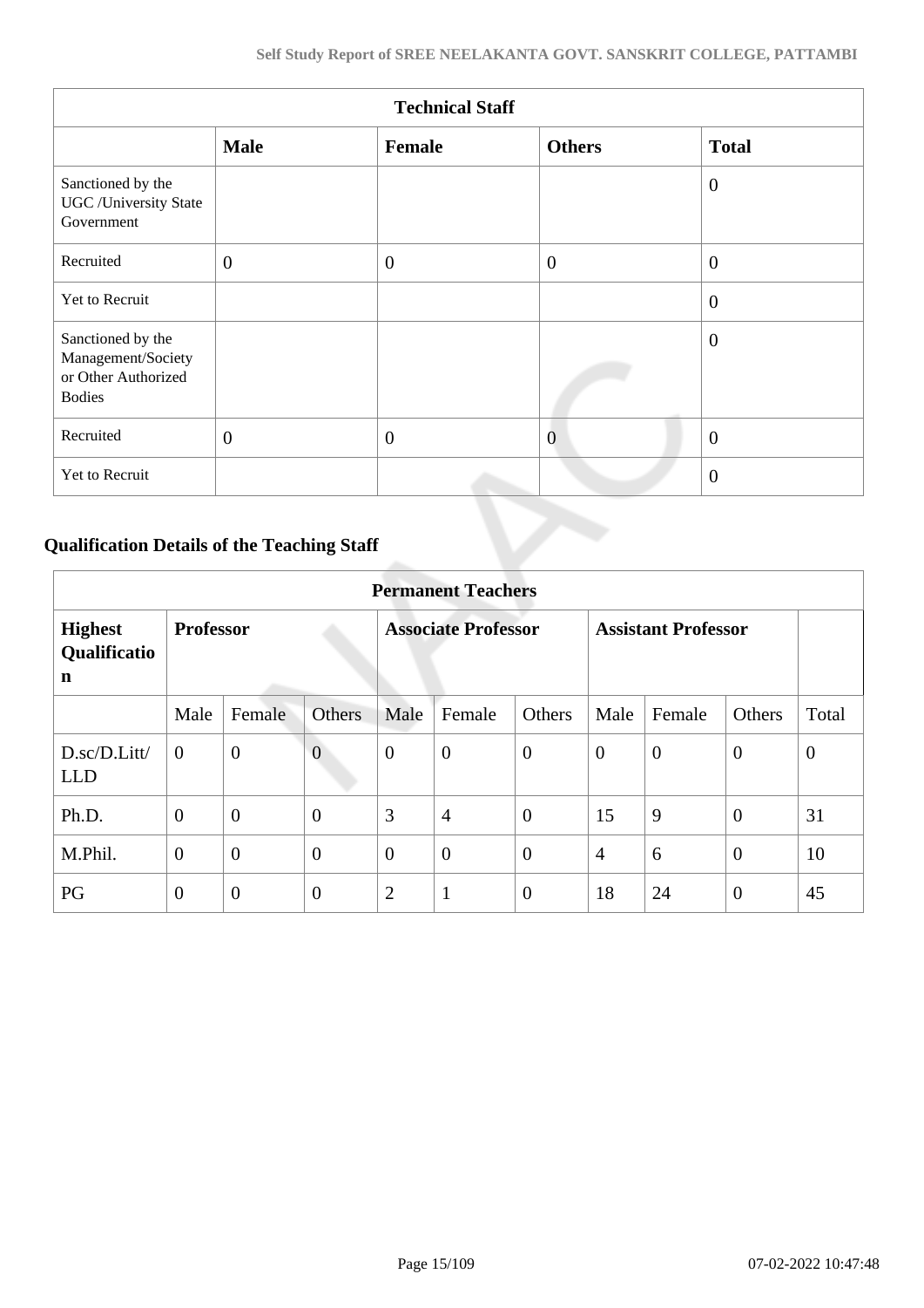| Technical Staff | | | | |
|---|---|---|---|---|
| | **Male** | **Female** | **Others** | **Total** |
| Sanctioned by the UGC /University State Government | | | | 0 |
| Recruited | 0 | 0 | 0 | 0 |
| Yet to Recruit | | | | 0 |
| Sanctioned by the Management/Society or Other Authorized Bodies | | | | 0 |
| Recruited | 0 | 0 | 0 | 0 |
| Yet to Recruit | | | | 0 |

### Qualification Details of the Teaching Staff

| Permanent Teachers | | | | | | | | | | |
|---|---|---|---|---|---|---|---|---|---|---|
| **Highest Qualification** | **Professor** | | | **Associate Professor** | | | **Assistant Professor** | | | |
| | Male | Female | Others | Male | Female | Others | Male | Female | Others | Total |
| D.sc/D.Litt/ LLD | 0 | 0 | 0 | 0 | 0 | 0 | 0 | 0 | 0 | 0 |
| Ph.D. | 0 | 0 | 0 | 3 | 4 | 0 | 15 | 9 | 0 | 31 |
| M.Phil. | 0 | 0 | 0 | 0 | 0 | 0 | 4 | 6 | 0 | 10 |
| PG | 0 | 0 | 0 | 2 | 1 | 0 | 18 | 24 | 0 | 45 |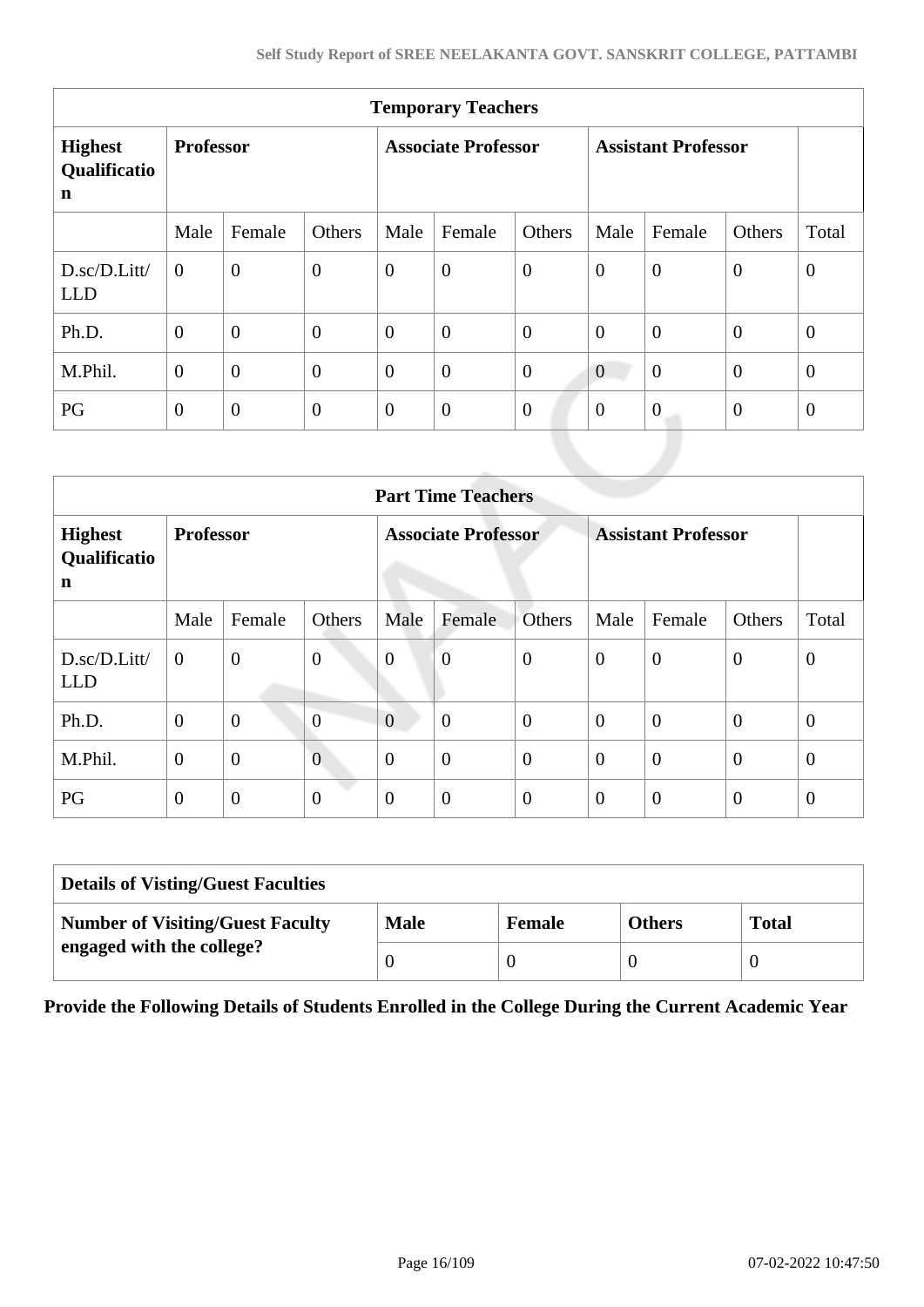| Temporary Teachers | | | | | | | | | | |
|---|---|---|---|---|---|---|---|---|---|---|
| **Highest Qualification** | **Professor** | | | **Associate Professor** | | | **Assistant Professor** | | | |
| | Male | Female | Others | Male | Female | Others | Male | Female | Others | Total |
| D.sc/D.Litt/ LLD | 0 | 0 | 0 | 0 | 0 | 0 | 0 | 0 | 0 | 0 |
| Ph.D. | 0 | 0 | 0 | 0 | 0 | 0 | 0 | 0 | 0 | 0 |
| M.Phil. | 0 | 0 | 0 | 0 | 0 | 0 | 0 | 0 | 0 | 0 |
| PG | 0 | 0 | 0 | 0 | 0 | 0 | 0 | 0 | 0 | 0 |

| Part Time Teachers | | | | | | | | | | |
|---|---|---|---|---|---|---|---|---|---|---|
| **Highest Qualification** | **Professor** | | | **Associate Professor** | | | **Assistant Professor** | | | |
| | Male | Female | Others | Male | Female | Others | Male | Female | Others | Total |
| D.sc/D.Litt/ LLD | 0 | 0 | 0 | 0 | 0 | 0 | 0 | 0 | 0 | 0 |
| Ph.D. | 0 | 0 | 0 | 0 | 0 | 0 | 0 | 0 | 0 | 0 |
| M.Phil. | 0 | 0 | 0 | 0 | 0 | 0 | 0 | 0 | 0 | 0 |
| PG | 0 | 0 | 0 | 0 | 0 | 0 | 0 | 0 | 0 | 0 |

| Details of Visting/Guest Faculties | | | | |
|---|---|---|---|---|
| **Number of Visiting/Guest Faculty engaged with the college?** | **Male** | **Female** | **Others** | **Total** |
| | 0 | 0 | 0 | 0 |

**Provide the Following Details of Students Enrolled in the College During the Current Academic Year**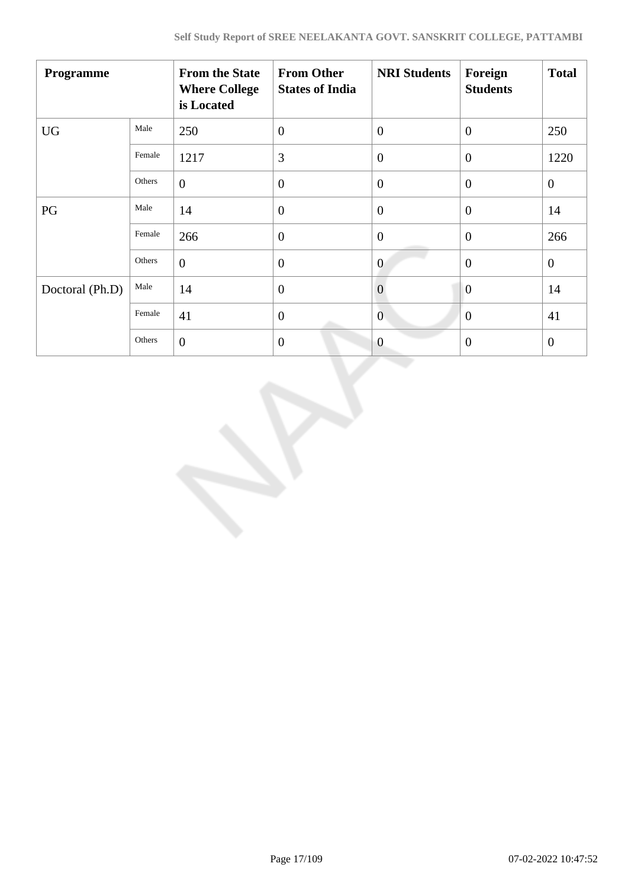| Programme | | From the State Where College is Located | From Other States of India | NRI Students | Foreign Students | Total |
|---|---|---|---|---|---|---|
| UG | Male | 250 | 0 | 0 | 0 | 250 |
| | Female | 1217 | 3 | 0 | 0 | 1220 |
| | Others | 0 | 0 | 0 | 0 | 0 |
| PG | Male | 14 | 0 | 0 | 0 | 14 |
| | Female | 266 | 0 | 0 | 0 | 266 |
| | Others | 0 | 0 | 0 | 0 | 0 |
| Doctoral (Ph.D) | Male | 14 | 0 | 0 | 0 | 14 |
| | Female | 41 | 0 | 0 | 0 | 41 |
| | Others | 0 | 0 | 0 | 0 | 0 |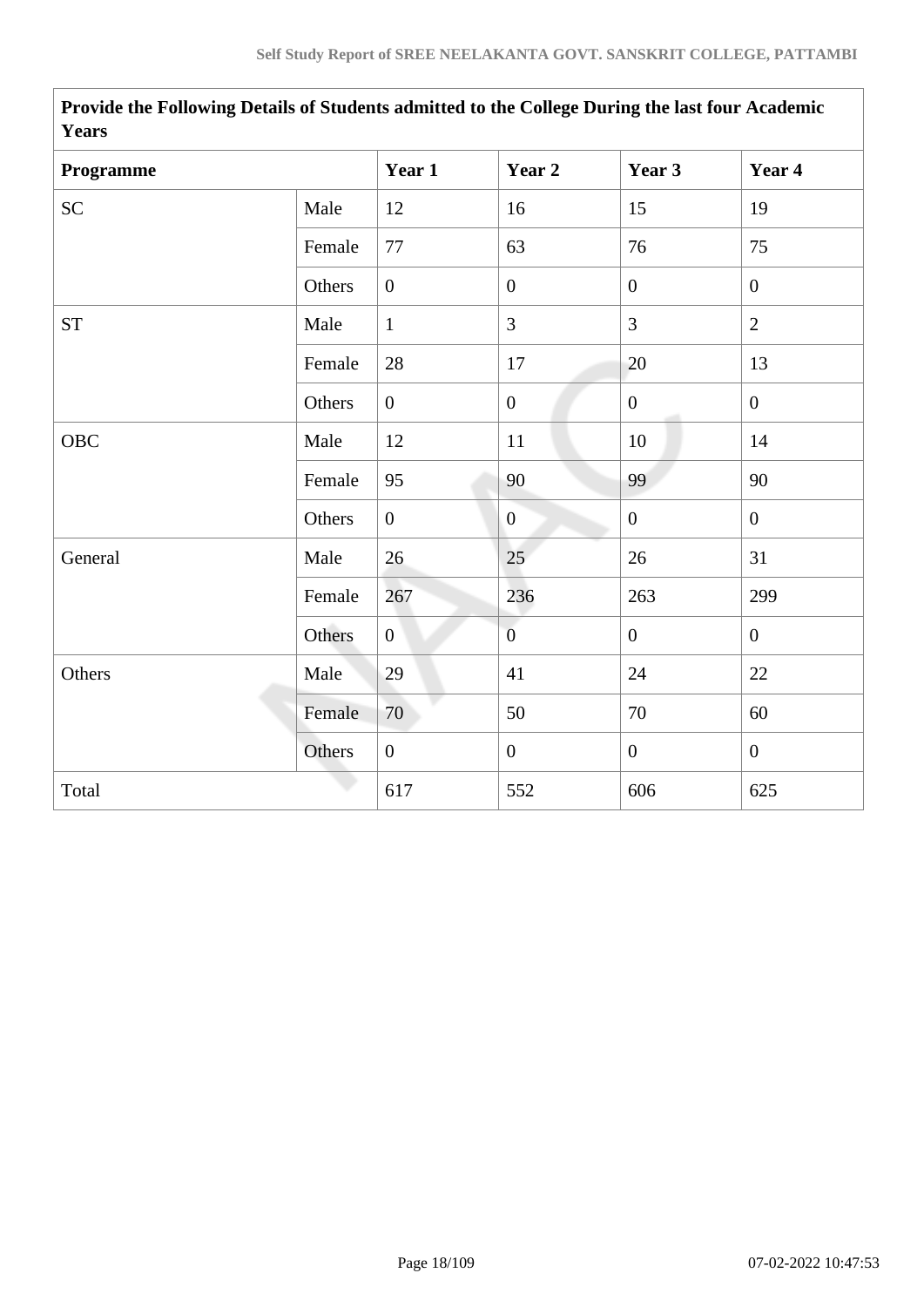| Provide the Following Details of Students admitted to the College During the last four Academic Years | | | | | |
|---|---|---|---|---|---|
| **Programme** | | **Year 1** | **Year 2** | **Year 3** | **Year 4** |
| SC | Male | 12 | 16 | 15 | 19 |
| | Female | 77 | 63 | 76 | 75 |
| | Others | 0 | 0 | 0 | 0 |
| ST | Male | 1 | 3 | 3 | 2 |
| | Female | 28 | 17 | 20 | 13 |
| | Others | 0 | 0 | 0 | 0 |
| OBC | Male | 12 | 11 | 10 | 14 |
| | Female | 95 | 90 | 99 | 90 |
| | Others | 0 | 0 | 0 | 0 |
| General | Male | 26 | 25 | 26 | 31 |
| | Female | 267 | 236 | 263 | 299 |
| | Others | 0 | 0 | 0 | 0 |
| Others | Male | 29 | 41 | 24 | 22 |
| | Female | 70 | 50 | 70 | 60 |
| | Others | 0 | 0 | 0 | 0 |
| Total | | 617 | 552 | 606 | 625 |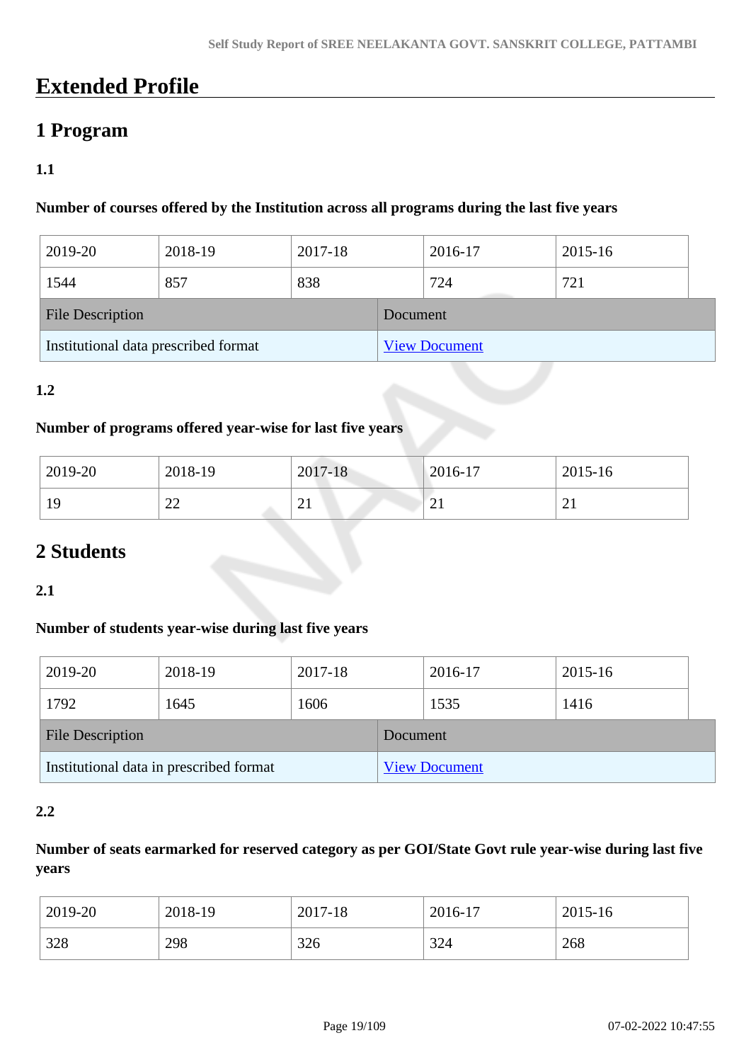# Extended Profile

## 1 Program

### 1.1

**Number of courses offered by the Institution across all programs during the last five years**

| 2019-20 | 2018-19 | 2017-18 | 2016-17 | 2015-16 |
|---|---|---|---|---|
| 1544 | 857 | 838 | 724 | 721 |

| File Description | Document |
|---|---|
| Institutional data prescribed format | View Document |

### 1.2

**Number of programs offered year-wise for last five years**

| 2019-20 | 2018-19 | 2017-18 | 2016-17 | 2015-16 |
|---|---|---|---|---|
| 19 | 22 | 21 | 21 | 21 |

## 2 Students

### 2.1

**Number of students year-wise during last five years**

| 2019-20 | 2018-19 | 2017-18 | 2016-17 | 2015-16 |
|---|---|---|---|---|
| 1792 | 1645 | 1606 | 1535 | 1416 |

| File Description | Document |
|---|---|
| Institutional data in prescribed format | View Document |

### 2.2

**Number of seats earmarked for reserved category as per GOI/State Govt rule year-wise during last five years**

| 2019-20 | 2018-19 | 2017-18 | 2016-17 | 2015-16 |
|---|---|---|---|---|
| 328 | 298 | 326 | 324 | 268 |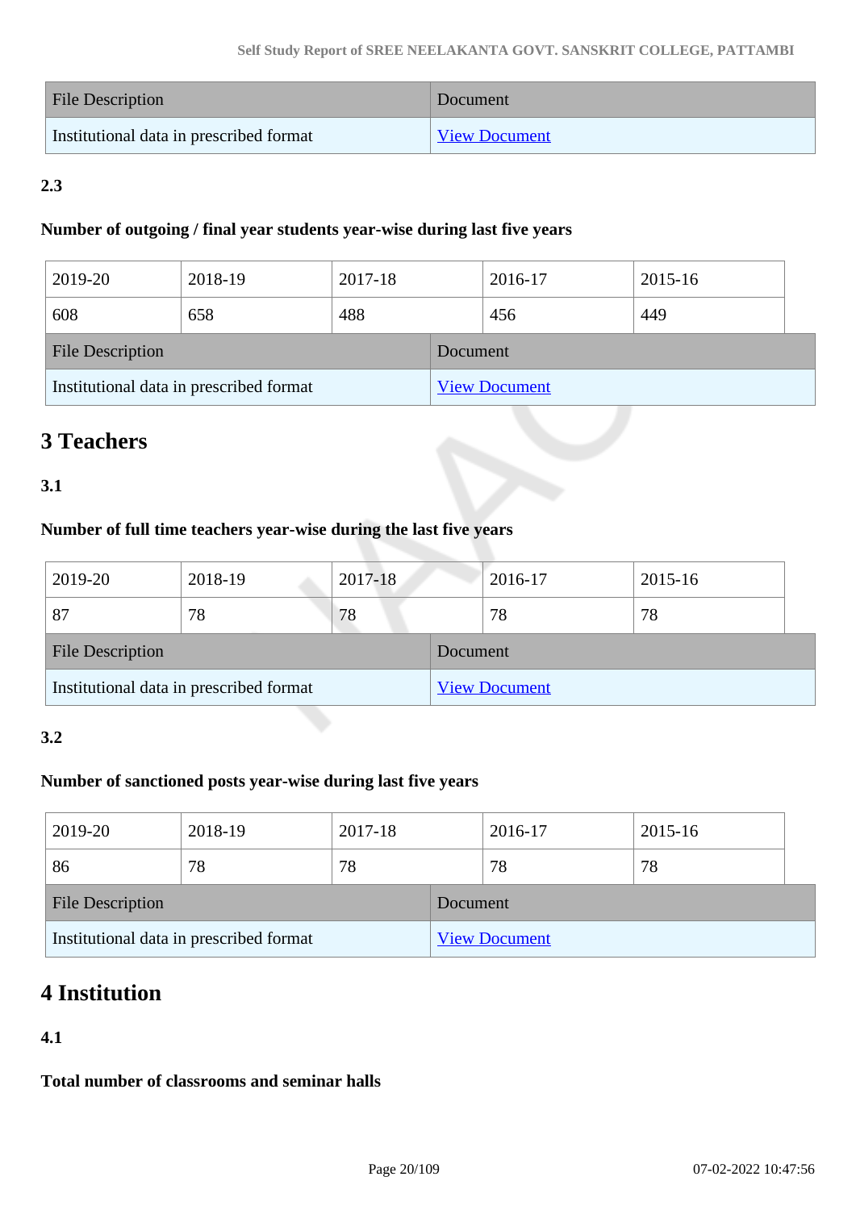| File Description | Document |
|---|---|
| Institutional data in prescribed format | View Document |

**2.3**

**Number of outgoing / final year students year-wise during last five years**

| 2019-20 | 2018-19 | 2017-18 | 2016-17 | 2015-16 |
|---|---|---|---|---|
| 608 | 658 | 488 | 456 | 449 |

| File Description | Document |
|---|---|
| Institutional data in prescribed format | View Document |

## 3 Teachers

**3.1**

**Number of full time teachers year-wise during the last five years**

| 2019-20 | 2018-19 | 2017-18 | 2016-17 | 2015-16 |
|---|---|---|---|---|
| 87 | 78 | 78 | 78 | 78 |

| File Description | Document |
|---|---|
| Institutional data in prescribed format | View Document |

**3.2**

**Number of sanctioned posts year-wise during last five years**

| 2019-20 | 2018-19 | 2017-18 | 2016-17 | 2015-16 |
|---|---|---|---|---|
| 86 | 78 | 78 | 78 | 78 |

| File Description | Document |
|---|---|
| Institutional data in prescribed format | View Document |

## 4 Institution

**4.1**

**Total number of classrooms and seminar halls**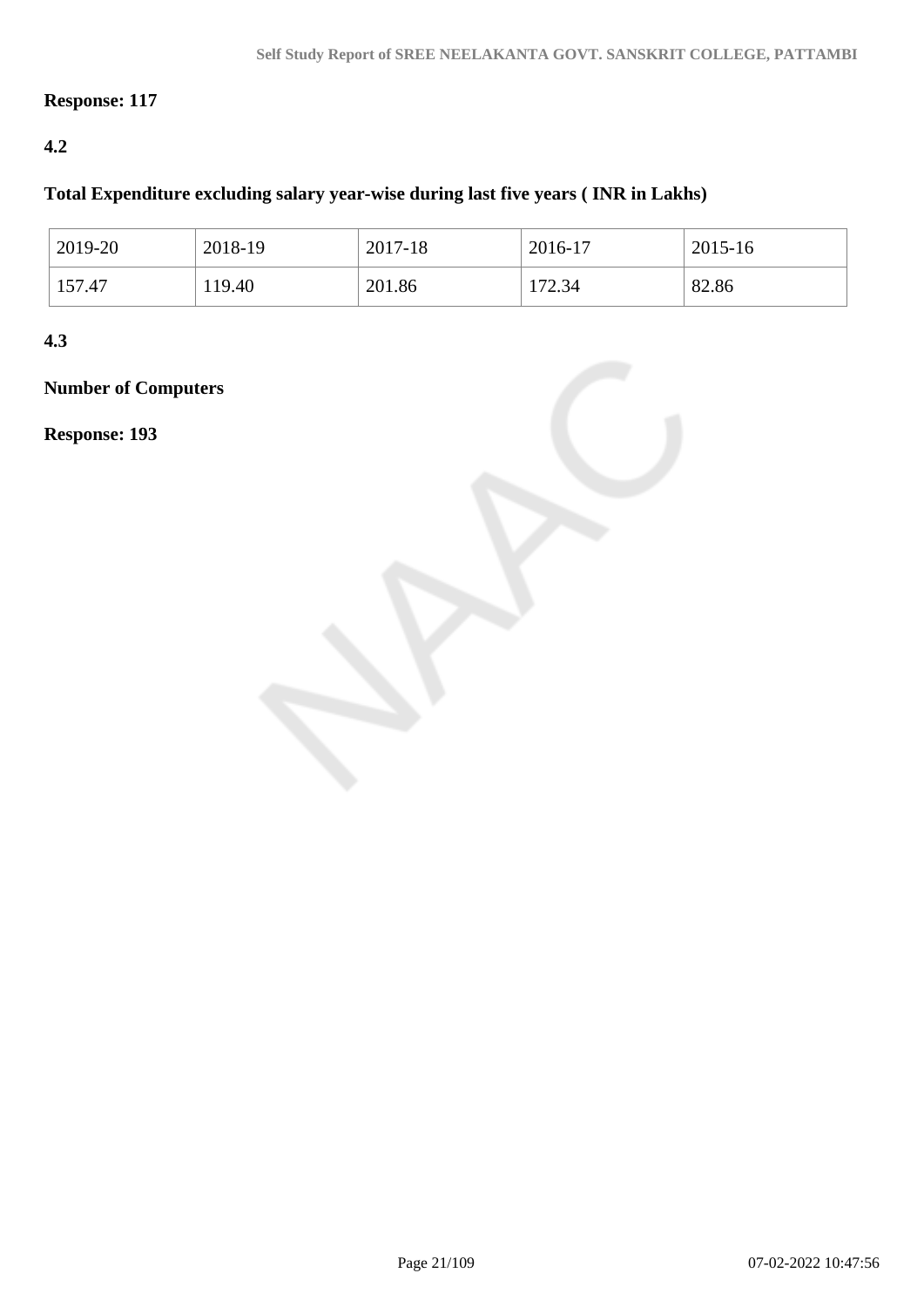**Response: 117**

**4.2**

**Total Expenditure excluding salary year-wise during last five years ( INR in Lakhs)**

| 2019-20 | 2018-19 | 2017-18 | 2016-17 | 2015-16 |
|---|---|---|---|---|
| 157.47 | 119.40 | 201.86 | 172.34 | 82.86 |

**4.3**

**Number of Computers**

**Response: 193**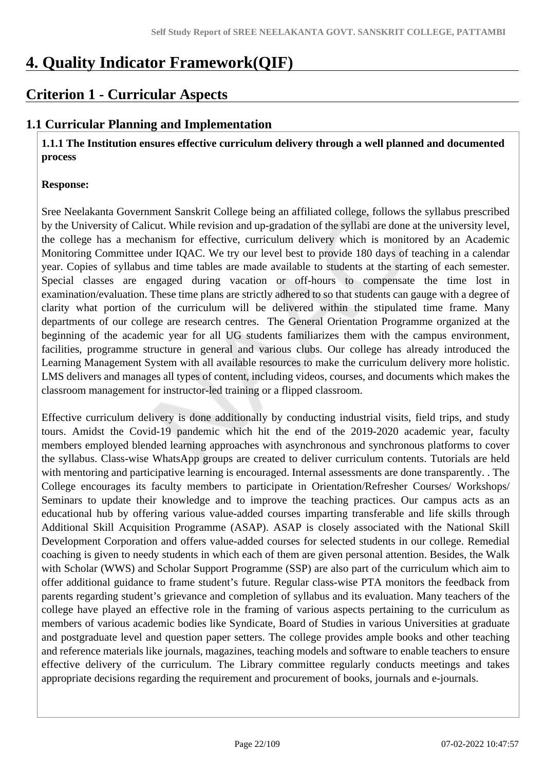# 4. Quality Indicator Framework(QIF)

## Criterion 1 - Curricular Aspects

### 1.1 Curricular Planning and Implementation

**1.1.1 The Institution ensures effective curriculum delivery through a well planned and documented process**

**Response:**

Sree Neelakanta Government Sanskrit College being an affiliated college, follows the syllabus prescribed by the University of Calicut. While revision and up-gradation of the syllabi are done at the university level, the college has a mechanism for effective, curriculum delivery which is monitored by an Academic Monitoring Committee under IQAC. We try our level best to provide 180 days of teaching in a calendar year. Copies of syllabus and time tables are made available to students at the starting of each semester. Special classes are engaged during vacation or off-hours to compensate the time lost in examination/evaluation. These time plans are strictly adhered to so that students can gauge with a degree of clarity what portion of the curriculum will be delivered within the stipulated time frame. Many departments of our college are research centres. The General Orientation Programme organized at the beginning of the academic year for all UG students familiarizes them with the campus environment, facilities, programme structure in general and various clubs. Our college has already introduced the Learning Management System with all available resources to make the curriculum delivery more holistic. LMS delivers and manages all types of content, including videos, courses, and documents which makes the classroom management for instructor-led training or a flipped classroom.

Effective curriculum delivery is done additionally by conducting industrial visits, field trips, and study tours. Amidst the Covid-19 pandemic which hit the end of the 2019-2020 academic year, faculty members employed blended learning approaches with asynchronous and synchronous platforms to cover the syllabus. Class-wise WhatsApp groups are created to deliver curriculum contents. Tutorials are held with mentoring and participative learning is encouraged. Internal assessments are done transparently. . The College encourages its faculty members to participate in Orientation/Refresher Courses/ Workshops/ Seminars to update their knowledge and to improve the teaching practices. Our campus acts as an educational hub by offering various value-added courses imparting transferable and life skills through Additional Skill Acquisition Programme (ASAP). ASAP is closely associated with the National Skill Development Corporation and offers value-added courses for selected students in our college. Remedial coaching is given to needy students in which each of them are given personal attention. Besides, the Walk with Scholar (WWS) and Scholar Support Programme (SSP) are also part of the curriculum which aim to offer additional guidance to frame student's future. Regular class-wise PTA monitors the feedback from parents regarding student's grievance and completion of syllabus and its evaluation. Many teachers of the college have played an effective role in the framing of various aspects pertaining to the curriculum as members of various academic bodies like Syndicate, Board of Studies in various Universities at graduate and postgraduate level and question paper setters. The college provides ample books and other teaching and reference materials like journals, magazines, teaching models and software to enable teachers to ensure effective delivery of the curriculum. The Library committee regularly conducts meetings and takes appropriate decisions regarding the requirement and procurement of books, journals and e-journals.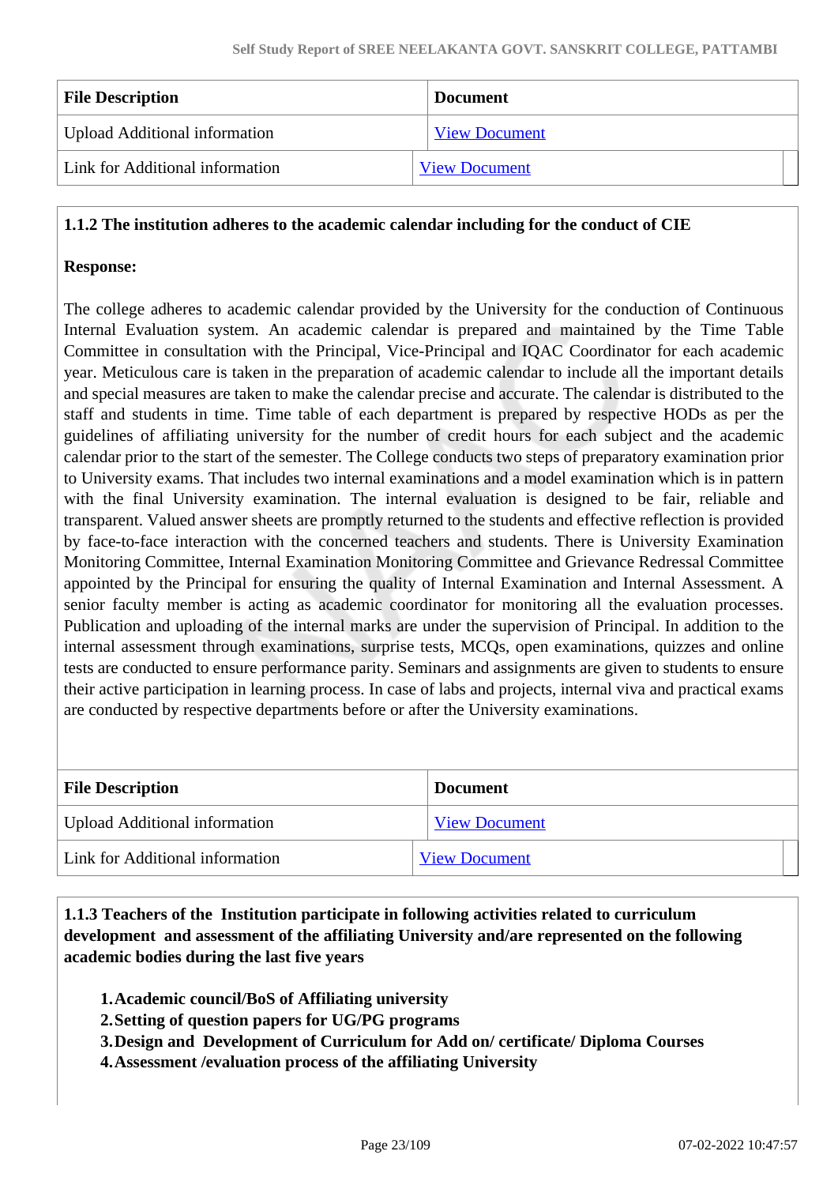| File Description | Document |
|---|---|
| Upload Additional information | View Document |
| Link for Additional information | View Document |

**1.1.2 The institution adheres to the academic calendar including for the conduct of CIE**

**Response:**

The college adheres to academic calendar provided by the University for the conduction of Continuous Internal Evaluation system. An academic calendar is prepared and maintained by the Time Table Committee in consultation with the Principal, Vice-Principal and IQAC Coordinator for each academic year. Meticulous care is taken in the preparation of academic calendar to include all the important details and special measures are taken to make the calendar precise and accurate. The calendar is distributed to the staff and students in time. Time table of each department is prepared by respective HODs as per the guidelines of affiliating university for the number of credit hours for each subject and the academic calendar prior to the start of the semester. The College conducts two steps of preparatory examination prior to University exams. That includes two internal examinations and a model examination which is in pattern with the final University examination. The internal evaluation is designed to be fair, reliable and transparent. Valued answer sheets are promptly returned to the students and effective reflection is provided by face-to-face interaction with the concerned teachers and students. There is University Examination Monitoring Committee, Internal Examination Monitoring Committee and Grievance Redressal Committee appointed by the Principal for ensuring the quality of Internal Examination and Internal Assessment. A senior faculty member is acting as academic coordinator for monitoring all the evaluation processes. Publication and uploading of the internal marks are under the supervision of Principal. In addition to the internal assessment through examinations, surprise tests, MCQs, open examinations, quizzes and online tests are conducted to ensure performance parity. Seminars and assignments are given to students to ensure their active participation in learning process. In case of labs and projects, internal viva and practical exams are conducted by respective departments before or after the University examinations.

| File Description | Document |
|---|---|
| Upload Additional information | View Document |
| Link for Additional information | View Document |

**1.1.3 Teachers of the Institution participate in following activities related to curriculum development and assessment of the affiliating University and/are represented on the following academic bodies during the last five years**

1. **Academic council/BoS of Affiliating university**
2. **Setting of question papers for UG/PG programs**
3. **Design and Development of Curriculum for Add on/ certificate/ Diploma Courses**
4. **Assessment /evaluation process of the affiliating University**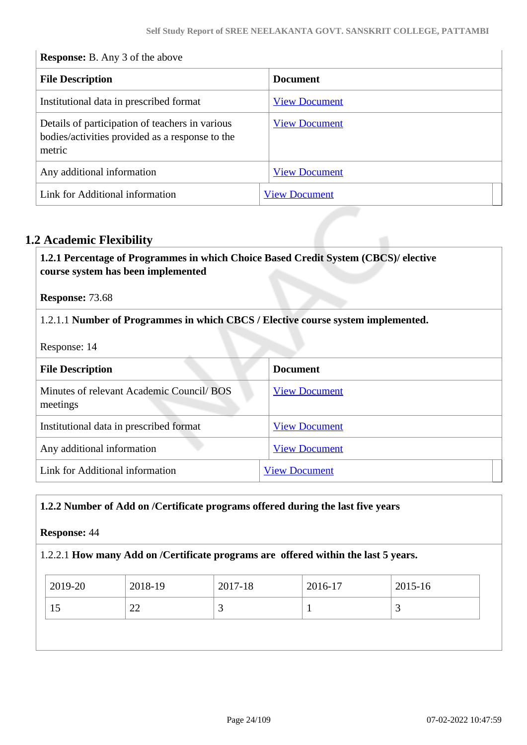**Response:** B. Any 3 of the above

| File Description | Document |
|---|---|
| Institutional data in prescribed format | View Document |
| Details of participation of teachers in various bodies/activities provided as a response to the metric | View Document |
| Any additional information | View Document |
| Link for Additional information | View Document |

## 1.2 Academic Flexibility

**1.2.1 Percentage of Programmes in which Choice Based Credit System (CBCS)/ elective course system has been implemented**

**Response:** 73.68

1.2.1.1 **Number of Programmes in which CBCS / Elective course system implemented.**

Response: 14

| File Description | Document |
|---|---|
| Minutes of relevant Academic Council/ BOS meetings | View Document |
| Institutional data in prescribed format | View Document |
| Any additional information | View Document |
| Link for Additional information | View Document |

**1.2.2 Number of Add on /Certificate programs offered during the last five years**

**Response:** 44

1.2.2.1 **How many Add on /Certificate programs are offered within the last 5 years.**

| 2019-20 | 2018-19 | 2017-18 | 2016-17 | 2015-16 |
|---|---|---|---|---|
| 15 | 22 | 3 | 1 | 3 |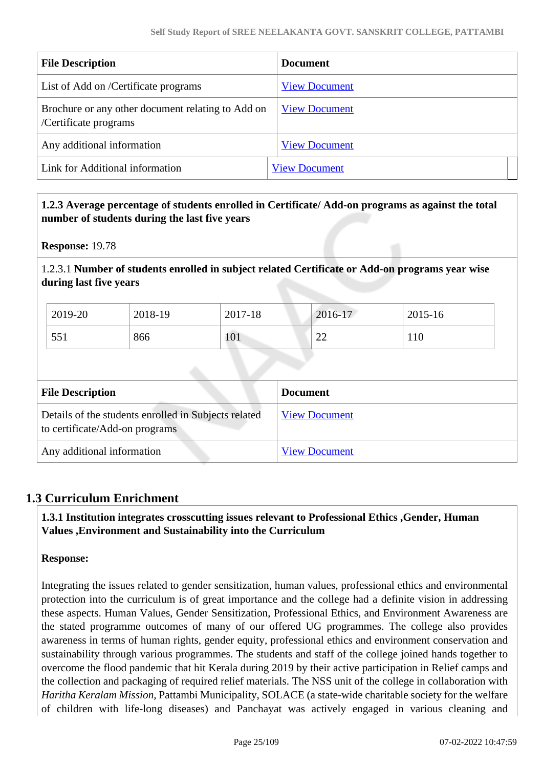| File Description | Document |
|---|---|
| List of Add on /Certificate programs | View Document |
| Brochure or any other document relating to Add on /Certificate programs | View Document |
| Any additional information | View Document |
| Link for Additional information | View Document |

**1.2.3 Average percentage of students enrolled in Certificate/ Add-on programs as against the total number of students during the last five years**

**Response:** 19.78

1.2.3.1 **Number of students enrolled in subject related Certificate or Add-on programs year wise during last five years**

| 2019-20 | 2018-19 | 2017-18 | 2016-17 | 2015-16 |
|---|---|---|---|---|
| 551 | 866 | 101 | 22 | 110 |

| File Description | Document |
|---|---|
| Details of the students enrolled in Subjects related to certificate/Add-on programs | View Document |
| Any additional information | View Document |

## 1.3 Curriculum Enrichment

**1.3.1 Institution integrates crosscutting issues relevant to Professional Ethics ,Gender, Human Values ,Environment and Sustainability into the Curriculum**

**Response:**

Integrating the issues related to gender sensitization, human values, professional ethics and environmental protection into the curriculum is of great importance and the college had a definite vision in addressing these aspects. Human Values, Gender Sensitization, Professional Ethics, and Environment Awareness are the stated programme outcomes of many of our offered UG programmes. The college also provides awareness in terms of human rights, gender equity, professional ethics and environment conservation and sustainability through various programmes. The students and staff of the college joined hands together to overcome the flood pandemic that hit Kerala during 2019 by their active participation in Relief camps and the collection and packaging of required relief materials. The NSS unit of the college in collaboration with *Haritha Keralam Mission*, Pattambi Municipality, SOLACE (a state-wide charitable society for the welfare of children with life-long diseases) and Panchayat was actively engaged in various cleaning and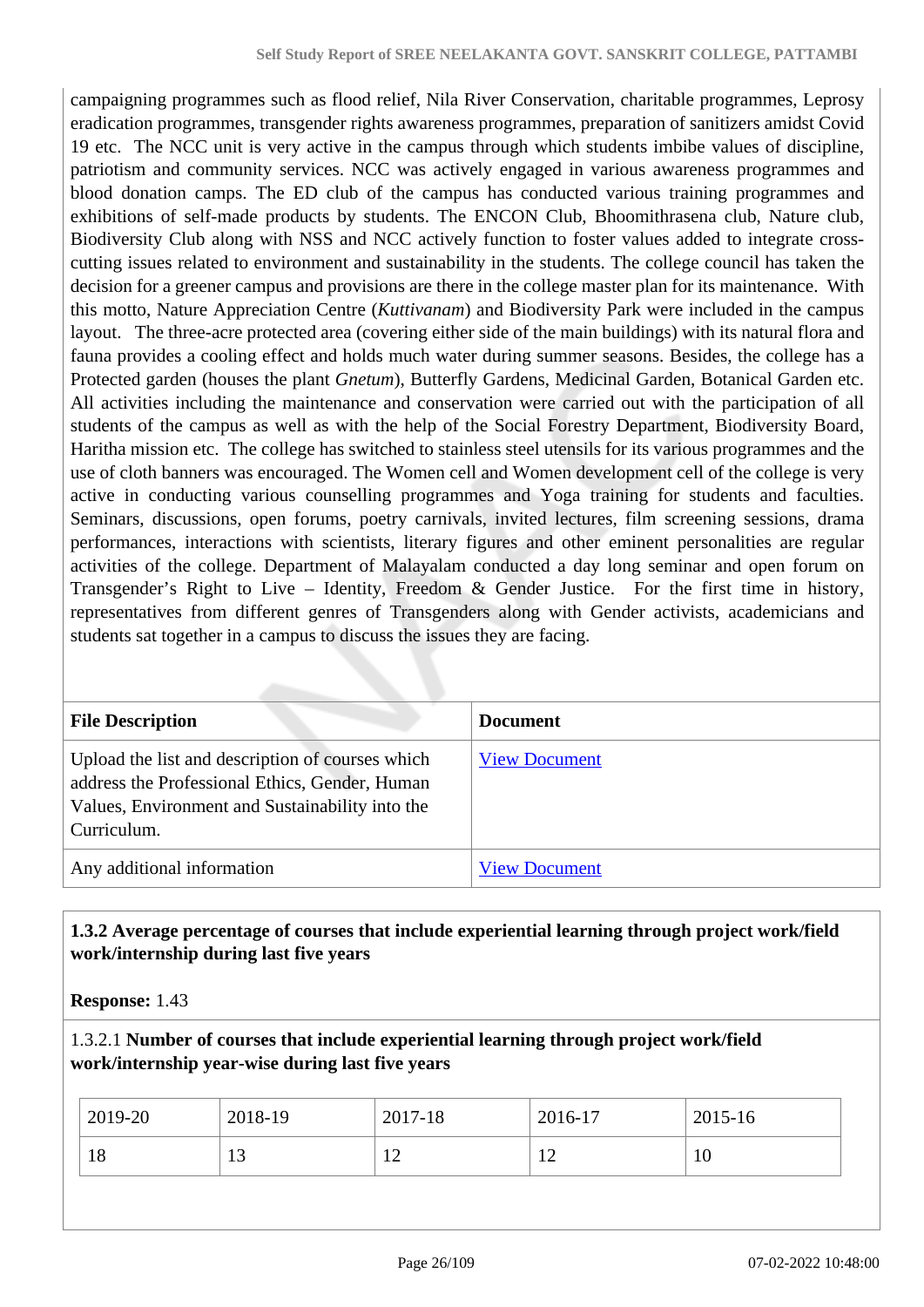campaigning programmes such as flood relief, Nila River Conservation, charitable programmes, Leprosy eradication programmes, transgender rights awareness programmes, preparation of sanitizers amidst Covid 19 etc. The NCC unit is very active in the campus through which students imbibe values of discipline, patriotism and community services. NCC was actively engaged in various awareness programmes and blood donation camps. The ED club of the campus has conducted various training programmes and exhibitions of self-made products by students. The ENCON Club, Bhoomithrasena club, Nature club, Biodiversity Club along with NSS and NCC actively function to foster values added to integrate cross-cutting issues related to environment and sustainability in the students. The college council has taken the decision for a greener campus and provisions are there in the college master plan for its maintenance. With this motto, Nature Appreciation Centre (*Kuttivanam*) and Biodiversity Park were included in the campus layout. The three-acre protected area (covering either side of the main buildings) with its natural flora and fauna provides a cooling effect and holds much water during summer seasons. Besides, the college has a Protected garden (houses the plant *Gnetum*), Butterfly Gardens, Medicinal Garden, Botanical Garden etc. All activities including the maintenance and conservation were carried out with the participation of all students of the campus as well as with the help of the Social Forestry Department, Biodiversity Board, Haritha mission etc. The college has switched to stainless steel utensils for its various programmes and the use of cloth banners was encouraged. The Women cell and Women development cell of the college is very active in conducting various counselling programmes and Yoga training for students and faculties. Seminars, discussions, open forums, poetry carnivals, invited lectures, film screening sessions, drama performances, interactions with scientists, literary figures and other eminent personalities are regular activities of the college. Department of Malayalam conducted a day long seminar and open forum on Transgender's Right to Live – Identity, Freedom & Gender Justice. For the first time in history, representatives from different genres of Transgenders along with Gender activists, academicians and students sat together in a campus to discuss the issues they are facing.

| File Description | Document |
|---|---|
| Upload the list and description of courses which address the Professional Ethics, Gender, Human Values, Environment and Sustainability into the Curriculum. | View Document |
| Any additional information | View Document |

**1.3.2 Average percentage of courses that include experiential learning through project work/field work/internship during last five years**

**Response:** 1.43

1.3.2.1 **Number of courses that include experiential learning through project work/field work/internship year-wise during last five years**

| 2019-20 | 2018-19 | 2017-18 | 2016-17 | 2015-16 |
|---|---|---|---|---|
| 18 | 13 | 12 | 12 | 10 |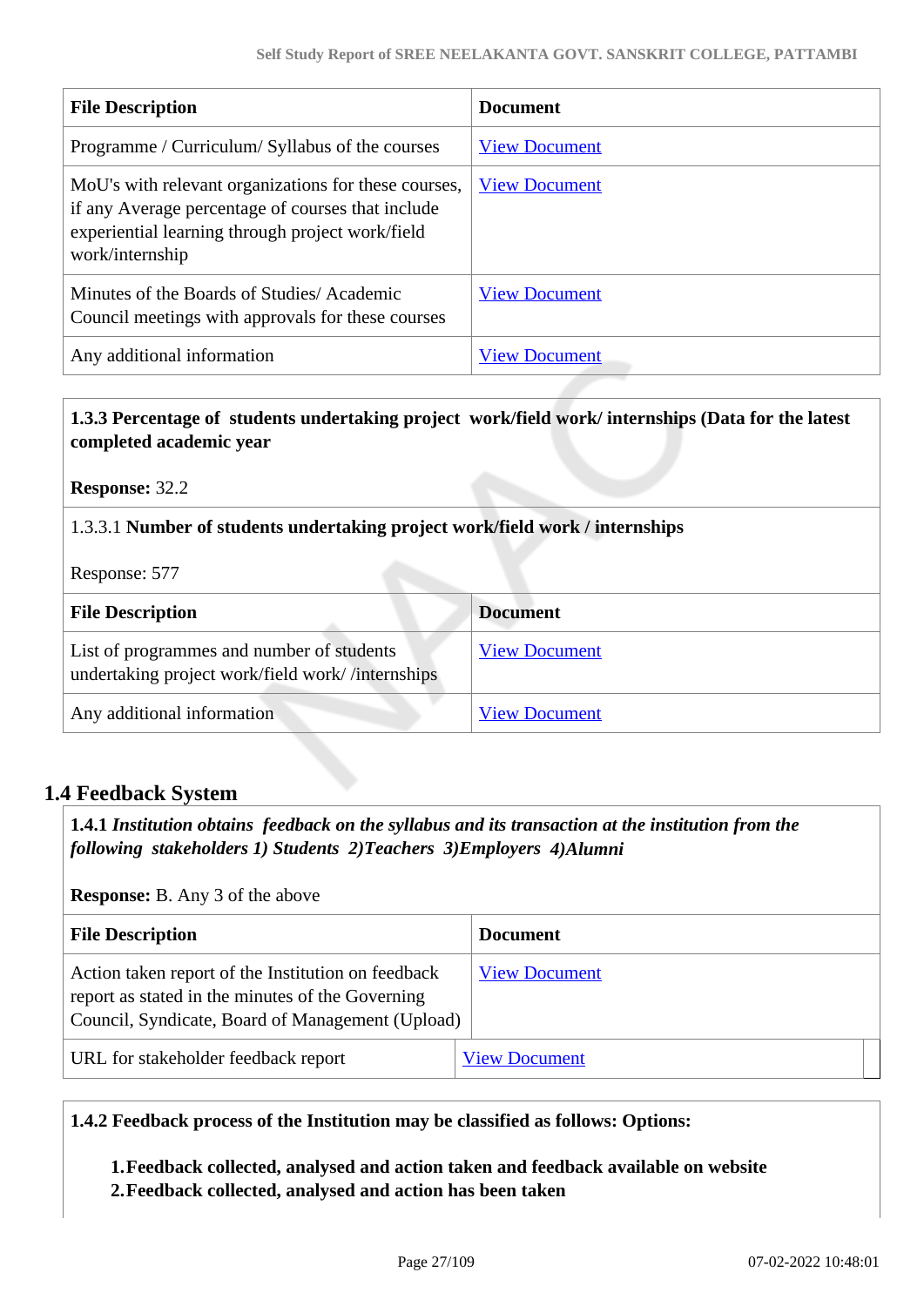| File Description | Document |
|---|---|
| Programme / Curriculum/ Syllabus of the courses | View Document |
| MoU's with relevant organizations for these courses, if any Average percentage of courses that include experiential learning through project work/field work/internship | View Document |
| Minutes of the Boards of Studies/ Academic Council meetings with approvals for these courses | View Document |
| Any additional information | View Document |

**1.3.3 Percentage of students undertaking project work/field work/ internships (Data for the latest completed academic year**

**Response:** 32.2

1.3.3.1 **Number of students undertaking project work/field work / internships**

Response: 577

| File Description | Document |
|---|---|
| List of programmes and number of students undertaking project work/field work/ /internships | View Document |
| Any additional information | View Document |

## 1.4 Feedback System

**1.4.1** ***Institution obtains feedback on the syllabus and its transaction at the institution from the following stakeholders 1) Students 2)Teachers 3)Employers 4)Alumni***

**Response:** B. Any 3 of the above

| File Description | Document |
|---|---|
| Action taken report of the Institution on feedback report as stated in the minutes of the Governing Council, Syndicate, Board of Management (Upload) | View Document |
| URL for stakeholder feedback report | View Document |

**1.4.2 Feedback process of the Institution may be classified as follows: Options:**

1. **Feedback collected, analysed and action taken and feedback available on website**
2. **Feedback collected, analysed and action has been taken**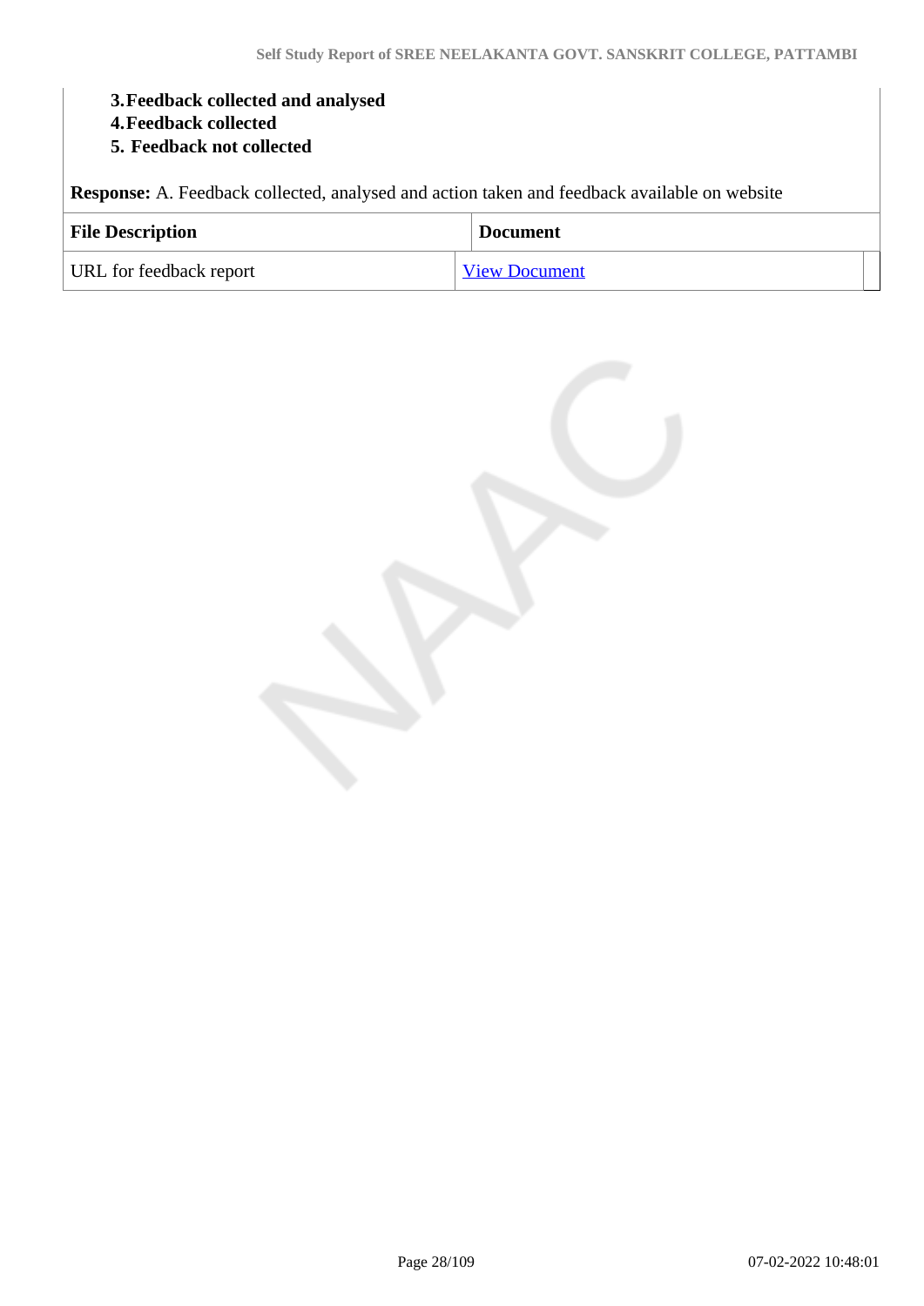3. **Feedback collected and analysed**
4. **Feedback collected**
5. **Feedback not collected**

**Response:** A. Feedback collected, analysed and action taken and feedback available on website

| File Description | Document |
|---|---|
| URL for feedback report | View Document |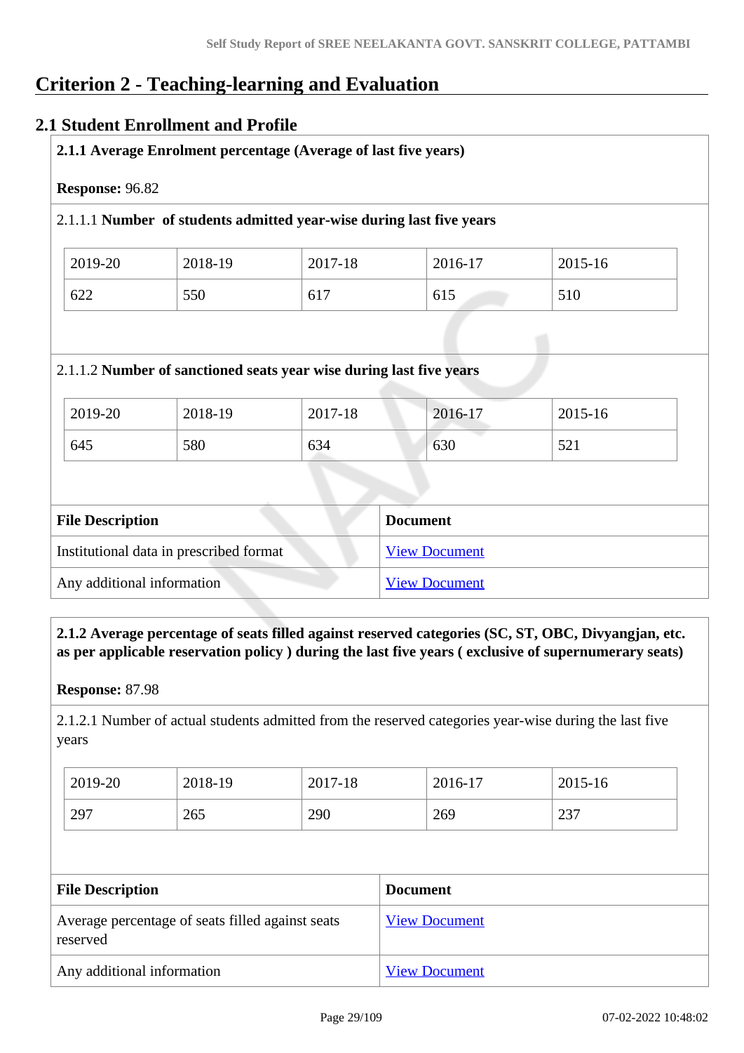# Criterion 2 - Teaching-learning and Evaluation

## 2.1 Student Enrollment and Profile

**2.1.1 Average Enrolment percentage (Average of last five years)**

**Response:** 96.82

2.1.1.1 **Number of students admitted year-wise during last five years**

| 2019-20 | 2018-19 | 2017-18 | 2016-17 | 2015-16 |
|---|---|---|---|---|
| 622 | 550 | 617 | 615 | 510 |

2.1.1.2 **Number of sanctioned seats year wise during last five years**

| 2019-20 | 2018-19 | 2017-18 | 2016-17 | 2015-16 |
|---|---|---|---|---|
| 645 | 580 | 634 | 630 | 521 |

| File Description | Document |
|---|---|
| Institutional data in prescribed format | View Document |
| Any additional information | View Document |

**2.1.2 Average percentage of seats filled against reserved categories (SC, ST, OBC, Divyangjan, etc. as per applicable reservation policy ) during the last five years ( exclusive of supernumerary seats)**

**Response:** 87.98

2.1.2.1 Number of actual students admitted from the reserved categories year-wise during the last five years

| 2019-20 | 2018-19 | 2017-18 | 2016-17 | 2015-16 |
|---|---|---|---|---|
| 297 | 265 | 290 | 269 | 237 |

| File Description | Document |
|---|---|
| Average percentage of seats filled against seats reserved | View Document |
| Any additional information | View Document |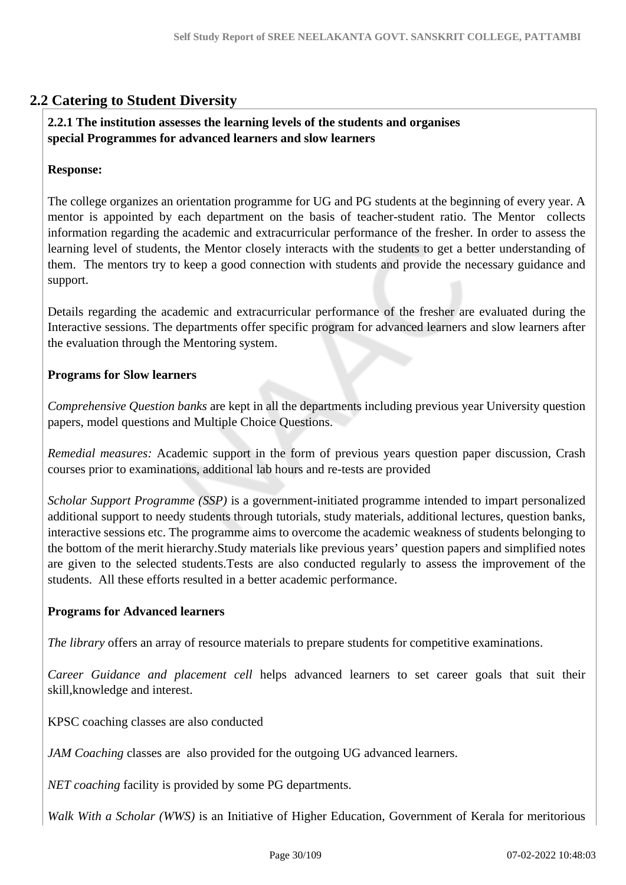## 2.2 Catering to Student Diversity

**2.2.1 The institution assesses the learning levels of the students and organises special Programmes for advanced learners and slow learners**

**Response:**

The college organizes an orientation programme for UG and PG students at the beginning of every year. A mentor is appointed by each department on the basis of teacher-student ratio. The Mentor collects information regarding the academic and extracurricular performance of the fresher. In order to assess the learning level of students, the Mentor closely interacts with the students to get a better understanding of them. The mentors try to keep a good connection with students and provide the necessary guidance and support.

Details regarding the academic and extracurricular performance of the fresher are evaluated during the Interactive sessions. The departments offer specific program for advanced learners and slow learners after the evaluation through the Mentoring system.

**Programs for Slow learners**

*Comprehensive Question banks* are kept in all the departments including previous year University question papers, model questions and Multiple Choice Questions.

*Remedial measures:* Academic support in the form of previous years question paper discussion, Crash courses prior to examinations, additional lab hours and re-tests are provided

*Scholar Support Programme (SSP)* is a government-initiated programme intended to impart personalized additional support to needy students through tutorials, study materials, additional lectures, question banks, interactive sessions etc. The programme aims to overcome the academic weakness of students belonging to the bottom of the merit hierarchy.Study materials like previous years' question papers and simplified notes are given to the selected students.Tests are also conducted regularly to assess the improvement of the students. All these efforts resulted in a better academic performance.

**Programs for Advanced learners**

*The library* offers an array of resource materials to prepare students for competitive examinations.

*Career Guidance and placement cell* helps advanced learners to set career goals that suit their skill,knowledge and interest.

KPSC coaching classes are also conducted

*JAM Coaching* classes are also provided for the outgoing UG advanced learners.

*NET coaching* facility is provided by some PG departments.

*Walk With a Scholar (WWS)* is an Initiative of Higher Education, Government of Kerala for meritorious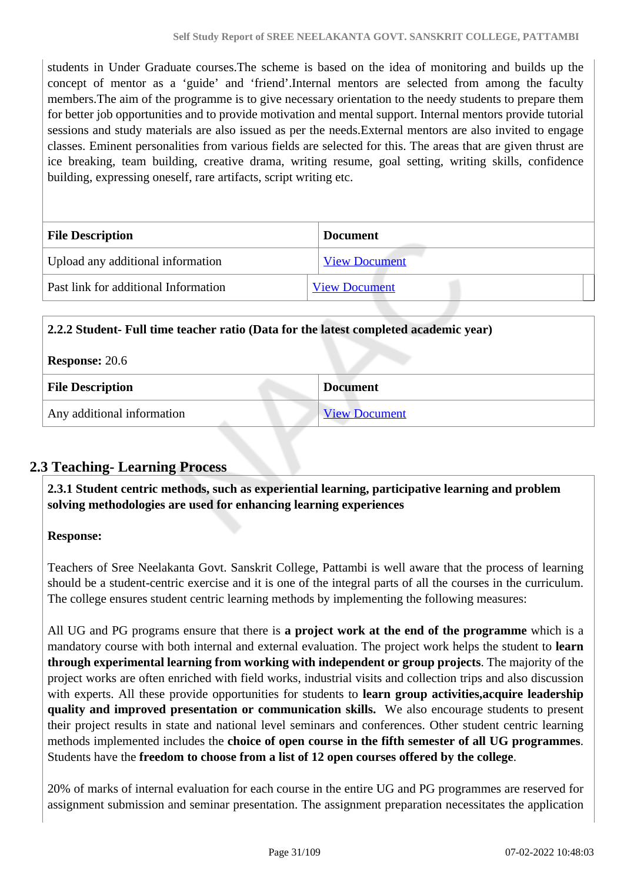students in Under Graduate courses.The scheme is based on the idea of monitoring and builds up the concept of mentor as a 'guide' and 'friend'.Internal mentors are selected from among the faculty members.The aim of the programme is to give necessary orientation to the needy students to prepare them for better job opportunities and to provide motivation and mental support. Internal mentors provide tutorial sessions and study materials are also issued as per the needs.External mentors are also invited to engage classes. Eminent personalities from various fields are selected for this. The areas that are given thrust are ice breaking, team building, creative drama, writing resume, goal setting, writing skills, confidence building, expressing oneself, rare artifacts, script writing etc.

| File Description | Document |
|---|---|
| Upload any additional information | View Document |
| Past link for additional Information | View Document |

**2.2.2 Student- Full time teacher ratio (Data for the latest completed academic year)**

**Response:** 20.6

| File Description | Document |
|---|---|
| Any additional information | View Document |

## 2.3 Teaching- Learning Process

**2.3.1 Student centric methods, such as experiential learning, participative learning and problem solving methodologies are used for enhancing learning experiences**

**Response:**

Teachers of Sree Neelakanta Govt. Sanskrit College, Pattambi is well aware that the process of learning should be a student-centric exercise and it is one of the integral parts of all the courses in the curriculum. The college ensures student centric learning methods by implementing the following measures:

All UG and PG programs ensure that there is **a project work at the end of the programme** which is a mandatory course with both internal and external evaluation. The project work helps the student to **learn through experimental learning from working with independent or group projects**. The majority of the project works are often enriched with field works, industrial visits and collection trips and also discussion with experts. All these provide opportunities for students to **learn group activities,acquire leadership quality and improved presentation or communication skills.** We also encourage students to present their project results in state and national level seminars and conferences. Other student centric learning methods implemented includes the **choice of open course in the fifth semester of all UG programmes**. Students have the **freedom to choose from a list of 12 open courses offered by the college**.

20% of marks of internal evaluation for each course in the entire UG and PG programmes are reserved for assignment submission and seminar presentation. The assignment preparation necessitates the application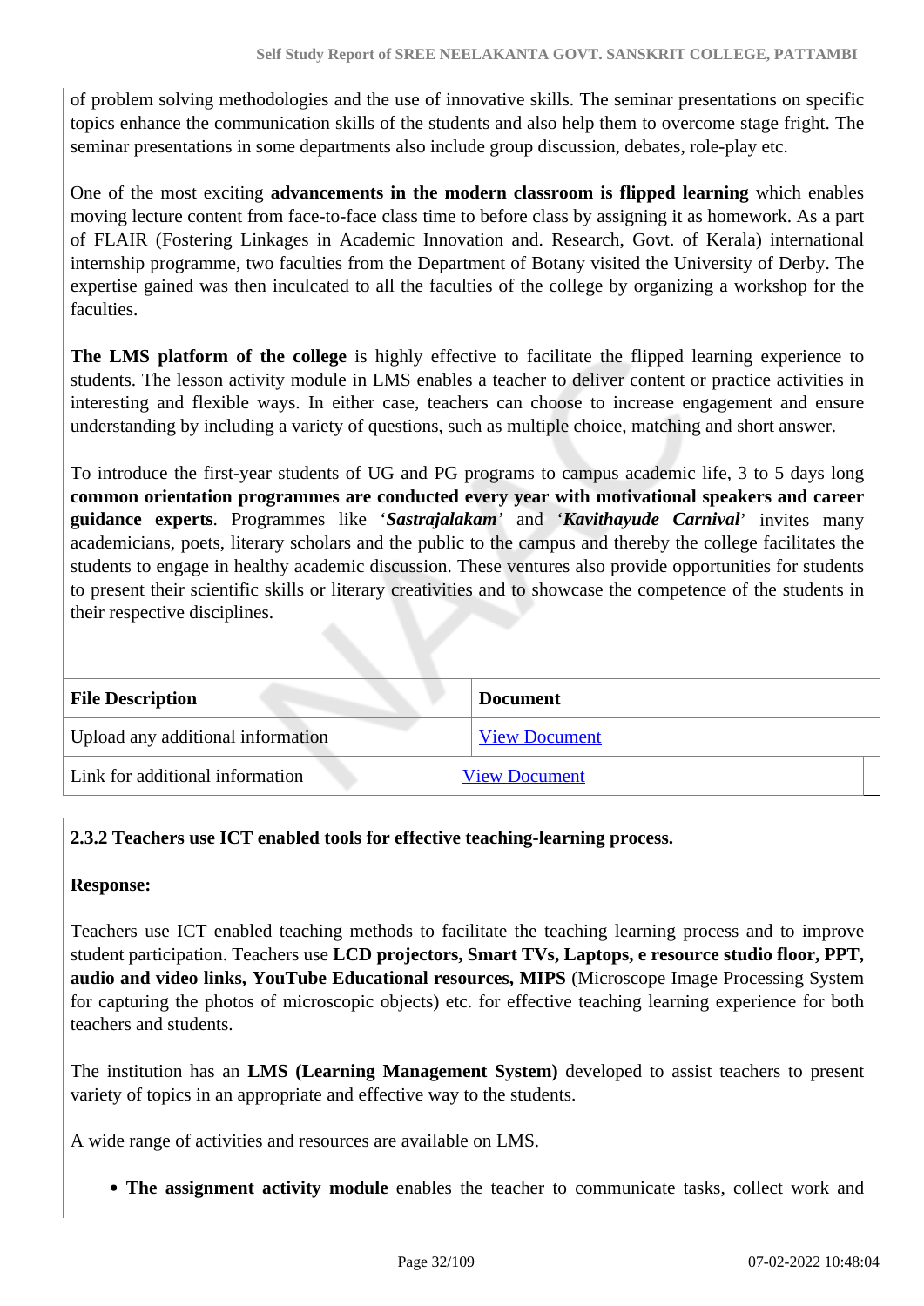of problem solving methodologies and the use of innovative skills. The seminar presentations on specific topics enhance the communication skills of the students and also help them to overcome stage fright. The seminar presentations in some departments also include group discussion, debates, role-play etc.

One of the most exciting **advancements in the modern classroom is flipped learning** which enables moving lecture content from face-to-face class time to before class by assigning it as homework. As a part of FLAIR (Fostering Linkages in Academic Innovation and. Research, Govt. of Kerala) international internship programme, two faculties from the Department of Botany visited the University of Derby. The expertise gained was then inculcated to all the faculties of the college by organizing a workshop for the faculties.

**The LMS platform of the college** is highly effective to facilitate the flipped learning experience to students. The lesson activity module in LMS enables a teacher to deliver content or practice activities in interesting and flexible ways. In either case, teachers can choose to increase engagement and ensure understanding by including a variety of questions, such as multiple choice, matching and short answer.

To introduce the first-year students of UG and PG programs to campus academic life, 3 to 5 days long **common orientation programmes are conducted every year with motivational speakers and career guidance experts**. Programmes like '***Sastrajalakam***' and '***Kavithayude Carnival***' invites many academicians, poets, literary scholars and the public to the campus and thereby the college facilitates the students to engage in healthy academic discussion. These ventures also provide opportunities for students to present their scientific skills or literary creativities and to showcase the competence of the students in their respective disciplines.

| File Description | Document |
|---|---|
| Upload any additional information | View Document |
| Link for additional information | View Document |

**2.3.2 Teachers use ICT enabled tools for effective teaching-learning process.**

**Response:**

Teachers use ICT enabled teaching methods to facilitate the teaching learning process and to improve student participation. Teachers use **LCD projectors, Smart TVs, Laptops, e resource studio floor, PPT, audio and video links, YouTube Educational resources, MIPS** (Microscope Image Processing System for capturing the photos of microscopic objects) etc. for effective teaching learning experience for both teachers and students.

The institution has an **LMS (Learning Management System)** developed to assist teachers to present variety of topics in an appropriate and effective way to the students.

A wide range of activities and resources are available on LMS.

- **The assignment activity module** enables the teacher to communicate tasks, collect work and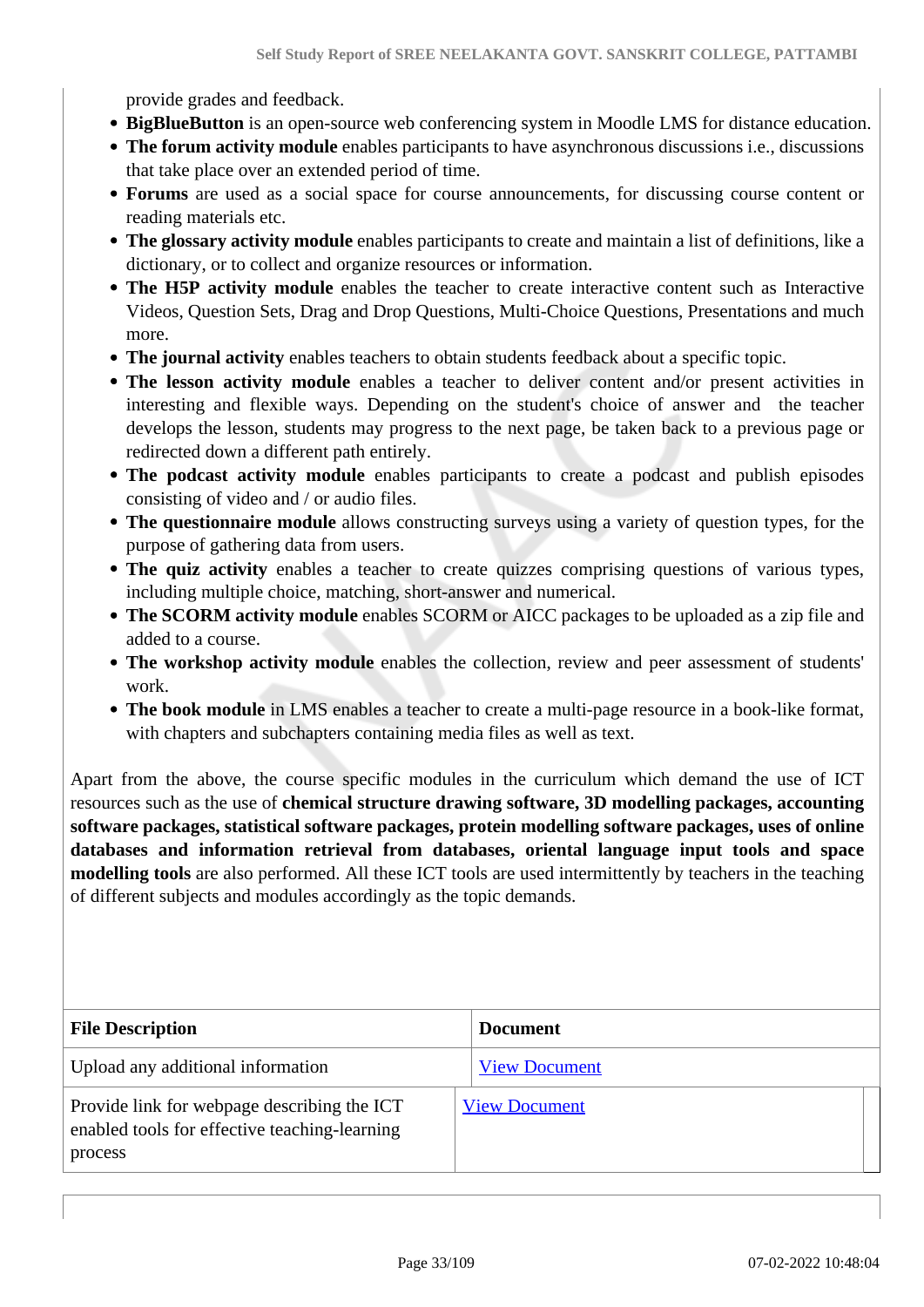provide grades and feedback.

- **BigBlueButton** is an open-source web conferencing system in Moodle LMS for distance education.
- **The forum activity module** enables participants to have asynchronous discussions i.e., discussions that take place over an extended period of time.
- **Forums** are used as a social space for course announcements, for discussing course content or reading materials etc.
- **The glossary activity module** enables participants to create and maintain a list of definitions, like a dictionary, or to collect and organize resources or information.
- **The H5P activity module** enables the teacher to create interactive content such as Interactive Videos, Question Sets, Drag and Drop Questions, Multi-Choice Questions, Presentations and much more.
- **The journal activity** enables teachers to obtain students feedback about a specific topic.
- **The lesson activity module** enables a teacher to deliver content and/or present activities in interesting and flexible ways. Depending on the student's choice of answer and the teacher develops the lesson, students may progress to the next page, be taken back to a previous page or redirected down a different path entirely.
- **The podcast activity module** enables participants to create a podcast and publish episodes consisting of video and / or audio files.
- **The questionnaire module** allows constructing surveys using a variety of question types, for the purpose of gathering data from users.
- **The quiz activity** enables a teacher to create quizzes comprising questions of various types, including multiple choice, matching, short-answer and numerical.
- **The SCORM activity module** enables SCORM or AICC packages to be uploaded as a zip file and added to a course.
- **The workshop activity module** enables the collection, review and peer assessment of students' work.
- **The book module** in LMS enables a teacher to create a multi-page resource in a book-like format, with chapters and subchapters containing media files as well as text.

Apart from the above, the course specific modules in the curriculum which demand the use of ICT resources such as the use of **chemical structure drawing software, 3D modelling packages, accounting software packages, statistical software packages, protein modelling software packages, uses of online databases and information retrieval from databases, oriental language input tools and space modelling tools** are also performed. All these ICT tools are used intermittently by teachers in the teaching of different subjects and modules accordingly as the topic demands.

| File Description | Document |
|---|---|
| Upload any additional information | View Document |
| Provide link for webpage describing the ICT enabled tools for effective teaching-learning process | View Document |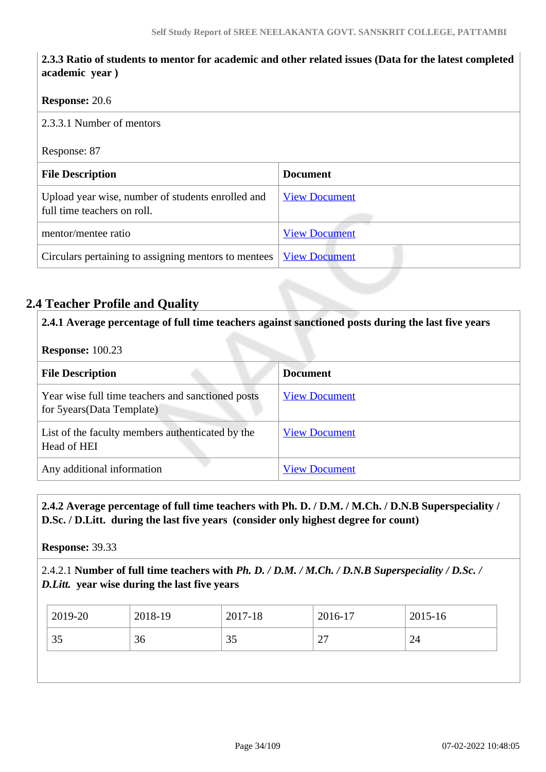**2.3.3 Ratio of students to mentor for academic and other related issues (Data for the latest completed academic year )**

**Response:** 20.6

2.3.3.1 Number of mentors

Response: 87

| **File Description** | **Document** |
|---|---|
| Upload year wise, number of students enrolled and full time teachers on roll. | View Document |
| mentor/mentee ratio | View Document |
| Circulars pertaining to assigning mentors to mentees | View Document |

## 2.4 Teacher Profile and Quality

**2.4.1 Average percentage of full time teachers against sanctioned posts during the last five years**

**Response:** 100.23

| **File Description** | **Document** |
|---|---|
| Year wise full time teachers and sanctioned posts for 5years(Data Template) | View Document |
| List of the faculty members authenticated by the Head of HEI | View Document |
| Any additional information | View Document |

**2.4.2 Average percentage of full time teachers with Ph. D. / D.M. / M.Ch. / D.N.B Superspeciality / D.Sc. / D.Litt. during the last five years (consider only highest degree for count)**

**Response:** 39.33

2.4.2.1 **Number of full time teachers with *Ph. D. / D.M. / M.Ch. / D.N.B Superspeciality / D.Sc. / D.Litt.* year wise during the last five years**

| 2019-20 | 2018-19 | 2017-18 | 2016-17 | 2015-16 |
|---|---|---|---|---|
| 35 | 36 | 35 | 27 | 24 |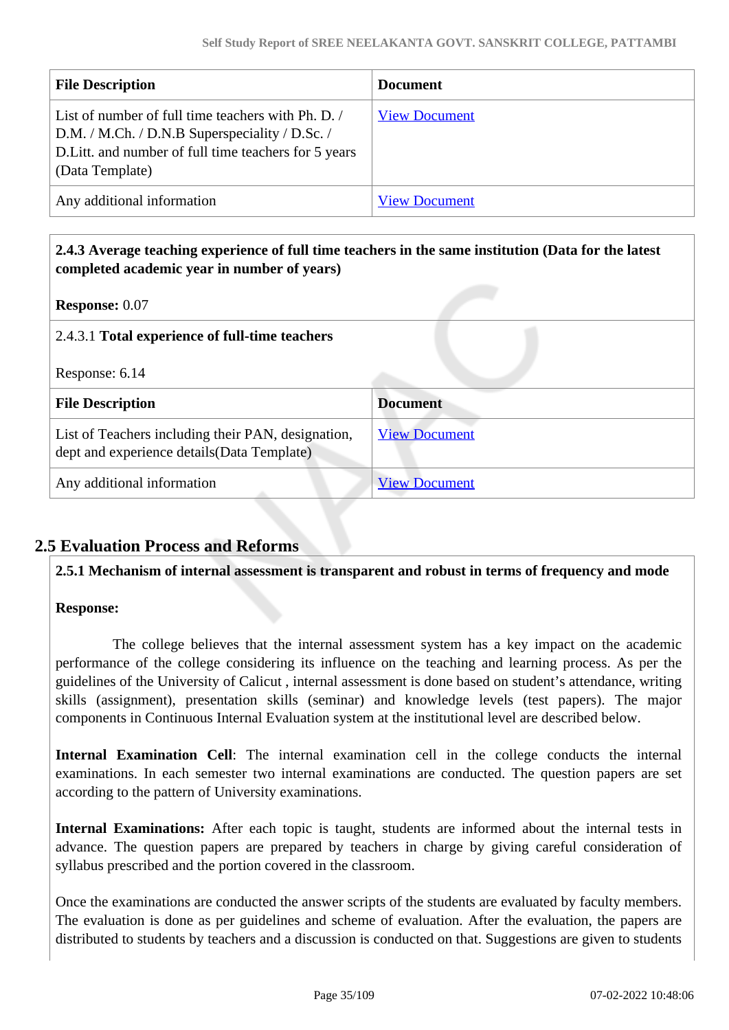| File Description | Document |
| --- | --- |
| List of number of full time teachers with Ph. D. / D.M. / M.Ch. / D.N.B Superspeciality / D.Sc. / D.Litt. and number of full time teachers for 5 years (Data Template) | View Document |
| Any additional information | View Document |

**2.4.3 Average teaching experience of full time teachers in the same institution (Data for the latest completed academic year in number of years)**

**Response:** 0.07

2.4.3.1 **Total experience of full-time teachers**

Response: 6.14

| File Description | Document |
| --- | --- |
| List of Teachers including their PAN, designation, dept and experience details(Data Template) | View Document |
| Any additional information | View Document |

## 2.5 Evaluation Process and Reforms

**2.5.1 Mechanism of internal assessment is transparent and robust in terms of frequency and mode**

**Response:**

The college believes that the internal assessment system has a key impact on the academic performance of the college considering its influence on the teaching and learning process. As per the guidelines of the University of Calicut , internal assessment is done based on student's attendance, writing skills (assignment), presentation skills (seminar) and knowledge levels (test papers). The major components in Continuous Internal Evaluation system at the institutional level are described below.

**Internal Examination Cell**: The internal examination cell in the college conducts the internal examinations. In each semester two internal examinations are conducted. The question papers are set according to the pattern of University examinations.

**Internal Examinations:** After each topic is taught, students are informed about the internal tests in advance. The question papers are prepared by teachers in charge by giving careful consideration of syllabus prescribed and the portion covered in the classroom.

Once the examinations are conducted the answer scripts of the students are evaluated by faculty members. The evaluation is done as per guidelines and scheme of evaluation. After the evaluation, the papers are distributed to students by teachers and a discussion is conducted on that. Suggestions are given to students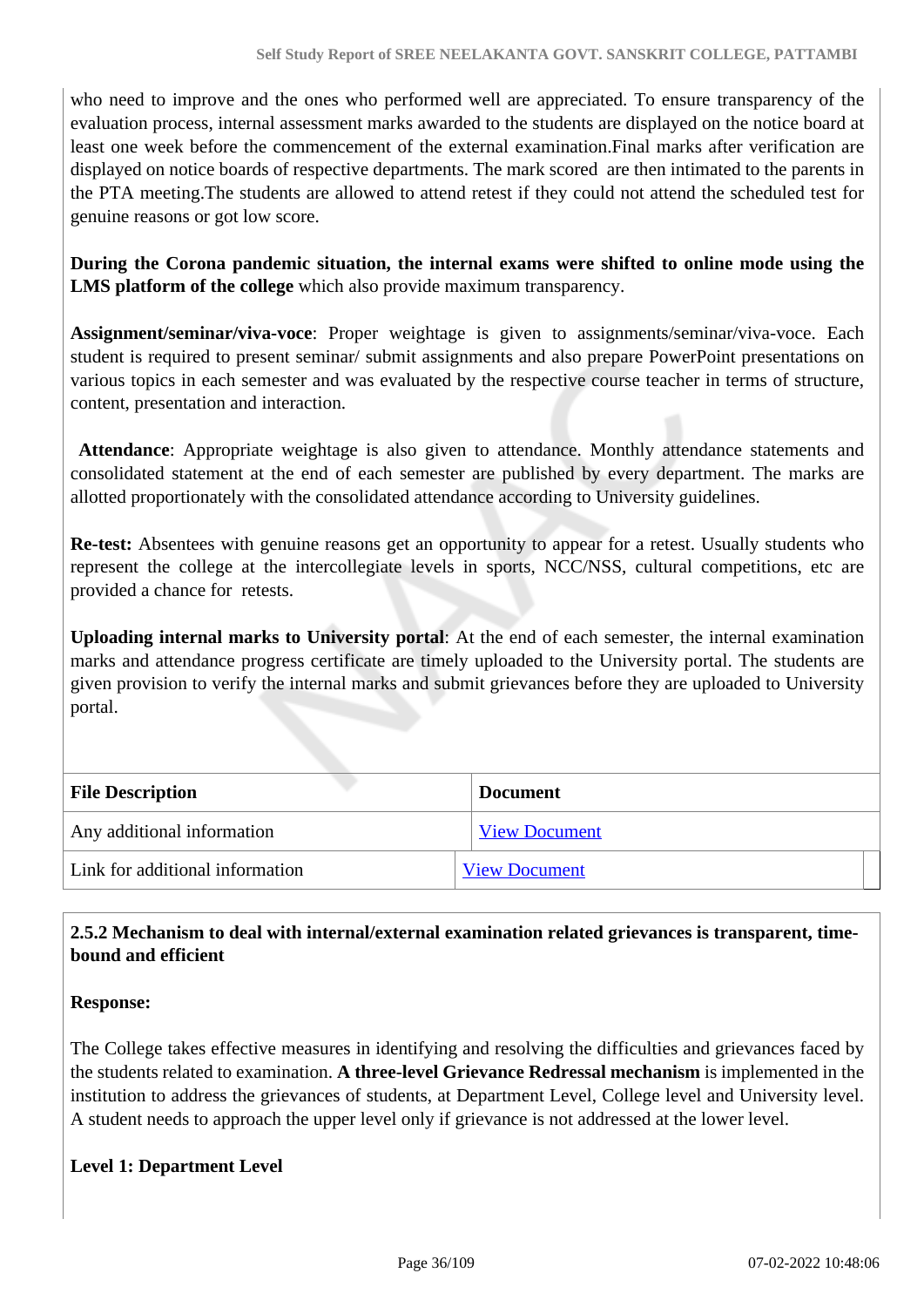who need to improve and the ones who performed well are appreciated. To ensure transparency of the evaluation process, internal assessment marks awarded to the students are displayed on the notice board at least one week before the commencement of the external examination.Final marks after verification are displayed on notice boards of respective departments. The mark scored are then intimated to the parents in the PTA meeting.The students are allowed to attend retest if they could not attend the scheduled test for genuine reasons or got low score.

**During the Corona pandemic situation, the internal exams were shifted to online mode using the LMS platform of the college** which also provide maximum transparency.

**Assignment/seminar/viva-voce**: Proper weightage is given to assignments/seminar/viva-voce. Each student is required to present seminar/ submit assignments and also prepare PowerPoint presentations on various topics in each semester and was evaluated by the respective course teacher in terms of structure, content, presentation and interaction.

**Attendance**: Appropriate weightage is also given to attendance. Monthly attendance statements and consolidated statement at the end of each semester are published by every department. The marks are allotted proportionately with the consolidated attendance according to University guidelines.

**Re-test:** Absentees with genuine reasons get an opportunity to appear for a retest. Usually students who represent the college at the intercollegiate levels in sports, NCC/NSS, cultural competitions, etc are provided a chance for retests.

**Uploading internal marks to University portal**: At the end of each semester, the internal examination marks and attendance progress certificate are timely uploaded to the University portal. The students are given provision to verify the internal marks and submit grievances before they are uploaded to University portal.

| File Description | Document |
|---|---|
| Any additional information | View Document |
| Link for additional information | View Document |

**2.5.2 Mechanism to deal with internal/external examination related grievances is transparent, time-bound and efficient**

**Response:**

The College takes effective measures in identifying and resolving the difficulties and grievances faced by the students related to examination. **A three-level Grievance Redressal mechanism** is implemented in the institution to address the grievances of students, at Department Level, College level and University level. A student needs to approach the upper level only if grievance is not addressed at the lower level.

**Level 1: Department Level**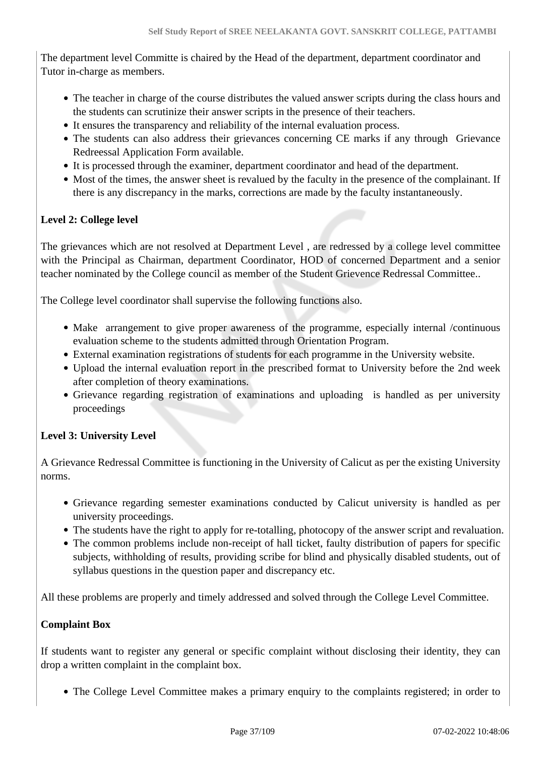The department level Committe is chaired by the Head of the department, department coordinator and Tutor in-charge as members.

- The teacher in charge of the course distributes the valued answer scripts during the class hours and the students can scrutinize their answer scripts in the presence of their teachers.
- It ensures the transparency and reliability of the internal evaluation process.
- The students can also address their grievances concerning CE marks if any through Grievance Redreessal Application Form available.
- It is processed through the examiner, department coordinator and head of the department.
- Most of the times, the answer sheet is revalued by the faculty in the presence of the complainant. If there is any discrepancy in the marks, corrections are made by the faculty instantaneously.

**Level 2: College level**

The grievances which are not resolved at Department Level , are redressed by a college level committee with the Principal as Chairman, department Coordinator, HOD of concerned Department and a senior teacher nominated by the College council as member of the Student Grievence Redressal Committee..

The College level coordinator shall supervise the following functions also.

- Make arrangement to give proper awareness of the programme, especially internal /continuous evaluation scheme to the students admitted through Orientation Program.
- External examination registrations of students for each programme in the University website.
- Upload the internal evaluation report in the prescribed format to University before the 2nd week after completion of theory examinations.
- Grievance regarding registration of examinations and uploading is handled as per university proceedings

**Level 3: University Level**

A Grievance Redressal Committee is functioning in the University of Calicut as per the existing University norms.

- Grievance regarding semester examinations conducted by Calicut university is handled as per university proceedings.
- The students have the right to apply for re-totalling, photocopy of the answer script and revaluation.
- The common problems include non-receipt of hall ticket, faulty distribution of papers for specific subjects, withholding of results, providing scribe for blind and physically disabled students, out of syllabus questions in the question paper and discrepancy etc.

All these problems are properly and timely addressed and solved through the College Level Committee.

**Complaint Box**

If students want to register any general or specific complaint without disclosing their identity, they can drop a written complaint in the complaint box.

- The College Level Committee makes a primary enquiry to the complaints registered; in order to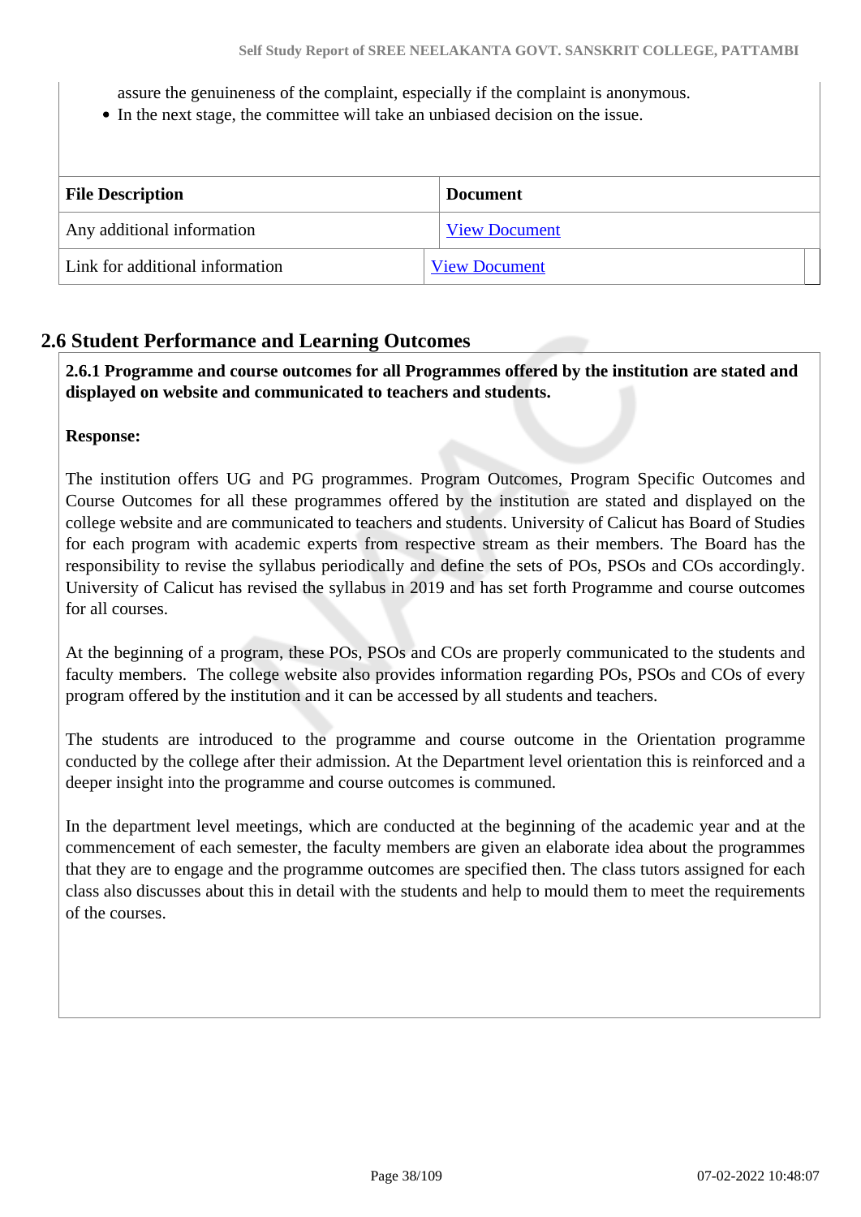assure the genuineness of the complaint, especially if the complaint is anonymous.

- In the next stage, the committee will take an unbiased decision on the issue.

| File Description | Document |
| --- | --- |
| Any additional information | View Document |
| Link for additional information | View Document |

## 2.6 Student Performance and Learning Outcomes

**2.6.1 Programme and course outcomes for all Programmes offered by the institution are stated and displayed on website and communicated to teachers and students.**

**Response:**

The institution offers UG and PG programmes. Program Outcomes, Program Specific Outcomes and Course Outcomes for all these programmes offered by the institution are stated and displayed on the college website and are communicated to teachers and students. University of Calicut has Board of Studies for each program with academic experts from respective stream as their members. The Board has the responsibility to revise the syllabus periodically and define the sets of POs, PSOs and COs accordingly. University of Calicut has revised the syllabus in 2019 and has set forth Programme and course outcomes for all courses.

At the beginning of a program, these POs, PSOs and COs are properly communicated to the students and faculty members. The college website also provides information regarding POs, PSOs and COs of every program offered by the institution and it can be accessed by all students and teachers.

The students are introduced to the programme and course outcome in the Orientation programme conducted by the college after their admission. At the Department level orientation this is reinforced and a deeper insight into the programme and course outcomes is communed.

In the department level meetings, which are conducted at the beginning of the academic year and at the commencement of each semester, the faculty members are given an elaborate idea about the programmes that they are to engage and the programme outcomes are specified then. The class tutors assigned for each class also discusses about this in detail with the students and help to mould them to meet the requirements of the courses.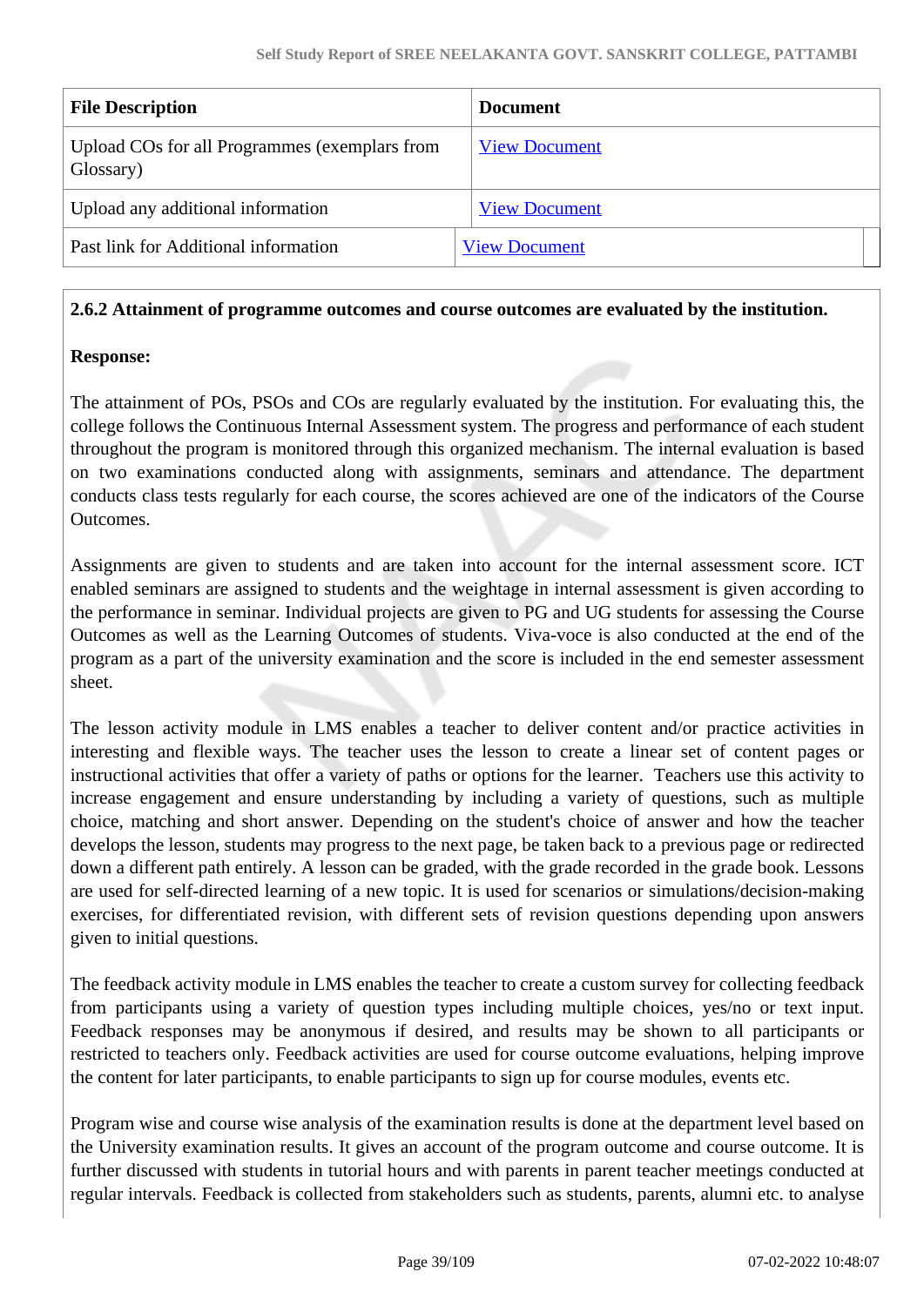| File Description | Document |
|---|---|
| Upload COs for all Programmes (exemplars from Glossary) | View Document |
| Upload any additional information | View Document |
| Past link for Additional information | View Document |

**2.6.2 Attainment of programme outcomes and course outcomes are evaluated by the institution.**

**Response:**

The attainment of POs, PSOs and COs are regularly evaluated by the institution. For evaluating this, the college follows the Continuous Internal Assessment system. The progress and performance of each student throughout the program is monitored through this organized mechanism. The internal evaluation is based on two examinations conducted along with assignments, seminars and attendance. The department conducts class tests regularly for each course, the scores achieved are one of the indicators of the Course Outcomes.

Assignments are given to students and are taken into account for the internal assessment score. ICT enabled seminars are assigned to students and the weightage in internal assessment is given according to the performance in seminar. Individual projects are given to PG and UG students for assessing the Course Outcomes as well as the Learning Outcomes of students. Viva-voce is also conducted at the end of the program as a part of the university examination and the score is included in the end semester assessment sheet.

The lesson activity module in LMS enables a teacher to deliver content and/or practice activities in interesting and flexible ways. The teacher uses the lesson to create a linear set of content pages or instructional activities that offer a variety of paths or options for the learner. Teachers use this activity to increase engagement and ensure understanding by including a variety of questions, such as multiple choice, matching and short answer. Depending on the student's choice of answer and how the teacher develops the lesson, students may progress to the next page, be taken back to a previous page or redirected down a different path entirely. A lesson can be graded, with the grade recorded in the grade book. Lessons are used for self-directed learning of a new topic. It is used for scenarios or simulations/decision-making exercises, for differentiated revision, with different sets of revision questions depending upon answers given to initial questions.

The feedback activity module in LMS enables the teacher to create a custom survey for collecting feedback from participants using a variety of question types including multiple choices, yes/no or text input. Feedback responses may be anonymous if desired, and results may be shown to all participants or restricted to teachers only. Feedback activities are used for course outcome evaluations, helping improve the content for later participants, to enable participants to sign up for course modules, events etc.

Program wise and course wise analysis of the examination results is done at the department level based on the University examination results. It gives an account of the program outcome and course outcome. It is further discussed with students in tutorial hours and with parents in parent teacher meetings conducted at regular intervals. Feedback is collected from stakeholders such as students, parents, alumni etc. to analyse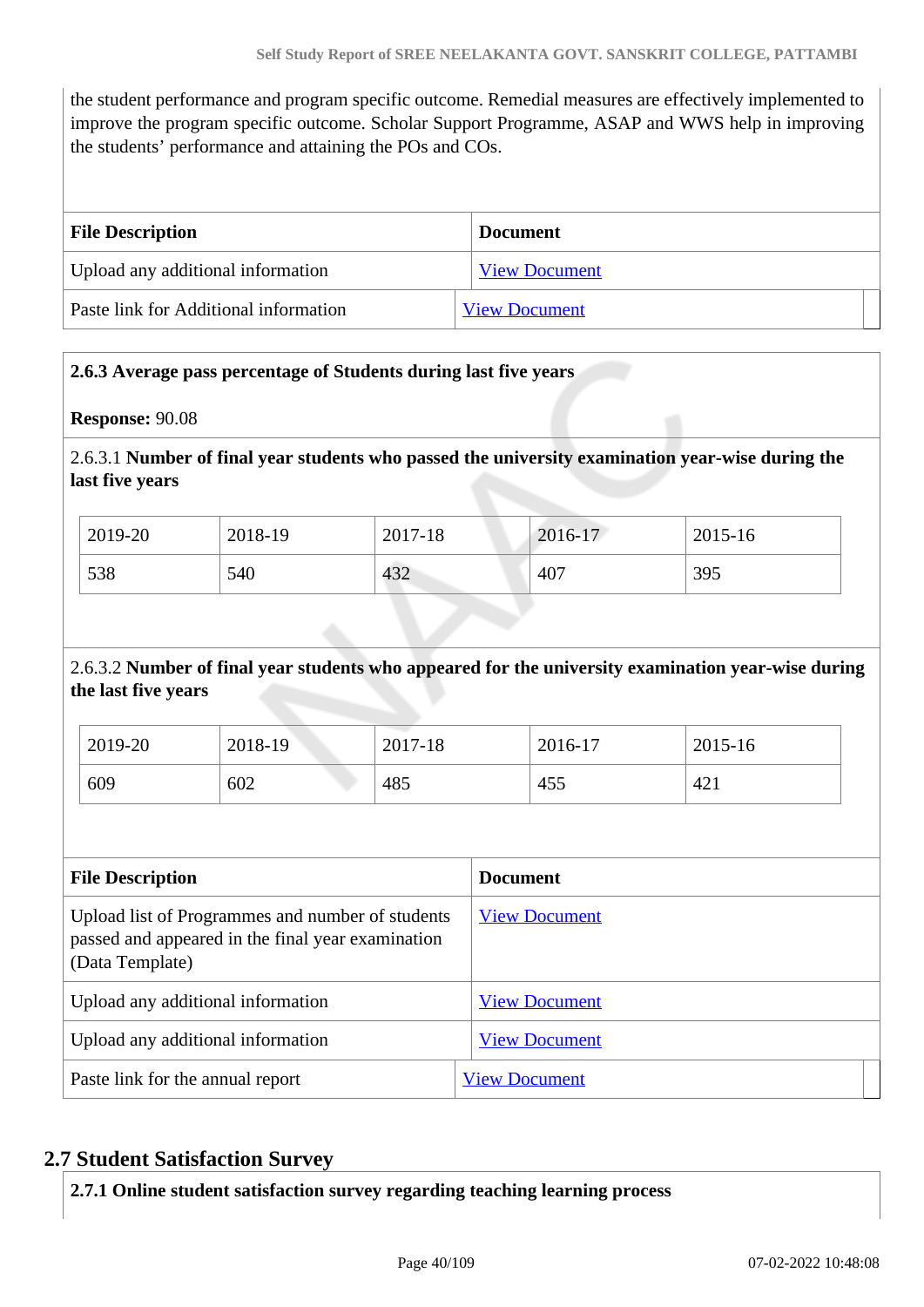the student performance and program specific outcome. Remedial measures are effectively implemented to improve the program specific outcome. Scholar Support Programme, ASAP and WWS help in improving the students' performance and attaining the POs and COs.

| File Description | Document |
| --- | --- |
| Upload any additional information | View Document |
| Paste link for Additional information | View Document |

**2.6.3 Average pass percentage of Students during last five years**

**Response:** 90.08

2.6.3.1 **Number of final year students who passed the university examination year-wise during the last five years**

| 2019-20 | 2018-19 | 2017-18 | 2016-17 | 2015-16 |
| --- | --- | --- | --- | --- |
| 538 | 540 | 432 | 407 | 395 |

2.6.3.2 **Number of final year students who appeared for the university examination year-wise during the last five years**

| 2019-20 | 2018-19 | 2017-18 | 2016-17 | 2015-16 |
| --- | --- | --- | --- | --- |
| 609 | 602 | 485 | 455 | 421 |

| File Description | Document |
| --- | --- |
| Upload list of Programmes and number of students passed and appeared in the final year examination (Data Template) | View Document |
| Upload any additional information | View Document |
| Upload any additional information | View Document |
| Paste link for the annual report | View Document |

## 2.7 Student Satisfaction Survey

**2.7.1 Online student satisfaction survey regarding teaching learning process**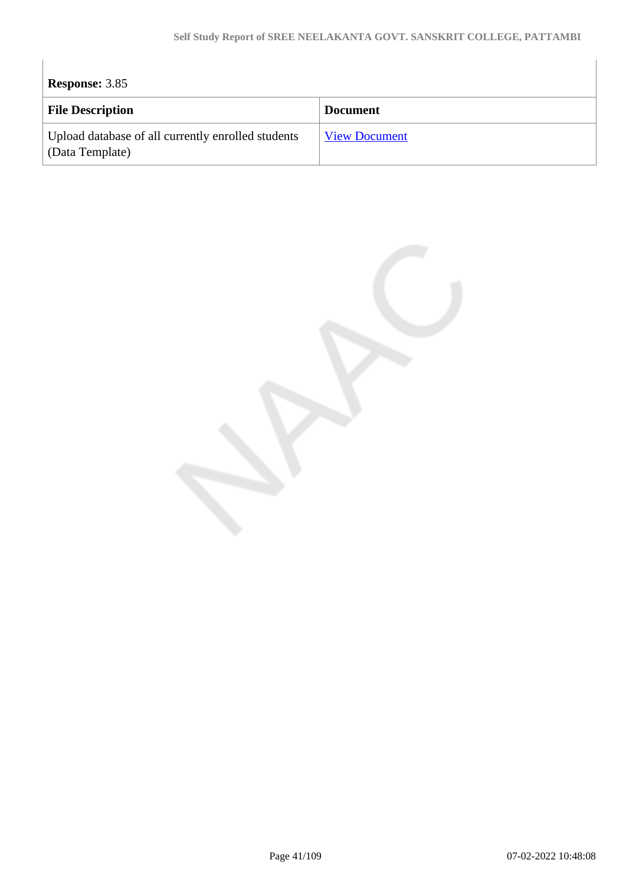**Response:** 3.85

| File Description | Document |
| --- | --- |
| Upload database of all currently enrolled students (Data Template) | View Document |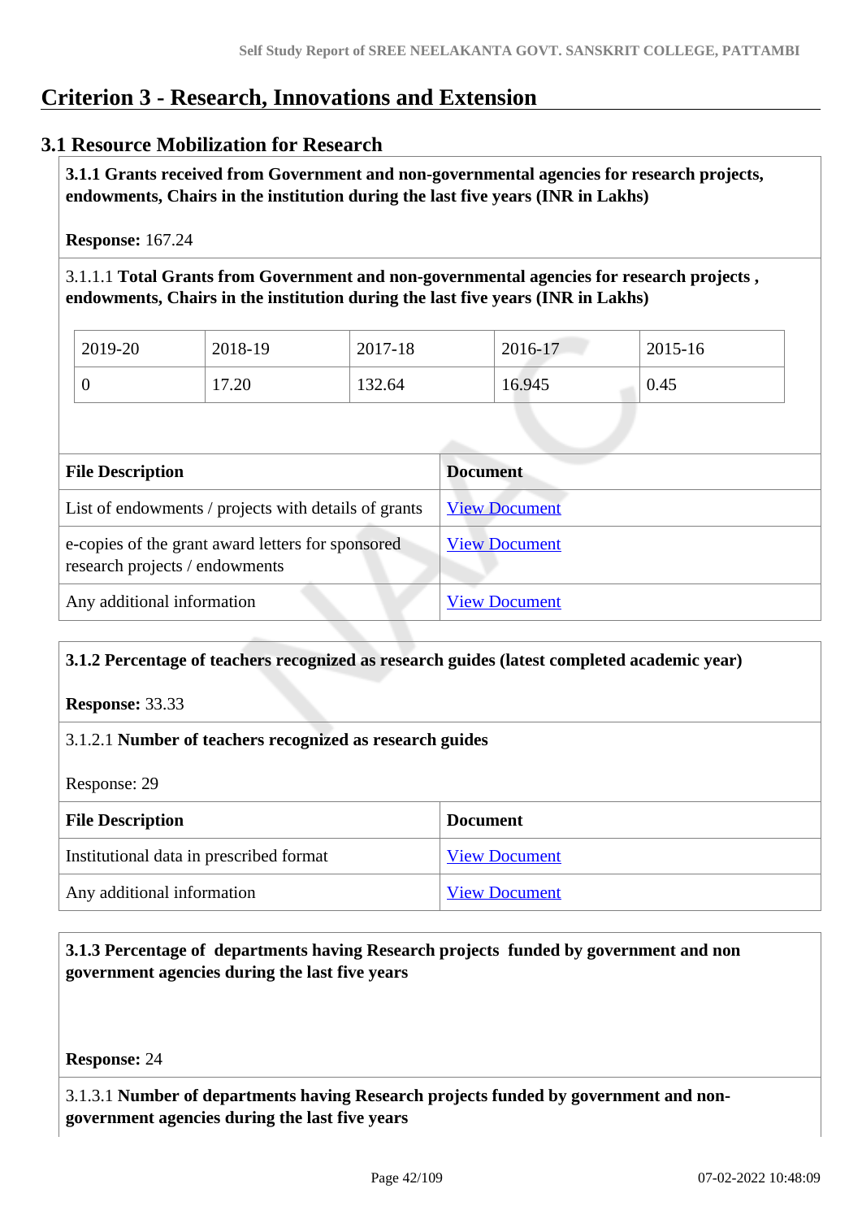## Criterion 3 - Research, Innovations and Extension

### 3.1 Resource Mobilization for Research

**3.1.1 Grants received from Government and non-governmental agencies for research projects, endowments, Chairs in the institution during the last five years (INR in Lakhs)**

**Response:** 167.24

3.1.1.1 **Total Grants from Government and non-governmental agencies for research projects , endowments, Chairs in the institution during the last five years (INR in Lakhs)**

| 2019-20 | 2018-19 | 2017-18 | 2016-17 | 2015-16 |
|---|---|---|---|---|
| 0 | 17.20 | 132.64 | 16.945 | 0.45 |

| File Description | Document |
|---|---|
| List of endowments / projects with details of grants | View Document |
| e-copies of the grant award letters for sponsored research projects / endowments | View Document |
| Any additional information | View Document |

**3.1.2 Percentage of teachers recognized as research guides (latest completed academic year)**

**Response:** 33.33

3.1.2.1 **Number of teachers recognized as research guides**

Response: 29

| File Description | Document |
|---|---|
| Institutional data in prescribed format | View Document |
| Any additional information | View Document |

**3.1.3 Percentage of departments having Research projects funded by government and non government agencies during the last five years**

**Response:** 24

3.1.3.1 **Number of departments having Research projects funded by government and non-government agencies during the last five years**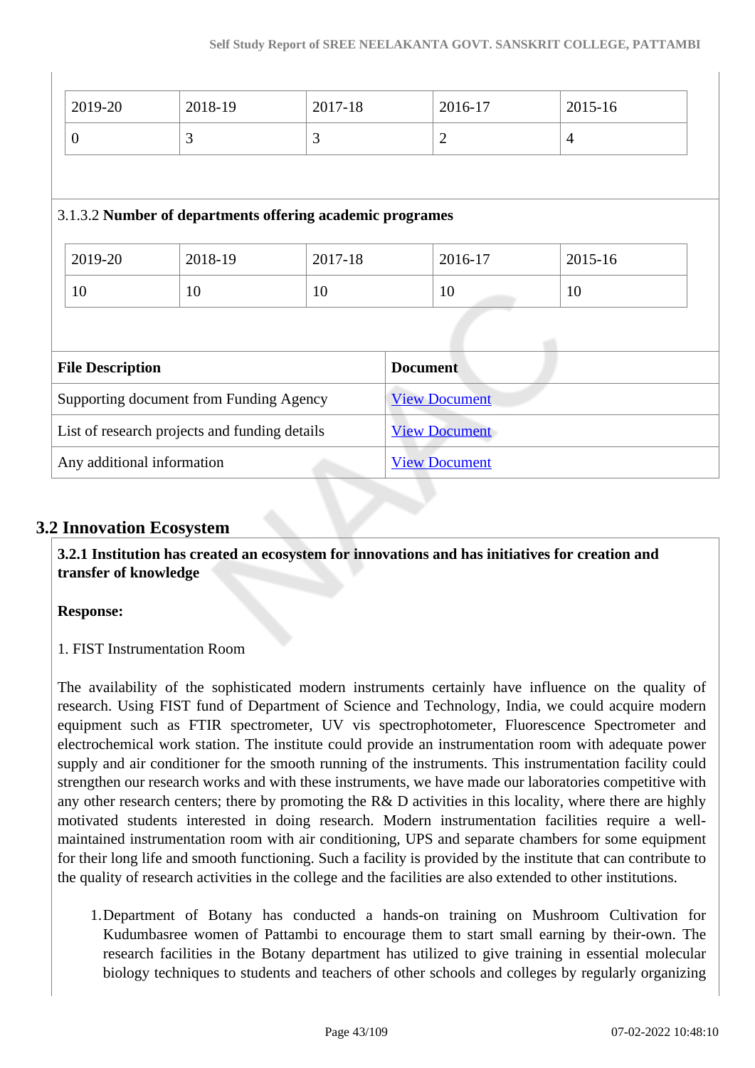| 2019-20 | 2018-19 | 2017-18 | 2016-17 | 2015-16 |
|---|---|---|---|---|
| 0 | 3 | 3 | 2 | 4 |

3.1.3.2 **Number of departments offering academic programes**

| 2019-20 | 2018-19 | 2017-18 | 2016-17 | 2015-16 |
|---|---|---|---|---|
| 10 | 10 | 10 | 10 | 10 |

| File Description | Document |
|---|---|
| Supporting document from Funding Agency | View Document |
| List of research projects and funding details | View Document |
| Any additional information | View Document |

## 3.2 Innovation Ecosystem

**3.2.1 Institution has created an ecosystem for innovations and has initiatives for creation and transfer of knowledge**

**Response:**

1. FIST Instrumentation Room

The availability of the sophisticated modern instruments certainly have influence on the quality of research. Using FIST fund of Department of Science and Technology, India, we could acquire modern equipment such as FTIR spectrometer, UV vis spectrophotometer, Fluorescence Spectrometer and electrochemical work station. The institute could provide an instrumentation room with adequate power supply and air conditioner for the smooth running of the instruments. This instrumentation facility could strengthen our research works and with these instruments, we have made our laboratories competitive with any other research centers; there by promoting the R& D activities in this locality, where there are highly motivated students interested in doing research. Modern instrumentation facilities require a well-maintained instrumentation room with air conditioning, UPS and separate chambers for some equipment for their long life and smooth functioning. Such a facility is provided by the institute that can contribute to the quality of research activities in the college and the facilities are also extended to other institutions.

1. Department of Botany has conducted a hands-on training on Mushroom Cultivation for Kudumbasree women of Pattambi to encourage them to start small earning by their-own. The research facilities in the Botany department has utilized to give training in essential molecular biology techniques to students and teachers of other schools and colleges by regularly organizing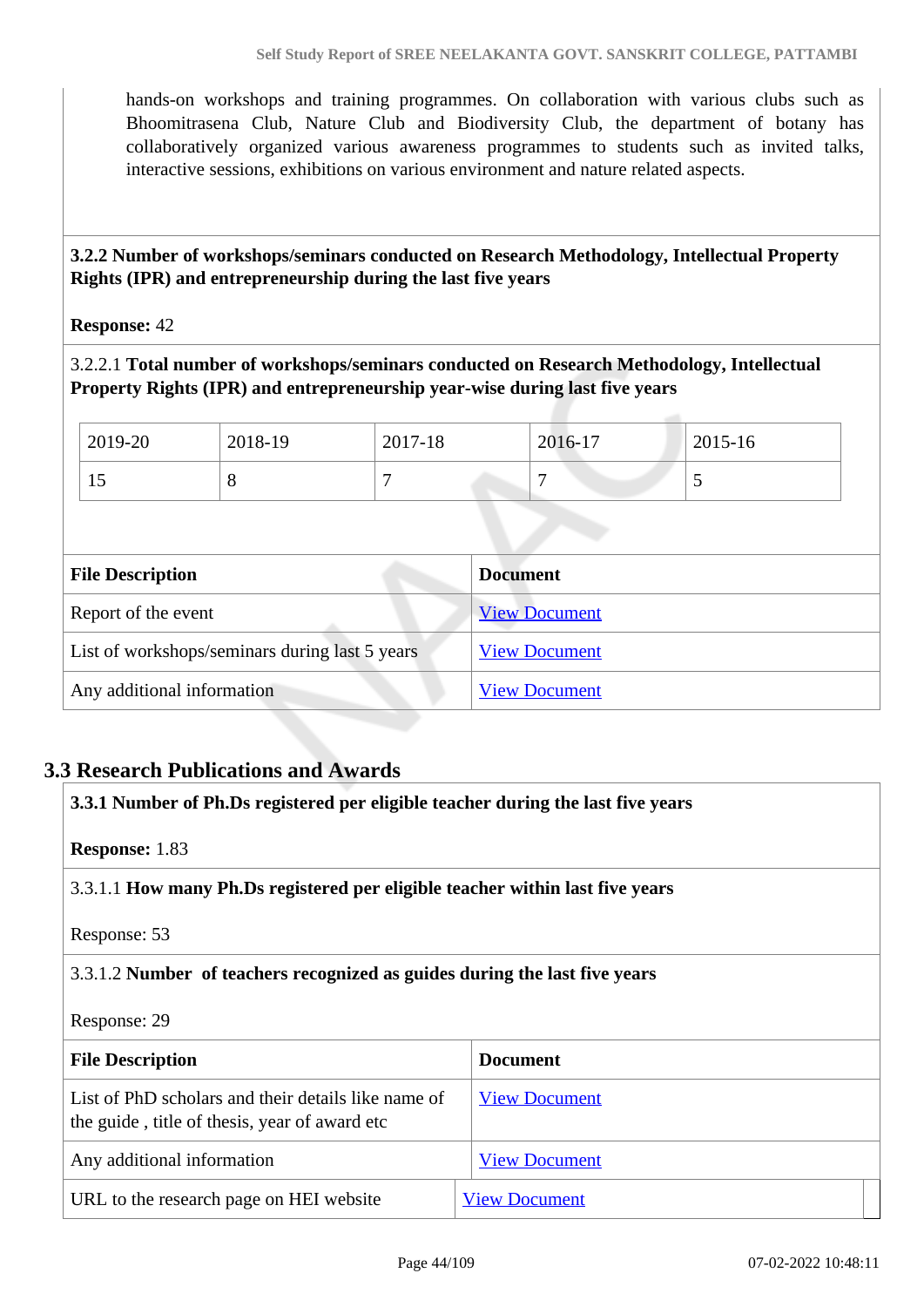hands-on workshops and training programmes. On collaboration with various clubs such as Bhoomitrasena Club, Nature Club and Biodiversity Club, the department of botany has collaboratively organized various awareness programmes to students such as invited talks, interactive sessions, exhibitions on various environment and nature related aspects.

**3.2.2 Number of workshops/seminars conducted on Research Methodology, Intellectual Property Rights (IPR) and entrepreneurship during the last five years**

**Response:** 42

3.2.2.1 **Total number of workshops/seminars conducted on Research Methodology, Intellectual Property Rights (IPR) and entrepreneurship year-wise during last five years**

| 2019-20 | 2018-19 | 2017-18 | 2016-17 | 2015-16 |
|---|---|---|---|---|
| 15 | 8 | 7 | 7 | 5 |

| File Description | Document |
|---|---|
| Report of the event | View Document |
| List of workshops/seminars during last 5 years | View Document |
| Any additional information | View Document |

## 3.3 Research Publications and Awards

**3.3.1 Number of Ph.Ds registered per eligible teacher during the last five years**

**Response:** 1.83

3.3.1.1 **How many Ph.Ds registered per eligible teacher within last five years**

Response: 53

3.3.1.2 **Number of teachers recognized as guides during the last five years**

Response: 29

| File Description | Document |
|---|---|
| List of PhD scholars and their details like name of the guide , title of thesis, year of award etc | View Document |
| Any additional information | View Document |
| URL to the research page on HEI website | View Document |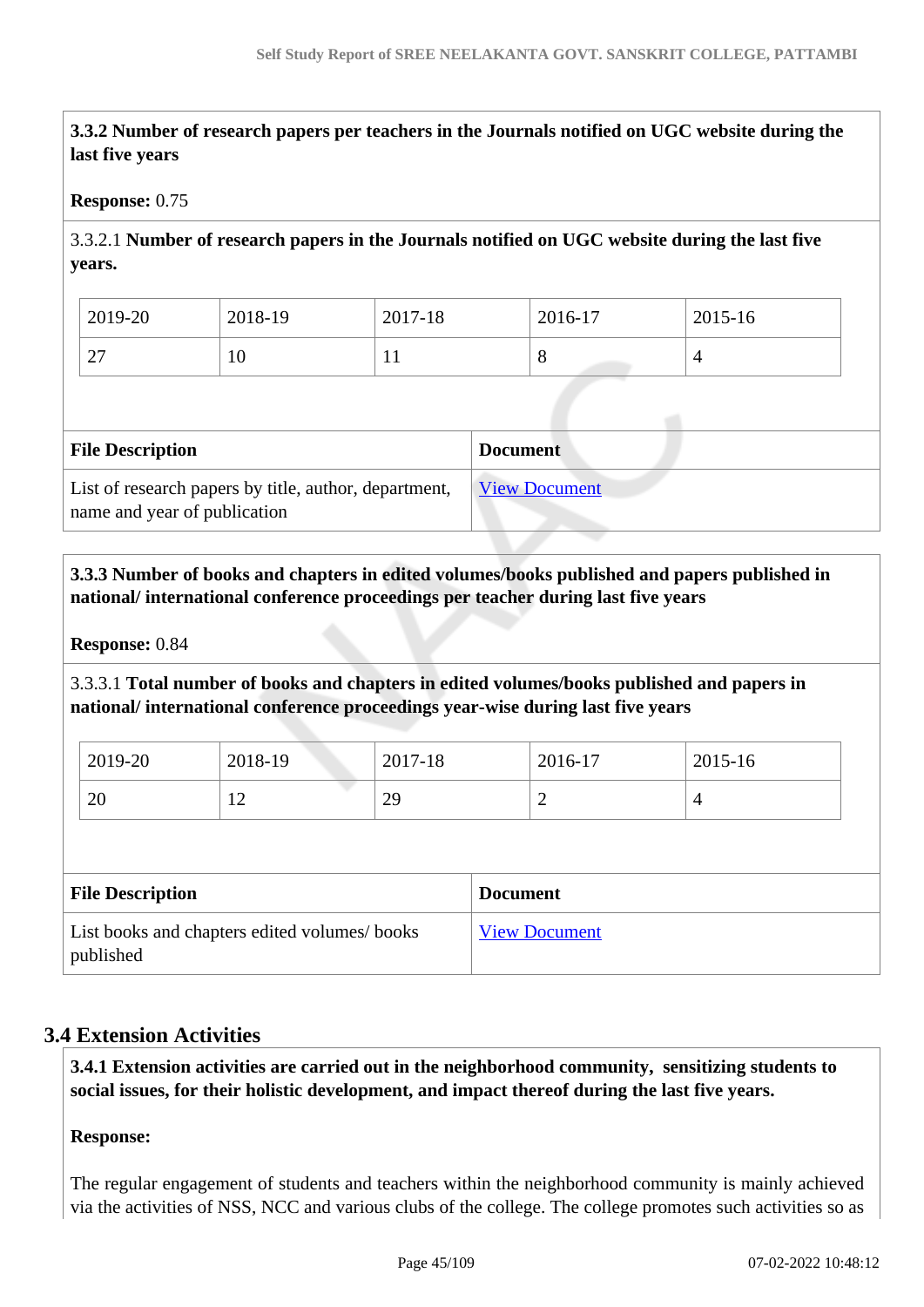**3.3.2 Number of research papers per teachers in the Journals notified on UGC website during the last five years**

**Response:** 0.75

3.3.2.1 **Number of research papers in the Journals notified on UGC website during the last five years.**

| 2019-20 | 2018-19 | 2017-18 | 2016-17 | 2015-16 |
|---|---|---|---|---|
| 27 | 10 | 11 | 8 | 4 |

| File Description | Document |
|---|---|
| List of research papers by title, author, department, name and year of publication | View Document |

**3.3.3 Number of books and chapters in edited volumes/books published and papers published in national/ international conference proceedings per teacher during last five years**

**Response:** 0.84

3.3.3.1 **Total number of books and chapters in edited volumes/books published and papers in national/ international conference proceedings year-wise during last five years**

| 2019-20 | 2018-19 | 2017-18 | 2016-17 | 2015-16 |
|---|---|---|---|---|
| 20 | 12 | 29 | 2 | 4 |

| File Description | Document |
|---|---|
| List books and chapters edited volumes/ books published | View Document |

## 3.4 Extension Activities

**3.4.1 Extension activities are carried out in the neighborhood community, sensitizing students to social issues, for their holistic development, and impact thereof during the last five years.**

**Response:**

The regular engagement of students and teachers within the neighborhood community is mainly achieved via the activities of NSS, NCC and various clubs of the college. The college promotes such activities so as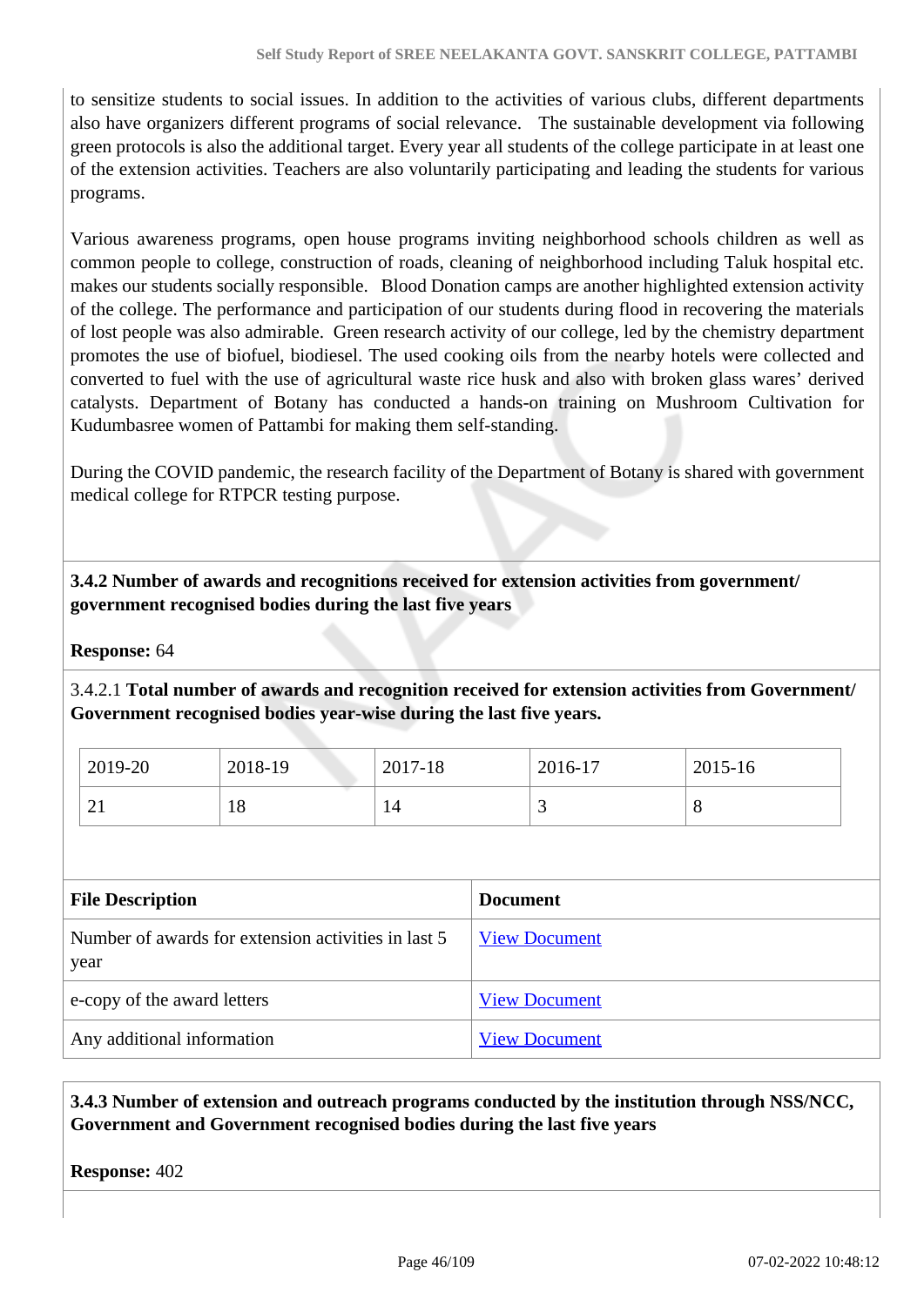to sensitize students to social issues. In addition to the activities of various clubs, different departments also have organizers different programs of social relevance. The sustainable development via following green protocols is also the additional target. Every year all students of the college participate in at least one of the extension activities. Teachers are also voluntarily participating and leading the students for various programs.

Various awareness programs, open house programs inviting neighborhood schools children as well as common people to college, construction of roads, cleaning of neighborhood including Taluk hospital etc. makes our students socially responsible. Blood Donation camps are another highlighted extension activity of the college. The performance and participation of our students during flood in recovering the materials of lost people was also admirable. Green research activity of our college, led by the chemistry department promotes the use of biofuel, biodiesel. The used cooking oils from the nearby hotels were collected and converted to fuel with the use of agricultural waste rice husk and also with broken glass wares' derived catalysts. Department of Botany has conducted a hands-on training on Mushroom Cultivation for Kudumbasree women of Pattambi for making them self-standing.

During the COVID pandemic, the research facility of the Department of Botany is shared with government medical college for RTPCR testing purpose.

**3.4.2 Number of awards and recognitions received for extension activities from government/ government recognised bodies during the last five years**

**Response:** 64

3.4.2.1 **Total number of awards and recognition received for extension activities from Government/ Government recognised bodies year-wise during the last five years.**

| 2019-20 | 2018-19 | 2017-18 | 2016-17 | 2015-16 |
|---|---|---|---|---|
| 21 | 18 | 14 | 3 | 8 |

| **File Description** | **Document** |
|---|---|
| Number of awards for extension activities in last 5 year | View Document |
| e-copy of the award letters | View Document |
| Any additional information | View Document |

**3.4.3 Number of extension and outreach programs conducted by the institution through NSS/NCC, Government and Government recognised bodies during the last five years**

**Response:** 402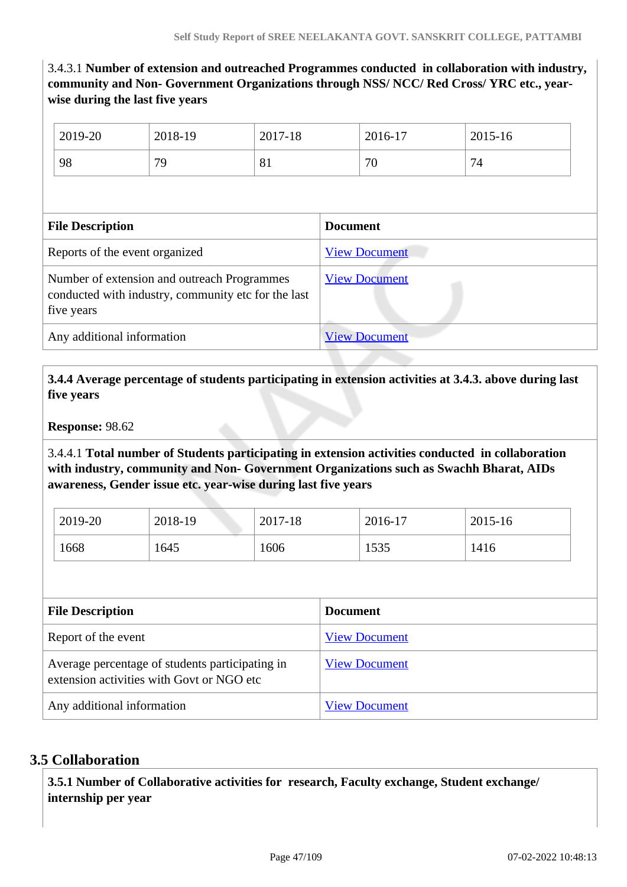3.4.3.1 **Number of extension and outreached Programmes conducted in collaboration with industry, community and Non- Government Organizations through NSS/ NCC/ Red Cross/ YRC etc., year-wise during the last five years**

| 2019-20 | 2018-19 | 2017-18 | 2016-17 | 2015-16 |
|---|---|---|---|---|
| 98 | 79 | 81 | 70 | 74 |

| File Description | Document |
|---|---|
| Reports of the event organized | View Document |
| Number of extension and outreach Programmes conducted with industry, community etc for the last five years | View Document |
| Any additional information | View Document |

**3.4.4 Average percentage of students participating in extension activities at 3.4.3. above during last five years**

**Response:** 98.62

3.4.4.1 **Total number of Students participating in extension activities conducted in collaboration with industry, community and Non- Government Organizations such as Swachh Bharat, AIDs awareness, Gender issue etc. year-wise during last five years**

| 2019-20 | 2018-19 | 2017-18 | 2016-17 | 2015-16 |
|---|---|---|---|---|
| 1668 | 1645 | 1606 | 1535 | 1416 |

| File Description | Document |
|---|---|
| Report of the event | View Document |
| Average percentage of students participating in extension activities with Govt or NGO etc | View Document |
| Any additional information | View Document |

## 3.5 Collaboration

**3.5.1 Number of Collaborative activities for research, Faculty exchange, Student exchange/ internship per year**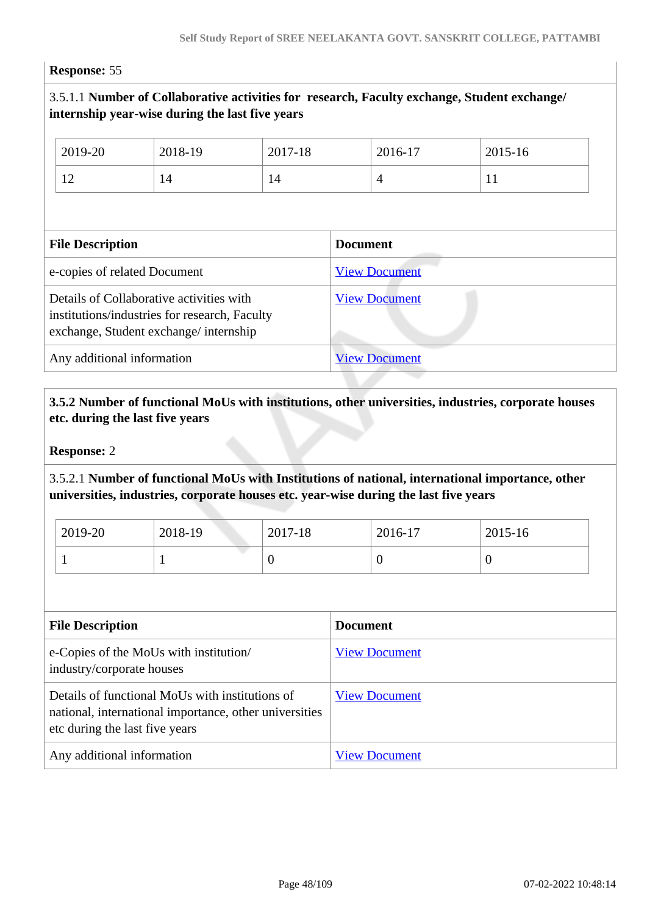**Response:** 55

3.5.1.1 **Number of Collaborative activities for research, Faculty exchange, Student exchange/ internship year-wise during the last five years**

| 2019-20 | 2018-19 | 2017-18 | 2016-17 | 2015-16 |
|---|---|---|---|---|
| 12 | 14 | 14 | 4 | 11 |

| File Description | Document |
|---|---|
| e-copies of related Document | View Document |
| Details of Collaborative activities with institutions/industries for research, Faculty exchange, Student exchange/ internship | View Document |
| Any additional information | View Document |

**3.5.2 Number of functional MoUs with institutions, other universities, industries, corporate houses etc. during the last five years**

**Response:** 2

3.5.2.1 **Number of functional MoUs with Institutions of national, international importance, other universities, industries, corporate houses etc. year-wise during the last five years**

| 2019-20 | 2018-19 | 2017-18 | 2016-17 | 2015-16 |
|---|---|---|---|---|
| 1 | 1 | 0 | 0 | 0 |

| File Description | Document |
|---|---|
| e-Copies of the MoUs with institution/ industry/corporate houses | View Document |
| Details of functional MoUs with institutions of national, international importance, other universities etc during the last five years | View Document |
| Any additional information | View Document |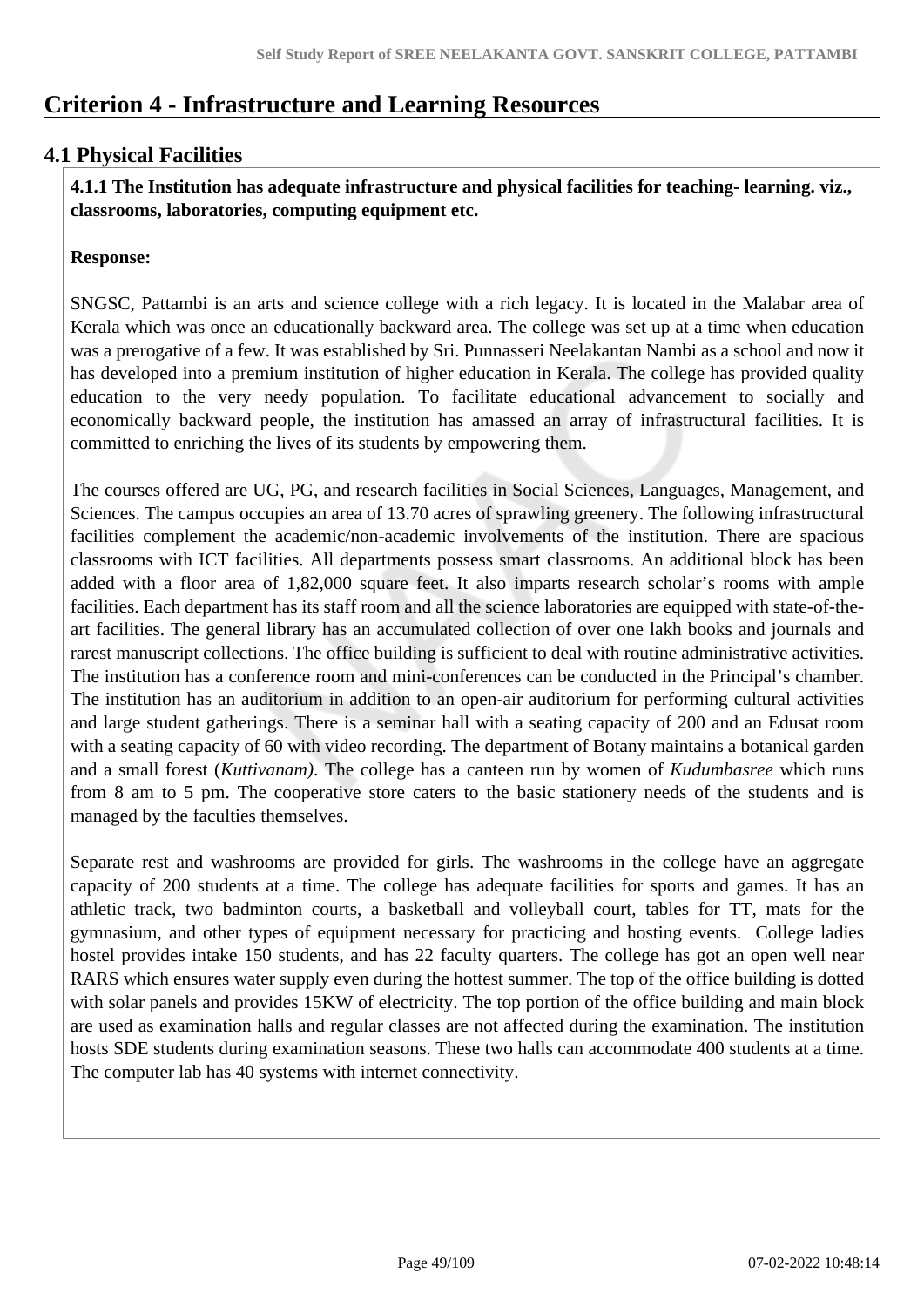# Criterion 4 - Infrastructure and Learning Resources

## 4.1 Physical Facilities

**4.1.1 The Institution has adequate infrastructure and physical facilities for teaching- learning. viz., classrooms, laboratories, computing equipment etc.**

**Response:**

SNGSC, Pattambi is an arts and science college with a rich legacy. It is located in the Malabar area of Kerala which was once an educationally backward area. The college was set up at a time when education was a prerogative of a few. It was established by Sri. Punnasseri Neelakantan Nambi as a school and now it has developed into a premium institution of higher education in Kerala. The college has provided quality education to the very needy population. To facilitate educational advancement to socially and economically backward people, the institution has amassed an array of infrastructural facilities. It is committed to enriching the lives of its students by empowering them.

The courses offered are UG, PG, and research facilities in Social Sciences, Languages, Management, and Sciences. The campus occupies an area of 13.70 acres of sprawling greenery. The following infrastructural facilities complement the academic/non-academic involvements of the institution. There are spacious classrooms with ICT facilities. All departments possess smart classrooms. An additional block has been added with a floor area of 1,82,000 square feet. It also imparts research scholar's rooms with ample facilities. Each department has its staff room and all the science laboratories are equipped with state-of-the-art facilities. The general library has an accumulated collection of over one lakh books and journals and rarest manuscript collections. The office building is sufficient to deal with routine administrative activities. The institution has a conference room and mini-conferences can be conducted in the Principal's chamber. The institution has an auditorium in addition to an open-air auditorium for performing cultural activities and large student gatherings. There is a seminar hall with a seating capacity of 200 and an Edusat room with a seating capacity of 60 with video recording. The department of Botany maintains a botanical garden and a small forest (*Kuttivanam)*. The college has a canteen run by women of *Kudumbasree* which runs from 8 am to 5 pm. The cooperative store caters to the basic stationery needs of the students and is managed by the faculties themselves.

Separate rest and washrooms are provided for girls. The washrooms in the college have an aggregate capacity of 200 students at a time. The college has adequate facilities for sports and games. It has an athletic track, two badminton courts, a basketball and volleyball court, tables for TT, mats for the gymnasium, and other types of equipment necessary for practicing and hosting events. College ladies hostel provides intake 150 students, and has 22 faculty quarters. The college has got an open well near RARS which ensures water supply even during the hottest summer. The top of the office building is dotted with solar panels and provides 15KW of electricity. The top portion of the office building and main block are used as examination halls and regular classes are not affected during the examination. The institution hosts SDE students during examination seasons. These two halls can accommodate 400 students at a time. The computer lab has 40 systems with internet connectivity.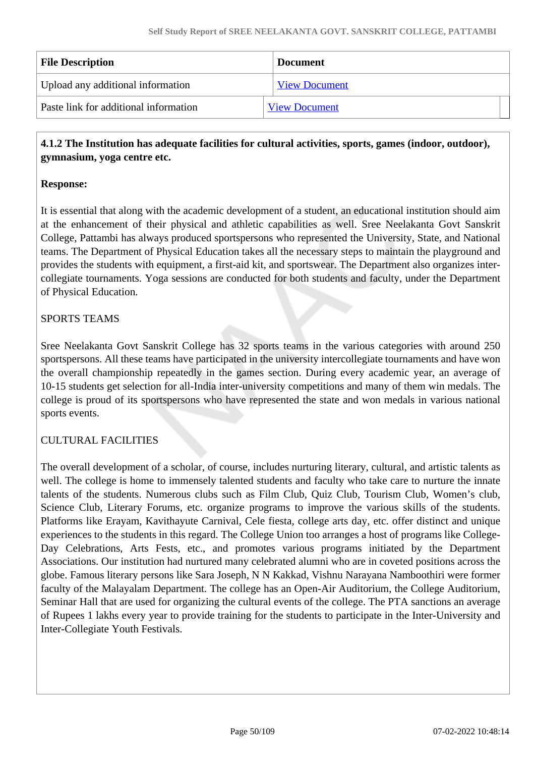| File Description | Document |
|---|---|
| Upload any additional information | View Document |
| Paste link for additional information | View Document |

**4.1.2 The Institution has adequate facilities for cultural activities, sports, games (indoor, outdoor), gymnasium, yoga centre etc.**

**Response:**

It is essential that along with the academic development of a student, an educational institution should aim at the enhancement of their physical and athletic capabilities as well. Sree Neelakanta Govt Sanskrit College, Pattambi has always produced sportspersons who represented the University, State, and National teams. The Department of Physical Education takes all the necessary steps to maintain the playground and provides the students with equipment, a first-aid kit, and sportswear. The Department also organizes inter-collegiate tournaments. Yoga sessions are conducted for both students and faculty, under the Department of Physical Education.

SPORTS TEAMS

Sree Neelakanta Govt Sanskrit College has 32 sports teams in the various categories with around 250 sportspersons. All these teams have participated in the university intercollegiate tournaments and have won the overall championship repeatedly in the games section. During every academic year, an average of 10-15 students get selection for all-India inter-university competitions and many of them win medals. The college is proud of its sportspersons who have represented the state and won medals in various national sports events.

CULTURAL FACILITIES

The overall development of a scholar, of course, includes nurturing literary, cultural, and artistic talents as well. The college is home to immensely talented students and faculty who take care to nurture the innate talents of the students. Numerous clubs such as Film Club, Quiz Club, Tourism Club, Women's club, Science Club, Literary Forums, etc. organize programs to improve the various skills of the students. Platforms like Erayam, Kavithayute Carnival, Cele fiesta, college arts day, etc. offer distinct and unique experiences to the students in this regard. The College Union too arranges a host of programs like College-Day Celebrations, Arts Fests, etc., and promotes various programs initiated by the Department Associations. Our institution had nurtured many celebrated alumni who are in coveted positions across the globe. Famous literary persons like Sara Joseph, N N Kakkad, Vishnu Narayana Namboothiri were former faculty of the Malayalam Department. The college has an Open-Air Auditorium, the College Auditorium, Seminar Hall that are used for organizing the cultural events of the college. The PTA sanctions an average of Rupees 1 lakhs every year to provide training for the students to participate in the Inter-University and Inter-Collegiate Youth Festivals.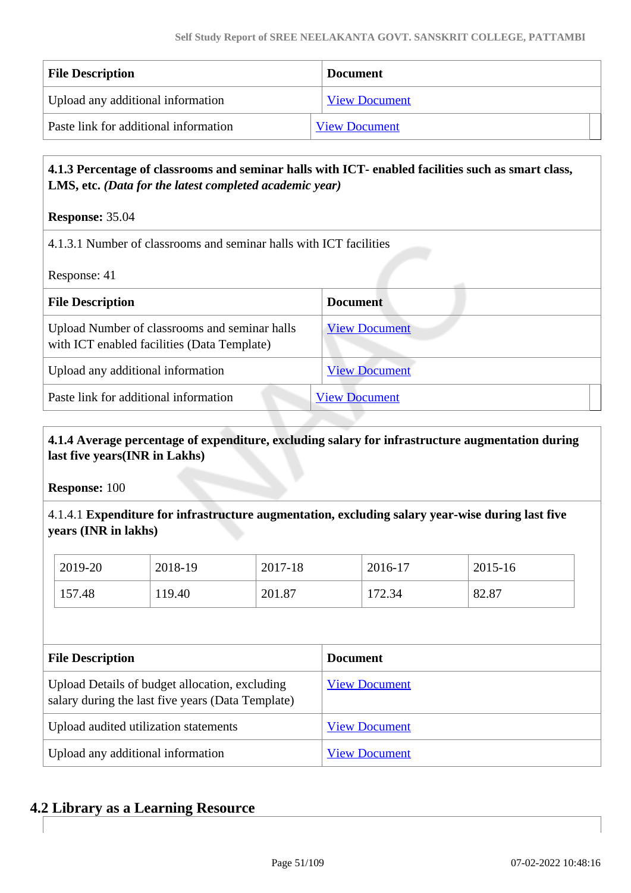| File Description | Document |
|---|---|
| Upload any additional information | View Document |
| Paste link for additional information | View Document |

**4.1.3 Percentage of classrooms and seminar halls with ICT- enabled facilities such as smart class, LMS, etc.** ***(Data for the latest completed academic year)***

**Response:** 35.04

4.1.3.1 Number of classrooms and seminar halls with ICT facilities

Response: 41

| File Description | Document |
|---|---|
| Upload Number of classrooms and seminar halls with ICT enabled facilities (Data Template) | View Document |
| Upload any additional information | View Document |
| Paste link for additional information | View Document |

**4.1.4 Average percentage of expenditure, excluding salary for infrastructure augmentation during last five years(INR in Lakhs)**

**Response:** 100

4.1.4.1 **Expenditure for infrastructure augmentation, excluding salary year-wise during last five years (INR in lakhs)**

| 2019-20 | 2018-19 | 2017-18 | 2016-17 | 2015-16 |
|---|---|---|---|---|
| 157.48 | 119.40 | 201.87 | 172.34 | 82.87 |

| File Description | Document |
|---|---|
| Upload Details of budget allocation, excluding salary during the last five years (Data Template) | View Document |
| Upload audited utilization statements | View Document |
| Upload any additional information | View Document |

## 4.2 Library as a Learning Resource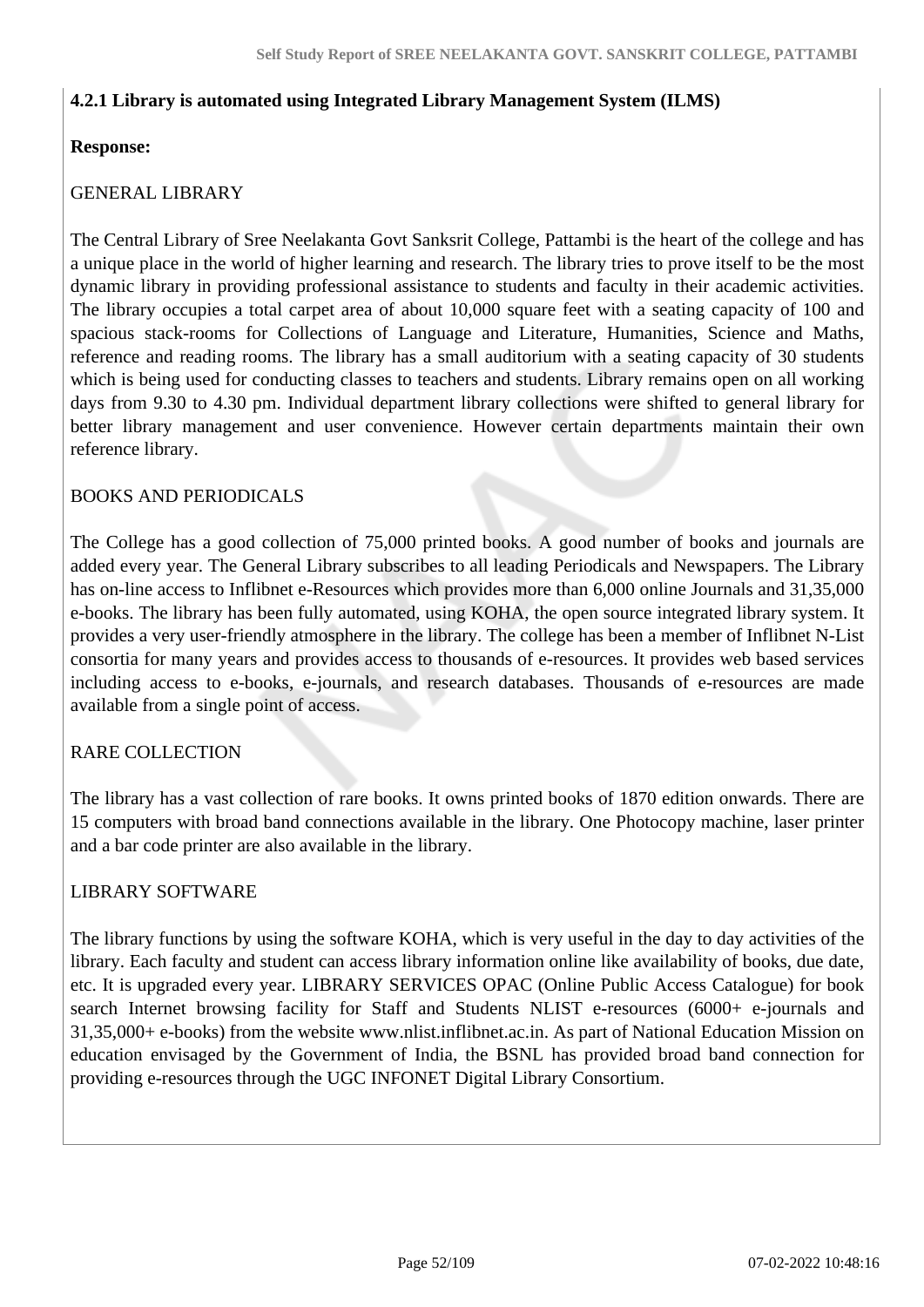**4.2.1 Library is automated using Integrated Library Management System (ILMS)**

**Response:**

GENERAL LIBRARY

The Central Library of Sree Neelakanta Govt Sanksrit College, Pattambi is the heart of the college and has a unique place in the world of higher learning and research. The library tries to prove itself to be the most dynamic library in providing professional assistance to students and faculty in their academic activities. The library occupies a total carpet area of about 10,000 square feet with a seating capacity of 100 and spacious stack-rooms for Collections of Language and Literature, Humanities, Science and Maths, reference and reading rooms. The library has a small auditorium with a seating capacity of 30 students which is being used for conducting classes to teachers and students. Library remains open on all working days from 9.30 to 4.30 pm. Individual department library collections were shifted to general library for better library management and user convenience. However certain departments maintain their own reference library.

BOOKS AND PERIODICALS

The College has a good collection of 75,000 printed books. A good number of books and journals are added every year. The General Library subscribes to all leading Periodicals and Newspapers. The Library has on-line access to Inflibnet e-Resources which provides more than 6,000 online Journals and 31,35,000 e-books. The library has been fully automated, using KOHA, the open source integrated library system. It provides a very user-friendly atmosphere in the library. The college has been a member of Inflibnet N-List consortia for many years and provides access to thousands of e-resources. It provides web based services including access to e-books, e-journals, and research databases. Thousands of e-resources are made available from a single point of access.

RARE COLLECTION

The library has a vast collection of rare books. It owns printed books of 1870 edition onwards. There are 15 computers with broad band connections available in the library. One Photocopy machine, laser printer and a bar code printer are also available in the library.

LIBRARY SOFTWARE

The library functions by using the software KOHA, which is very useful in the day to day activities of the library. Each faculty and student can access library information online like availability of books, due date, etc. It is upgraded every year. LIBRARY SERVICES OPAC (Online Public Access Catalogue) for book search Internet browsing facility for Staff and Students NLIST e-resources (6000+ e-journals and 31,35,000+ e-books) from the website www.nlist.inflibnet.ac.in. As part of National Education Mission on education envisaged by the Government of India, the BSNL has provided broad band connection for providing e-resources through the UGC INFONET Digital Library Consortium.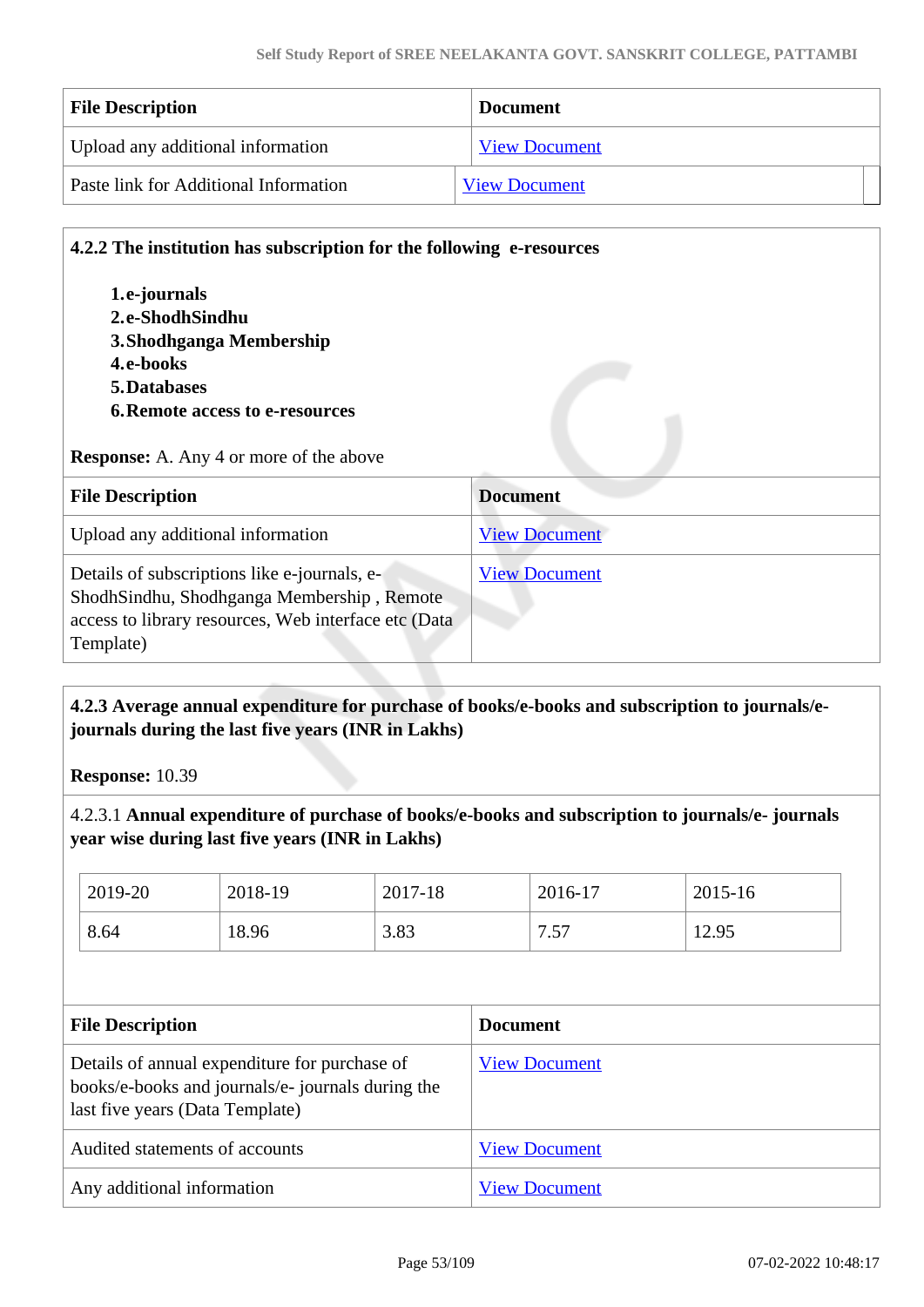| File Description | Document |
|---|---|
| Upload any additional information | View Document |
| Paste link for Additional Information | View Document |

**4.2.2 The institution has subscription for the following e-resources**

1. **e-journals**
2. **e-ShodhSindhu**
3. **Shodhganga Membership**
4. **e-books**
5. **Databases**
6. **Remote access to e-resources**

**Response:** A. Any 4 or more of the above

| File Description | Document |
|---|---|
| Upload any additional information | View Document |
| Details of subscriptions like e-journals, e-ShodhSindhu, Shodhganga Membership , Remote access to library resources, Web interface etc (Data Template) | View Document |

**4.2.3 Average annual expenditure for purchase of books/e-books and subscription to journals/e-journals during the last five years (INR in Lakhs)**

**Response:** 10.39

4.2.3.1 **Annual expenditure of purchase of books/e-books and subscription to journals/e- journals year wise during last five years (INR in Lakhs)**

| 2019-20 | 2018-19 | 2017-18 | 2016-17 | 2015-16 |
|---|---|---|---|---|
| 8.64 | 18.96 | 3.83 | 7.57 | 12.95 |

| File Description | Document |
|---|---|
| Details of annual expenditure for purchase of books/e-books and journals/e- journals during the last five years (Data Template) | View Document |
| Audited statements of accounts | View Document |
| Any additional information | View Document |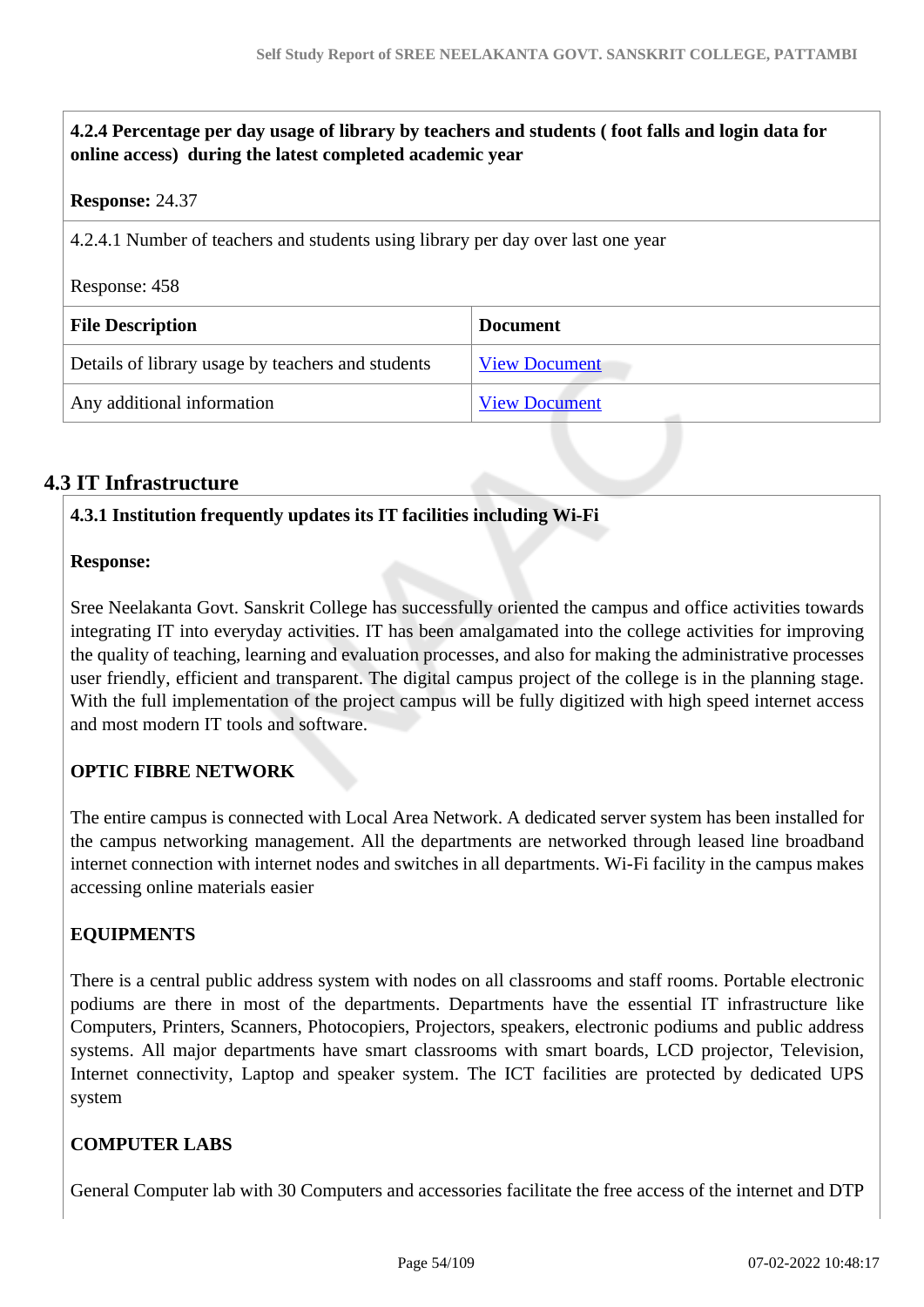**4.2.4 Percentage per day usage of library by teachers and students ( foot falls and login data for online access) during the latest completed academic year**

**Response:** 24.37

4.2.4.1 Number of teachers and students using library per day over last one year

Response: 458

| File Description | Document |
|---|---|
| Details of library usage by teachers and students | View Document |
| Any additional information | View Document |

## 4.3 IT Infrastructure

**4.3.1 Institution frequently updates its IT facilities including Wi-Fi**

**Response:**

Sree Neelakanta Govt. Sanskrit College has successfully oriented the campus and office activities towards integrating IT into everyday activities. IT has been amalgamated into the college activities for improving the quality of teaching, learning and evaluation processes, and also for making the administrative processes user friendly, efficient and transparent. The digital campus project of the college is in the planning stage. With the full implementation of the project campus will be fully digitized with high speed internet access and most modern IT tools and software.

**OPTIC FIBRE NETWORK**

The entire campus is connected with Local Area Network. A dedicated server system has been installed for the campus networking management. All the departments are networked through leased line broadband internet connection with internet nodes and switches in all departments. Wi-Fi facility in the campus makes accessing online materials easier

**EQUIPMENTS**

There is a central public address system with nodes on all classrooms and staff rooms. Portable electronic podiums are there in most of the departments. Departments have the essential IT infrastructure like Computers, Printers, Scanners, Photocopiers, Projectors, speakers, electronic podiums and public address systems. All major departments have smart classrooms with smart boards, LCD projector, Television, Internet connectivity, Laptop and speaker system. The ICT facilities are protected by dedicated UPS system

**COMPUTER LABS**

General Computer lab with 30 Computers and accessories facilitate the free access of the internet and DTP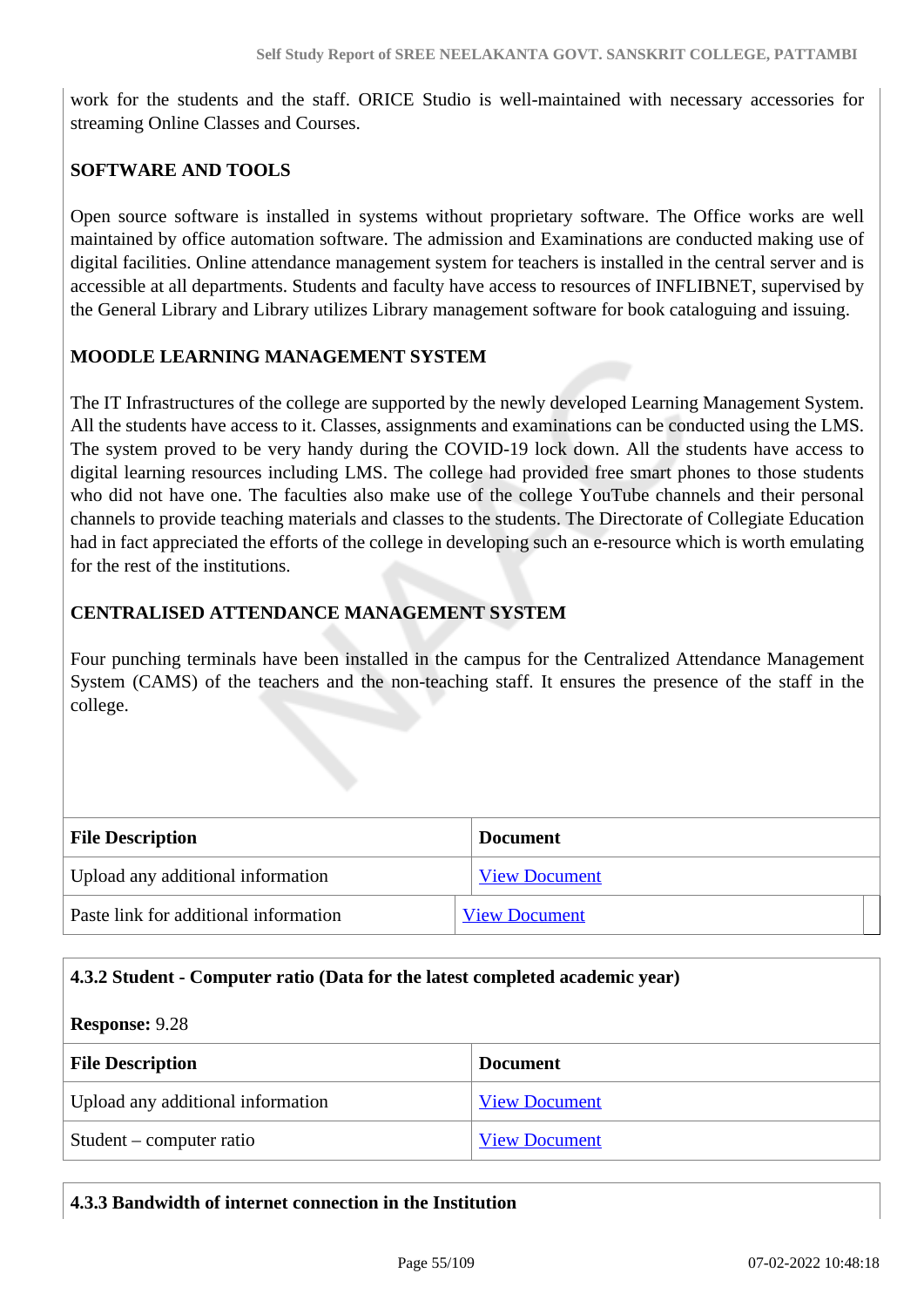work for the students and the staff. ORICE Studio is well-maintained with necessary accessories for streaming Online Classes and Courses.

**SOFTWARE AND TOOLS**

Open source software is installed in systems without proprietary software. The Office works are well maintained by office automation software. The admission and Examinations are conducted making use of digital facilities. Online attendance management system for teachers is installed in the central server and is accessible at all departments. Students and faculty have access to resources of INFLIBNET, supervised by the General Library and Library utilizes Library management software for book cataloguing and issuing.

**MOODLE LEARNING MANAGEMENT SYSTEM**

The IT Infrastructures of the college are supported by the newly developed Learning Management System. All the students have access to it. Classes, assignments and examinations can be conducted using the LMS. The system proved to be very handy during the COVID-19 lock down. All the students have access to digital learning resources including LMS. The college had provided free smart phones to those students who did not have one. The faculties also make use of the college YouTube channels and their personal channels to provide teaching materials and classes to the students. The Directorate of Collegiate Education had in fact appreciated the efforts of the college in developing such an e-resource which is worth emulating for the rest of the institutions.

**CENTRALISED ATTENDANCE MANAGEMENT SYSTEM**

Four punching terminals have been installed in the campus for the Centralized Attendance Management System (CAMS) of the teachers and the non-teaching staff. It ensures the presence of the staff in the college.

| File Description | Document |
|---|---|
| Upload any additional information | View Document |
| Paste link for additional information | View Document |

**4.3.2 Student - Computer ratio (Data for the latest completed academic year)**

**Response:** 9.28

| File Description | Document |
|---|---|
| Upload any additional information | View Document |
| Student – computer ratio | View Document |

**4.3.3 Bandwidth of internet connection in the Institution**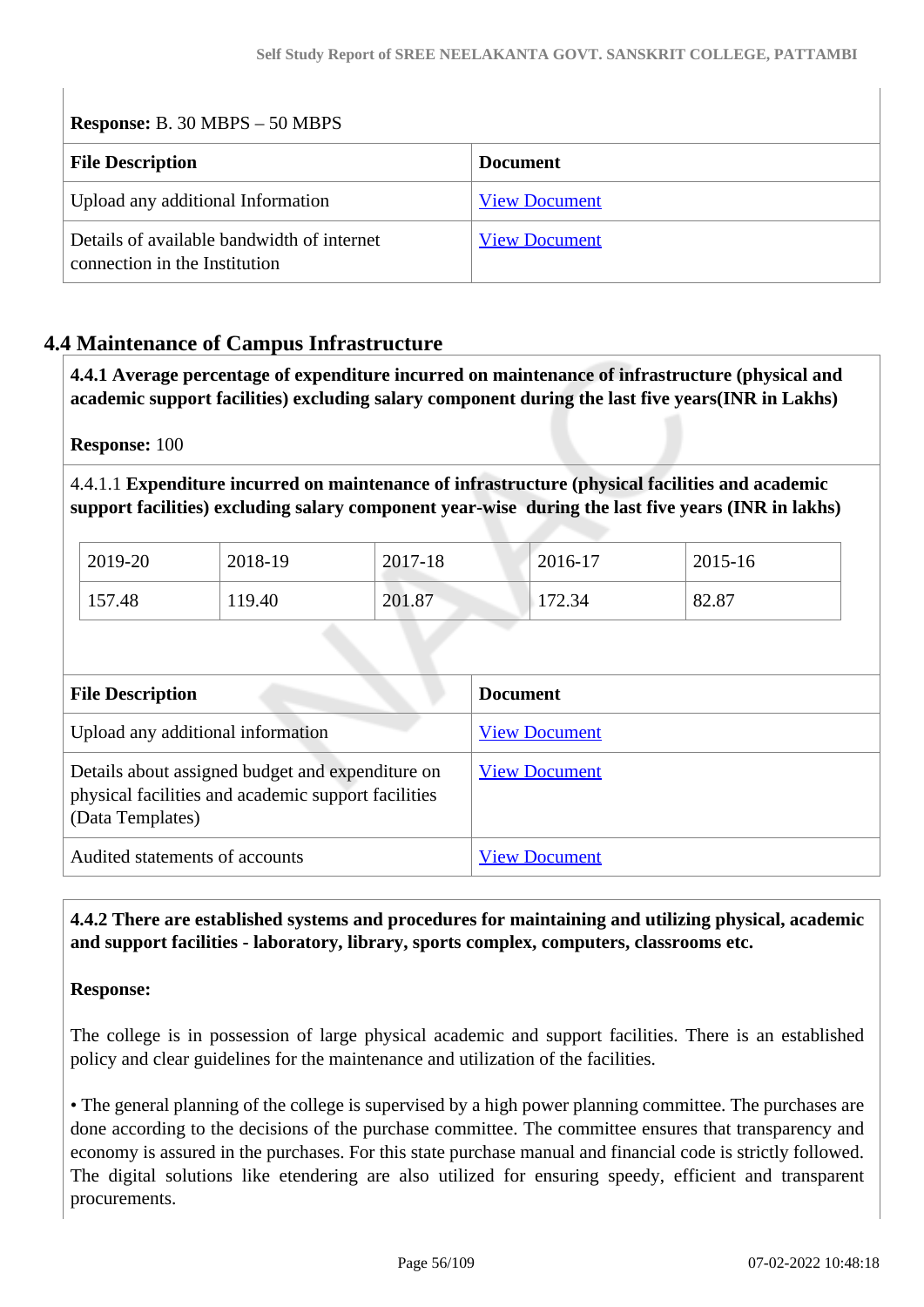**Response:** B. 30 MBPS – 50 MBPS

| File Description | Document |
|---|---|
| Upload any additional Information | View Document |
| Details of available bandwidth of internet connection in the Institution | View Document |

## 4.4 Maintenance of Campus Infrastructure

**4.4.1 Average percentage of expenditure incurred on maintenance of infrastructure (physical and academic support facilities) excluding salary component during the last five years(INR in Lakhs)**

**Response:** 100

4.4.1.1 **Expenditure incurred on maintenance of infrastructure (physical facilities and academic support facilities) excluding salary component year-wise during the last five years (INR in lakhs)**

| 2019-20 | 2018-19 | 2017-18 | 2016-17 | 2015-16 |
|---|---|---|---|---|
| 157.48 | 119.40 | 201.87 | 172.34 | 82.87 |

| File Description | Document |
|---|---|
| Upload any additional information | View Document |
| Details about assigned budget and expenditure on physical facilities and academic support facilities (Data Templates) | View Document |
| Audited statements of accounts | View Document |

**4.4.2 There are established systems and procedures for maintaining and utilizing physical, academic and support facilities - laboratory, library, sports complex, computers, classrooms etc.**

**Response:**

The college is in possession of large physical academic and support facilities. There is an established policy and clear guidelines for the maintenance and utilization of the facilities.

• The general planning of the college is supervised by a high power planning committee. The purchases are done according to the decisions of the purchase committee. The committee ensures that transparency and economy is assured in the purchases. For this state purchase manual and financial code is strictly followed. The digital solutions like etendering are also utilized for ensuring speedy, efficient and transparent procurements.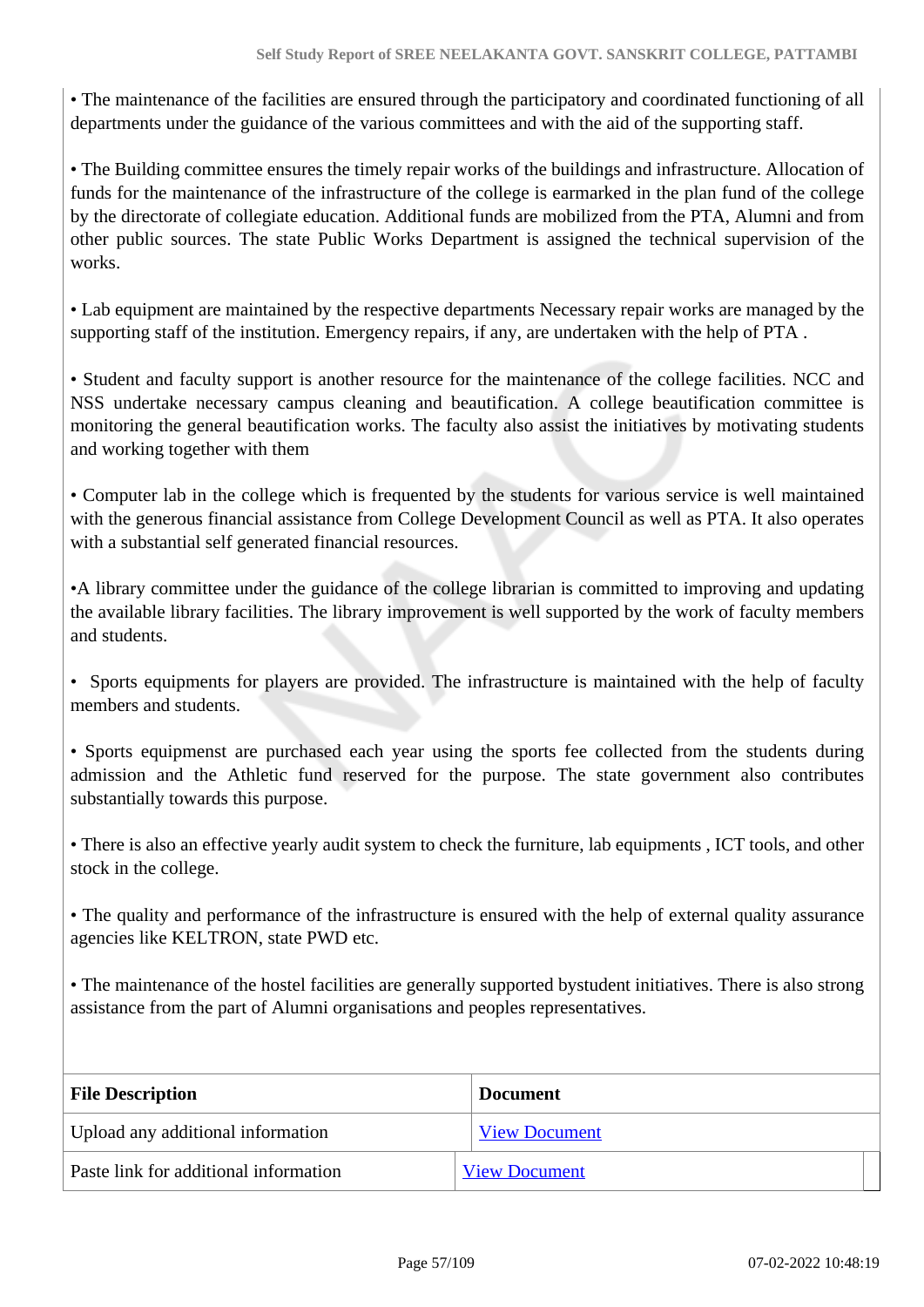• The maintenance of the facilities are ensured through the participatory and coordinated functioning of all departments under the guidance of the various committees and with the aid of the supporting staff.

• The Building committee ensures the timely repair works of the buildings and infrastructure. Allocation of funds for the maintenance of the infrastructure of the college is earmarked in the plan fund of the college by the directorate of collegiate education. Additional funds are mobilized from the PTA, Alumni and from other public sources. The state Public Works Department is assigned the technical supervision of the works.

• Lab equipment are maintained by the respective departments Necessary repair works are managed by the supporting staff of the institution. Emergency repairs, if any, are undertaken with the help of PTA .

• Student and faculty support is another resource for the maintenance of the college facilities. NCC and NSS undertake necessary campus cleaning and beautification. A college beautification committee is monitoring the general beautification works. The faculty also assist the initiatives by motivating students and working together with them

• Computer lab in the college which is frequented by the students for various service is well maintained with the generous financial assistance from College Development Council as well as PTA. It also operates with a substantial self generated financial resources.

•A library committee under the guidance of the college librarian is committed to improving and updating the available library facilities. The library improvement is well supported by the work of faculty members and students.

• Sports equipments for players are provided. The infrastructure is maintained with the help of faculty members and students.

• Sports equipmenst are purchased each year using the sports fee collected from the students during admission and the Athletic fund reserved for the purpose. The state government also contributes substantially towards this purpose.

• There is also an effective yearly audit system to check the furniture, lab equipments , ICT tools, and other stock in the college.

• The quality and performance of the infrastructure is ensured with the help of external quality assurance agencies like KELTRON, state PWD etc.

• The maintenance of the hostel facilities are generally supported bystudent initiatives. There is also strong assistance from the part of Alumni organisations and peoples representatives.

| File Description | Document |
|---|---|
| Upload any additional information | View Document |
| Paste link for additional information | View Document |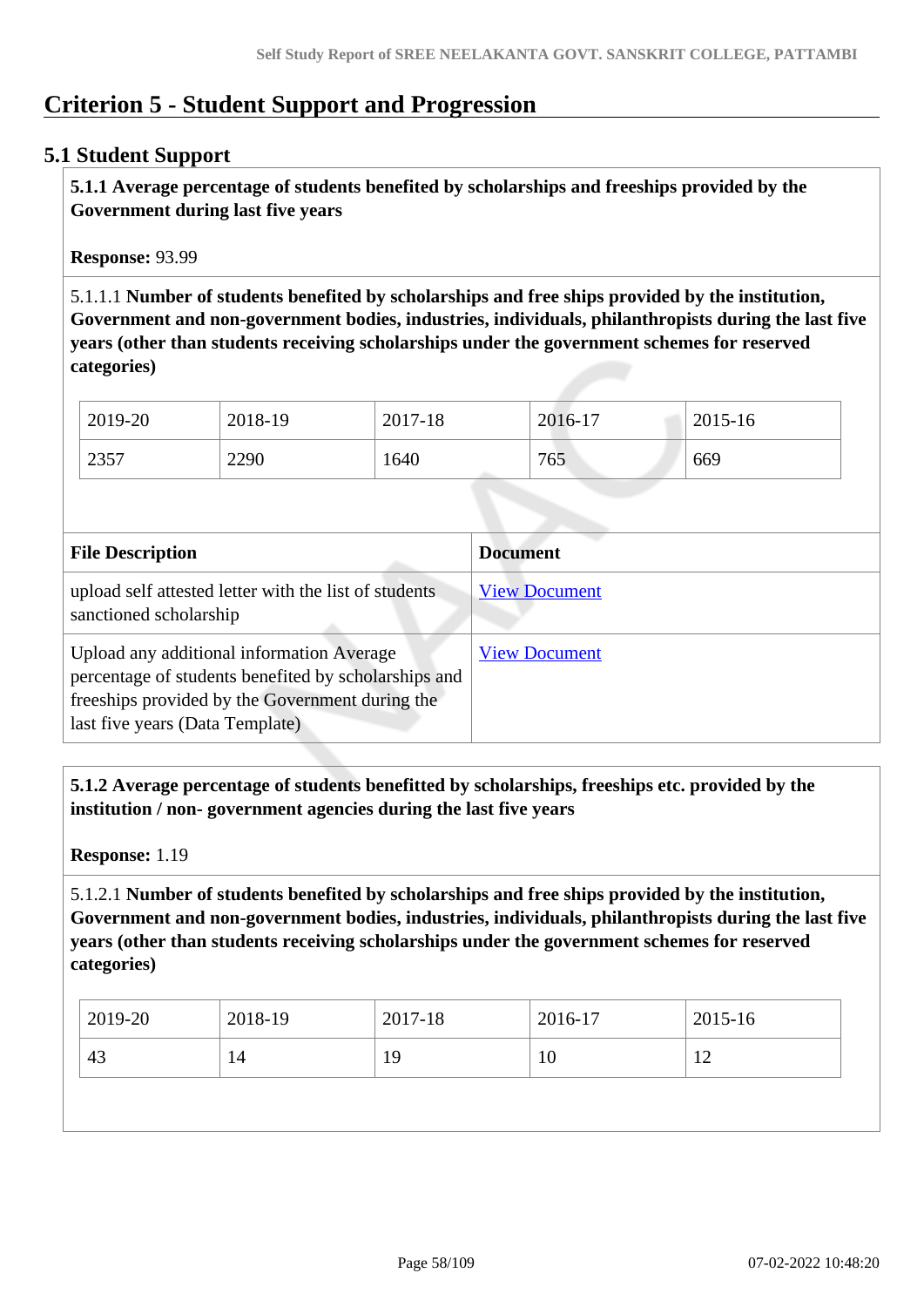# Criterion 5 - Student Support and Progression

## 5.1 Student Support

**5.1.1 Average percentage of students benefited by scholarships and freeships provided by the Government during last five years**

**Response:** 93.99

5.1.1.1 **Number of students benefited by scholarships and free ships provided by the institution, Government and non-government bodies, industries, individuals, philanthropists during the last five years (other than students receiving scholarships under the government schemes for reserved categories)**

| 2019-20 | 2018-19 | 2017-18 | 2016-17 | 2015-16 |
|---|---|---|---|---|
| 2357 | 2290 | 1640 | 765 | 669 |

| File Description | Document |
|---|---|
| upload self attested letter with the list of students sanctioned scholarship | View Document |
| Upload any additional information Average percentage of students benefited by scholarships and freeships provided by the Government during the last five years (Data Template) | View Document |

**5.1.2 Average percentage of students benefitted by scholarships, freeships etc. provided by the institution / non- government agencies during the last five years**

**Response:** 1.19

5.1.2.1 **Number of students benefited by scholarships and free ships provided by the institution, Government and non-government bodies, industries, individuals, philanthropists during the last five years (other than students receiving scholarships under the government schemes for reserved categories)**

| 2019-20 | 2018-19 | 2017-18 | 2016-17 | 2015-16 |
|---|---|---|---|---|
| 43 | 14 | 19 | 10 | 12 |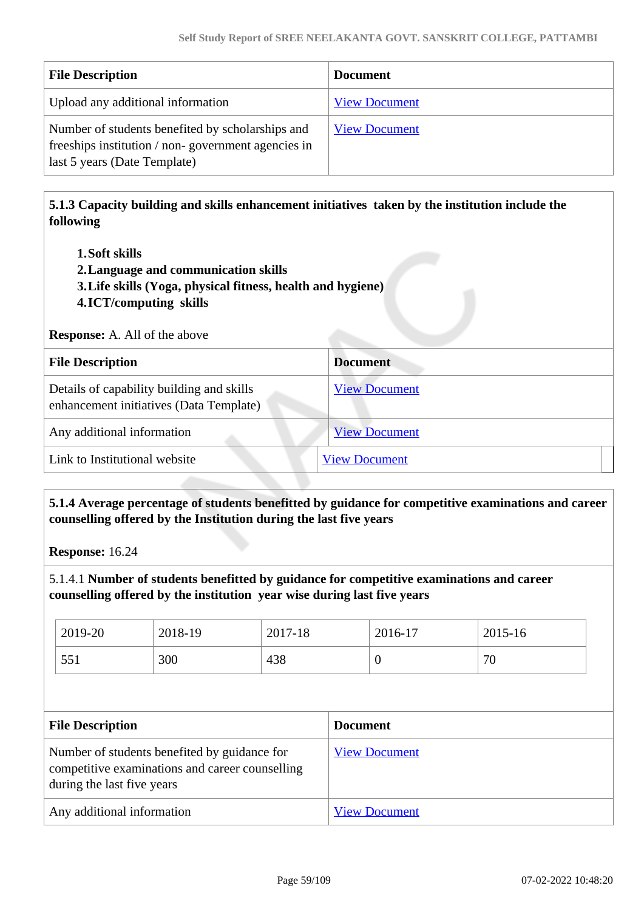| File Description | Document |
|---|---|
| Upload any additional information | View Document |
| Number of students benefited by scholarships and freeships institution / non- government agencies in last 5 years (Date Template) | View Document |

**5.1.3 Capacity building and skills enhancement initiatives taken by the institution include the following**

1. **Soft skills**
2. **Language and communication skills**
3. **Life skills (Yoga, physical fitness, health and hygiene)**
4. **ICT/computing skills**

**Response:** A. All of the above

| File Description | Document |
|---|---|
| Details of capability building and skills enhancement initiatives (Data Template) | View Document |
| Any additional information | View Document |
| Link to Institutional website | View Document |

**5.1.4 Average percentage of students benefitted by guidance for competitive examinations and career counselling offered by the Institution during the last five years**

**Response:** 16.24

5.1.4.1 **Number of students benefitted by guidance for competitive examinations and career counselling offered by the institution year wise during last five years**

| 2019-20 | 2018-19 | 2017-18 | 2016-17 | 2015-16 |
|---|---|---|---|---|
| 551 | 300 | 438 | 0 | 70 |

| File Description | Document |
|---|---|
| Number of students benefited by guidance for competitive examinations and career counselling during the last five years | View Document |
| Any additional information | View Document |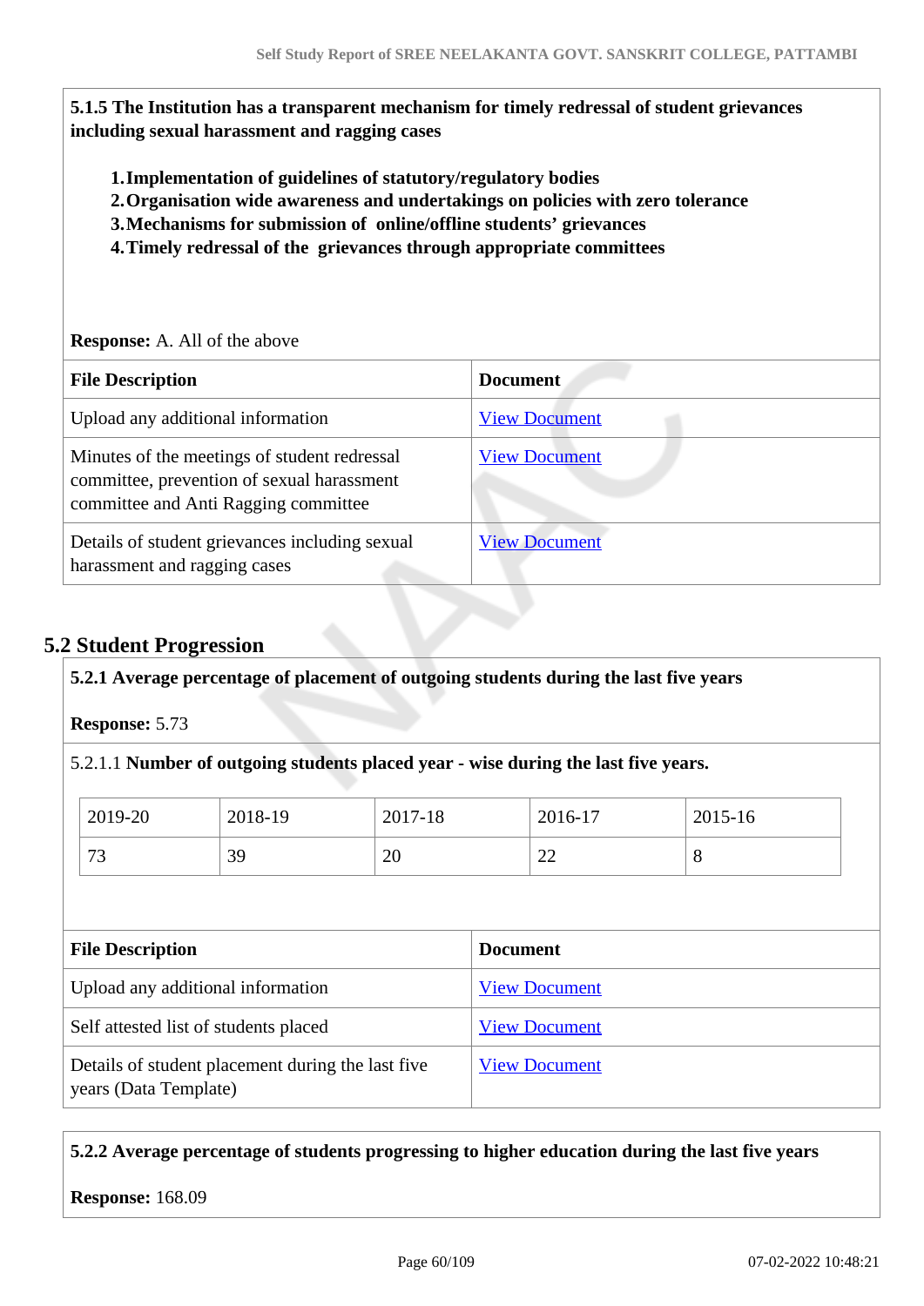**5.1.5 The Institution has a transparent mechanism for timely redressal of student grievances including sexual harassment and ragging cases**

1. **Implementation of guidelines of statutory/regulatory bodies**
2. **Organisation wide awareness and undertakings on policies with zero tolerance**
3. **Mechanisms for submission of online/offline students' grievances**
4. **Timely redressal of the grievances through appropriate committees**

**Response:** A. All of the above

| File Description | Document |
|---|---|
| Upload any additional information | View Document |
| Minutes of the meetings of student redressal committee, prevention of sexual harassment committee and Anti Ragging committee | View Document |
| Details of student grievances including sexual harassment and ragging cases | View Document |

## 5.2 Student Progression

**5.2.1 Average percentage of placement of outgoing students during the last five years**

**Response:** 5.73

5.2.1.1 **Number of outgoing students placed year - wise during the last five years.**

| 2019-20 | 2018-19 | 2017-18 | 2016-17 | 2015-16 |
|---|---|---|---|---|
| 73 | 39 | 20 | 22 | 8 |

| File Description | Document |
|---|---|
| Upload any additional information | View Document |
| Self attested list of students placed | View Document |
| Details of student placement during the last five years (Data Template) | View Document |

**5.2.2 Average percentage of students progressing to higher education during the last five years**

**Response:** 168.09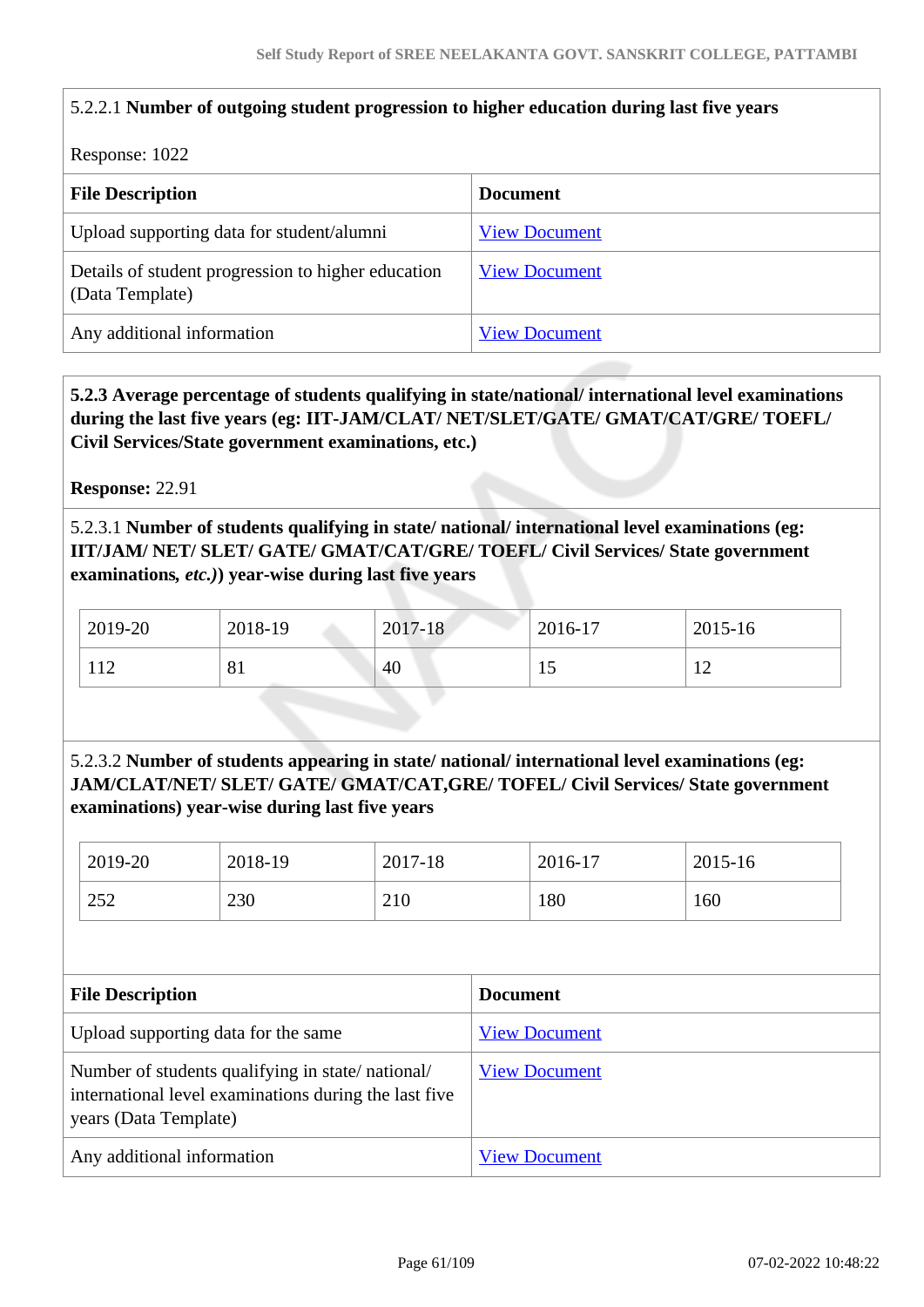5.2.2.1 **Number of outgoing student progression to higher education during last five years**

Response: 1022

| **File Description** | **Document** |
|---|---|
| Upload supporting data for student/alumni | View Document |
| Details of student progression to higher education (Data Template) | View Document |
| Any additional information | View Document |

**5.2.3 Average percentage of students qualifying in state/national/ international level examinations during the last five years (eg: IIT-JAM/CLAT/ NET/SLET/GATE/ GMAT/CAT/GRE/ TOEFL/ Civil Services/State government examinations, etc.)**

**Response:** 22.91

5.2.3.1 **Number of students qualifying in state/ national/ international level examinations (eg: IIT/JAM/ NET/ SLET/ GATE/ GMAT/CAT/GRE/ TOEFL/ Civil Services/ State government examinations, *etc.*)) year-wise during last five years**

| 2019-20 | 2018-19 | 2017-18 | 2016-17 | 2015-16 |
|---|---|---|---|---|
| 112 | 81 | 40 | 15 | 12 |

5.2.3.2 **Number of students appearing in state/ national/ international level examinations (eg: JAM/CLAT/NET/ SLET/ GATE/ GMAT/CAT,GRE/ TOFEL/ Civil Services/ State government examinations) year-wise during last five years**

| 2019-20 | 2018-19 | 2017-18 | 2016-17 | 2015-16 |
|---|---|---|---|---|
| 252 | 230 | 210 | 180 | 160 |

| **File Description** | **Document** |
|---|---|
| Upload supporting data for the same | View Document |
| Number of students qualifying in state/ national/ international level examinations during the last five years (Data Template) | View Document |
| Any additional information | View Document |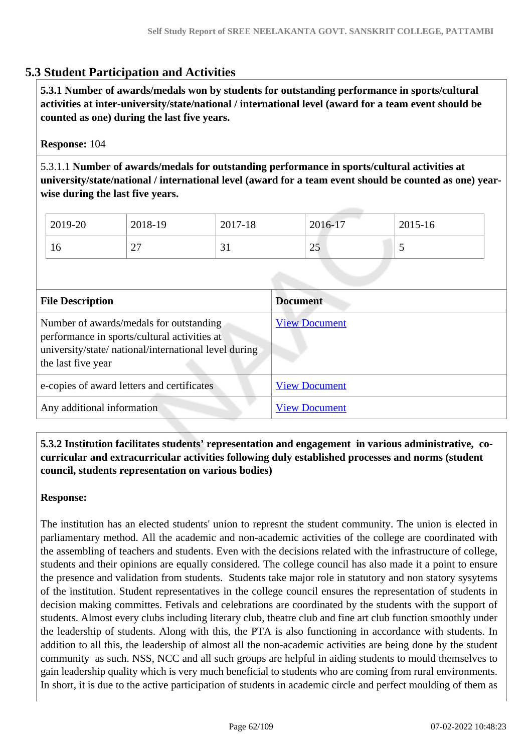## 5.3 Student Participation and Activities

**5.3.1 Number of awards/medals won by students for outstanding performance in sports/cultural activities at inter-university/state/national / international level (award for a team event should be counted as one) during the last five years.**

**Response:** 104

5.3.1.1 **Number of awards/medals for outstanding performance in sports/cultural activities at university/state/national / international level (award for a team event should be counted as one) year-wise during the last five years.**

| 2019-20 | 2018-19 | 2017-18 | 2016-17 | 2015-16 |
|---|---|---|---|---|
| 16 | 27 | 31 | 25 | 5 |

| File Description | Document |
|---|---|
| Number of awards/medals for outstanding performance in sports/cultural activities at university/state/ national/international level during the last five year | View Document |
| e-copies of award letters and certificates | View Document |
| Any additional information | View Document |

**5.3.2 Institution facilitates students' representation and engagement in various administrative, co-curricular and extracurricular activities following duly established processes and norms (student council, students representation on various bodies)**

**Response:**

The institution has an elected students' union to represnt the student community. The union is elected in parliamentary method. All the academic and non-academic activities of the college are coordinated with the assembling of teachers and students. Even with the decisions related with the infrastructure of college, students and their opinions are equally considered. The college council has also made it a point to ensure the presence and validation from students. Students take major role in statutory and non statory sysytems of the institution. Student representatives in the college council ensures the representation of students in decision making committes. Fetivals and celebrations are coordinated by the students with the support of students. Almost every clubs including literary club, theatre club and fine art club function smoothly under the leadership of students. Along with this, the PTA is also functioning in accordance with students. In addition to all this, the leadership of almost all the non-academic activities are being done by the student community as such. NSS, NCC and all such groups are helpful in aiding students to mould themselves to gain leadership quality which is very much beneficial to students who are coming from rural environments. In short, it is due to the active participation of students in academic circle and perfect moulding of them as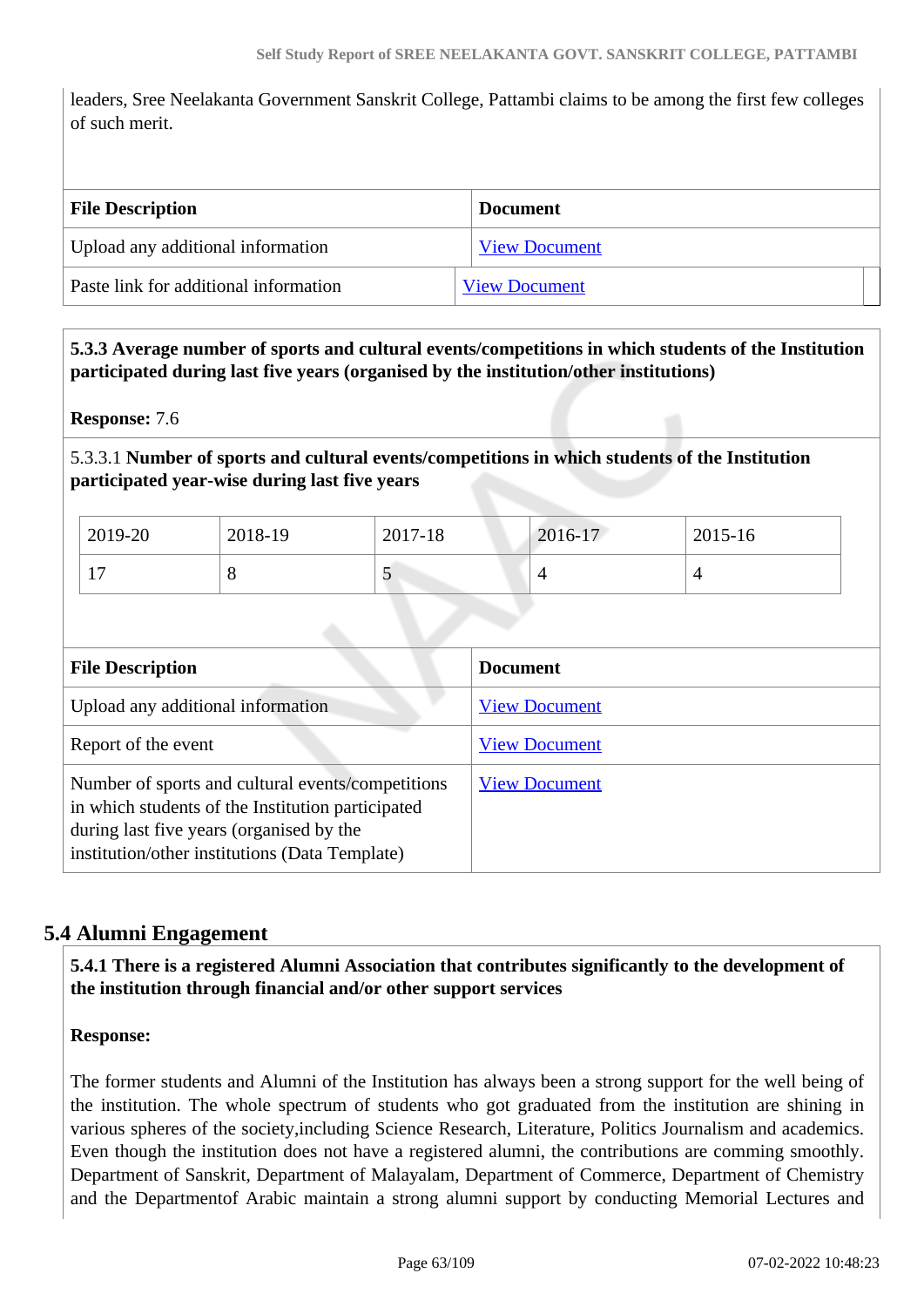leaders, Sree Neelakanta Government Sanskrit College, Pattambi claims to be among the first few colleges of such merit.

| File Description | Document |
|---|---|
| Upload any additional information | View Document |
| Paste link for additional information | View Document |

**5.3.3 Average number of sports and cultural events/competitions in which students of the Institution participated during last five years (organised by the institution/other institutions)**

**Response:** 7.6

5.3.3.1 **Number of sports and cultural events/competitions in which students of the Institution participated year-wise during last five years**

| 2019-20 | 2018-19 | 2017-18 | 2016-17 | 2015-16 |
|---|---|---|---|---|
| 17 | 8 | 5 | 4 | 4 |

| File Description | Document |
|---|---|
| Upload any additional information | View Document |
| Report of the event | View Document |
| Number of sports and cultural events/competitions in which students of the Institution participated during last five years (organised by the institution/other institutions (Data Template) | View Document |

## 5.4 Alumni Engagement

**5.4.1 There is a registered Alumni Association that contributes significantly to the development of the institution through financial and/or other support services**

**Response:**

The former students and Alumni of the Institution has always been a strong support for the well being of the institution. The whole spectrum of students who got graduated from the institution are shining in various spheres of the society,including Science Research, Literature, Politics Journalism and academics. Even though the institution does not have a registered alumni, the contributions are comming smoothly. Department of Sanskrit, Department of Malayalam, Department of Commerce, Department of Chemistry and the Departmentof Arabic maintain a strong alumni support by conducting Memorial Lectures and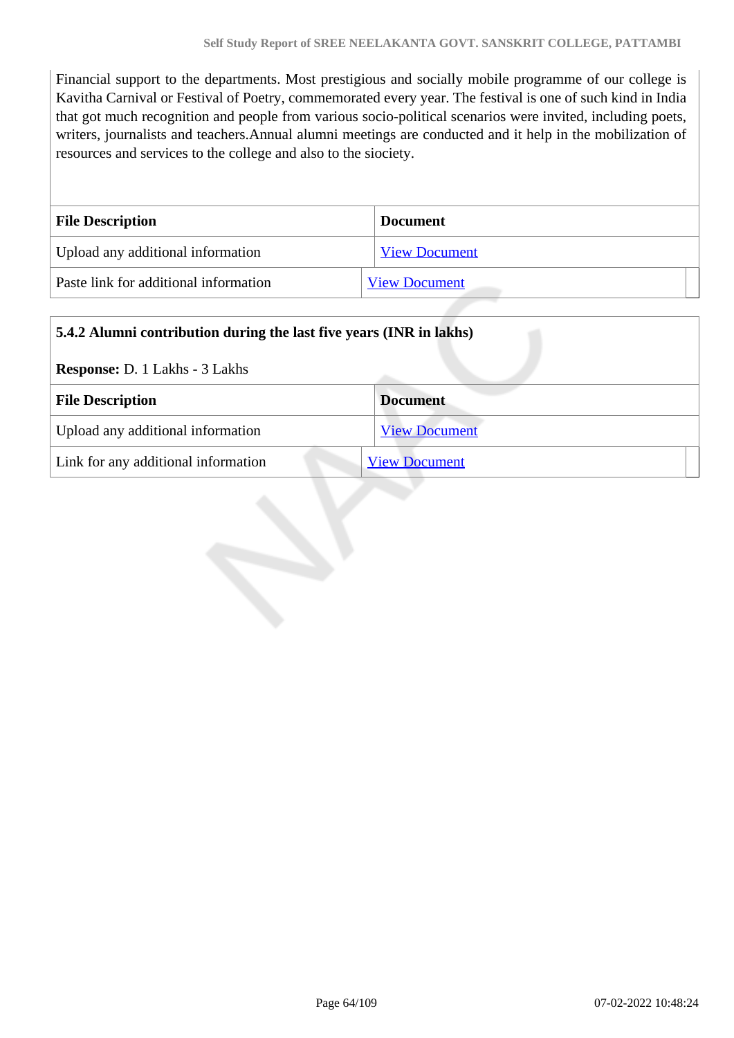Financial support to the departments. Most prestigious and socially mobile programme of our college is Kavitha Carnival or Festival of Poetry, commemorated every year. The festival is one of such kind in India that got much recognition and people from various socio-political scenarios were invited, including poets, writers, journalists and teachers.Annual alumni meetings are conducted and it help in the mobilization of resources and services to the college and also to the siociety.

| File Description | Document |
|---|---|
| Upload any additional information | View Document |
| Paste link for additional information | View Document |

**5.4.2 Alumni contribution during the last five years (INR in lakhs)**

**Response:** D. 1 Lakhs - 3 Lakhs

| File Description | Document |
|---|---|
| Upload any additional information | View Document |
| Link for any additional information | View Document |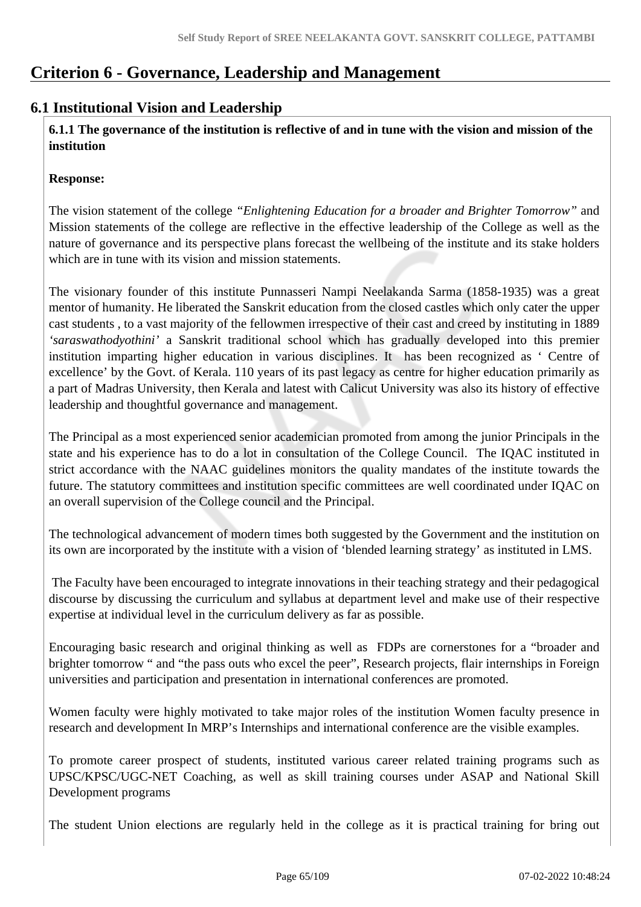# Criterion 6 - Governance, Leadership and Management

## 6.1 Institutional Vision and Leadership

**6.1.1 The governance of the institution is reflective of and in tune with the vision and mission of the institution**

**Response:**

The vision statement of the college *"Enlightening Education for a broader and Brighter Tomorrow"* and Mission statements of the college are reflective in the effective leadership of the College as well as the nature of governance and its perspective plans forecast the wellbeing of the institute and its stake holders which are in tune with its vision and mission statements.

The visionary founder of this institute Punnasseri Nampi Neelakanda Sarma (1858-1935) was a great mentor of humanity. He liberated the Sanskrit education from the closed castles which only cater the upper cast students , to a vast majority of the fellowmen irrespective of their cast and creed by instituting in 1889 *'saraswathodyothini'* a Sanskrit traditional school which has gradually developed into this premier institution imparting higher education in various disciplines. It has been recognized as ' Centre of excellence' by the Govt. of Kerala. 110 years of its past legacy as centre for higher education primarily as a part of Madras University, then Kerala and latest with Calicut University was also its history of effective leadership and thoughtful governance and management.

The Principal as a most experienced senior academician promoted from among the junior Principals in the state and his experience has to do a lot in consultation of the College Council. The IQAC instituted in strict accordance with the NAAC guidelines monitors the quality mandates of the institute towards the future. The statutory committees and institution specific committees are well coordinated under IQAC on an overall supervision of the College council and the Principal.

The technological advancement of modern times both suggested by the Government and the institution on its own are incorporated by the institute with a vision of 'blended learning strategy' as instituted in LMS.

The Faculty have been encouraged to integrate innovations in their teaching strategy and their pedagogical discourse by discussing the curriculum and syllabus at department level and make use of their respective expertise at individual level in the curriculum delivery as far as possible.

Encouraging basic research and original thinking as well as FDPs are cornerstones for a "broader and brighter tomorrow " and "the pass outs who excel the peer", Research projects, flair internships in Foreign universities and participation and presentation in international conferences are promoted.

Women faculty were highly motivated to take major roles of the institution Women faculty presence in research and development In MRP's Internships and international conference are the visible examples.

To promote career prospect of students, instituted various career related training programs such as UPSC/KPSC/UGC-NET Coaching, as well as skill training courses under ASAP and National Skill Development programs

The student Union elections are regularly held in the college as it is practical training for bring out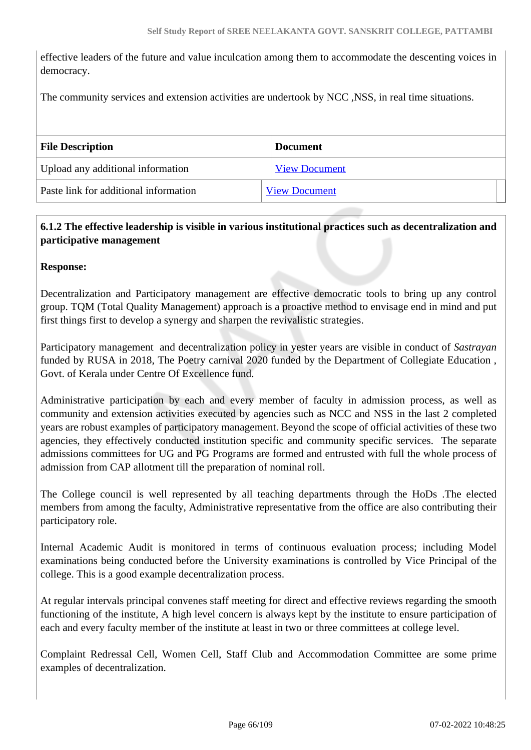effective leaders of the future and value inculcation among them to accommodate the descenting voices in democracy.

The community services and extension activities are undertook by NCC ,NSS, in real time situations.

| File Description | Document |
|---|---|
| Upload any additional information | View Document |
| Paste link for additional information | View Document |

**6.1.2 The effective leadership is visible in various institutional practices such as decentralization and participative management**

**Response:**

Decentralization and Participatory management are effective democratic tools to bring up any control group. TQM (Total Quality Management) approach is a proactive method to envisage end in mind and put first things first to develop a synergy and sharpen the revivalistic strategies.

Participatory management and decentralization policy in yester years are visible in conduct of *Sastrayan* funded by RUSA in 2018, The Poetry carnival 2020 funded by the Department of Collegiate Education , Govt. of Kerala under Centre Of Excellence fund.

Administrative participation by each and every member of faculty in admission process, as well as community and extension activities executed by agencies such as NCC and NSS in the last 2 completed years are robust examples of participatory management. Beyond the scope of official activities of these two agencies, they effectively conducted institution specific and community specific services. The separate admissions committees for UG and PG Programs are formed and entrusted with full the whole process of admission from CAP allotment till the preparation of nominal roll.

The College council is well represented by all teaching departments through the HoDs .The elected members from among the faculty, Administrative representative from the office are also contributing their participatory role.

Internal Academic Audit is monitored in terms of continuous evaluation process; including Model examinations being conducted before the University examinations is controlled by Vice Principal of the college. This is a good example decentralization process.

At regular intervals principal convenes staff meeting for direct and effective reviews regarding the smooth functioning of the institute, A high level concern is always kept by the institute to ensure participation of each and every faculty member of the institute at least in two or three committees at college level.

Complaint Redressal Cell, Women Cell, Staff Club and Accommodation Committee are some prime examples of decentralization.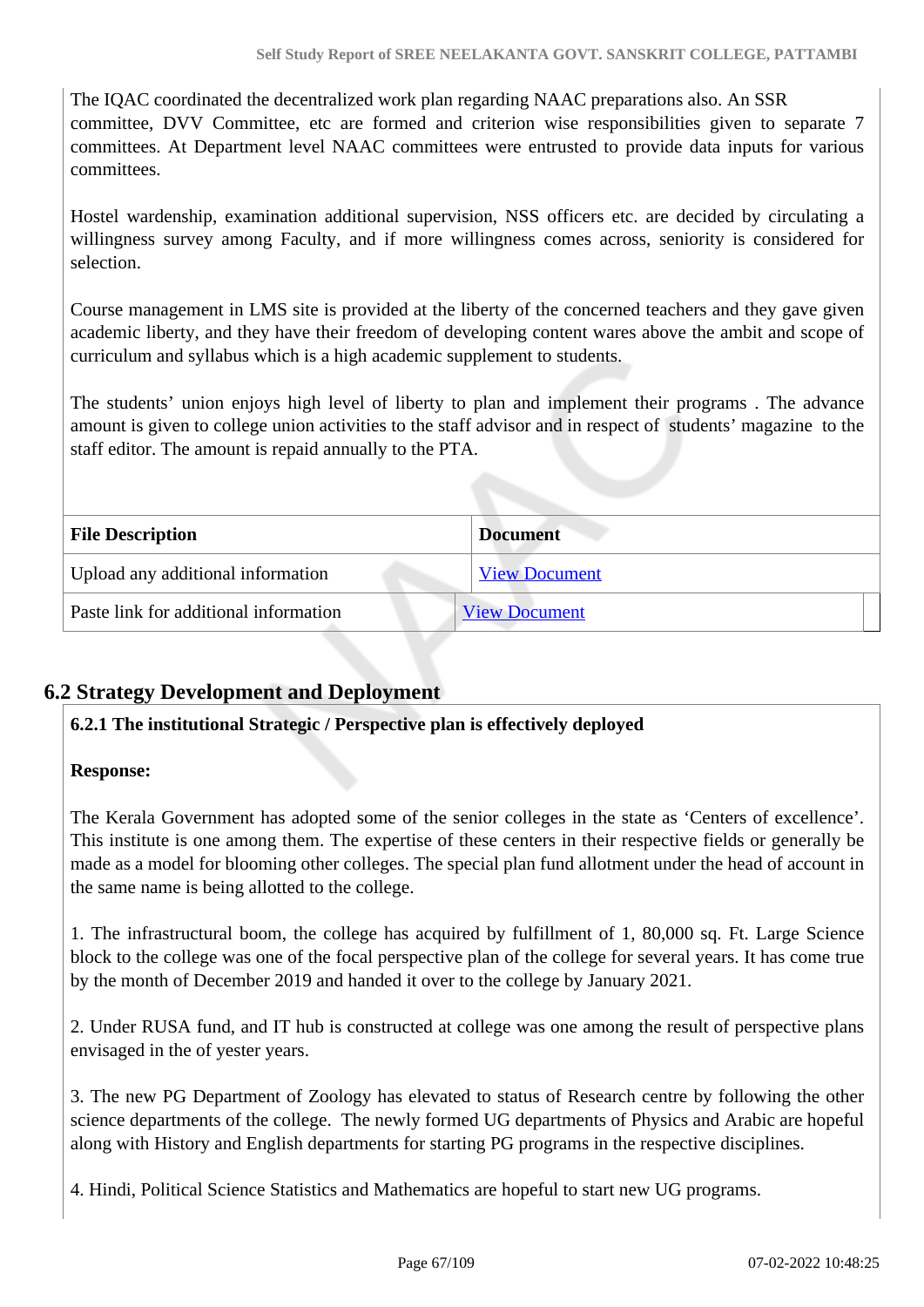The IQAC coordinated the decentralized work plan regarding NAAC preparations also. An SSR committee, DVV Committee, etc are formed and criterion wise responsibilities given to separate 7 committees. At Department level NAAC committees were entrusted to provide data inputs for various committees.

Hostel wardenship, examination additional supervision, NSS officers etc. are decided by circulating a willingness survey among Faculty, and if more willingness comes across, seniority is considered for selection.

Course management in LMS site is provided at the liberty of the concerned teachers and they gave given academic liberty, and they have their freedom of developing content wares above the ambit and scope of curriculum and syllabus which is a high academic supplement to students.

The students' union enjoys high level of liberty to plan and implement their programs . The advance amount is given to college union activities to the staff advisor and in respect of students' magazine to the staff editor. The amount is repaid annually to the PTA.

| File Description | Document |
| --- | --- |
| Upload any additional information | View Document |
| Paste link for additional information | View Document |

## 6.2 Strategy Development and Deployment

**6.2.1 The institutional Strategic / Perspective plan is effectively deployed**

**Response:**

The Kerala Government has adopted some of the senior colleges in the state as 'Centers of excellence'. This institute is one among them. The expertise of these centers in their respective fields or generally be made as a model for blooming other colleges. The special plan fund allotment under the head of account in the same name is being allotted to the college.

1. The infrastructural boom, the college has acquired by fulfillment of 1, 80,000 sq. Ft. Large Science block to the college was one of the focal perspective plan of the college for several years. It has come true by the month of December 2019 and handed it over to the college by January 2021.

2. Under RUSA fund, and IT hub is constructed at college was one among the result of perspective plans envisaged in the of yester years.

3. The new PG Department of Zoology has elevated to status of Research centre by following the other science departments of the college. The newly formed UG departments of Physics and Arabic are hopeful along with History and English departments for starting PG programs in the respective disciplines.

4. Hindi, Political Science Statistics and Mathematics are hopeful to start new UG programs.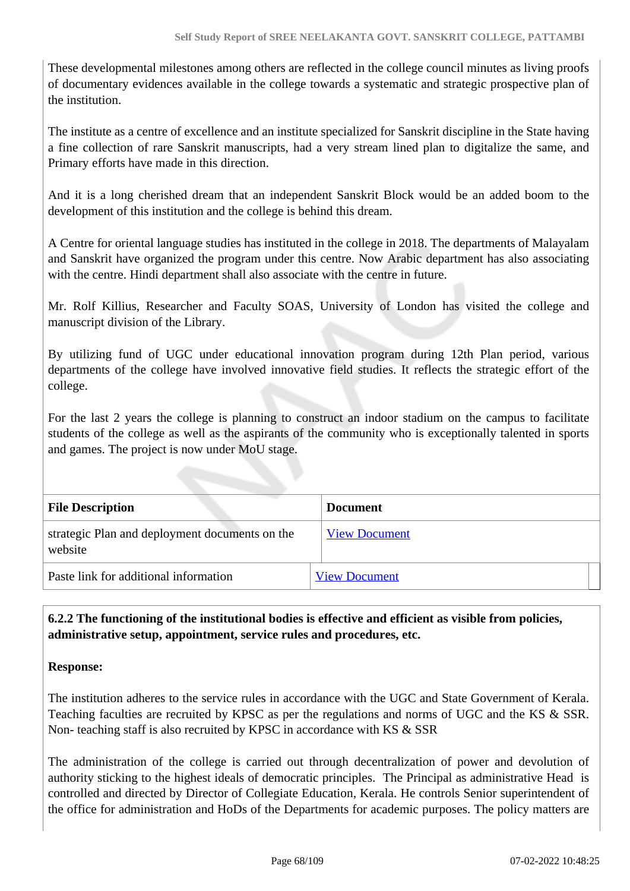These developmental milestones among others are reflected in the college council minutes as living proofs of documentary evidences available in the college towards a systematic and strategic prospective plan of the institution.

The institute as a centre of excellence and an institute specialized for Sanskrit discipline in the State having a fine collection of rare Sanskrit manuscripts, had a very stream lined plan to digitalize the same, and Primary efforts have made in this direction.

And it is a long cherished dream that an independent Sanskrit Block would be an added boom to the development of this institution and the college is behind this dream.

A Centre for oriental language studies has instituted in the college in 2018. The departments of Malayalam and Sanskrit have organized the program under this centre. Now Arabic department has also associating with the centre. Hindi department shall also associate with the centre in future.

Mr. Rolf Killius, Researcher and Faculty SOAS, University of London has visited the college and manuscript division of the Library.

By utilizing fund of UGC under educational innovation program during 12th Plan period, various departments of the college have involved innovative field studies. It reflects the strategic effort of the college.

For the last 2 years the college is planning to construct an indoor stadium on the campus to facilitate students of the college as well as the aspirants of the community who is exceptionally talented in sports and games. The project is now under MoU stage.

| File Description | Document |
|---|---|
| strategic Plan and deployment documents on the website | View Document |
| Paste link for additional information | View Document |

**6.2.2 The functioning of the institutional bodies is effective and efficient as visible from policies, administrative setup, appointment, service rules and procedures, etc.**

**Response:**

The institution adheres to the service rules in accordance with the UGC and State Government of Kerala. Teaching faculties are recruited by KPSC as per the regulations and norms of UGC and the KS & SSR. Non- teaching staff is also recruited by KPSC in accordance with KS & SSR

The administration of the college is carried out through decentralization of power and devolution of authority sticking to the highest ideals of democratic principles. The Principal as administrative Head is controlled and directed by Director of Collegiate Education, Kerala. He controls Senior superintendent of the office for administration and HoDs of the Departments for academic purposes. The policy matters are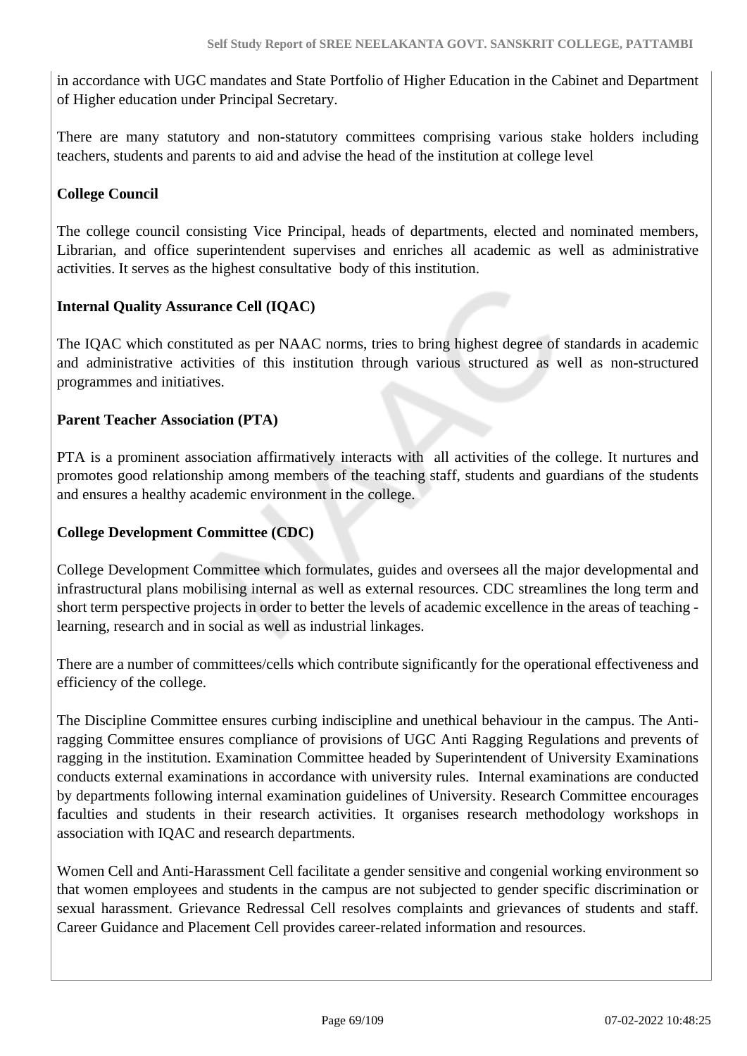in accordance with UGC mandates and State Portfolio of Higher Education in the Cabinet and Department of Higher education under Principal Secretary.

There are many statutory and non-statutory committees comprising various stake holders including teachers, students and parents to aid and advise the head of the institution at college level

**College Council**

The college council consisting Vice Principal, heads of departments, elected and nominated members, Librarian, and office superintendent supervises and enriches all academic as well as administrative activities. It serves as the highest consultative body of this institution.

**Internal Quality Assurance Cell (IQAC)**

The IQAC which constituted as per NAAC norms, tries to bring highest degree of standards in academic and administrative activities of this institution through various structured as well as non-structured programmes and initiatives.

**Parent Teacher Association (PTA)**

PTA is a prominent association affirmatively interacts with all activities of the college. It nurtures and promotes good relationship among members of the teaching staff, students and guardians of the students and ensures a healthy academic environment in the college.

**College Development Committee (CDC)**

College Development Committee which formulates, guides and oversees all the major developmental and infrastructural plans mobilising internal as well as external resources. CDC streamlines the long term and short term perspective projects in order to better the levels of academic excellence in the areas of teaching - learning, research and in social as well as industrial linkages.

There are a number of committees/cells which contribute significantly for the operational effectiveness and efficiency of the college.

The Discipline Committee ensures curbing indiscipline and unethical behaviour in the campus. The Anti-ragging Committee ensures compliance of provisions of UGC Anti Ragging Regulations and prevents of ragging in the institution. Examination Committee headed by Superintendent of University Examinations conducts external examinations in accordance with university rules. Internal examinations are conducted by departments following internal examination guidelines of University. Research Committee encourages faculties and students in their research activities. It organises research methodology workshops in association with IQAC and research departments.

Women Cell and Anti-Harassment Cell facilitate a gender sensitive and congenial working environment so that women employees and students in the campus are not subjected to gender specific discrimination or sexual harassment. Grievance Redressal Cell resolves complaints and grievances of students and staff. Career Guidance and Placement Cell provides career-related information and resources.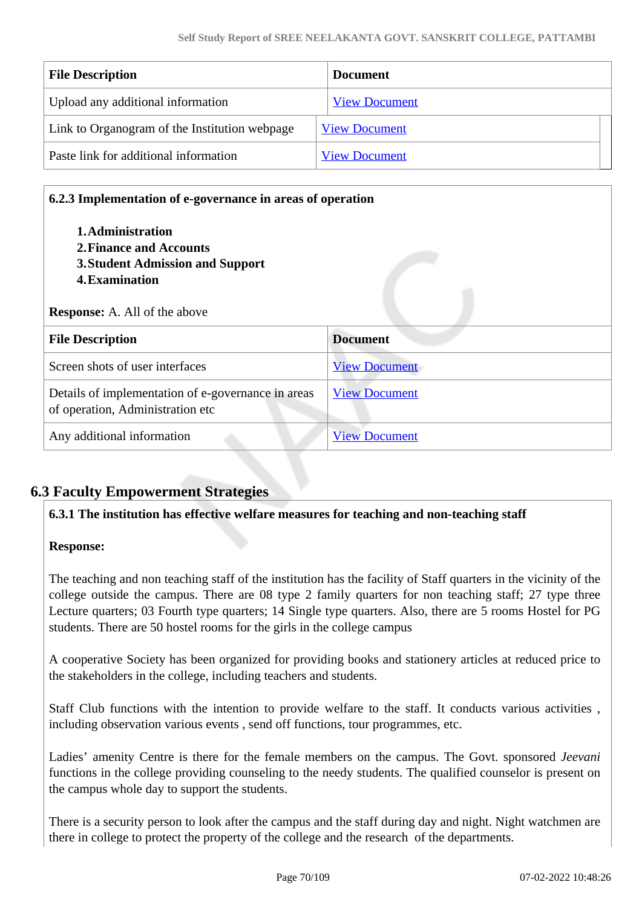| File Description | Document |
|---|---|
| Upload any additional information | View Document |
| Link to Organogram of the Institution webpage | View Document |
| Paste link for additional information | View Document |

**6.2.3 Implementation of e-governance in areas of operation**

1. **Administration**
2. **Finance and Accounts**
3. **Student Admission and Support**
4. **Examination**

**Response:** A. All of the above

| File Description | Document |
|---|---|
| Screen shots of user interfaces | View Document |
| Details of implementation of e-governance in areas of operation, Administration etc | View Document |
| Any additional information | View Document |

## 6.3 Faculty Empowerment Strategies

**6.3.1 The institution has effective welfare measures for teaching and non-teaching staff**

**Response:**

The teaching and non teaching staff of the institution has the facility of Staff quarters in the vicinity of the college outside the campus. There are 08 type 2 family quarters for non teaching staff; 27 type three Lecture quarters; 03 Fourth type quarters; 14 Single type quarters. Also, there are 5 rooms Hostel for PG students. There are 50 hostel rooms for the girls in the college campus

A cooperative Society has been organized for providing books and stationery articles at reduced price to the stakeholders in the college, including teachers and students.

Staff Club functions with the intention to provide welfare to the staff. It conducts various activities , including observation various events , send off functions, tour programmes, etc.

Ladies' amenity Centre is there for the female members on the campus. The Govt. sponsored *Jeevani* functions in the college providing counseling to the needy students. The qualified counselor is present on the campus whole day to support the students.

There is a security person to look after the campus and the staff during day and night. Night watchmen are there in college to protect the property of the college and the research of the departments.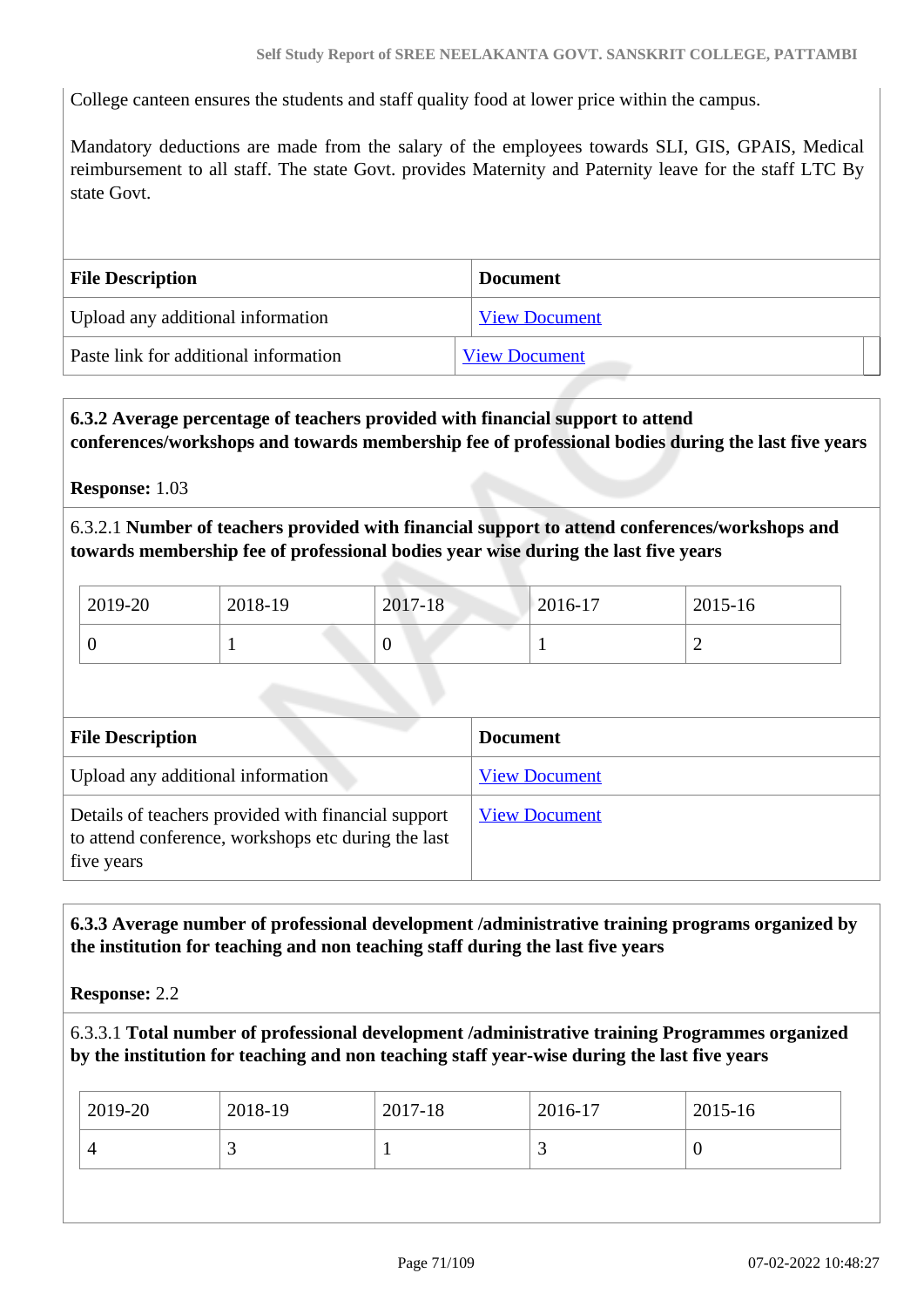College canteen ensures the students and staff quality food at lower price within the campus.

Mandatory deductions are made from the salary of the employees towards SLI, GIS, GPAIS, Medical reimbursement to all staff. The state Govt. provides Maternity and Paternity leave for the staff LTC By state Govt.

| File Description | Document |
| --- | --- |
| Upload any additional information | View Document |
| Paste link for additional information | View Document |

**6.3.2 Average percentage of teachers provided with financial support to attend conferences/workshops and towards membership fee of professional bodies during the last five years**

**Response:** 1.03

6.3.2.1 **Number of teachers provided with financial support to attend conferences/workshops and towards membership fee of professional bodies year wise during the last five years**

| 2019-20 | 2018-19 | 2017-18 | 2016-17 | 2015-16 |
| --- | --- | --- | --- | --- |
| 0 | 1 | 0 | 1 | 2 |

| File Description | Document |
| --- | --- |
| Upload any additional information | View Document |
| Details of teachers provided with financial support to attend conference, workshops etc during the last five years | View Document |

**6.3.3 Average number of professional development /administrative training programs organized by the institution for teaching and non teaching staff during the last five years**

**Response:** 2.2

6.3.3.1 **Total number of professional development /administrative training Programmes organized by the institution for teaching and non teaching staff year-wise during the last five years**

| 2019-20 | 2018-19 | 2017-18 | 2016-17 | 2015-16 |
| --- | --- | --- | --- | --- |
| 4 | 3 | 1 | 3 | 0 |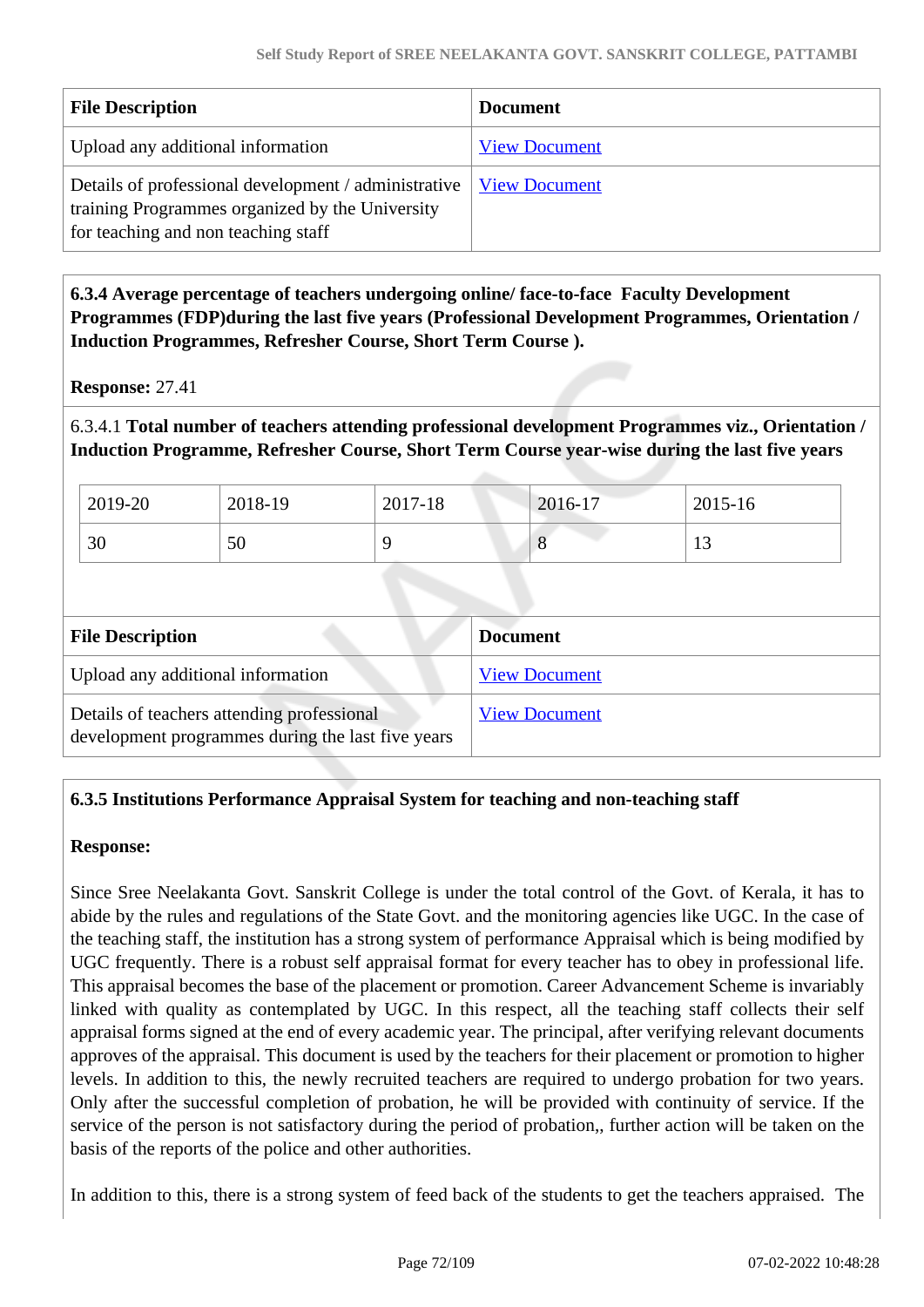| File Description | Document |
|---|---|
| Upload any additional information | View Document |
| Details of professional development / administrative training Programmes organized by the University for teaching and non teaching staff | View Document |

**6.3.4 Average percentage of teachers undergoing online/ face-to-face Faculty Development Programmes (FDP)during the last five years (Professional Development Programmes, Orientation / Induction Programmes, Refresher Course, Short Term Course ).**

**Response:** 27.41

6.3.4.1 **Total number of teachers attending professional development Programmes viz., Orientation / Induction Programme, Refresher Course, Short Term Course year-wise during the last five years**

| 2019-20 | 2018-19 | 2017-18 | 2016-17 | 2015-16 |
|---|---|---|---|---|
| 30 | 50 | 9 | 8 | 13 |

| File Description | Document |
|---|---|
| Upload any additional information | View Document |
| Details of teachers attending professional development programmes during the last five years | View Document |

**6.3.5 Institutions Performance Appraisal System for teaching and non-teaching staff**

**Response:**

Since Sree Neelakanta Govt. Sanskrit College is under the total control of the Govt. of Kerala, it has to abide by the rules and regulations of the State Govt. and the monitoring agencies like UGC. In the case of the teaching staff, the institution has a strong system of performance Appraisal which is being modified by UGC frequently. There is a robust self appraisal format for every teacher has to obey in professional life. This appraisal becomes the base of the placement or promotion. Career Advancement Scheme is invariably linked with quality as contemplated by UGC. In this respect, all the teaching staff collects their self appraisal forms signed at the end of every academic year. The principal, after verifying relevant documents approves of the appraisal. This document is used by the teachers for their placement or promotion to higher levels. In addition to this, the newly recruited teachers are required to undergo probation for two years. Only after the successful completion of probation, he will be provided with continuity of service. If the service of the person is not satisfactory during the period of probation,, further action will be taken on the basis of the reports of the police and other authorities.

In addition to this, there is a strong system of feed back of the students to get the teachers appraised. The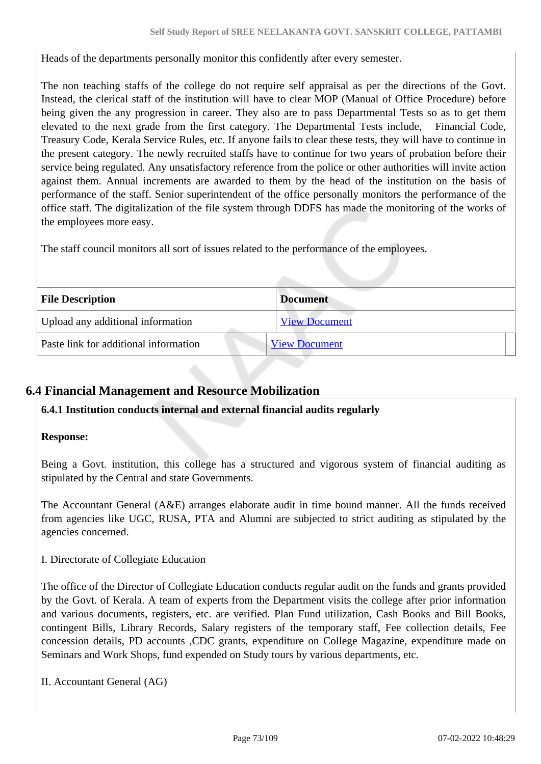Heads of the departments personally monitor this confidently after every semester.

The non teaching staffs of the college do not require self appraisal as per the directions of the Govt. Instead, the clerical staff of the institution will have to clear MOP (Manual of Office Procedure) before being given the any progression in career. They also are to pass Departmental Tests so as to get them elevated to the next grade from the first category. The Departmental Tests include, Financial Code, Treasury Code, Kerala Service Rules, etc. If anyone fails to clear these tests, they will have to continue in the present category. The newly recruited staffs have to continue for two years of probation before their service being regulated. Any unsatisfactory reference from the police or other authorities will invite action against them. Annual increments are awarded to them by the head of the institution on the basis of performance of the staff. Senior superintendent of the office personally monitors the performance of the office staff. The digitalization of the file system through DDFS has made the monitoring of the works of the employees more easy.

The staff council monitors all sort of issues related to the performance of the employees.

| File Description | Document |
| --- | --- |
| Upload any additional information | View Document |
| Paste link for additional information | View Document |

## 6.4 Financial Management and Resource Mobilization

**6.4.1 Institution conducts internal and external financial audits regularly**

**Response:**

Being a Govt. institution, this college has a structured and vigorous system of financial auditing as stipulated by the Central and state Governments.

The Accountant General (A&E) arranges elaborate audit in time bound manner. All the funds received from agencies like UGC, RUSA, PTA and Alumni are subjected to strict auditing as stipulated by the agencies concerned.

I. Directorate of Collegiate Education

The office of the Director of Collegiate Education conducts regular audit on the funds and grants provided by the Govt. of Kerala. A team of experts from the Department visits the college after prior information and various documents, registers, etc. are verified. Plan Fund utilization, Cash Books and Bill Books, contingent Bills, Library Records, Salary registers of the temporary staff, Fee collection details, Fee concession details, PD accounts ,CDC grants, expenditure on College Magazine, expenditure made on Seminars and Work Shops, fund expended on Study tours by various departments, etc.

II. Accountant General (AG)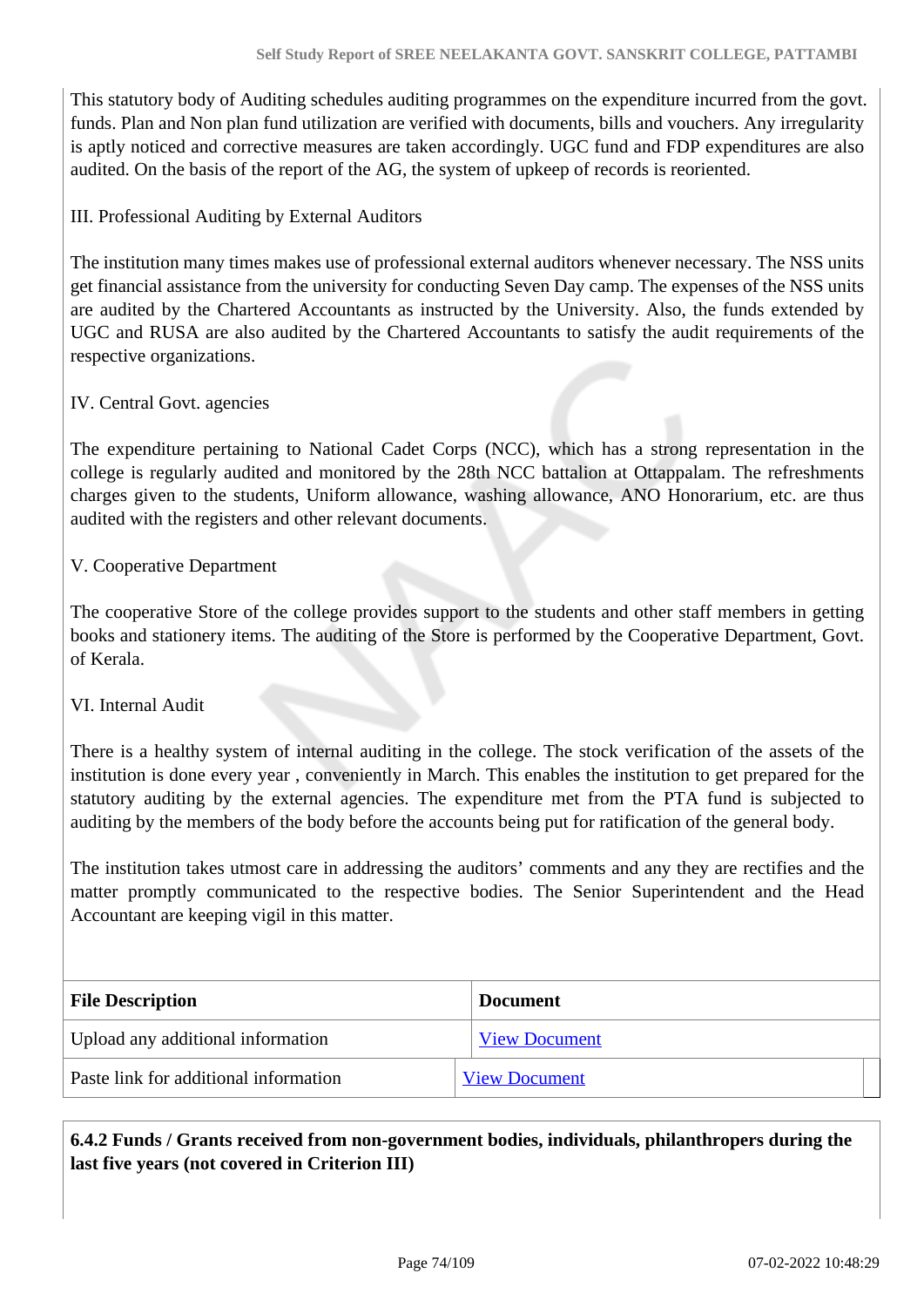This statutory body of Auditing schedules auditing programmes on the expenditure incurred from the govt. funds. Plan and Non plan fund utilization are verified with documents, bills and vouchers. Any irregularity is aptly noticed and corrective measures are taken accordingly. UGC fund and FDP expenditures are also audited. On the basis of the report of the AG, the system of upkeep of records is reoriented.

III. Professional Auditing by External Auditors

The institution many times makes use of professional external auditors whenever necessary. The NSS units get financial assistance from the university for conducting Seven Day camp. The expenses of the NSS units are audited by the Chartered Accountants as instructed by the University. Also, the funds extended by UGC and RUSA are also audited by the Chartered Accountants to satisfy the audit requirements of the respective organizations.

IV. Central Govt. agencies

The expenditure pertaining to National Cadet Corps (NCC), which has a strong representation in the college is regularly audited and monitored by the 28th NCC battalion at Ottappalam. The refreshments charges given to the students, Uniform allowance, washing allowance, ANO Honorarium, etc. are thus audited with the registers and other relevant documents.

V. Cooperative Department

The cooperative Store of the college provides support to the students and other staff members in getting books and stationery items. The auditing of the Store is performed by the Cooperative Department, Govt. of Kerala.

VI. Internal Audit

There is a healthy system of internal auditing in the college. The stock verification of the assets of the institution is done every year , conveniently in March. This enables the institution to get prepared for the statutory auditing by the external agencies. The expenditure met from the PTA fund is subjected to auditing by the members of the body before the accounts being put for ratification of the general body.

The institution takes utmost care in addressing the auditors' comments and any they are rectifies and the matter promptly communicated to the respective bodies. The Senior Superintendent and the Head Accountant are keeping vigil in this matter.

| File Description | Document |
|---|---|
| Upload any additional information | View Document |
| Paste link for additional information | View Document |

**6.4.2 Funds / Grants received from non-government bodies, individuals, philanthropers during the last five years (not covered in Criterion III)**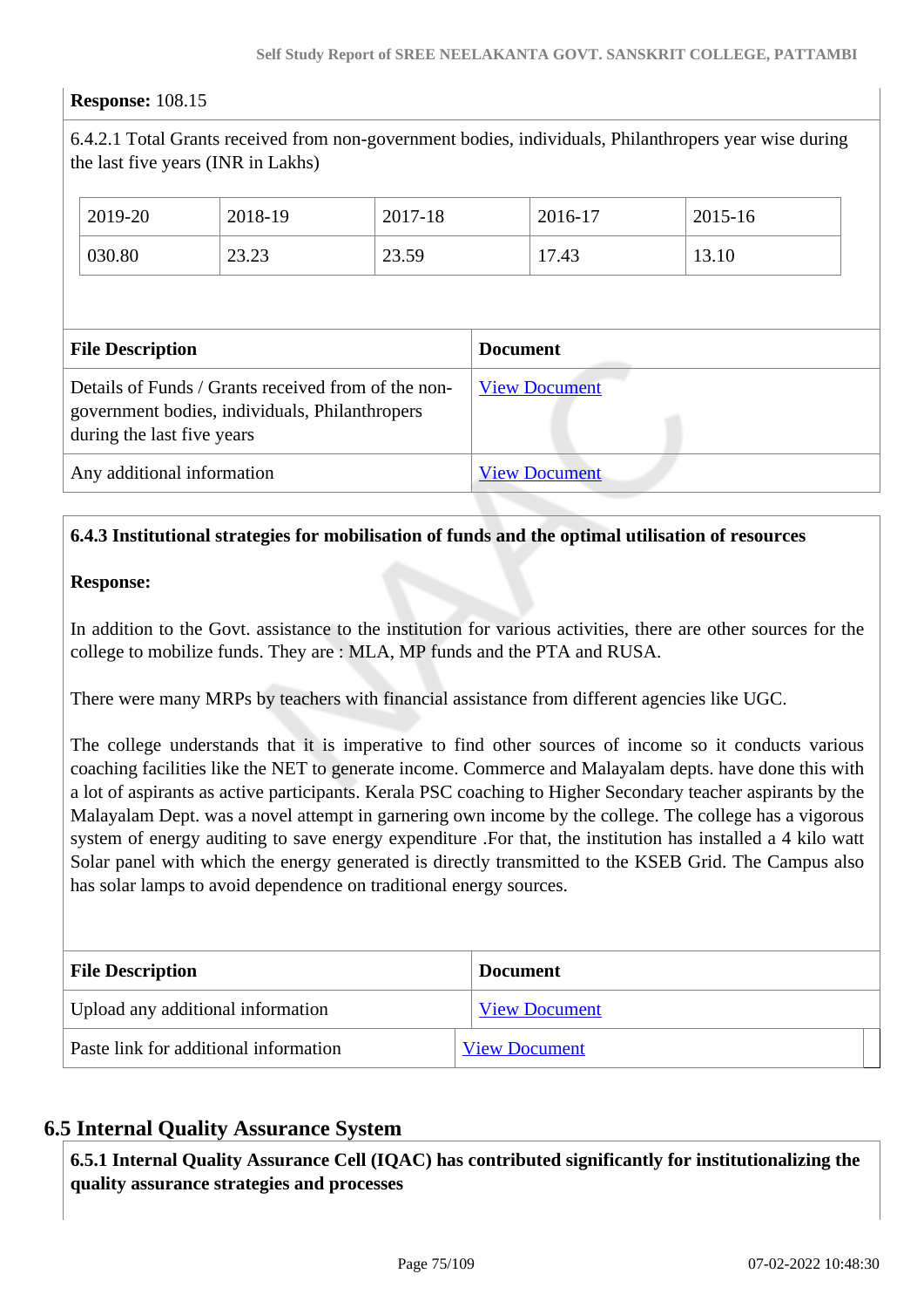**Response:** 108.15

6.4.2.1 Total Grants received from non-government bodies, individuals, Philanthropers year wise during the last five years (INR in Lakhs)

| 2019-20 | 2018-19 | 2017-18 | 2016-17 | 2015-16 |
|---|---|---|---|---|
| 030.80 | 23.23 | 23.59 | 17.43 | 13.10 |

| File Description | Document |
|---|---|
| Details of Funds / Grants received from of the non-government bodies, individuals, Philanthropers during the last five years | View Document |
| Any additional information | View Document |

**6.4.3 Institutional strategies for mobilisation of funds and the optimal utilisation of resources**

**Response:**

In addition to the Govt. assistance to the institution for various activities, there are other sources for the college to mobilize funds. They are : MLA, MP funds and the PTA and RUSA.

There were many MRPs by teachers with financial assistance from different agencies like UGC.

The college understands that it is imperative to find other sources of income so it conducts various coaching facilities like the NET to generate income. Commerce and Malayalam depts. have done this with a lot of aspirants as active participants. Kerala PSC coaching to Higher Secondary teacher aspirants by the Malayalam Dept. was a novel attempt in garnering own income by the college. The college has a vigorous system of energy auditing to save energy expenditure .For that, the institution has installed a 4 kilo watt Solar panel with which the energy generated is directly transmitted to the KSEB Grid. The Campus also has solar lamps to avoid dependence on traditional energy sources.

| File Description | Document |
|---|---|
| Upload any additional information | View Document |
| Paste link for additional information | View Document |

## 6.5 Internal Quality Assurance System

**6.5.1 Internal Quality Assurance Cell (IQAC) has contributed significantly for institutionalizing the quality assurance strategies and processes**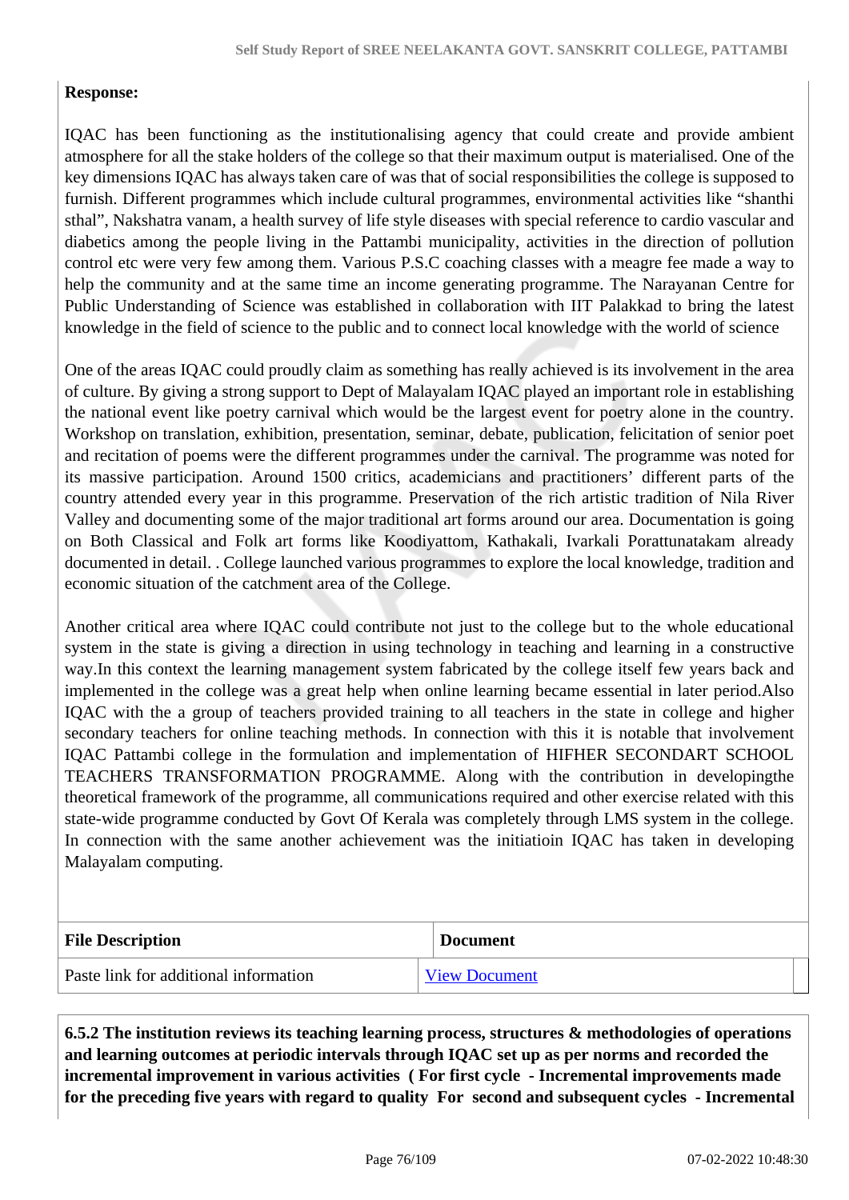**Response:**

IQAC has been functioning as the institutionalising agency that could create and provide ambient atmosphere for all the stake holders of the college so that their maximum output is materialised. One of the key dimensions IQAC has always taken care of was that of social responsibilities the college is supposed to furnish. Different programmes which include cultural programmes, environmental activities like “shanthi sthal”, Nakshatra vanam, a health survey of life style diseases with special reference to cardio vascular and diabetics among the people living in the Pattambi municipality, activities in the direction of pollution control etc were very few among them. Various P.S.C coaching classes with a meagre fee made a way to help the community and at the same time an income generating programme. The Narayanan Centre for Public Understanding of Science was established in collaboration with IIT Palakkad to bring the latest knowledge in the field of science to the public and to connect local knowledge with the world of science

One of the areas IQAC could proudly claim as something has really achieved is its involvement in the area of culture. By giving a strong support to Dept of Malayalam IQAC played an important role in establishing the national event like poetry carnival which would be the largest event for poetry alone in the country. Workshop on translation, exhibition, presentation, seminar, debate, publication, felicitation of senior poet and recitation of poems were the different programmes under the carnival. The programme was noted for its massive participation. Around 1500 critics, academicians and practitioners' different parts of the country attended every year in this programme. Preservation of the rich artistic tradition of Nila River Valley and documenting some of the major traditional art forms around our area. Documentation is going on Both Classical and Folk art forms like Koodiyattom, Kathakali, Ivarkali Porattunatakam already documented in detail. . College launched various programmes to explore the local knowledge, tradition and economic situation of the catchment area of the College.

Another critical area where IQAC could contribute not just to the college but to the whole educational system in the state is giving a direction in using technology in teaching and learning in a constructive way.In this context the learning management system fabricated by the college itself few years back and implemented in the college was a great help when online learning became essential in later period.Also IQAC with the a group of teachers provided training to all teachers in the state in college and higher secondary teachers for online teaching methods. In connection with this it is notable that involvement IQAC Pattambi college in the formulation and implementation of HIFHER SECONDART SCHOOL TEACHERS TRANSFORMATION PROGRAMME. Along with the contribution in developingthe theoretical framework of the programme, all communications required and other exercise related with this state-wide programme conducted by Govt Of Kerala was completely through LMS system in the college. In connection with the same another achievement was the initiatioin IQAC has taken in developing Malayalam computing.

| File Description | Document |
|---|---|
| Paste link for additional information | View Document |

**6.5.2 The institution reviews its teaching learning process, structures & methodologies of operations and learning outcomes at periodic intervals through IQAC set up as per norms and recorded the incremental improvement in various activities ( For first cycle - Incremental improvements made for the preceding five years with regard to quality For second and subsequent cycles - Incremental**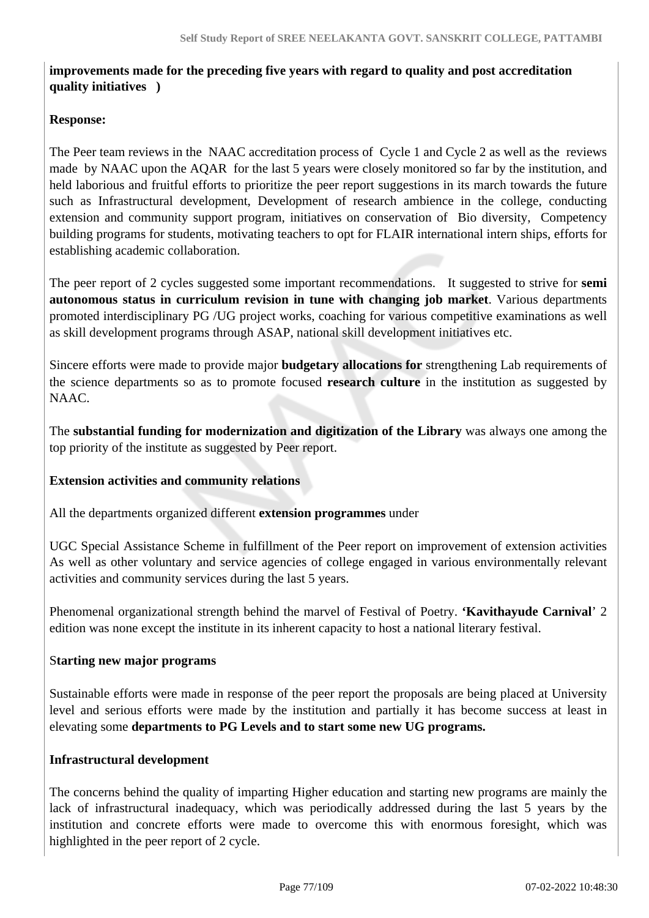**improvements made for the preceding five years with regard to quality and post accreditation quality initiatives )**

**Response:**

The Peer team reviews in the NAAC accreditation process of Cycle 1 and Cycle 2 as well as the reviews made by NAAC upon the AQAR for the last 5 years were closely monitored so far by the institution, and held laborious and fruitful efforts to prioritize the peer report suggestions in its march towards the future such as Infrastructural development, Development of research ambience in the college, conducting extension and community support program, initiatives on conservation of Bio diversity, Competency building programs for students, motivating teachers to opt for FLAIR international intern ships, efforts for establishing academic collaboration.

The peer report of 2 cycles suggested some important recommendations. It suggested to strive for **semi autonomous status in curriculum revision in tune with changing job market**. Various departments promoted interdisciplinary PG /UG project works, coaching for various competitive examinations as well as skill development programs through ASAP, national skill development initiatives etc.

Sincere efforts were made to provide major **budgetary allocations for** strengthening Lab requirements of the science departments so as to promote focused **research culture** in the institution as suggested by NAAC.

The **substantial funding for modernization and digitization of the Library** was always one among the top priority of the institute as suggested by Peer report.

**Extension activities and community relations**

All the departments organized different **extension programmes** under

UGC Special Assistance Scheme in fulfillment of the Peer report on improvement of extension activities As well as other voluntary and service agencies of college engaged in various environmentally relevant activities and community services during the last 5 years.

Phenomenal organizational strength behind the marvel of Festival of Poetry. **'Kavithayude Carnival**' 2 edition was none except the institute in its inherent capacity to host a national literary festival.

S**tarting new major programs**

Sustainable efforts were made in response of the peer report the proposals are being placed at University level and serious efforts were made by the institution and partially it has become success at least in elevating some **departments to PG Levels and to start some new UG programs.**

**Infrastructural development**

The concerns behind the quality of imparting Higher education and starting new programs are mainly the lack of infrastructural inadequacy, which was periodically addressed during the last 5 years by the institution and concrete efforts were made to overcome this with enormous foresight, which was highlighted in the peer report of 2 cycle.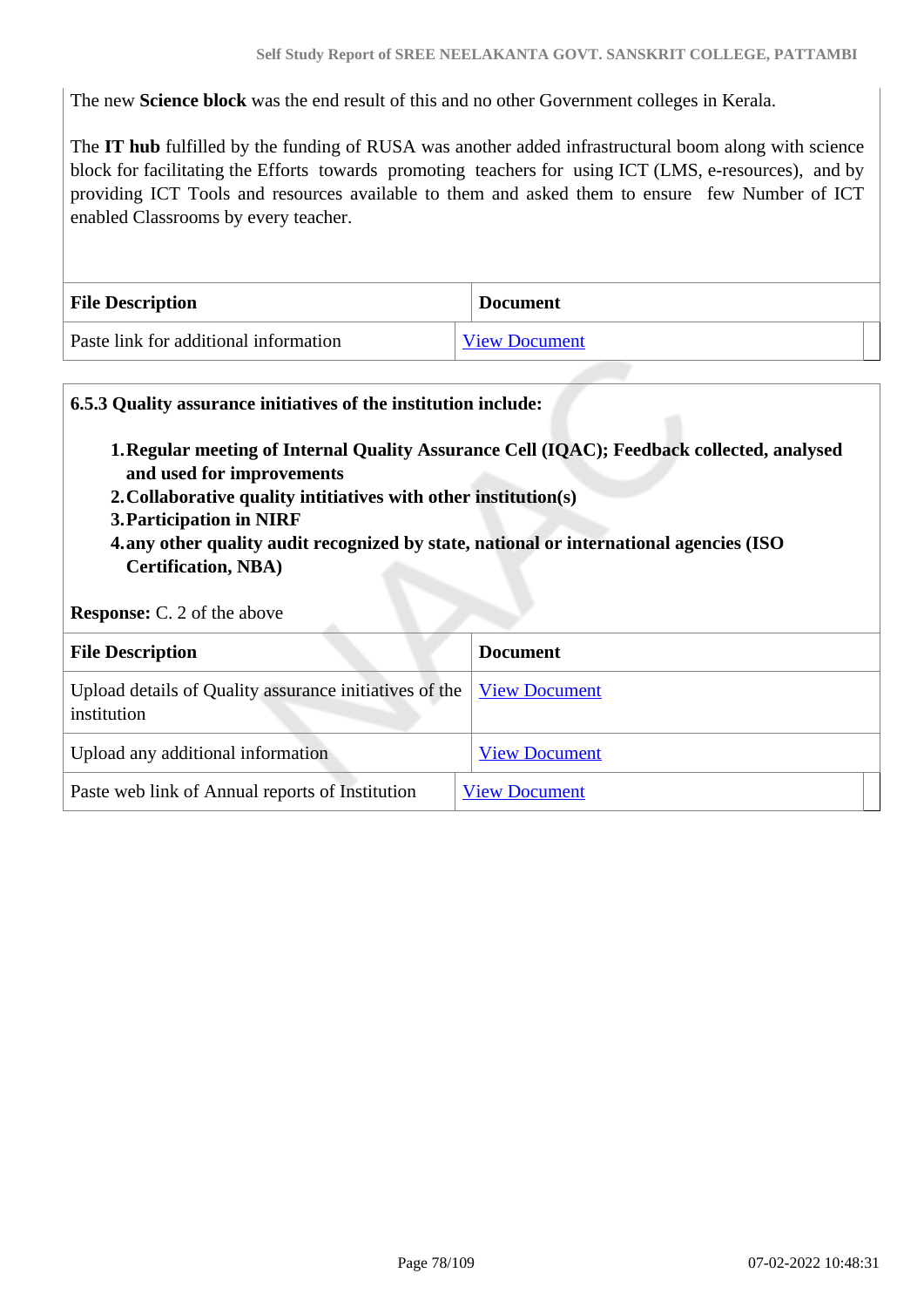The new **Science block** was the end result of this and no other Government colleges in Kerala.

The **IT hub** fulfilled by the funding of RUSA was another added infrastructural boom along with science block for facilitating the Efforts towards promoting teachers for using ICT (LMS, e-resources), and by providing ICT Tools and resources available to them and asked them to ensure few Number of ICT enabled Classrooms by every teacher.

| File Description | Document |
|---|---|
| Paste link for additional information | View Document |

**6.5.3 Quality assurance initiatives of the institution include:**

1. **Regular meeting of Internal Quality Assurance Cell (IQAC); Feedback collected, analysed and used for improvements**
2. **Collaborative quality intitiatives with other institution(s)**
3. **Participation in NIRF**
4. **any other quality audit recognized by state, national or international agencies (ISO Certification, NBA)**

**Response:** C. 2 of the above

| File Description | Document |
|---|---|
| Upload details of Quality assurance initiatives of the institution | View Document |
| Upload any additional information | View Document |
| Paste web link of Annual reports of Institution | View Document |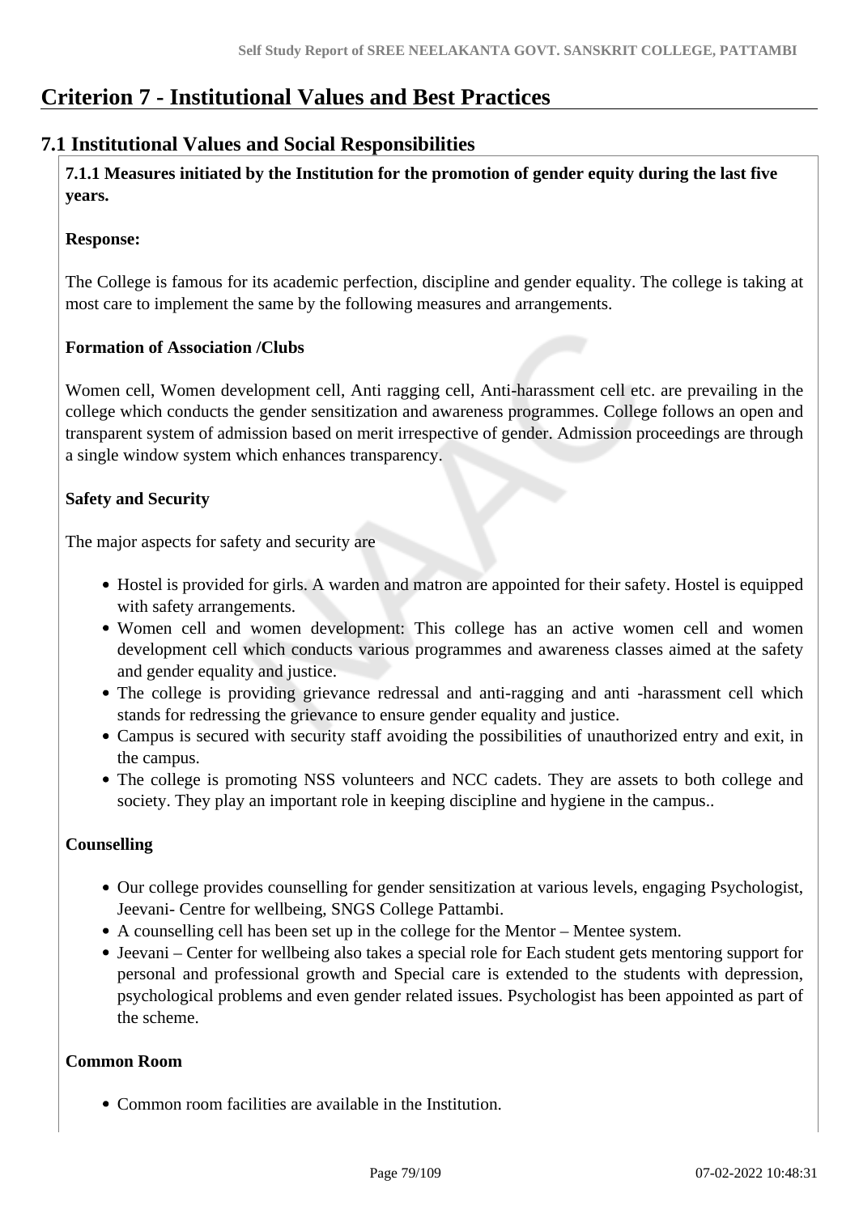# Criterion 7 - Institutional Values and Best Practices

## 7.1 Institutional Values and Social Responsibilities

**7.1.1 Measures initiated by the Institution for the promotion of gender equity during the last five years.**

**Response:**

The College is famous for its academic perfection, discipline and gender equality. The college is taking at most care to implement the same by the following measures and arrangements.

**Formation of Association /Clubs**

Women cell, Women development cell, Anti ragging cell, Anti-harassment cell etc. are prevailing in the college which conducts the gender sensitization and awareness programmes. College follows an open and transparent system of admission based on merit irrespective of gender. Admission proceedings are through a single window system which enhances transparency.

**Safety and Security**

The major aspects for safety and security are

- Hostel is provided for girls. A warden and matron are appointed for their safety. Hostel is equipped with safety arrangements.
- Women cell and women development: This college has an active women cell and women development cell which conducts various programmes and awareness classes aimed at the safety and gender equality and justice.
- The college is providing grievance redressal and anti-ragging and anti -harassment cell which stands for redressing the grievance to ensure gender equality and justice.
- Campus is secured with security staff avoiding the possibilities of unauthorized entry and exit, in the campus.
- The college is promoting NSS volunteers and NCC cadets. They are assets to both college and society. They play an important role in keeping discipline and hygiene in the campus..

**Counselling**

- Our college provides counselling for gender sensitization at various levels, engaging Psychologist, Jeevani- Centre for wellbeing, SNGS College Pattambi.
- A counselling cell has been set up in the college for the Mentor – Mentee system.
- Jeevani – Center for wellbeing also takes a special role for Each student gets mentoring support for personal and professional growth and Special care is extended to the students with depression, psychological problems and even gender related issues. Psychologist has been appointed as part of the scheme.

**Common Room**

- Common room facilities are available in the Institution.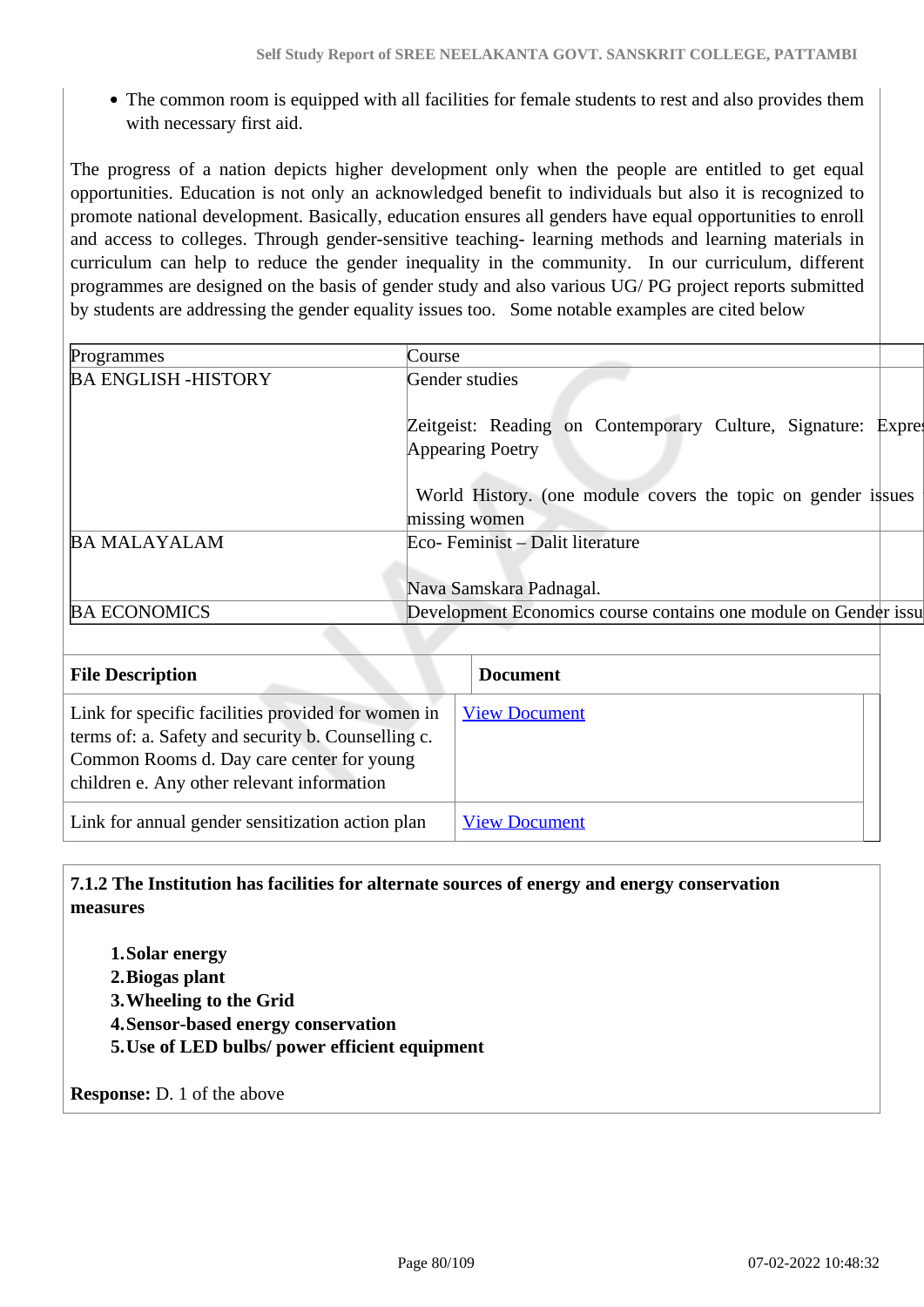- The common room is equipped with all facilities for female students to rest and also provides them with necessary first aid.

The progress of a nation depicts higher development only when the people are entitled to get equal opportunities. Education is not only an acknowledged benefit to individuals but also it is recognized to promote national development. Basically, education ensures all genders have equal opportunities to enroll and access to colleges. Through gender-sensitive teaching- learning methods and learning materials in curriculum can help to reduce the gender inequality in the community. In our curriculum, different programmes are designed on the basis of gender study and also various UG/ PG project reports submitted by students are addressing the gender equality issues too. Some notable examples are cited below

| Programmes | Course |
|---|---|
| BA ENGLISH -HISTORY | Gender studies<br><br>Zeitgeist: Reading on Contemporary Culture, Signature: Expres Appearing Poetry<br><br>World History. (one module covers the topic on gender issues missing women |
| BA MALAYALAM | Eco- Feminist – Dalit literature<br><br>Nava Samskara Padnagal. |
| BA ECONOMICS | Development Economics course contains one module on Gender issu |

| File Description | Document |
|---|---|
| Link for specific facilities provided for women in terms of: a. Safety and security b. Counselling c. Common Rooms d. Day care center for young children e. Any other relevant information | View Document |
| Link for annual gender sensitization action plan | View Document |

**7.1.2 The Institution has facilities for alternate sources of energy and energy conservation measures**

1. **Solar energy**
2. **Biogas plant**
3. **Wheeling to the Grid**
4. **Sensor-based energy conservation**
5. **Use of LED bulbs/ power efficient equipment**

**Response:** D. 1 of the above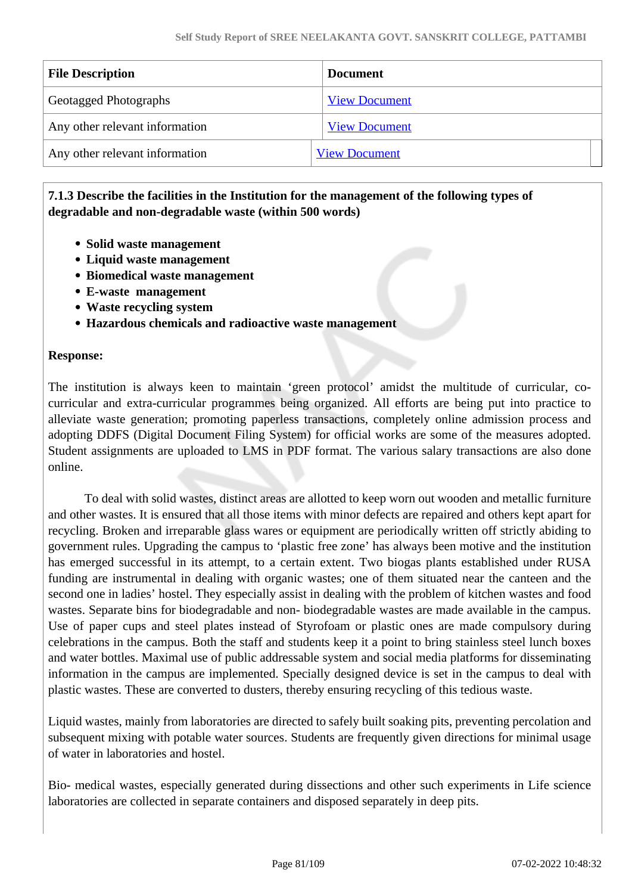| File Description | Document |
|---|---|
| Geotagged Photographs | View Document |
| Any other relevant information | View Document |
| Any other relevant information | View Document |

**7.1.3 Describe the facilities in the Institution for the management of the following types of degradable and non-degradable waste (within 500 words)**

- **Solid waste management**
- **Liquid waste management**
- **Biomedical waste management**
- **E-waste management**
- **Waste recycling system**
- **Hazardous chemicals and radioactive waste management**

**Response:**

The institution is always keen to maintain 'green protocol' amidst the multitude of curricular, co-curricular and extra-curricular programmes being organized. All efforts are being put into practice to alleviate waste generation; promoting paperless transactions, completely online admission process and adopting DDFS (Digital Document Filing System) for official works are some of the measures adopted. Student assignments are uploaded to LMS in PDF format. The various salary transactions are also done online.

To deal with solid wastes, distinct areas are allotted to keep worn out wooden and metallic furniture and other wastes. It is ensured that all those items with minor defects are repaired and others kept apart for recycling. Broken and irreparable glass wares or equipment are periodically written off strictly abiding to government rules. Upgrading the campus to 'plastic free zone' has always been motive and the institution has emerged successful in its attempt, to a certain extent. Two biogas plants established under RUSA funding are instrumental in dealing with organic wastes; one of them situated near the canteen and the second one in ladies' hostel. They especially assist in dealing with the problem of kitchen wastes and food wastes. Separate bins for biodegradable and non- biodegradable wastes are made available in the campus. Use of paper cups and steel plates instead of Styrofoam or plastic ones are made compulsory during celebrations in the campus. Both the staff and students keep it a point to bring stainless steel lunch boxes and water bottles. Maximal use of public addressable system and social media platforms for disseminating information in the campus are implemented. Specially designed device is set in the campus to deal with plastic wastes. These are converted to dusters, thereby ensuring recycling of this tedious waste.

Liquid wastes, mainly from laboratories are directed to safely built soaking pits, preventing percolation and subsequent mixing with potable water sources. Students are frequently given directions for minimal usage of water in laboratories and hostel.

Bio- medical wastes, especially generated during dissections and other such experiments in Life science laboratories are collected in separate containers and disposed separately in deep pits.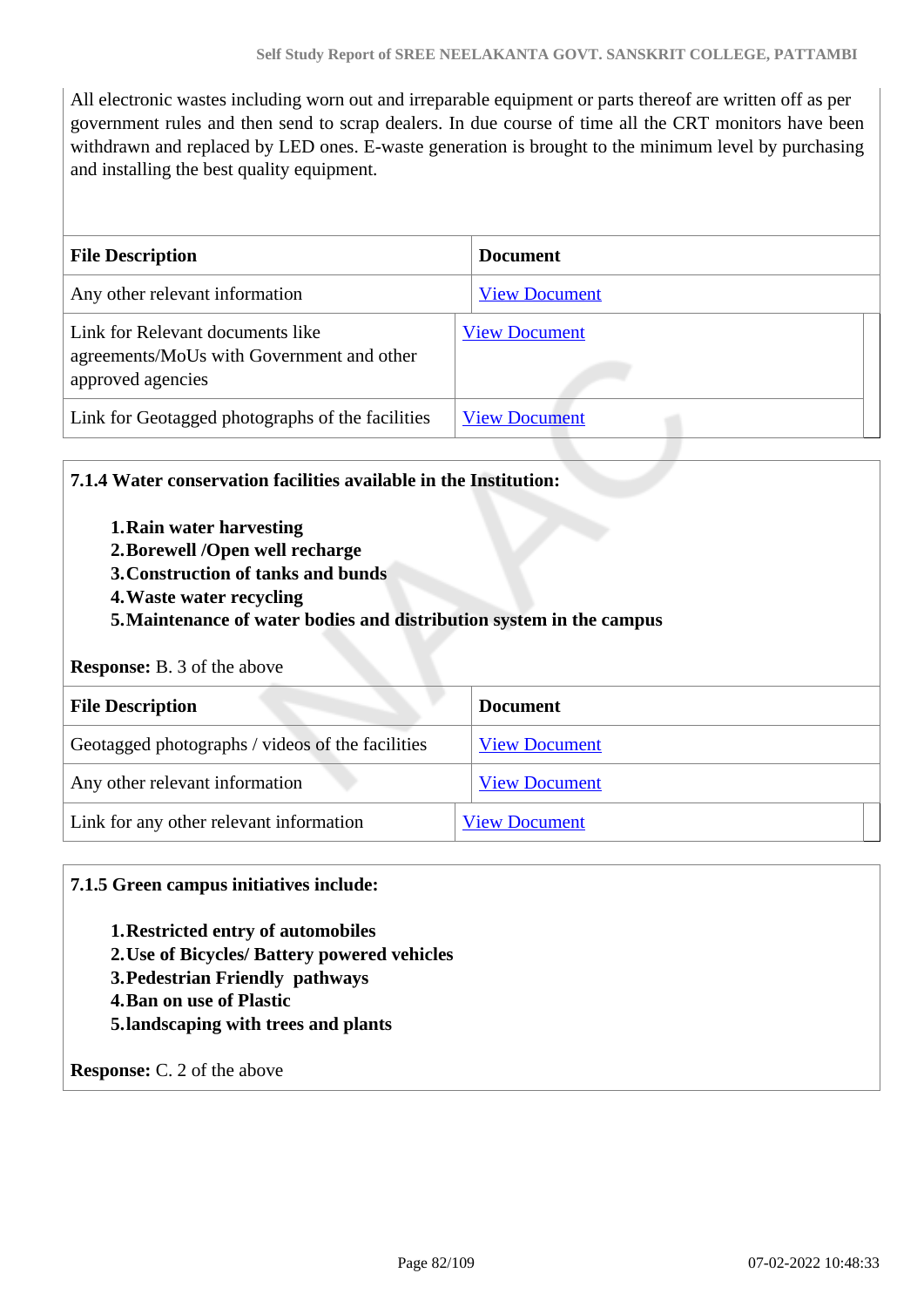All electronic wastes including worn out and irreparable equipment or parts thereof are written off as per government rules and then send to scrap dealers. In due course of time all the CRT monitors have been withdrawn and replaced by LED ones. E-waste generation is brought to the minimum level by purchasing and installing the best quality equipment.

| File Description | Document |
|---|---|
| Any other relevant information | View Document |
| Link for Relevant documents like agreements/MoUs with Government and other approved agencies | View Document |
| Link for Geotagged photographs of the facilities | View Document |

**7.1.4 Water conservation facilities available in the Institution:**

1. **Rain water harvesting**
2. **Borewell /Open well recharge**
3. **Construction of tanks and bunds**
4. **Waste water recycling**
5. **Maintenance of water bodies and distribution system in the campus**

**Response:** B. 3 of the above

| File Description | Document |
|---|---|
| Geotagged photographs / videos of the facilities | View Document |
| Any other relevant information | View Document |
| Link for any other relevant information | View Document |

**7.1.5 Green campus initiatives include:**

1. **Restricted entry of automobiles**
2. **Use of Bicycles/ Battery powered vehicles**
3. **Pedestrian Friendly pathways**
4. **Ban on use of Plastic**
5. **landscaping with trees and plants**

**Response:** C. 2 of the above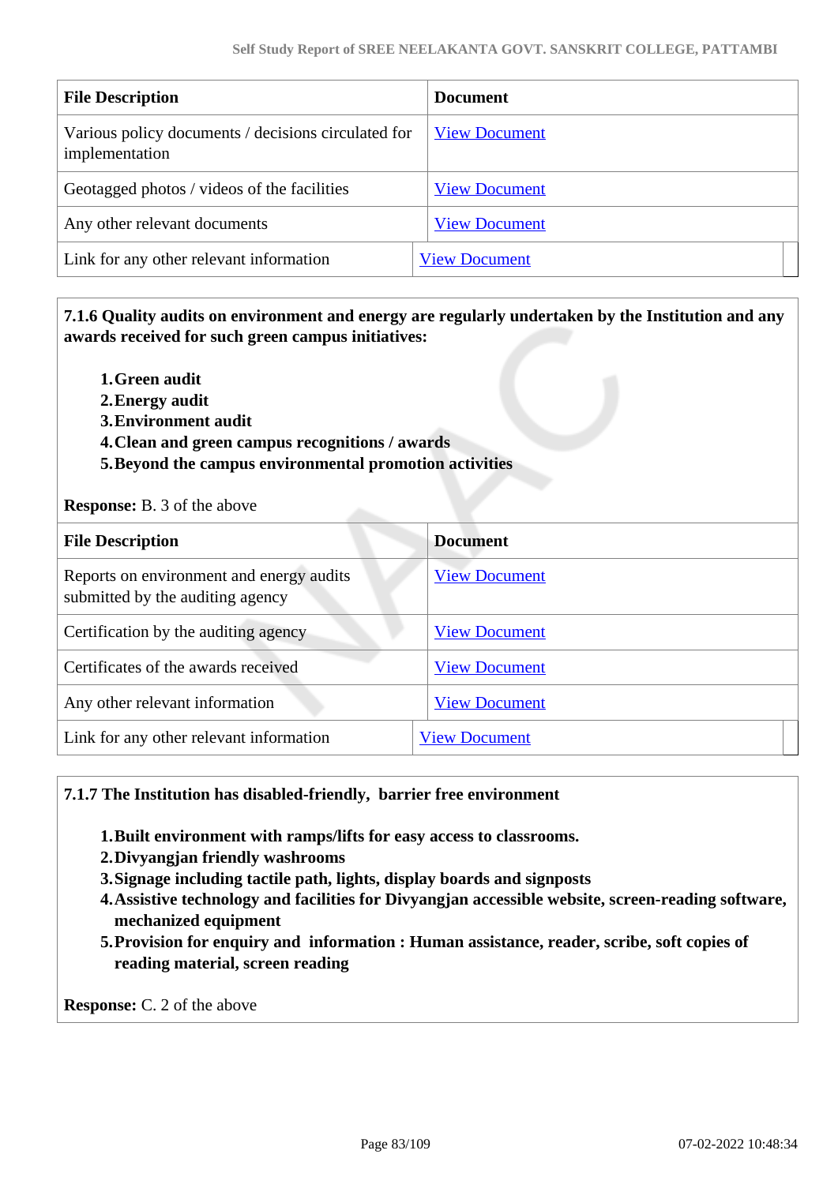| File Description | Document |
|---|---|
| Various policy documents / decisions circulated for implementation | View Document |
| Geotagged photos / videos of the facilities | View Document |
| Any other relevant documents | View Document |
| Link for any other relevant information | View Document |

**7.1.6 Quality audits on environment and energy are regularly undertaken by the Institution and any awards received for such green campus initiatives:**

1. **Green audit**
2. **Energy audit**
3. **Environment audit**
4. **Clean and green campus recognitions / awards**
5. **Beyond the campus environmental promotion activities**

**Response:** B. 3 of the above

| File Description | Document |
|---|---|
| Reports on environment and energy audits submitted by the auditing agency | View Document |
| Certification by the auditing agency | View Document |
| Certificates of the awards received | View Document |
| Any other relevant information | View Document |
| Link for any other relevant information | View Document |

**7.1.7 The Institution has disabled-friendly, barrier free environment**

1. **Built environment with ramps/lifts for easy access to classrooms.**
2. **Divyangjan friendly washrooms**
3. **Signage including tactile path, lights, display boards and signposts**
4. **Assistive technology and facilities for Divyangjan accessible website, screen-reading software, mechanized equipment**
5. **Provision for enquiry and information : Human assistance, reader, scribe, soft copies of reading material, screen reading**

**Response:** C. 2 of the above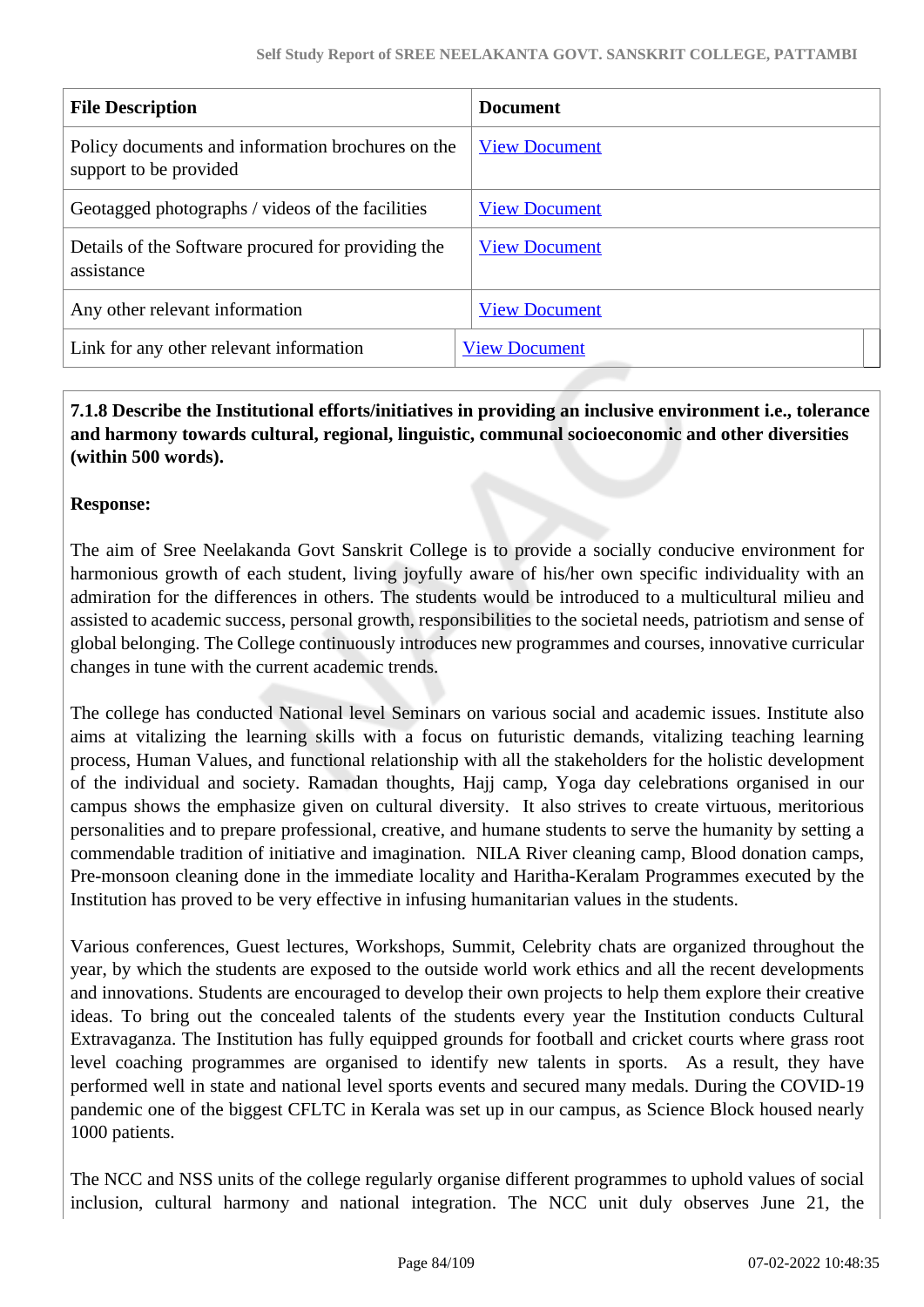| File Description | Document |
|---|---|
| Policy documents and information brochures on the support to be provided | View Document |
| Geotagged photographs / videos of the facilities | View Document |
| Details of the Software procured for providing the assistance | View Document |
| Any other relevant information | View Document |
| Link for any other relevant information | View Document |

**7.1.8 Describe the Institutional efforts/initiatives in providing an inclusive environment i.e., tolerance and harmony towards cultural, regional, linguistic, communal socioeconomic and other diversities (within 500 words).**

**Response:**

The aim of Sree Neelakanda Govt Sanskrit College is to provide a socially conducive environment for harmonious growth of each student, living joyfully aware of his/her own specific individuality with an admiration for the differences in others. The students would be introduced to a multicultural milieu and assisted to academic success, personal growth, responsibilities to the societal needs, patriotism and sense of global belonging. The College continuously introduces new programmes and courses, innovative curricular changes in tune with the current academic trends.

The college has conducted National level Seminars on various social and academic issues. Institute also aims at vitalizing the learning skills with a focus on futuristic demands, vitalizing teaching learning process, Human Values, and functional relationship with all the stakeholders for the holistic development of the individual and society. Ramadan thoughts, Hajj camp, Yoga day celebrations organised in our campus shows the emphasize given on cultural diversity. It also strives to create virtuous, meritorious personalities and to prepare professional, creative, and humane students to serve the humanity by setting a commendable tradition of initiative and imagination. NILA River cleaning camp, Blood donation camps, Pre-monsoon cleaning done in the immediate locality and Haritha-Keralam Programmes executed by the Institution has proved to be very effective in infusing humanitarian values in the students.

Various conferences, Guest lectures, Workshops, Summit, Celebrity chats are organized throughout the year, by which the students are exposed to the outside world work ethics and all the recent developments and innovations. Students are encouraged to develop their own projects to help them explore their creative ideas. To bring out the concealed talents of the students every year the Institution conducts Cultural Extravaganza. The Institution has fully equipped grounds for football and cricket courts where grass root level coaching programmes are organised to identify new talents in sports. As a result, they have performed well in state and national level sports events and secured many medals. During the COVID-19 pandemic one of the biggest CFLTC in Kerala was set up in our campus, as Science Block housed nearly 1000 patients.

The NCC and NSS units of the college regularly organise different programmes to uphold values of social inclusion, cultural harmony and national integration. The NCC unit duly observes June 21, the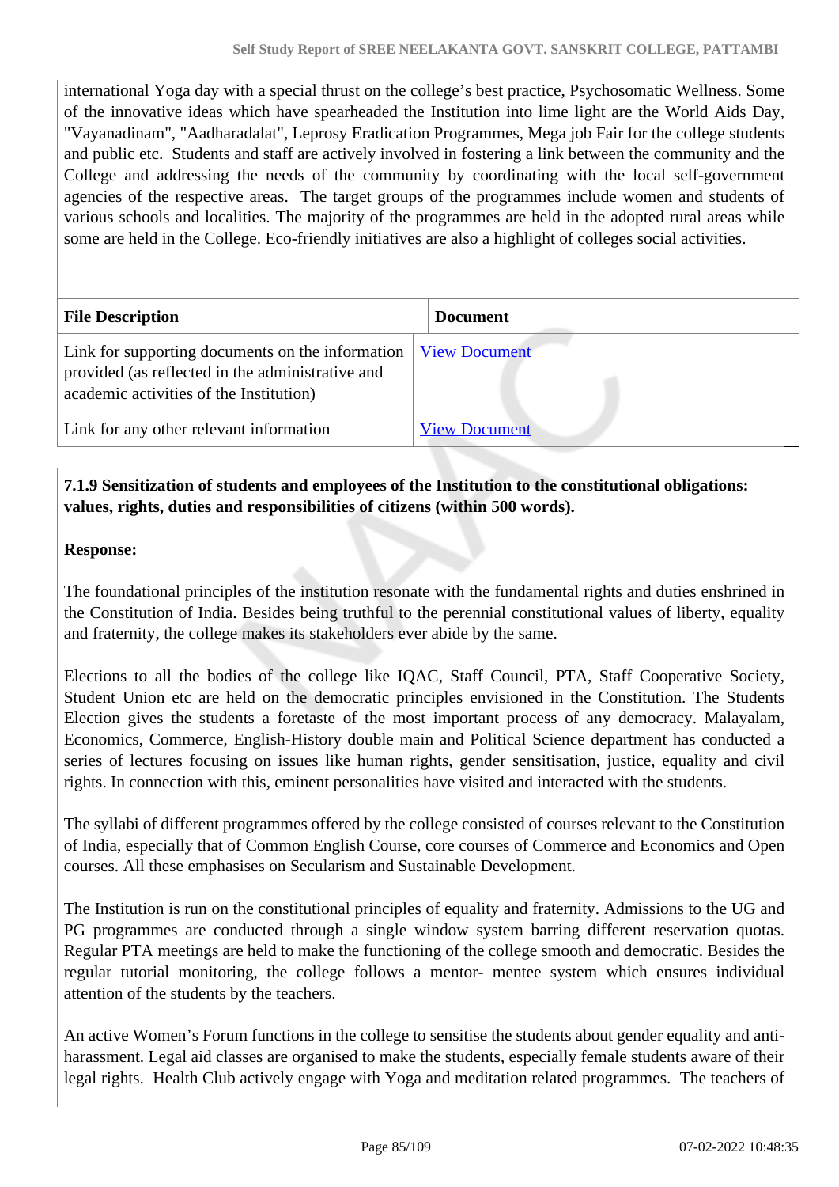international Yoga day with a special thrust on the college's best practice, Psychosomatic Wellness. Some of the innovative ideas which have spearheaded the Institution into lime light are the World Aids Day, "Vayanadinam", "Aadharadalat", Leprosy Eradication Programmes, Mega job Fair for the college students and public etc. Students and staff are actively involved in fostering a link between the community and the College and addressing the needs of the community by coordinating with the local self-government agencies of the respective areas. The target groups of the programmes include women and students of various schools and localities. The majority of the programmes are held in the adopted rural areas while some are held in the College. Eco-friendly initiatives are also a highlight of colleges social activities.

| File Description | Document |
|---|---|
| Link for supporting documents on the information provided (as reflected in the administrative and academic activities of the Institution) | View Document |
| Link for any other relevant information | View Document |

**7.1.9 Sensitization of students and employees of the Institution to the constitutional obligations: values, rights, duties and responsibilities of citizens (within 500 words).**

**Response:**

The foundational principles of the institution resonate with the fundamental rights and duties enshrined in the Constitution of India. Besides being truthful to the perennial constitutional values of liberty, equality and fraternity, the college makes its stakeholders ever abide by the same.

Elections to all the bodies of the college like IQAC, Staff Council, PTA, Staff Cooperative Society, Student Union etc are held on the democratic principles envisioned in the Constitution. The Students Election gives the students a foretaste of the most important process of any democracy. Malayalam, Economics, Commerce, English-History double main and Political Science department has conducted a series of lectures focusing on issues like human rights, gender sensitisation, justice, equality and civil rights. In connection with this, eminent personalities have visited and interacted with the students.

The syllabi of different programmes offered by the college consisted of courses relevant to the Constitution of India, especially that of Common English Course, core courses of Commerce and Economics and Open courses. All these emphasises on Secularism and Sustainable Development.

The Institution is run on the constitutional principles of equality and fraternity. Admissions to the UG and PG programmes are conducted through a single window system barring different reservation quotas. Regular PTA meetings are held to make the functioning of the college smooth and democratic. Besides the regular tutorial monitoring, the college follows a mentor- mentee system which ensures individual attention of the students by the teachers.

An active Women's Forum functions in the college to sensitise the students about gender equality and anti-harassment. Legal aid classes are organised to make the students, especially female students aware of their legal rights. Health Club actively engage with Yoga and meditation related programmes. The teachers of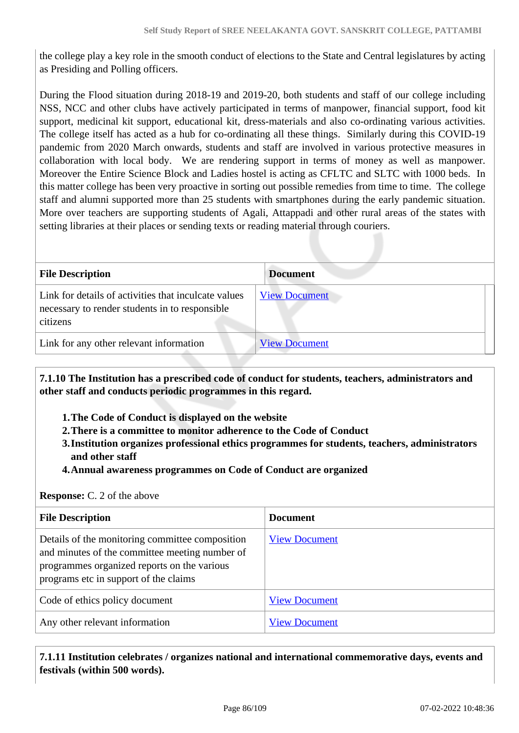the college play a key role in the smooth conduct of elections to the State and Central legislatures by acting as Presiding and Polling officers.

During the Flood situation during 2018-19 and 2019-20, both students and staff of our college including NSS, NCC and other clubs have actively participated in terms of manpower, financial support, food kit support, medicinal kit support, educational kit, dress-materials and also co-ordinating various activities. The college itself has acted as a hub for co-ordinating all these things. Similarly during this COVID-19 pandemic from 2020 March onwards, students and staff are involved in various protective measures in collaboration with local body. We are rendering support in terms of money as well as manpower. Moreover the Entire Science Block and Ladies hostel is acting as CFLTC and SLTC with 1000 beds. In this matter college has been very proactive in sorting out possible remedies from time to time. The college staff and alumni supported more than 25 students with smartphones during the early pandemic situation. More over teachers are supporting students of Agali, Attappadi and other rural areas of the states with setting libraries at their places or sending texts or reading material through couriers.

| File Description | Document |
|---|---|
| Link for details of activities that inculcate values necessary to render students in to responsible citizens | View Document |
| Link for any other relevant information | View Document |

**7.1.10 The Institution has a prescribed code of conduct for students, teachers, administrators and other staff and conducts periodic programmes in this regard.**

1. **The Code of Conduct is displayed on the website**
2. **There is a committee to monitor adherence to the Code of Conduct**
3. **Institution organizes professional ethics programmes for students, teachers, administrators and other staff**
4. **Annual awareness programmes on Code of Conduct are organized**

**Response:** C. 2 of the above

| File Description | Document |
|---|---|
| Details of the monitoring committee composition and minutes of the committee meeting number of programmes organized reports on the various programs etc in support of the claims | View Document |
| Code of ethics policy document | View Document |
| Any other relevant information | View Document |

**7.1.11 Institution celebrates / organizes national and international commemorative days, events and festivals (within 500 words).**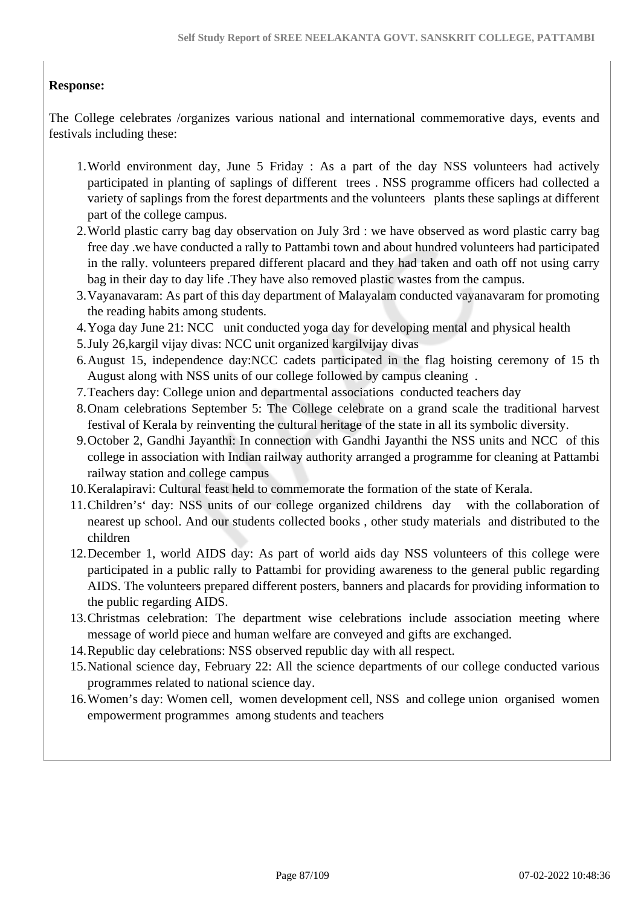**Response:**

The College celebrates /organizes various national and international commemorative days, events and festivals including these:

1. World environment day, June 5 Friday : As a part of the day NSS volunteers had actively participated in planting of saplings of different trees . NSS programme officers had collected a variety of saplings from the forest departments and the volunteers plants these saplings at different part of the college campus.
2. World plastic carry bag day observation on July 3rd : we have observed as word plastic carry bag free day .we have conducted a rally to Pattambi town and about hundred volunteers had participated in the rally. volunteers prepared different placard and they had taken and oath off not using carry bag in their day to day life .They have also removed plastic wastes from the campus.
3. Vayanavaram: As part of this day department of Malayalam conducted vayanavaram for promoting the reading habits among students.
4. Yoga day June 21: NCC unit conducted yoga day for developing mental and physical health
5. July 26,kargil vijay divas: NCC unit organized kargilvijay divas
6. August 15, independence day:NCC cadets participated in the flag hoisting ceremony of 15 th August along with NSS units of our college followed by campus cleaning .
7. Teachers day: College union and departmental associations conducted teachers day
8. Onam celebrations September 5: The College celebrate on a grand scale the traditional harvest festival of Kerala by reinventing the cultural heritage of the state in all its symbolic diversity.
9. October 2, Gandhi Jayanthi: In connection with Gandhi Jayanthi the NSS units and NCC of this college in association with Indian railway authority arranged a programme for cleaning at Pattambi railway station and college campus
10. Keralapiravi: Cultural feast held to commemorate the formation of the state of Kerala.
11. Children’s‘ day: NSS units of our college organized childrens day with the collaboration of nearest up school. And our students collected books , other study materials and distributed to the children
12. December 1, world AIDS day: As part of world aids day NSS volunteers of this college were participated in a public rally to Pattambi for providing awareness to the general public regarding AIDS. The volunteers prepared different posters, banners and placards for providing information to the public regarding AIDS.
13. Christmas celebration: The department wise celebrations include association meeting where message of world piece and human welfare are conveyed and gifts are exchanged.
14. Republic day celebrations: NSS observed republic day with all respect.
15. National science day, February 22: All the science departments of our college conducted various programmes related to national science day.
16. Women’s day: Women cell, women development cell, NSS and college union organised women empowerment programmes among students and teachers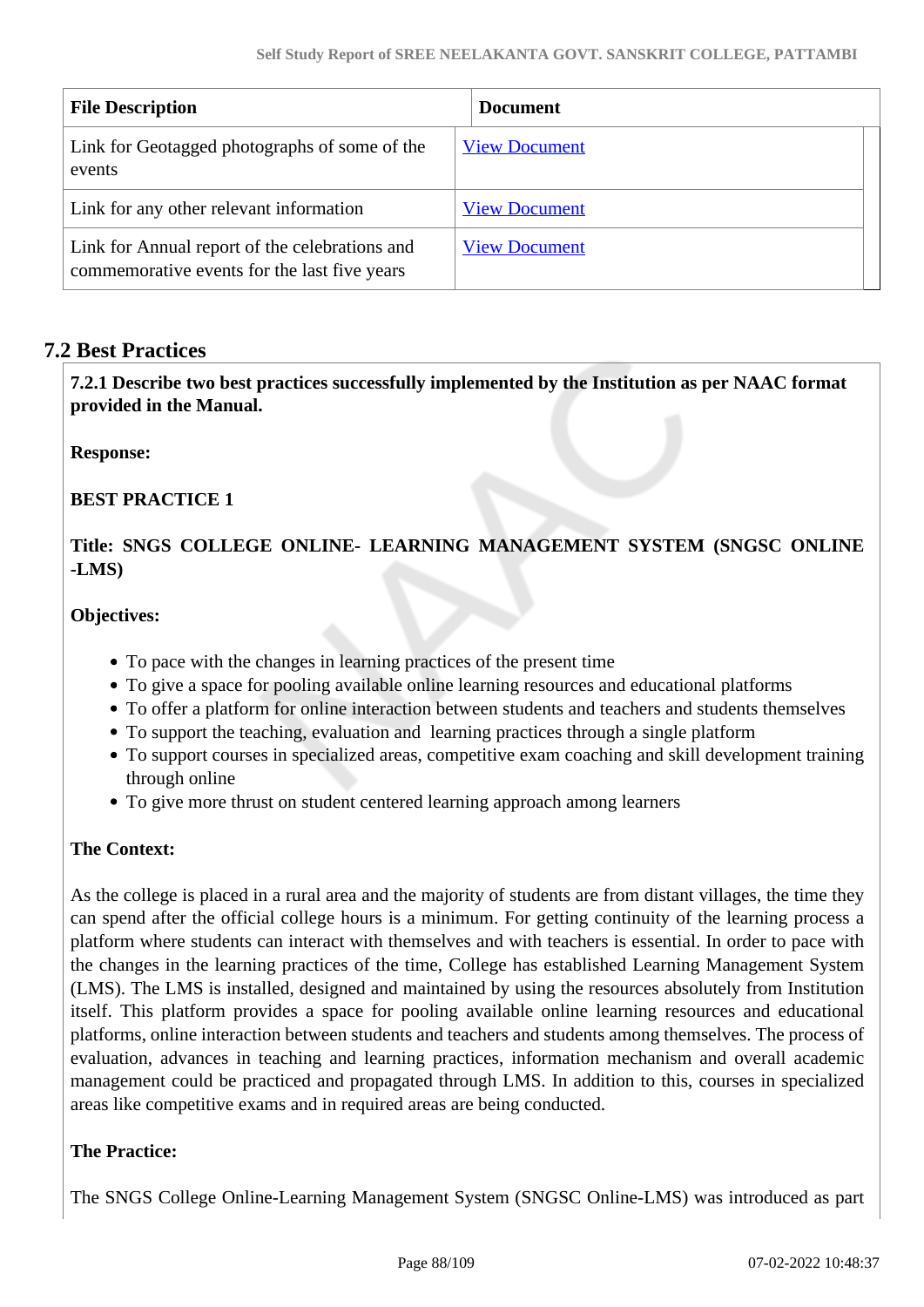| File Description | Document |
| --- | --- |
| Link for Geotagged photographs of some of the events | View Document |
| Link for any other relevant information | View Document |
| Link for Annual report of the celebrations and commemorative events for the last five years | View Document |

## 7.2 Best Practices

**7.2.1 Describe two best practices successfully implemented by the Institution as per NAAC format provided in the Manual.**

**Response:**

**BEST PRACTICE 1**

**Title: SNGS COLLEGE ONLINE- LEARNING MANAGEMENT SYSTEM (SNGSC ONLINE -LMS)**

**Objectives:**

- To pace with the changes in learning practices of the present time
- To give a space for pooling available online learning resources and educational platforms
- To offer a platform for online interaction between students and teachers and students themselves
- To support the teaching, evaluation and learning practices through a single platform
- To support courses in specialized areas, competitive exam coaching and skill development training through online
- To give more thrust on student centered learning approach among learners

**The Context:**

As the college is placed in a rural area and the majority of students are from distant villages, the time they can spend after the official college hours is a minimum. For getting continuity of the learning process a platform where students can interact with themselves and with teachers is essential. In order to pace with the changes in the learning practices of the time, College has established Learning Management System (LMS). The LMS is installed, designed and maintained by using the resources absolutely from Institution itself. This platform provides a space for pooling available online learning resources and educational platforms, online interaction between students and teachers and students among themselves. The process of evaluation, advances in teaching and learning practices, information mechanism and overall academic management could be practiced and propagated through LMS. In addition to this, courses in specialized areas like competitive exams and in required areas are being conducted.

**The Practice:**

The SNGS College Online-Learning Management System (SNGSC Online-LMS) was introduced as part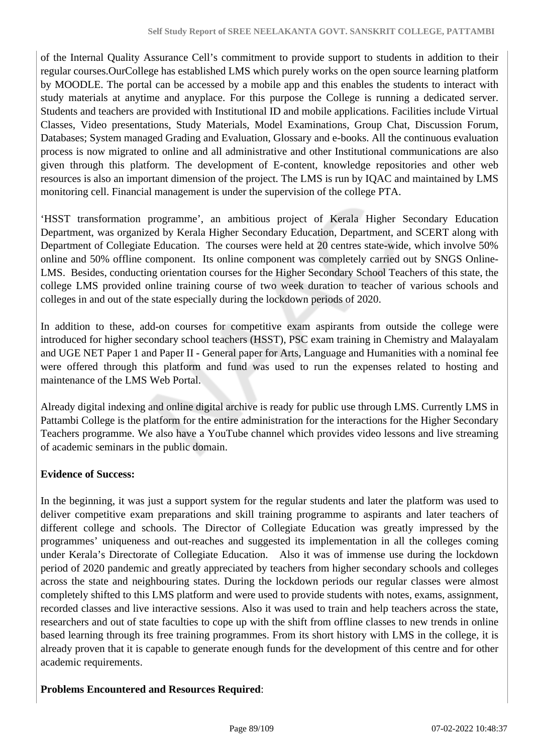of the Internal Quality Assurance Cell's commitment to provide support to students in addition to their regular courses.OurCollege has established LMS which purely works on the open source learning platform by MOODLE. The portal can be accessed by a mobile app and this enables the students to interact with study materials at anytime and anyplace. For this purpose the College is running a dedicated server. Students and teachers are provided with Institutional ID and mobile applications. Facilities include Virtual Classes, Video presentations, Study Materials, Model Examinations, Group Chat, Discussion Forum, Databases; System managed Grading and Evaluation, Glossary and e-books. All the continuous evaluation process is now migrated to online and all administrative and other Institutional communications are also given through this platform. The development of E-content, knowledge repositories and other web resources is also an important dimension of the project. The LMS is run by IQAC and maintained by LMS monitoring cell. Financial management is under the supervision of the college PTA.

'HSST transformation programme', an ambitious project of Kerala Higher Secondary Education Department, was organized by Kerala Higher Secondary Education, Department, and SCERT along with Department of Collegiate Education. The courses were held at 20 centres state-wide, which involve 50% online and 50% offline component. Its online component was completely carried out by SNGS Online-LMS. Besides, conducting orientation courses for the Higher Secondary School Teachers of this state, the college LMS provided online training course of two week duration to teacher of various schools and colleges in and out of the state especially during the lockdown periods of 2020.

In addition to these, add-on courses for competitive exam aspirants from outside the college were introduced for higher secondary school teachers (HSST), PSC exam training in Chemistry and Malayalam and UGE NET Paper 1 and Paper II - General paper for Arts, Language and Humanities with a nominal fee were offered through this platform and fund was used to run the expenses related to hosting and maintenance of the LMS Web Portal.

Already digital indexing and online digital archive is ready for public use through LMS. Currently LMS in Pattambi College is the platform for the entire administration for the interactions for the Higher Secondary Teachers programme. We also have a YouTube channel which provides video lessons and live streaming of academic seminars in the public domain.

**Evidence of Success:**

In the beginning, it was just a support system for the regular students and later the platform was used to deliver competitive exam preparations and skill training programme to aspirants and later teachers of different college and schools. The Director of Collegiate Education was greatly impressed by the programmes' uniqueness and out-reaches and suggested its implementation in all the colleges coming under Kerala's Directorate of Collegiate Education. Also it was of immense use during the lockdown period of 2020 pandemic and greatly appreciated by teachers from higher secondary schools and colleges across the state and neighbouring states. During the lockdown periods our regular classes were almost completely shifted to this LMS platform and were used to provide students with notes, exams, assignment, recorded classes and live interactive sessions. Also it was used to train and help teachers across the state, researchers and out of state faculties to cope up with the shift from offline classes to new trends in online based learning through its free training programmes. From its short history with LMS in the college, it is already proven that it is capable to generate enough funds for the development of this centre and for other academic requirements.

**Problems Encountered and Resources Required**: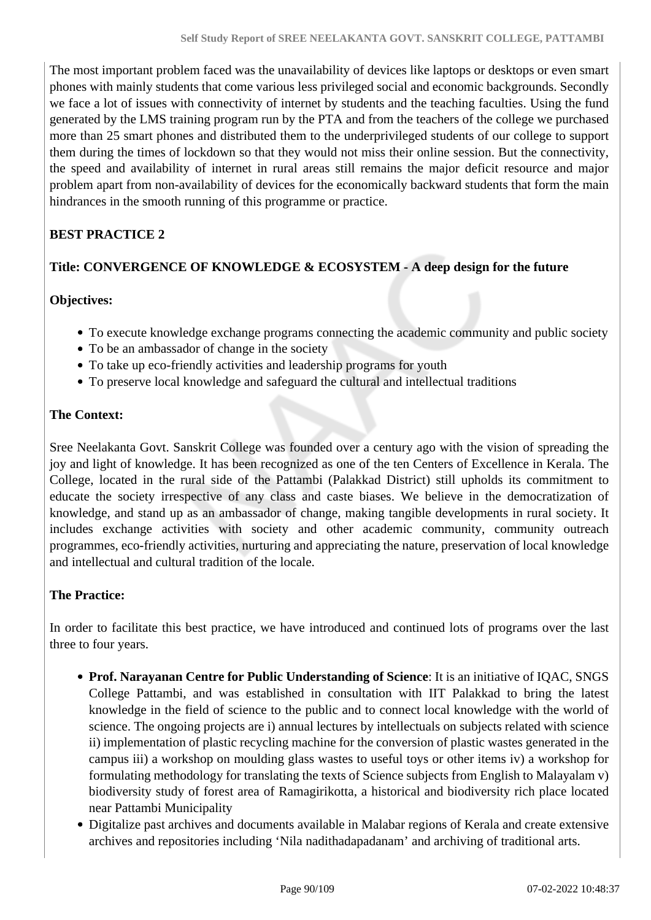The most important problem faced was the unavailability of devices like laptops or desktops or even smart phones with mainly students that come various less privileged social and economic backgrounds. Secondly we face a lot of issues with connectivity of internet by students and the teaching faculties. Using the fund generated by the LMS training program run by the PTA and from the teachers of the college we purchased more than 25 smart phones and distributed them to the underprivileged students of our college to support them during the times of lockdown so that they would not miss their online session. But the connectivity, the speed and availability of internet in rural areas still remains the major deficit resource and major problem apart from non-availability of devices for the economically backward students that form the main hindrances in the smooth running of this programme or practice.

**BEST PRACTICE 2**

**Title: CONVERGENCE OF KNOWLEDGE & ECOSYSTEM - A deep design for the future**

**Objectives:**

- To execute knowledge exchange programs connecting the academic community and public society
- To be an ambassador of change in the society
- To take up eco-friendly activities and leadership programs for youth
- To preserve local knowledge and safeguard the cultural and intellectual traditions

**The Context:**

Sree Neelakanta Govt. Sanskrit College was founded over a century ago with the vision of spreading the joy and light of knowledge. It has been recognized as one of the ten Centers of Excellence in Kerala. The College, located in the rural side of the Pattambi (Palakkad District) still upholds its commitment to educate the society irrespective of any class and caste biases. We believe in the democratization of knowledge, and stand up as an ambassador of change, making tangible developments in rural society. It includes exchange activities with society and other academic community, community outreach programmes, eco-friendly activities, nurturing and appreciating the nature, preservation of local knowledge and intellectual and cultural tradition of the locale.

**The Practice:**

In order to facilitate this best practice, we have introduced and continued lots of programs over the last three to four years.

- **Prof. Narayanan Centre for Public Understanding of Science**: It is an initiative of IQAC, SNGS College Pattambi, and was established in consultation with IIT Palakkad to bring the latest knowledge in the field of science to the public and to connect local knowledge with the world of science. The ongoing projects are i) annual lectures by intellectuals on subjects related with science ii) implementation of plastic recycling machine for the conversion of plastic wastes generated in the campus iii) a workshop on moulding glass wastes to useful toys or other items iv) a workshop for formulating methodology for translating the texts of Science subjects from English to Malayalam v) biodiversity study of forest area of Ramagirikotta, a historical and biodiversity rich place located near Pattambi Municipality
- Digitalize past archives and documents available in Malabar regions of Kerala and create extensive archives and repositories including 'Nila nadithadapadanam' and archiving of traditional arts.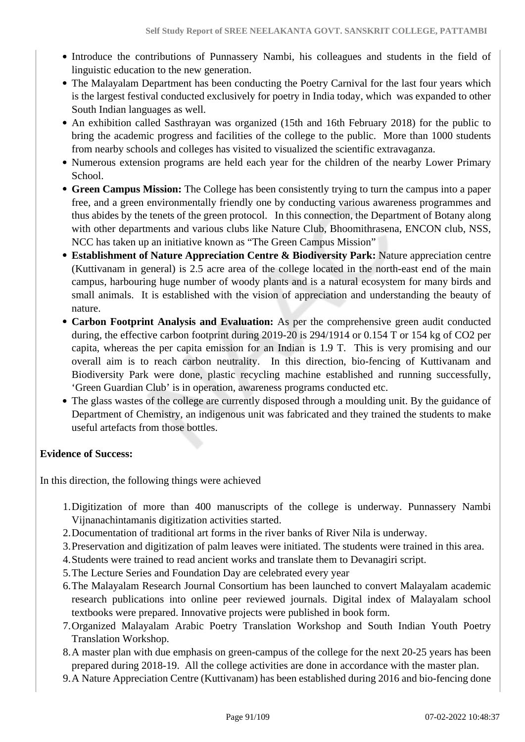- Introduce the contributions of Punnassery Nambi, his colleagues and students in the field of linguistic education to the new generation.
- The Malayalam Department has been conducting the Poetry Carnival for the last four years which is the largest festival conducted exclusively for poetry in India today, which was expanded to other South Indian languages as well.
- An exhibition called Sasthrayan was organized (15th and 16th February 2018) for the public to bring the academic progress and facilities of the college to the public. More than 1000 students from nearby schools and colleges has visited to visualized the scientific extravaganza.
- Numerous extension programs are held each year for the children of the nearby Lower Primary School.
- **Green Campus Mission:** The College has been consistently trying to turn the campus into a paper free, and a green environmentally friendly one by conducting various awareness programmes and thus abides by the tenets of the green protocol. In this connection, the Department of Botany along with other departments and various clubs like Nature Club, Bhoomithrasena, ENCON club, NSS, NCC has taken up an initiative known as “The Green Campus Mission”
- **Establishment of Nature Appreciation Centre & Biodiversity Park:** Nature appreciation centre (Kuttivanam in general) is 2.5 acre area of the college located in the north-east end of the main campus, harbouring huge number of woody plants and is a natural ecosystem for many birds and small animals. It is established with the vision of appreciation and understanding the beauty of nature.
- **Carbon Footprint Analysis and Evaluation:** As per the comprehensive green audit conducted during, the effective carbon footprint during 2019-20 is 294/1914 or 0.154 T or 154 kg of $CO_2$ per capita, whereas the per capita emission for an Indian is 1.9 T. This is very promising and our overall aim is to reach carbon neutrality. In this direction, bio-fencing of Kuttivanam and Biodiversity Park were done, plastic recycling machine established and running successfully, ‘Green Guardian Club’ is in operation, awareness programs conducted etc.
- The glass wastes of the college are currently disposed through a moulding unit. By the guidance of Department of Chemistry, an indigenous unit was fabricated and they trained the students to make useful artefacts from those bottles.

**Evidence of Success:**

In this direction, the following things were achieved

1. Digitization of more than 400 manuscripts of the college is underway. Punnassery Nambi Vijnanachintamanis digitization activities started.
2. Documentation of traditional art forms in the river banks of River Nila is underway.
3. Preservation and digitization of palm leaves were initiated. The students were trained in this area.
4. Students were trained to read ancient works and translate them to Devanagiri script.
5. The Lecture Series and Foundation Day are celebrated every year
6. The Malayalam Research Journal Consortium has been launched to convert Malayalam academic research publications into online peer reviewed journals. Digital index of Malayalam school textbooks were prepared. Innovative projects were published in book form.
7. Organized Malayalam Arabic Poetry Translation Workshop and South Indian Youth Poetry Translation Workshop.
8. A master plan with due emphasis on green-campus of the college for the next 20-25 years has been prepared during 2018-19. All the college activities are done in accordance with the master plan.
9. A Nature Appreciation Centre (Kuttivanam) has been established during 2016 and bio-fencing done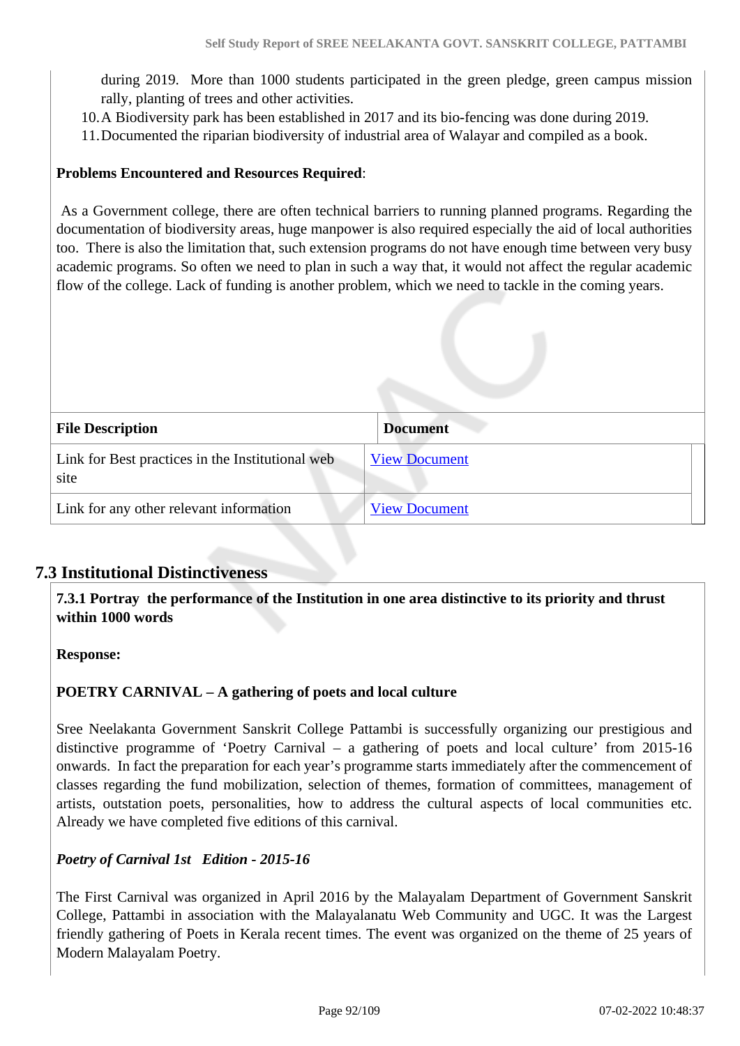during 2019. More than 1000 students participated in the green pledge, green campus mission rally, planting of trees and other activities.

10. A Biodiversity park has been established in 2017 and its bio-fencing was done during 2019.
11. Documented the riparian biodiversity of industrial area of Walayar and compiled as a book.

**Problems Encountered and Resources Required**:

As a Government college, there are often technical barriers to running planned programs. Regarding the documentation of biodiversity areas, huge manpower is also required especially the aid of local authorities too. There is also the limitation that, such extension programs do not have enough time between very busy academic programs. So often we need to plan in such a way that, it would not affect the regular academic flow of the college. Lack of funding is another problem, which we need to tackle in the coming years.

| File Description | Document |
| --- | --- |
| Link for Best practices in the Institutional web site | View Document |
| Link for any other relevant information | View Document |

## 7.3 Institutional Distinctiveness

**7.3.1 Portray the performance of the Institution in one area distinctive to its priority and thrust within 1000 words**

**Response:**

**POETRY CARNIVAL – A gathering of poets and local culture**

Sree Neelakanta Government Sanskrit College Pattambi is successfully organizing our prestigious and distinctive programme of 'Poetry Carnival – a gathering of poets and local culture' from 2015-16 onwards. In fact the preparation for each year's programme starts immediately after the commencement of classes regarding the fund mobilization, selection of themes, formation of committees, management of artists, outstation poets, personalities, how to address the cultural aspects of local communities etc. Already we have completed five editions of this carnival.

***Poetry of Carnival 1st Edition - 2015-16***

The First Carnival was organized in April 2016 by the Malayalam Department of Government Sanskrit College, Pattambi in association with the Malayalanatu Web Community and UGC. It was the Largest friendly gathering of Poets in Kerala recent times. The event was organized on the theme of 25 years of Modern Malayalam Poetry.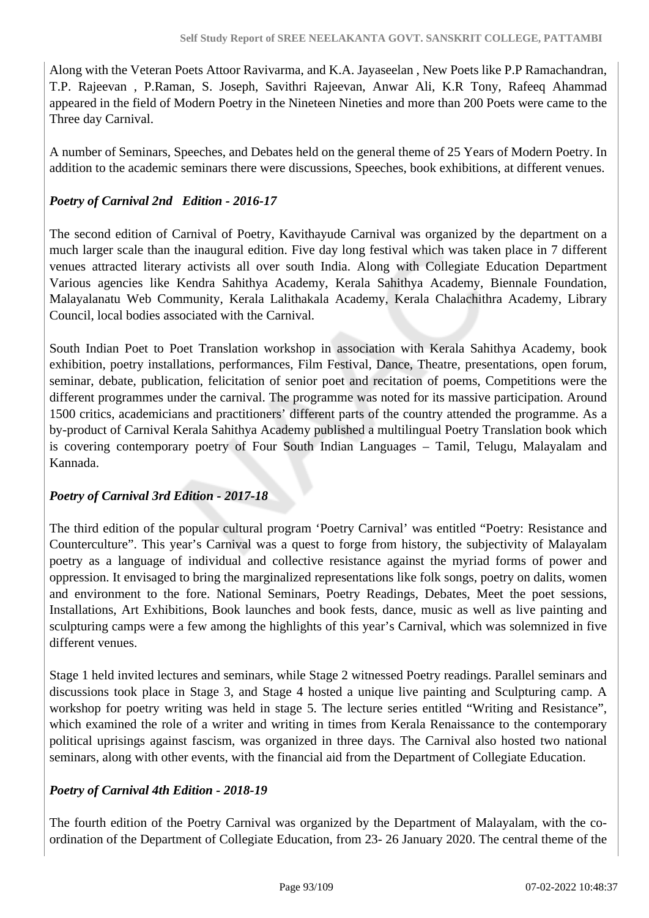Along with the Veteran Poets Attoor Ravivarma, and K.A. Jayaseelan , New Poets like P.P Ramachandran, T.P. Rajeevan , P.Raman, S. Joseph, Savithri Rajeevan, Anwar Ali, K.R Tony, Rafeeq Ahammad appeared in the field of Modern Poetry in the Nineteen Nineties and more than 200 Poets were came to the Three day Carnival.

A number of Seminars, Speeches, and Debates held on the general theme of 25 Years of Modern Poetry. In addition to the academic seminars there were discussions, Speeches, book exhibitions, at different venues.

***Poetry of Carnival 2nd Edition - 2016-17***

The second edition of Carnival of Poetry, Kavithayude Carnival was organized by the department on a much larger scale than the inaugural edition. Five day long festival which was taken place in 7 different venues attracted literary activists all over south India. Along with Collegiate Education Department Various agencies like Kendra Sahithya Academy, Kerala Sahithya Academy, Biennale Foundation, Malayalanatu Web Community, Kerala Lalithakala Academy, Kerala Chalachithra Academy, Library Council, local bodies associated with the Carnival.

South Indian Poet to Poet Translation workshop in association with Kerala Sahithya Academy, book exhibition, poetry installations, performances, Film Festival, Dance, Theatre, presentations, open forum, seminar, debate, publication, felicitation of senior poet and recitation of poems, Competitions were the different programmes under the carnival. The programme was noted for its massive participation. Around 1500 critics, academicians and practitioners' different parts of the country attended the programme. As a by-product of Carnival Kerala Sahithya Academy published a multilingual Poetry Translation book which is covering contemporary poetry of Four South Indian Languages – Tamil, Telugu, Malayalam and Kannada.

***Poetry of Carnival 3rd Edition - 2017-18***

The third edition of the popular cultural program 'Poetry Carnival' was entitled "Poetry: Resistance and Counterculture". This year's Carnival was a quest to forge from history, the subjectivity of Malayalam poetry as a language of individual and collective resistance against the myriad forms of power and oppression. It envisaged to bring the marginalized representations like folk songs, poetry on dalits, women and environment to the fore. National Seminars, Poetry Readings, Debates, Meet the poet sessions, Installations, Art Exhibitions, Book launches and book fests, dance, music as well as live painting and sculpturing camps were a few among the highlights of this year's Carnival, which was solemnized in five different venues.

Stage 1 held invited lectures and seminars, while Stage 2 witnessed Poetry readings. Parallel seminars and discussions took place in Stage 3, and Stage 4 hosted a unique live painting and Sculpturing camp. A workshop for poetry writing was held in stage 5. The lecture series entitled "Writing and Resistance", which examined the role of a writer and writing in times from Kerala Renaissance to the contemporary political uprisings against fascism, was organized in three days. The Carnival also hosted two national seminars, along with other events, with the financial aid from the Department of Collegiate Education.

***Poetry of Carnival 4th Edition - 2018-19***

The fourth edition of the Poetry Carnival was organized by the Department of Malayalam, with the co-ordination of the Department of Collegiate Education, from 23- 26 January 2020. The central theme of the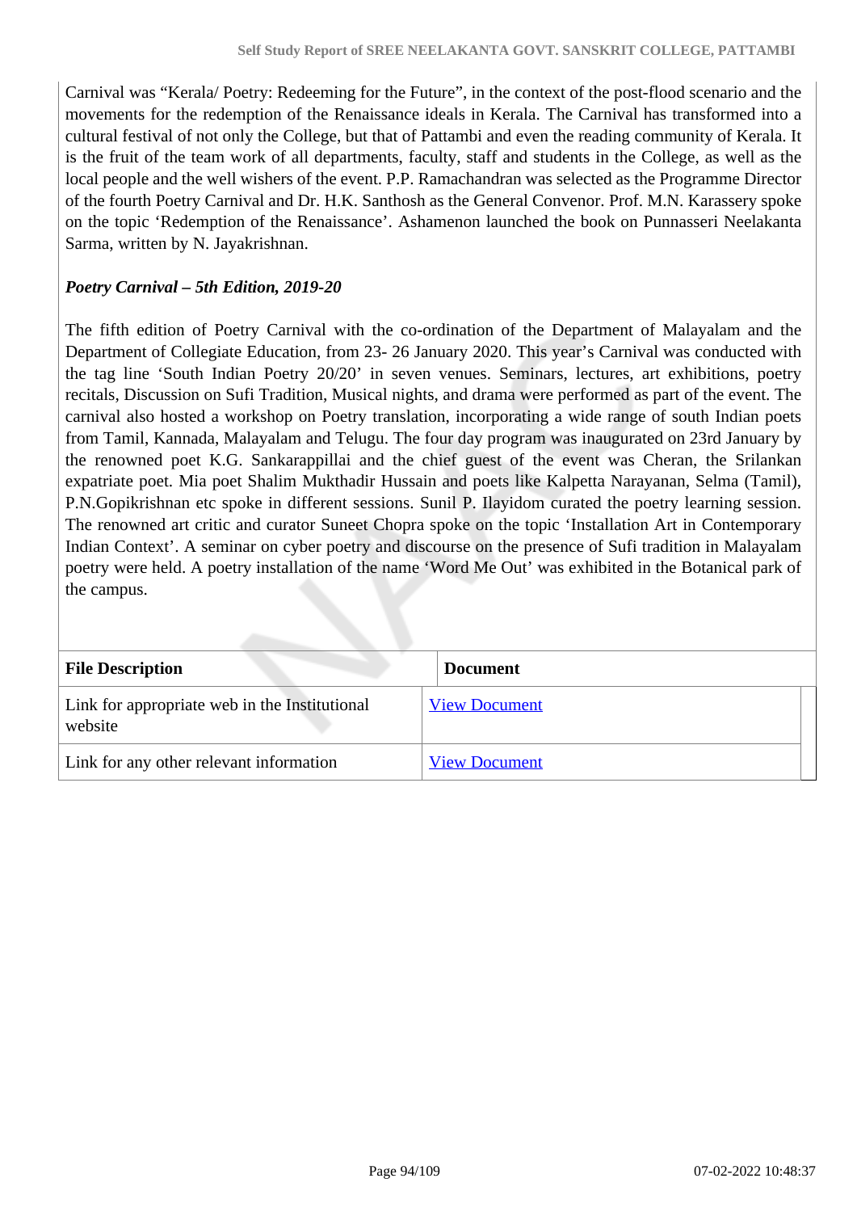Carnival was “Kerala/ Poetry: Redeeming for the Future”, in the context of the post-flood scenario and the movements for the redemption of the Renaissance ideals in Kerala. The Carnival has transformed into a cultural festival of not only the College, but that of Pattambi and even the reading community of Kerala. It is the fruit of the team work of all departments, faculty, staff and students in the College, as well as the local people and the well wishers of the event. P.P. Ramachandran was selected as the Programme Director of the fourth Poetry Carnival and Dr. H.K. Santhosh as the General Convenor. Prof. M.N. Karassery spoke on the topic ‘Redemption of the Renaissance’. Ashamenon launched the book on Punnasseri Neelakanta Sarma, written by N. Jayakrishnan.

***Poetry Carnival – 5th Edition, 2019-20***

The fifth edition of Poetry Carnival with the co-ordination of the Department of Malayalam and the Department of Collegiate Education, from 23- 26 January 2020. This year’s Carnival was conducted with the tag line ‘South Indian Poetry 20/20’ in seven venues. Seminars, lectures, art exhibitions, poetry recitals, Discussion on Sufi Tradition, Musical nights, and drama were performed as part of the event. The carnival also hosted a workshop on Poetry translation, incorporating a wide range of south Indian poets from Tamil, Kannada, Malayalam and Telugu. The four day program was inaugurated on 23rd January by the renowned poet K.G. Sankarappillai and the chief guest of the event was Cheran, the Srilankan expatriate poet. Mia poet Shalim Mukthadir Hussain and poets like Kalpetta Narayanan, Selma (Tamil), P.N.Gopikrishnan etc spoke in different sessions. Sunil P. Ilayidom curated the poetry learning session. The renowned art critic and curator Suneet Chopra spoke on the topic ‘Installation Art in Contemporary Indian Context’. A seminar on cyber poetry and discourse on the presence of Sufi tradition in Malayalam poetry were held. A poetry installation of the name ‘Word Me Out’ was exhibited in the Botanical park of the campus.

| File Description | Document |
|---|---|
| Link for appropriate web in the Institutional website | View Document |
| Link for any other relevant information | View Document |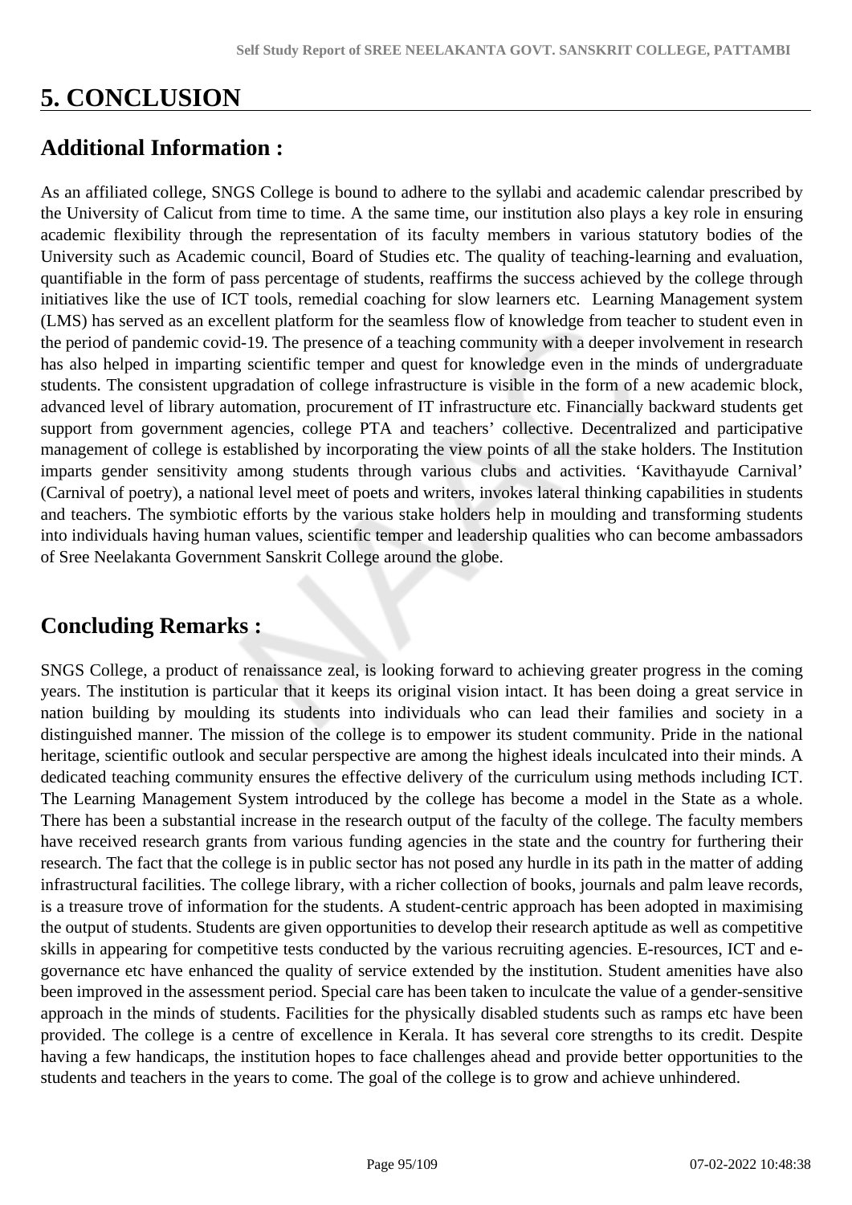# 5. CONCLUSION

## Additional Information :

As an affiliated college, SNGS College is bound to adhere to the syllabi and academic calendar prescribed by the University of Calicut from time to time. A the same time, our institution also plays a key role in ensuring academic flexibility through the representation of its faculty members in various statutory bodies of the University such as Academic council, Board of Studies etc. The quality of teaching-learning and evaluation, quantifiable in the form of pass percentage of students, reaffirms the success achieved by the college through initiatives like the use of ICT tools, remedial coaching for slow learners etc. Learning Management system (LMS) has served as an excellent platform for the seamless flow of knowledge from teacher to student even in the period of pandemic covid-19. The presence of a teaching community with a deeper involvement in research has also helped in imparting scientific temper and quest for knowledge even in the minds of undergraduate students. The consistent upgradation of college infrastructure is visible in the form of a new academic block, advanced level of library automation, procurement of IT infrastructure etc. Financially backward students get support from government agencies, college PTA and teachers' collective. Decentralized and participative management of college is established by incorporating the view points of all the stake holders. The Institution imparts gender sensitivity among students through various clubs and activities. 'Kavithayude Carnival' (Carnival of poetry), a national level meet of poets and writers, invokes lateral thinking capabilities in students and teachers. The symbiotic efforts by the various stake holders help in moulding and transforming students into individuals having human values, scientific temper and leadership qualities who can become ambassadors of Sree Neelakanta Government Sanskrit College around the globe.

## Concluding Remarks :

SNGS College, a product of renaissance zeal, is looking forward to achieving greater progress in the coming years. The institution is particular that it keeps its original vision intact. It has been doing a great service in nation building by moulding its students into individuals who can lead their families and society in a distinguished manner. The mission of the college is to empower its student community. Pride in the national heritage, scientific outlook and secular perspective are among the highest ideals inculcated into their minds. A dedicated teaching community ensures the effective delivery of the curriculum using methods including ICT. The Learning Management System introduced by the college has become a model in the State as a whole. There has been a substantial increase in the research output of the faculty of the college. The faculty members have received research grants from various funding agencies in the state and the country for furthering their research. The fact that the college is in public sector has not posed any hurdle in its path in the matter of adding infrastructural facilities. The college library, with a richer collection of books, journals and palm leave records, is a treasure trove of information for the students. A student-centric approach has been adopted in maximising the output of students. Students are given opportunities to develop their research aptitude as well as competitive skills in appearing for competitive tests conducted by the various recruiting agencies. E-resources, ICT and e-governance etc have enhanced the quality of service extended by the institution. Student amenities have also been improved in the assessment period. Special care has been taken to inculcate the value of a gender-sensitive approach in the minds of students. Facilities for the physically disabled students such as ramps etc have been provided. The college is a centre of excellence in Kerala. It has several core strengths to its credit. Despite having a few handicaps, the institution hopes to face challenges ahead and provide better opportunities to the students and teachers in the years to come. The goal of the college is to grow and achieve unhindered.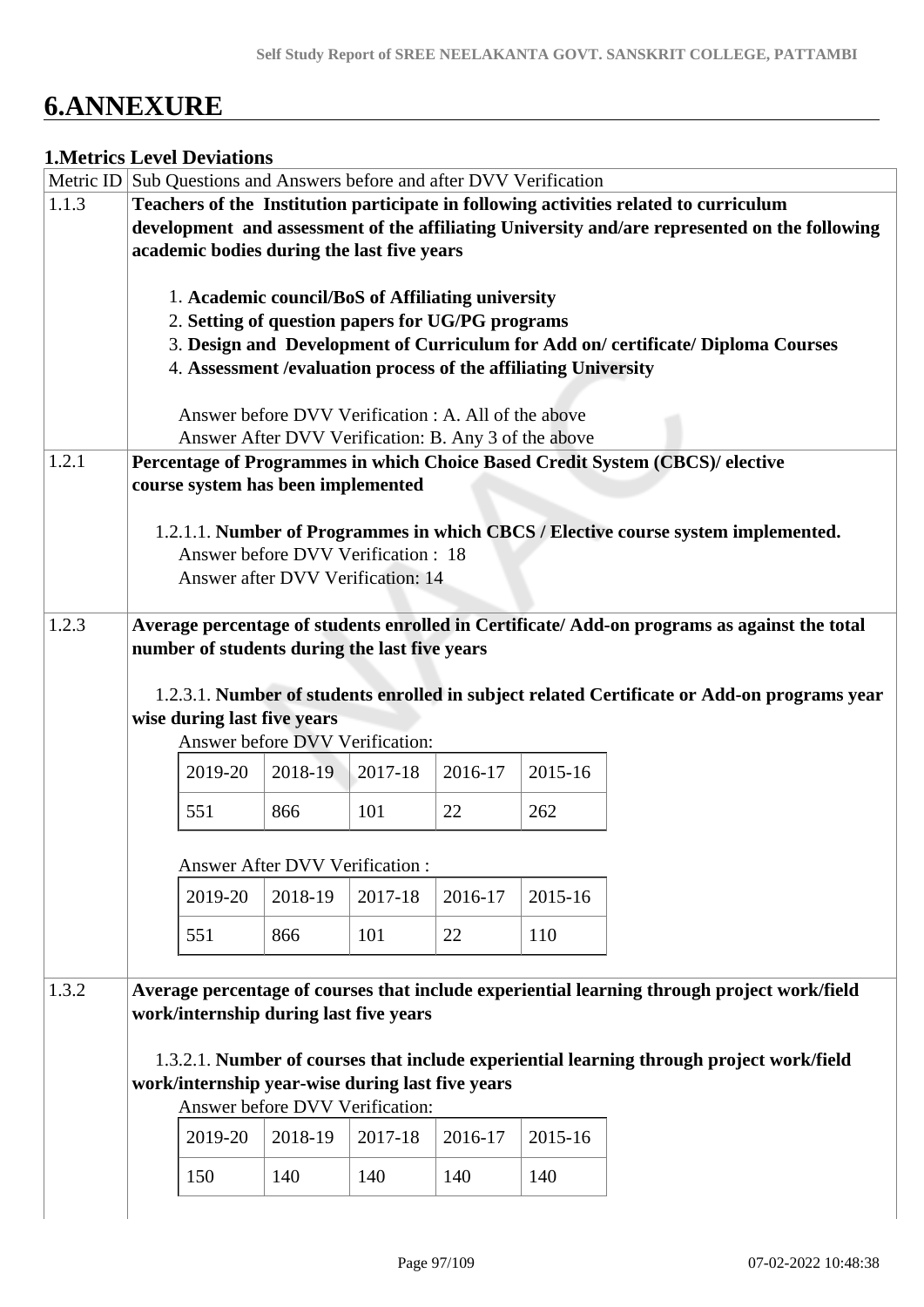# 6.ANNEXURE

## 1.Metrics Level Deviations

| Metric ID | Sub Questions and Answers before and after DVV Verification |
|---|---|
| 1.1.3 | **Teachers of the Institution participate in following activities related to curriculum development and assessment of the affiliating University and/are represented on the following academic bodies during the last five years**<br><br>1. **Academic council/BoS of Affiliating university**<br>2. **Setting of question papers for UG/PG programs**<br>3. **Design and Development of Curriculum for Add on/ certificate/ Diploma Courses**<br>4. **Assessment /evaluation process of the affiliating University**<br><br>Answer before DVV Verification : A. All of the above<br>Answer After DVV Verification: B. Any 3 of the above |
| 1.2.1 | **Percentage of Programmes in which Choice Based Credit System (CBCS)/ elective course system has been implemented**<br><br>1.2.1.1. **Number of Programmes in which CBCS / Elective course system implemented.**<br>Answer before DVV Verification : 18<br>Answer after DVV Verification: 14 |
| 1.2.3 | **Average percentage of students enrolled in Certificate/ Add-on programs as against the total number of students during the last five years**<br><br>1.2.3.1. **Number of students enrolled in subject related Certificate or Add-on programs year wise during last five years**<br>Answer before DVV Verification:<br>2019-20: 551, 2018-19: 866, 2017-18: 101, 2016-17: 22, 2015-16: 262<br><br>Answer After DVV Verification :<br>2019-20: 551, 2018-19: 866, 2017-18: 101, 2016-17: 22, 2015-16: 110 |
| 1.3.2 | **Average percentage of courses that include experiential learning through project work/field work/internship during last five years**<br><br>1.3.2.1. **Number of courses that include experiential learning through project work/field work/internship year-wise during last five years**<br>Answer before DVV Verification:<br>2019-20: 150, 2018-19: 140, 2017-18: 140, 2016-17: 140, 2015-16: 140 |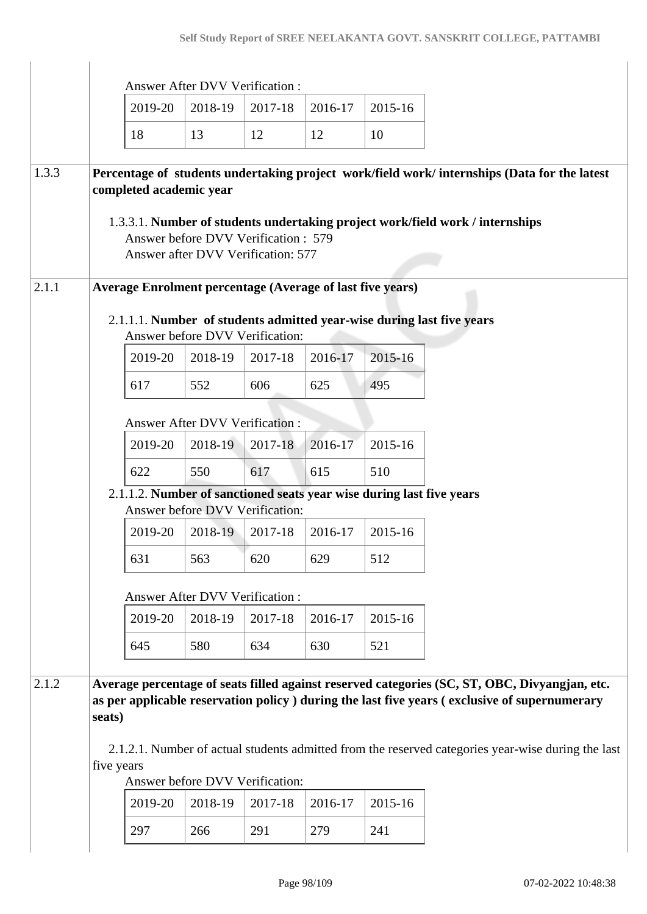Answer After DVV Verification :

| 2019-20 | 2018-19 | 2017-18 | 2016-17 | 2015-16 |
|---|---|---|---|---|
| 18 | 13 | 12 | 12 | 10 |

**1.3.3** **Percentage of students undertaking project work/field work/ internships (Data for the latest completed academic year**

1.3.3.1. **Number of students undertaking project work/field work / internships**
Answer before DVV Verification : 579
Answer after DVV Verification: 577

**2.1.1** **Average Enrolment percentage (Average of last five years)**

2.1.1.1. **Number of students admitted year-wise during last five years**
Answer before DVV Verification:

| 2019-20 | 2018-19 | 2017-18 | 2016-17 | 2015-16 |
|---|---|---|---|---|
| 617 | 552 | 606 | 625 | 495 |

Answer After DVV Verification :

| 2019-20 | 2018-19 | 2017-18 | 2016-17 | 2015-16 |
|---|---|---|---|---|
| 622 | 550 | 617 | 615 | 510 |

2.1.1.2. **Number of sanctioned seats year wise during last five years**
Answer before DVV Verification:

| 2019-20 | 2018-19 | 2017-18 | 2016-17 | 2015-16 |
|---|---|---|---|---|
| 631 | 563 | 620 | 629 | 512 |

Answer After DVV Verification :

| 2019-20 | 2018-19 | 2017-18 | 2016-17 | 2015-16 |
|---|---|---|---|---|
| 645 | 580 | 634 | 630 | 521 |

**2.1.2** **Average percentage of seats filled against reserved categories (SC, ST, OBC, Divyangjan, etc. as per applicable reservation policy ) during the last five years ( exclusive of supernumerary seats)**

2.1.2.1. Number of actual students admitted from the reserved categories year-wise during the last five years
Answer before DVV Verification:

| 2019-20 | 2018-19 | 2017-18 | 2016-17 | 2015-16 |
|---|---|---|---|---|
| 297 | 266 | 291 | 279 | 241 |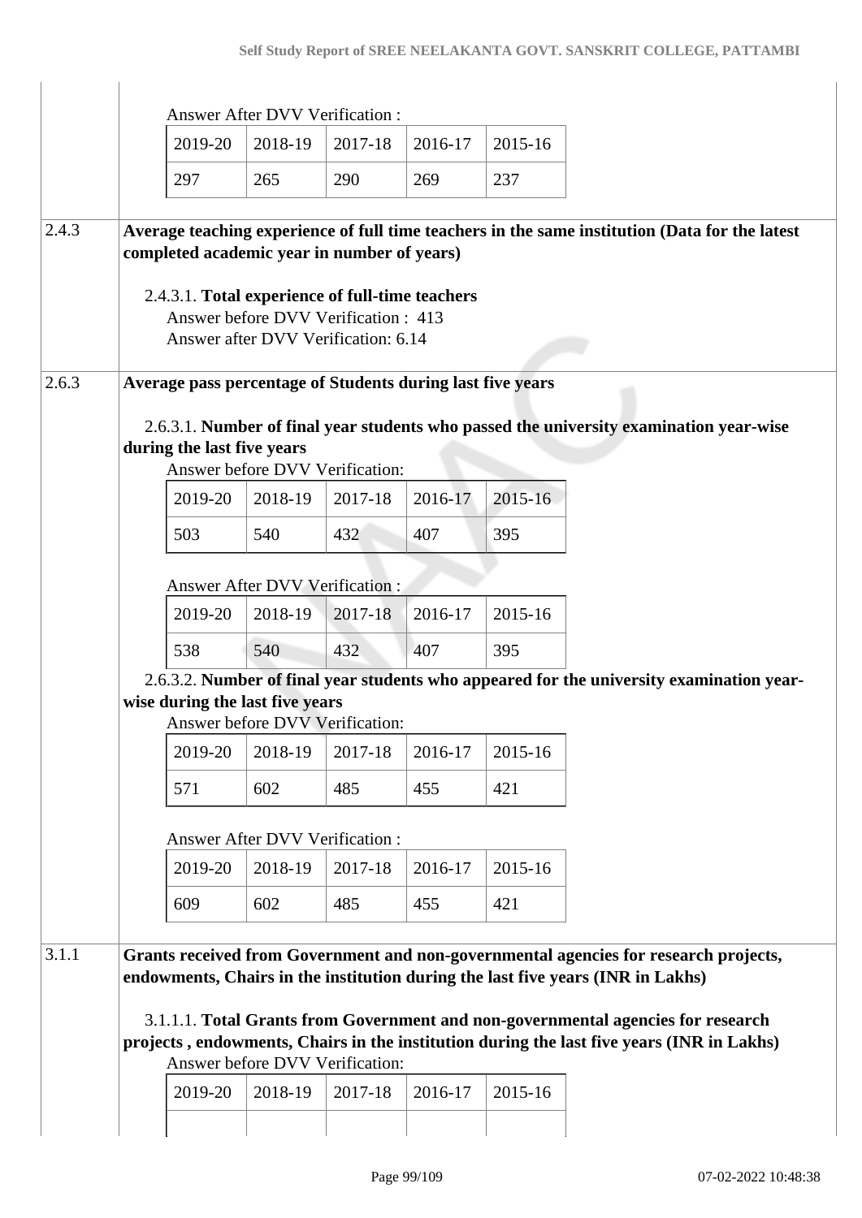Answer After DVV Verification :

| 2019-20 | 2018-19 | 2017-18 | 2016-17 | 2015-16 |
|---|---|---|---|---|
| 297 | 265 | 290 | 269 | 237 |

**2.4.3 Average teaching experience of full time teachers in the same institution (Data for the latest completed academic year in number of years)**

2.4.3.1. **Total experience of full-time teachers**

Answer before DVV Verification : 413

Answer after DVV Verification: 6.14

**2.6.3 Average pass percentage of Students during last five years**

2.6.3.1. **Number of final year students who passed the university examination year-wise during the last five years**

Answer before DVV Verification:

| 2019-20 | 2018-19 | 2017-18 | 2016-17 | 2015-16 |
|---|---|---|---|---|
| 503 | 540 | 432 | 407 | 395 |

Answer After DVV Verification :

| 2019-20 | 2018-19 | 2017-18 | 2016-17 | 2015-16 |
|---|---|---|---|---|
| 538 | 540 | 432 | 407 | 395 |

2.6.3.2. **Number of final year students who appeared for the university examination year-wise during the last five years**

Answer before DVV Verification:

| 2019-20 | 2018-19 | 2017-18 | 2016-17 | 2015-16 |
|---|---|---|---|---|
| 571 | 602 | 485 | 455 | 421 |

Answer After DVV Verification :

| 2019-20 | 2018-19 | 2017-18 | 2016-17 | 2015-16 |
|---|---|---|---|---|
| 609 | 602 | 485 | 455 | 421 |

**3.1.1 Grants received from Government and non-governmental agencies for research projects, endowments, Chairs in the institution during the last five years (INR in Lakhs)**

3.1.1.1. **Total Grants from Government and non-governmental agencies for research projects , endowments, Chairs in the institution during the last five years (INR in Lakhs)**

Answer before DVV Verification:

| 2019-20 | 2018-19 | 2017-18 | 2016-17 | 2015-16 |
|---|---|---|---|---|
| | | | | |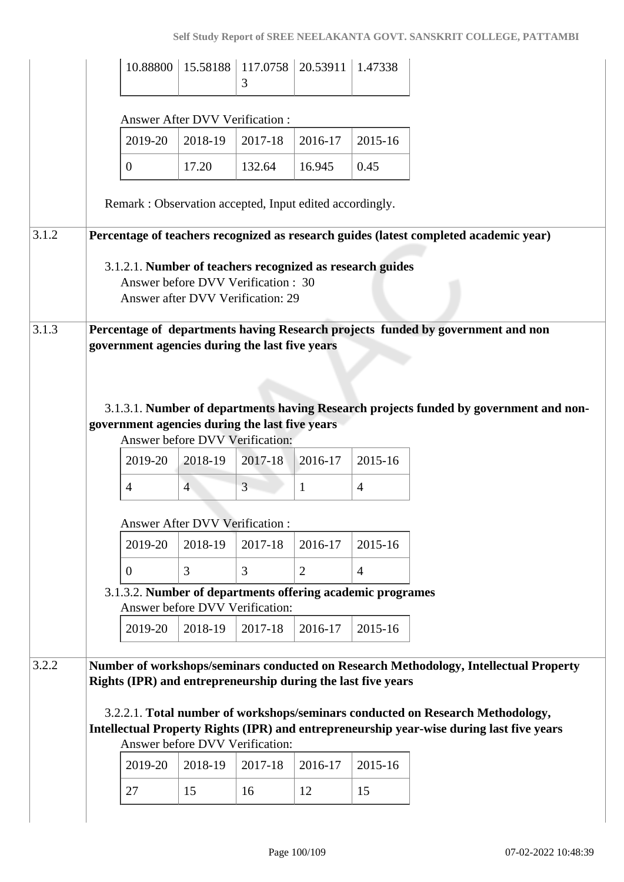| 10.88800 | 15.58188 | 117.07583 | 20.53911 | 1.47338 |
|---|---|---|---|---|

Answer After DVV Verification :

| 2019-20 | 2018-19 | 2017-18 | 2016-17 | 2015-16 |
|---|---|---|---|---|
| 0 | 17.20 | 132.64 | 16.945 | 0.45 |

Remark : Observation accepted, Input edited accordingly.

**3.1.2 Percentage of teachers recognized as research guides (latest completed academic year)**

3.1.2.1. **Number of teachers recognized as research guides**
Answer before DVV Verification : 30
Answer after DVV Verification: 29

**3.1.3 Percentage of departments having Research projects funded by government and non government agencies during the last five years**

3.1.3.1. **Number of departments having Research projects funded by government and non-government agencies during the last five years**
Answer before DVV Verification:

| 2019-20 | 2018-19 | 2017-18 | 2016-17 | 2015-16 |
|---|---|---|---|---|
| 4 | 4 | 3 | 1 | 4 |

Answer After DVV Verification :

| 2019-20 | 2018-19 | 2017-18 | 2016-17 | 2015-16 |
|---|---|---|---|---|
| 0 | 3 | 3 | 2 | 4 |

3.1.3.2. **Number of departments offering academic programes**
Answer before DVV Verification:

| 2019-20 | 2018-19 | 2017-18 | 2016-17 | 2015-16 |
|---|---|---|---|---|

**3.2.2 Number of workshops/seminars conducted on Research Methodology, Intellectual Property Rights (IPR) and entrepreneurship during the last five years**

3.2.2.1. **Total number of workshops/seminars conducted on Research Methodology, Intellectual Property Rights (IPR) and entrepreneurship year-wise during last five years**
Answer before DVV Verification:

| 2019-20 | 2018-19 | 2017-18 | 2016-17 | 2015-16 |
|---|---|---|---|---|
| 27 | 15 | 16 | 12 | 15 |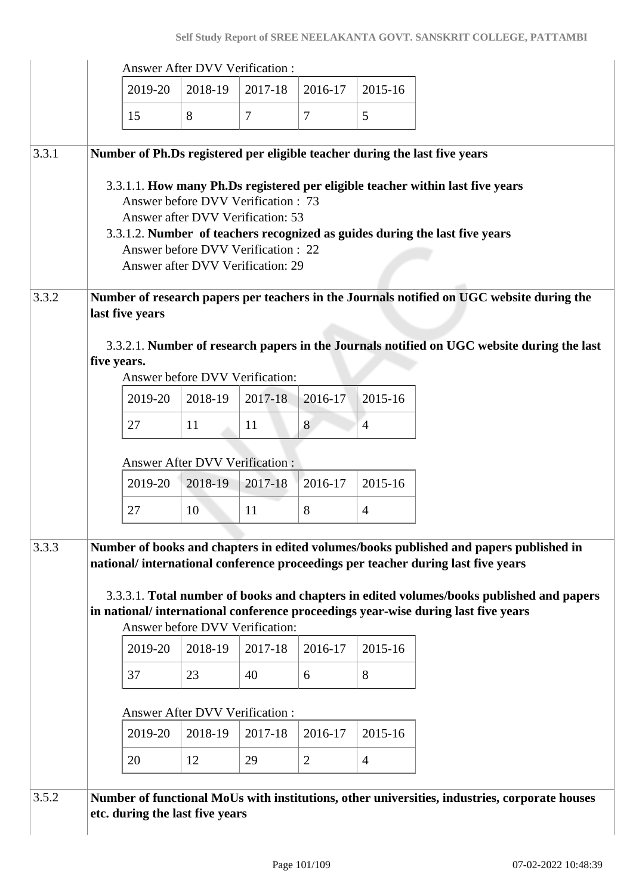Answer After DVV Verification :

| 2019-20 | 2018-19 | 2017-18 | 2016-17 | 2015-16 |
|---|---|---|---|---|
| 15 | 8 | 7 | 7 | 5 |

**3.3.1 Number of Ph.Ds registered per eligible teacher during the last five years**

3.3.1.1. **How many Ph.Ds registered per eligible teacher within last five years**
Answer before DVV Verification : 73
Answer after DVV Verification: 53

3.3.1.2. **Number of teachers recognized as guides during the last five years**
Answer before DVV Verification : 22
Answer after DVV Verification: 29

**3.3.2 Number of research papers per teachers in the Journals notified on UGC website during the last five years**

3.3.2.1. **Number of research papers in the Journals notified on UGC website during the last five years.**

Answer before DVV Verification:

| 2019-20 | 2018-19 | 2017-18 | 2016-17 | 2015-16 |
|---|---|---|---|---|
| 27 | 11 | 11 | 8 | 4 |

Answer After DVV Verification :

| 2019-20 | 2018-19 | 2017-18 | 2016-17 | 2015-16 |
|---|---|---|---|---|
| 27 | 10 | 11 | 8 | 4 |

**3.3.3 Number of books and chapters in edited volumes/books published and papers published in national/ international conference proceedings per teacher during last five years**

3.3.3.1. **Total number of books and chapters in edited volumes/books published and papers in national/ international conference proceedings year-wise during last five years**

Answer before DVV Verification:

| 2019-20 | 2018-19 | 2017-18 | 2016-17 | 2015-16 |
|---|---|---|---|---|
| 37 | 23 | 40 | 6 | 8 |

Answer After DVV Verification :

| 2019-20 | 2018-19 | 2017-18 | 2016-17 | 2015-16 |
|---|---|---|---|---|
| 20 | 12 | 29 | 2 | 4 |

**3.5.2 Number of functional MoUs with institutions, other universities, industries, corporate houses etc. during the last five years**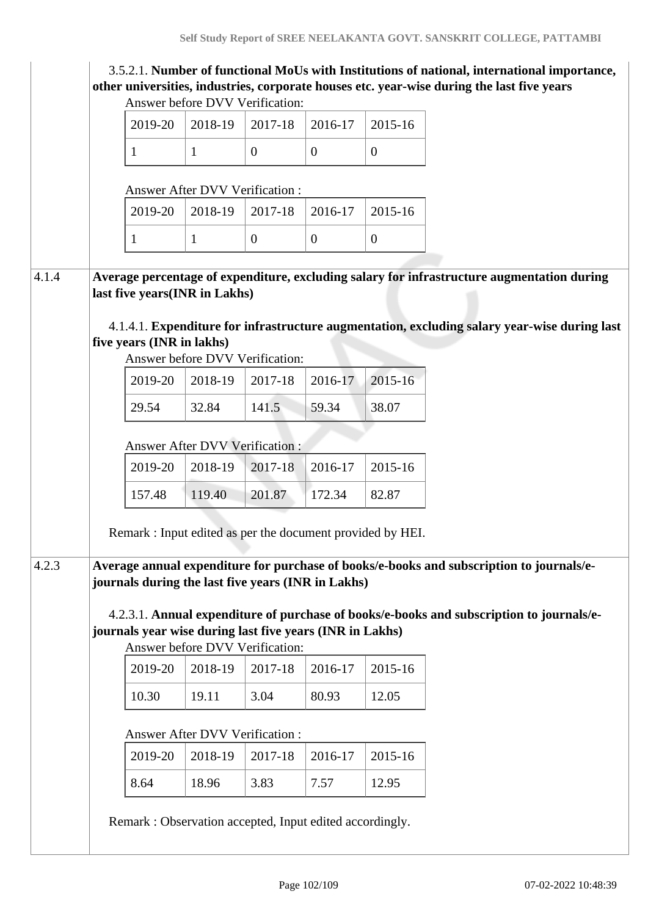3.5.2.1. **Number of functional MoUs with Institutions of national, international importance, other universities, industries, corporate houses etc. year-wise during the last five years**

Answer before DVV Verification:

| 2019-20 | 2018-19 | 2017-18 | 2016-17 | 2015-16 |
|---|---|---|---|---|
| 1 | 1 | 0 | 0 | 0 |

Answer After DVV Verification :

| 2019-20 | 2018-19 | 2017-18 | 2016-17 | 2015-16 |
|---|---|---|---|---|
| 1 | 1 | 0 | 0 | 0 |

**4.1.4 Average percentage of expenditure, excluding salary for infrastructure augmentation during last five years(INR in Lakhs)**

4.1.4.1. **Expenditure for infrastructure augmentation, excluding salary year-wise during last five years (INR in lakhs)**

Answer before DVV Verification:

| 2019-20 | 2018-19 | 2017-18 | 2016-17 | 2015-16 |
|---|---|---|---|---|
| 29.54 | 32.84 | 141.5 | 59.34 | 38.07 |

Answer After DVV Verification :

| 2019-20 | 2018-19 | 2017-18 | 2016-17 | 2015-16 |
|---|---|---|---|---|
| 157.48 | 119.40 | 201.87 | 172.34 | 82.87 |

Remark : Input edited as per the document provided by HEI.

**4.2.3 Average annual expenditure for purchase of books/e-books and subscription to journals/e-journals during the last five years (INR in Lakhs)**

4.2.3.1. **Annual expenditure of purchase of books/e-books and subscription to journals/e-journals year wise during last five years (INR in Lakhs)**

Answer before DVV Verification:

| 2019-20 | 2018-19 | 2017-18 | 2016-17 | 2015-16 |
|---|---|---|---|---|
| 10.30 | 19.11 | 3.04 | 80.93 | 12.05 |

Answer After DVV Verification :

| 2019-20 | 2018-19 | 2017-18 | 2016-17 | 2015-16 |
|---|---|---|---|---|
| 8.64 | 18.96 | 3.83 | 7.57 | 12.95 |

Remark : Observation accepted, Input edited accordingly.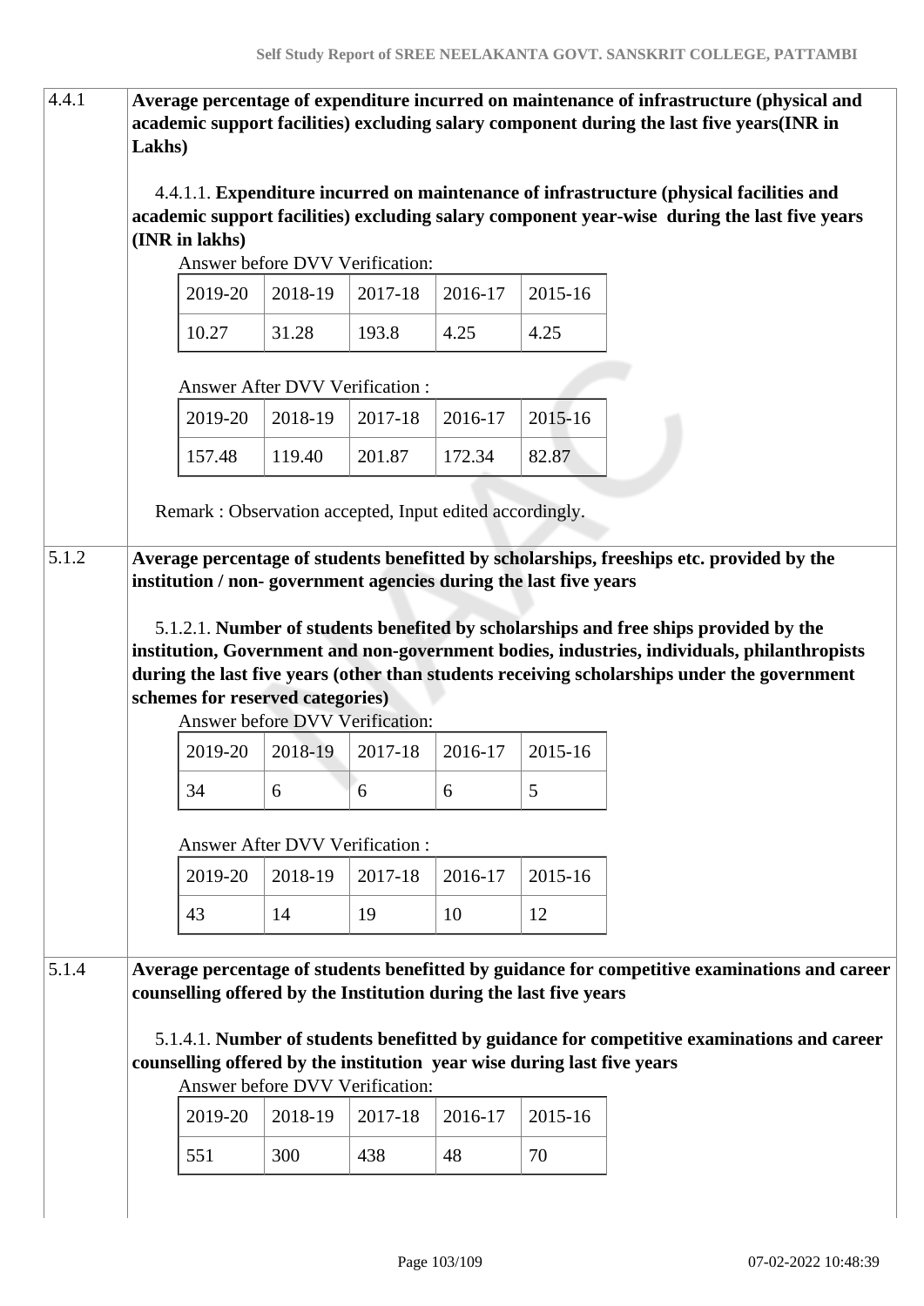**4.4.1** **Average percentage of expenditure incurred on maintenance of infrastructure (physical and academic support facilities) excluding salary component during the last five years(INR in Lakhs)**

4.4.1.1. **Expenditure incurred on maintenance of infrastructure (physical facilities and academic support facilities) excluding salary component year-wise during the last five years (INR in lakhs)**

Answer before DVV Verification:

| 2019-20 | 2018-19 | 2017-18 | 2016-17 | 2015-16 |
|---|---|---|---|---|
| 10.27 | 31.28 | 193.8 | 4.25 | 4.25 |

Answer After DVV Verification :

| 2019-20 | 2018-19 | 2017-18 | 2016-17 | 2015-16 |
|---|---|---|---|---|
| 157.48 | 119.40 | 201.87 | 172.34 | 82.87 |

Remark : Observation accepted, Input edited accordingly.

**5.1.2** **Average percentage of students benefitted by scholarships, freeships etc. provided by the institution / non- government agencies during the last five years**

5.1.2.1. **Number of students benefited by scholarships and free ships provided by the institution, Government and non-government bodies, industries, individuals, philanthropists during the last five years (other than students receiving scholarships under the government schemes for reserved categories)**

Answer before DVV Verification:

| 2019-20 | 2018-19 | 2017-18 | 2016-17 | 2015-16 |
|---|---|---|---|---|
| 34 | 6 | 6 | 6 | 5 |

Answer After DVV Verification :

| 2019-20 | 2018-19 | 2017-18 | 2016-17 | 2015-16 |
|---|---|---|---|---|
| 43 | 14 | 19 | 10 | 12 |

**5.1.4** **Average percentage of students benefitted by guidance for competitive examinations and career counselling offered by the Institution during the last five years**

5.1.4.1. **Number of students benefitted by guidance for competitive examinations and career counselling offered by the institution year wise during last five years**

Answer before DVV Verification:

| 2019-20 | 2018-19 | 2017-18 | 2016-17 | 2015-16 |
|---|---|---|---|---|
| 551 | 300 | 438 | 48 | 70 |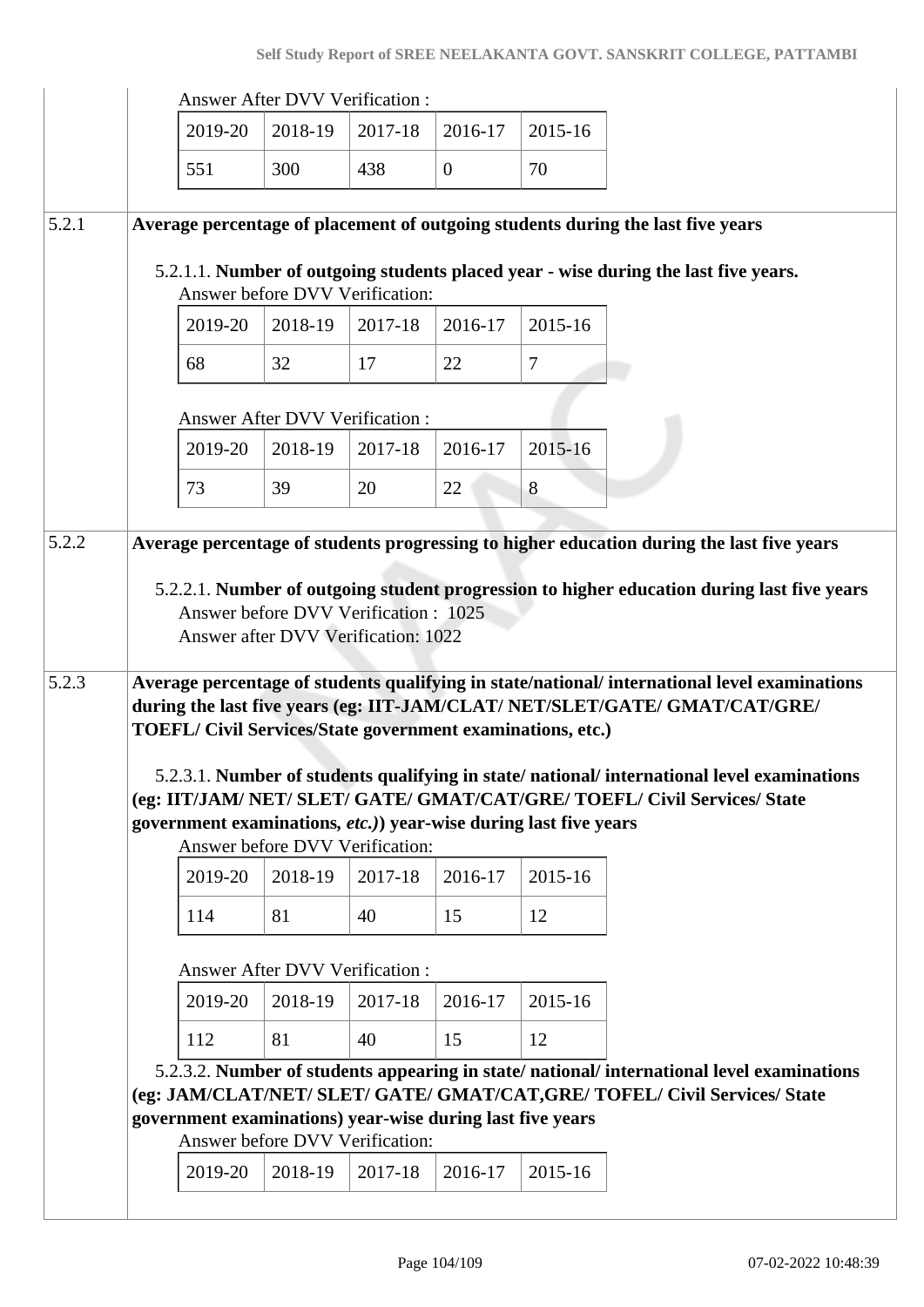Answer After DVV Verification :

| 2019-20 | 2018-19 | 2017-18 | 2016-17 | 2015-16 |
|---|---|---|---|---|
| 551 | 300 | 438 | 0 | 70 |

**5.2.1 Average percentage of placement of outgoing students during the last five years**

5.2.1.1. **Number of outgoing students placed year - wise during the last five years.**

Answer before DVV Verification:

| 2019-20 | 2018-19 | 2017-18 | 2016-17 | 2015-16 |
|---|---|---|---|---|
| 68 | 32 | 17 | 22 | 7 |

Answer After DVV Verification :

| 2019-20 | 2018-19 | 2017-18 | 2016-17 | 2015-16 |
|---|---|---|---|---|
| 73 | 39 | 20 | 22 | 8 |

**5.2.2 Average percentage of students progressing to higher education during the last five years**

5.2.2.1. **Number of outgoing student progression to higher education during last five years**

Answer before DVV Verification : 1025

Answer after DVV Verification: 1022

**5.2.3 Average percentage of students qualifying in state/national/ international level examinations during the last five years (eg: IIT-JAM/CLAT/ NET/SLET/GATE/ GMAT/CAT/GRE/ TOEFL/ Civil Services/State government examinations, etc.)**

5.2.3.1. **Number of students qualifying in state/ national/ international level examinations (eg: IIT/JAM/ NET/ SLET/ GATE/ GMAT/CAT/GRE/ TOEFL/ Civil Services/ State government examinations, *etc.)*) year-wise during last five years**

Answer before DVV Verification:

| 2019-20 | 2018-19 | 2017-18 | 2016-17 | 2015-16 |
|---|---|---|---|---|
| 114 | 81 | 40 | 15 | 12 |

Answer After DVV Verification :

| 2019-20 | 2018-19 | 2017-18 | 2016-17 | 2015-16 |
|---|---|---|---|---|
| 112 | 81 | 40 | 15 | 12 |

5.2.3.2. **Number of students appearing in state/ national/ international level examinations (eg: JAM/CLAT/NET/ SLET/ GATE/ GMAT/CAT,GRE/ TOFEL/ Civil Services/ State government examinations) year-wise during last five years**

Answer before DVV Verification:

| 2019-20 | 2018-19 | 2017-18 | 2016-17 | 2015-16 |
|---|---|---|---|---|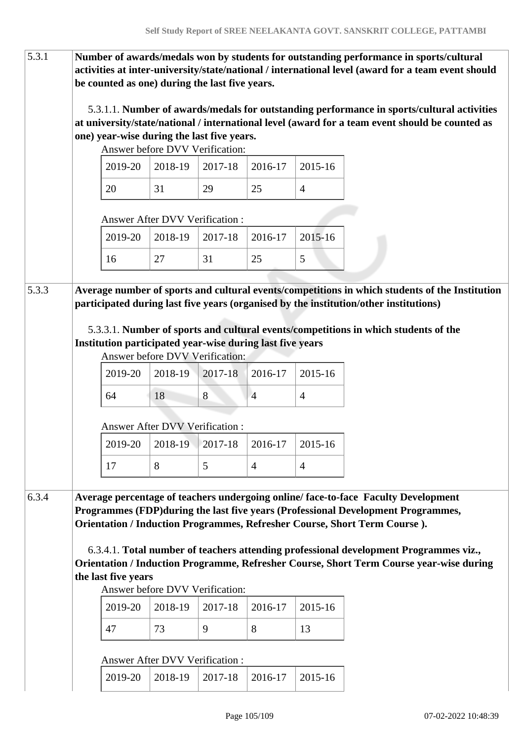| 5.3.1 | **Number of awards/medals won by students for outstanding performance in sports/cultural activities at inter-university/state/national / international level (award for a team event should be counted as one) during the last five years.** |
|---|---|

5.3.1.1. **Number of awards/medals for outstanding performance in sports/cultural activities at university/state/national / international level (award for a team event should be counted as one) year-wise during the last five years.**

Answer before DVV Verification:

| 2019-20 | 2018-19 | 2017-18 | 2016-17 | 2015-16 |
|---|---|---|---|---|
| 20 | 31 | 29 | 25 | 4 |

Answer After DVV Verification :

| 2019-20 | 2018-19 | 2017-18 | 2016-17 | 2015-16 |
|---|---|---|---|---|
| 16 | 27 | 31 | 25 | 5 |

| 5.3.3 | **Average number of sports and cultural events/competitions in which students of the Institution participated during last five years (organised by the institution/other institutions)** |
|---|---|

5.3.3.1. **Number of sports and cultural events/competitions in which students of the Institution participated year-wise during last five years**

Answer before DVV Verification:

| 2019-20 | 2018-19 | 2017-18 | 2016-17 | 2015-16 |
|---|---|---|---|---|
| 64 | 18 | 8 | 4 | 4 |

Answer After DVV Verification :

| 2019-20 | 2018-19 | 2017-18 | 2016-17 | 2015-16 |
|---|---|---|---|---|
| 17 | 8 | 5 | 4 | 4 |

| 6.3.4 | **Average percentage of teachers undergoing online/ face-to-face Faculty Development Programmes (FDP)during the last five years (Professional Development Programmes, Orientation / Induction Programmes, Refresher Course, Short Term Course ).** |
|---|---|

6.3.4.1. **Total number of teachers attending professional development Programmes viz., Orientation / Induction Programme, Refresher Course, Short Term Course year-wise during the last five years**

Answer before DVV Verification:

| 2019-20 | 2018-19 | 2017-18 | 2016-17 | 2015-16 |
|---|---|---|---|---|
| 47 | 73 | 9 | 8 | 13 |

Answer After DVV Verification :

| 2019-20 | 2018-19 | 2017-18 | 2016-17 | 2015-16 |
|---|---|---|---|---|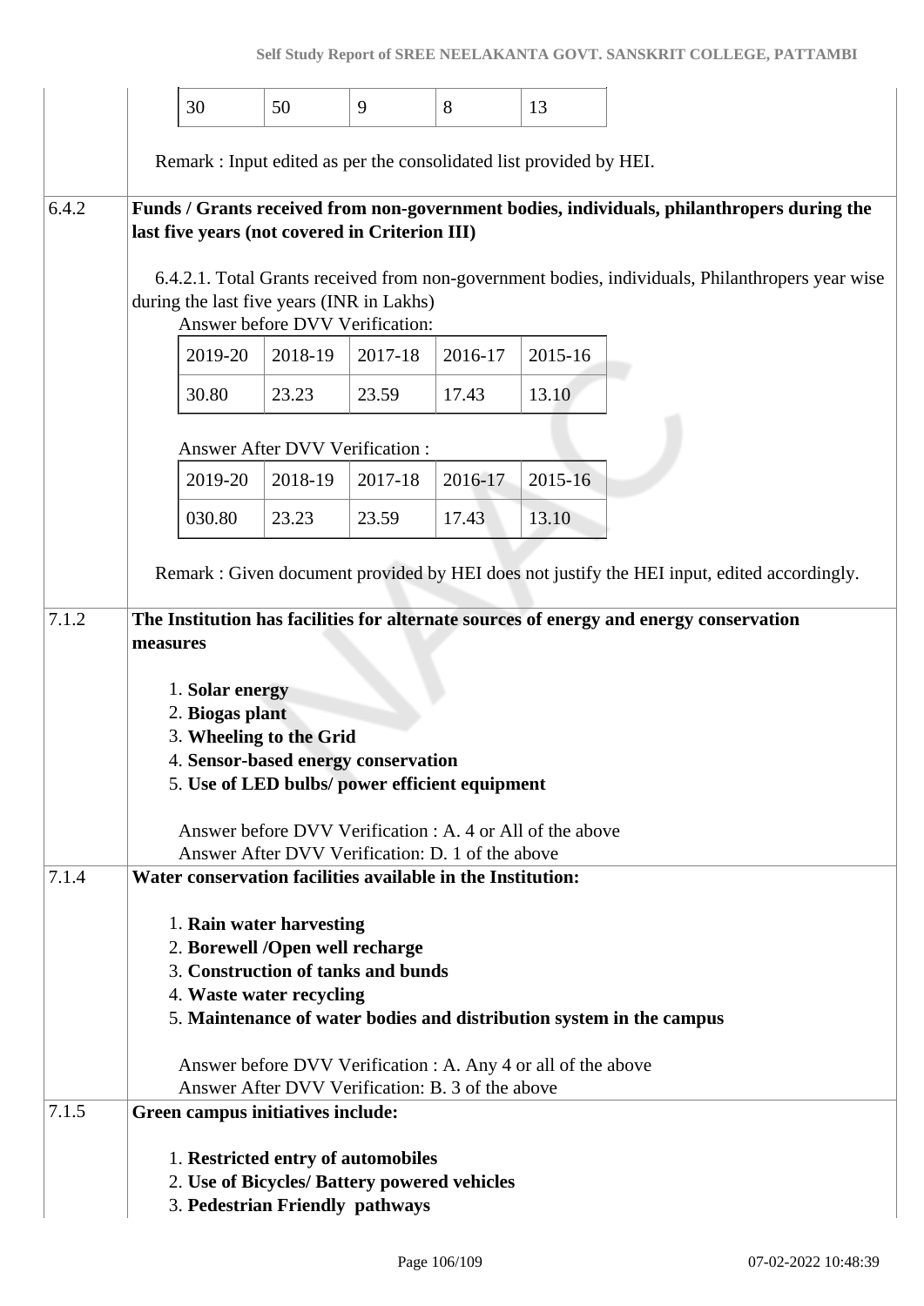| 30 | 50 | 9 | 8 | 13 |
|---|---|---|---|---|

Remark : Input edited as per the consolidated list provided by HEI.

**6.4.2** **Funds / Grants received from non-government bodies, individuals, philanthropers during the last five years (not covered in Criterion III)**

6.4.2.1. Total Grants received from non-government bodies, individuals, Philanthropers year wise during the last five years (INR in Lakhs)

Answer before DVV Verification:

| 2019-20 | 2018-19 | 2017-18 | 2016-17 | 2015-16 |
|---|---|---|---|---|
| 30.80 | 23.23 | 23.59 | 17.43 | 13.10 |

Answer After DVV Verification :

| 2019-20 | 2018-19 | 2017-18 | 2016-17 | 2015-16 |
|---|---|---|---|---|
| 030.80 | 23.23 | 23.59 | 17.43 | 13.10 |

Remark : Given document provided by HEI does not justify the HEI input, edited accordingly.

**7.1.2** **The Institution has facilities for alternate sources of energy and energy conservation measures**

1. **Solar energy**
2. **Biogas plant**
3. **Wheeling to the Grid**
4. **Sensor-based energy conservation**
5. **Use of LED bulbs/ power efficient equipment**

Answer before DVV Verification : A. 4 or All of the above
Answer After DVV Verification: D. 1 of the above

**7.1.4** **Water conservation facilities available in the Institution:**

1. **Rain water harvesting**
2. **Borewell /Open well recharge**
3. **Construction of tanks and bunds**
4. **Waste water recycling**
5. **Maintenance of water bodies and distribution system in the campus**

Answer before DVV Verification : A. Any 4 or all of the above
Answer After DVV Verification: B. 3 of the above

**7.1.5** **Green campus initiatives include:**

1. **Restricted entry of automobiles**
2. **Use of Bicycles/ Battery powered vehicles**
3. **Pedestrian Friendly pathways**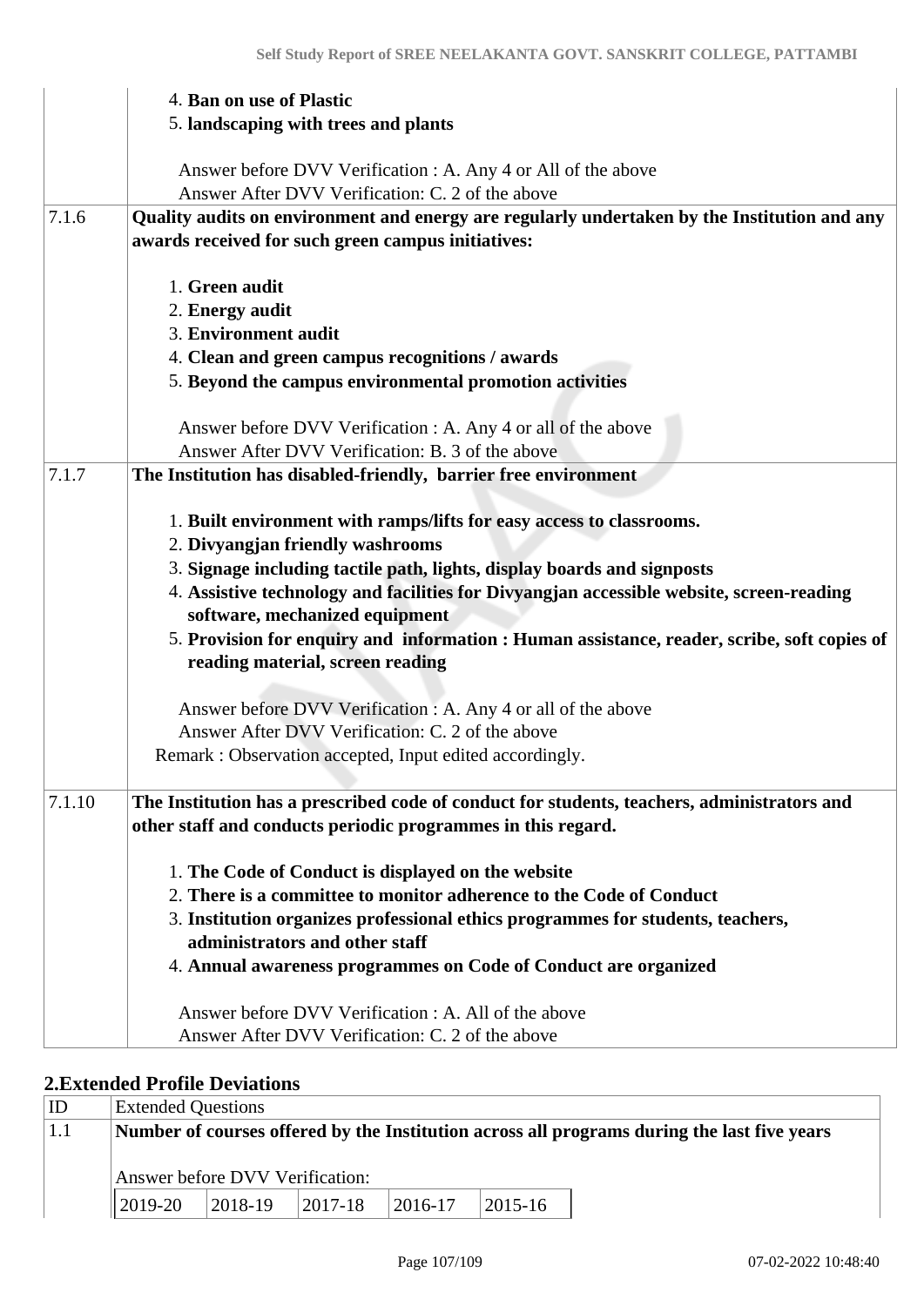| | |
|---|---|
| | 4. **Ban on use of Plastic**<br>5. **landscaping with trees and plants**<br><br>Answer before DVV Verification : A. Any 4 or All of the above<br>Answer After DVV Verification: C. 2 of the above |
| 7.1.6 | **Quality audits on environment and energy are regularly undertaken by the Institution and any awards received for such green campus initiatives:**<br><br>1. **Green audit**<br>2. **Energy audit**<br>3. **Environment audit**<br>4. **Clean and green campus recognitions / awards**<br>5. **Beyond the campus environmental promotion activities**<br><br>Answer before DVV Verification : A. Any 4 or all of the above<br>Answer After DVV Verification: B. 3 of the above |
| 7.1.7 | **The Institution has disabled-friendly, barrier free environment**<br><br>1. **Built environment with ramps/lifts for easy access to classrooms.**<br>2. **Divyangjan friendly washrooms**<br>3. **Signage including tactile path, lights, display boards and signposts**<br>4. **Assistive technology and facilities for Divyangjan accessible website, screen-reading software, mechanized equipment**<br>5. **Provision for enquiry and information : Human assistance, reader, scribe, soft copies of reading material, screen reading**<br><br>Answer before DVV Verification : A. Any 4 or all of the above<br>Answer After DVV Verification: C. 2 of the above<br>Remark : Observation accepted, Input edited accordingly. |
| 7.1.10 | **The Institution has a prescribed code of conduct for students, teachers, administrators and other staff and conducts periodic programmes in this regard.**<br><br>1. **The Code of Conduct is displayed on the website**<br>2. **There is a committee to monitor adherence to the Code of Conduct**<br>3. **Institution organizes professional ethics programmes for students, teachers, administrators and other staff**<br>4. **Annual awareness programmes on Code of Conduct are organized**<br><br>Answer before DVV Verification : A. All of the above<br>Answer After DVV Verification: C. 2 of the above |

## 2.Extended Profile Deviations

| ID | Extended Questions |
|---|---|
| 1.1 | **Number of courses offered by the Institution across all programs during the last five years**<br><br>Answer before DVV Verification: |

| 2019-20 | 2018-19 | 2017-18 | 2016-17 | 2015-16 |
|---|---|---|---|---|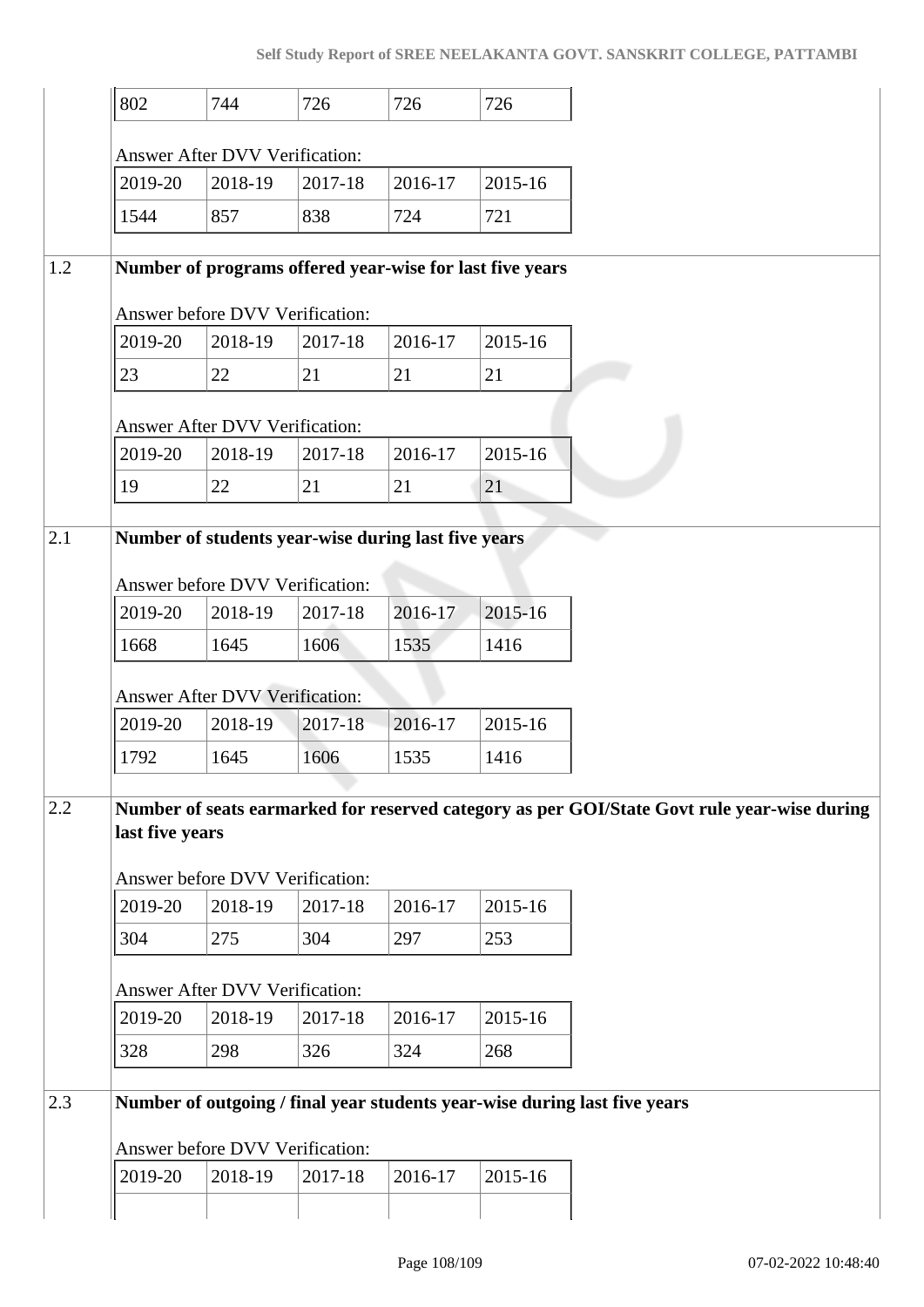| | | | | |
|---|---|---|---|---|
| 802 | 744 | 726 | 726 | 726 |

Answer After DVV Verification:

| 2019-20 | 2018-19 | 2017-18 | 2016-17 | 2015-16 |
|---|---|---|---|---|
| 1544 | 857 | 838 | 724 | 721 |

**1.2 Number of programs offered year-wise for last five years**

Answer before DVV Verification:

| 2019-20 | 2018-19 | 2017-18 | 2016-17 | 2015-16 |
|---|---|---|---|---|
| 23 | 22 | 21 | 21 | 21 |

Answer After DVV Verification:

| 2019-20 | 2018-19 | 2017-18 | 2016-17 | 2015-16 |
|---|---|---|---|---|
| 19 | 22 | 21 | 21 | 21 |

**2.1 Number of students year-wise during last five years**

Answer before DVV Verification:

| 2019-20 | 2018-19 | 2017-18 | 2016-17 | 2015-16 |
|---|---|---|---|---|
| 1668 | 1645 | 1606 | 1535 | 1416 |

Answer After DVV Verification:

| 2019-20 | 2018-19 | 2017-18 | 2016-17 | 2015-16 |
|---|---|---|---|---|
| 1792 | 1645 | 1606 | 1535 | 1416 |

**2.2 Number of seats earmarked for reserved category as per GOI/State Govt rule year-wise during last five years**

Answer before DVV Verification:

| 2019-20 | 2018-19 | 2017-18 | 2016-17 | 2015-16 |
|---|---|---|---|---|
| 304 | 275 | 304 | 297 | 253 |

Answer After DVV Verification:

| 2019-20 | 2018-19 | 2017-18 | 2016-17 | 2015-16 |
|---|---|---|---|---|
| 328 | 298 | 326 | 324 | 268 |

**2.3 Number of outgoing / final year students year-wise during last five years**

Answer before DVV Verification:

| 2019-20 | 2018-19 | 2017-18 | 2016-17 | 2015-16 |
|---|---|---|---|---|
| | | | | |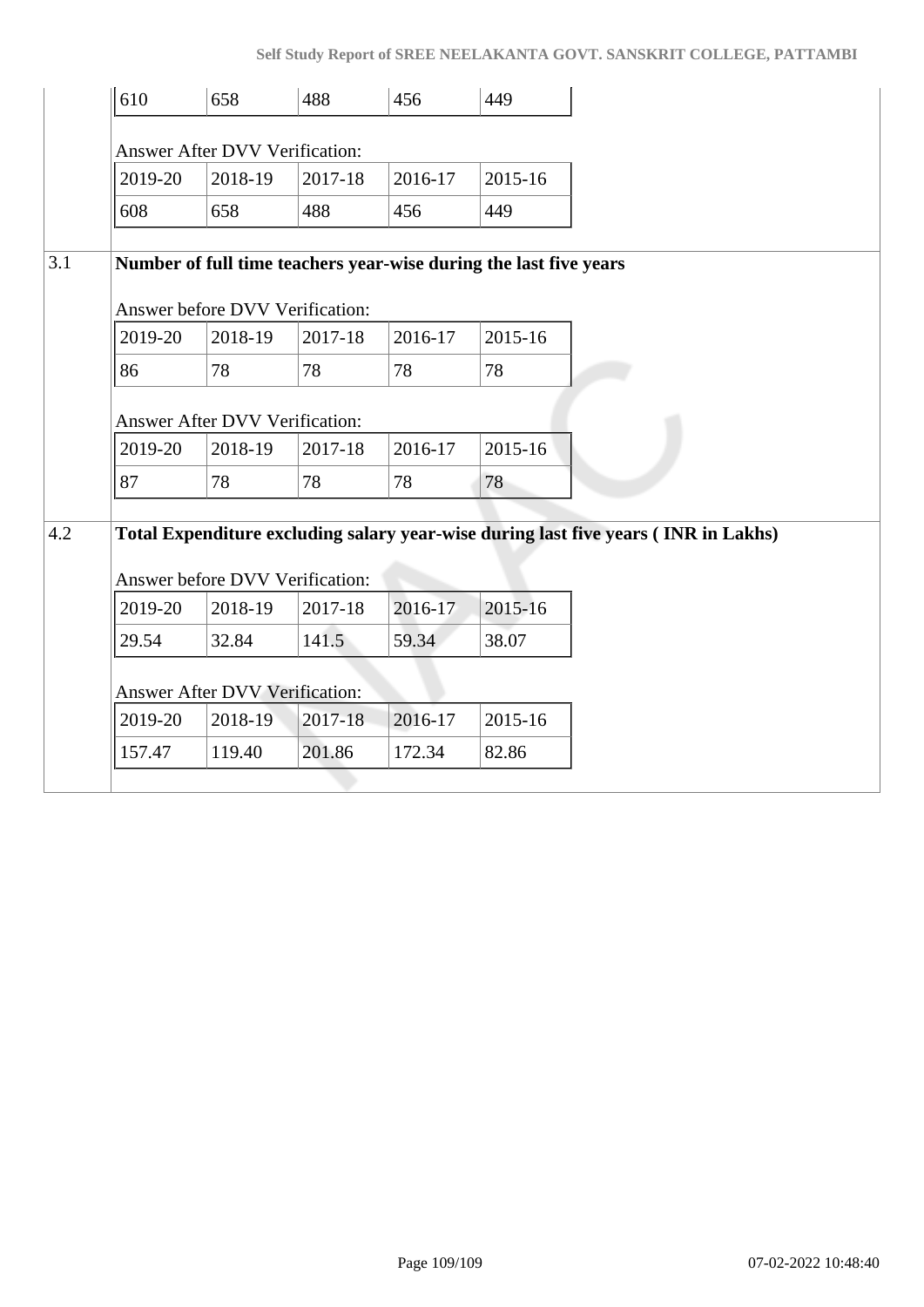| | | | | |
|---|---|---|---|---|
| 610 | 658 | 488 | 456 | 449 |

Answer After DVV Verification:

| 2019-20 | 2018-19 | 2017-18 | 2016-17 | 2015-16 |
|---|---|---|---|---|
| 608 | 658 | 488 | 456 | 449 |

**3.1 Number of full time teachers year-wise during the last five years**

Answer before DVV Verification:

| 2019-20 | 2018-19 | 2017-18 | 2016-17 | 2015-16 |
|---|---|---|---|---|
| 86 | 78 | 78 | 78 | 78 |

Answer After DVV Verification:

| 2019-20 | 2018-19 | 2017-18 | 2016-17 | 2015-16 |
|---|---|---|---|---|
| 87 | 78 | 78 | 78 | 78 |

**4.2 Total Expenditure excluding salary year-wise during last five years ( INR in Lakhs)**

Answer before DVV Verification:

| 2019-20 | 2018-19 | 2017-18 | 2016-17 | 2015-16 |
|---|---|---|---|---|
| 29.54 | 32.84 | 141.5 | 59.34 | 38.07 |

Answer After DVV Verification:

| 2019-20 | 2018-19 | 2017-18 | 2016-17 | 2015-16 |
|---|---|---|---|---|
| 157.47 | 119.40 | 201.86 | 172.34 | 82.86 |